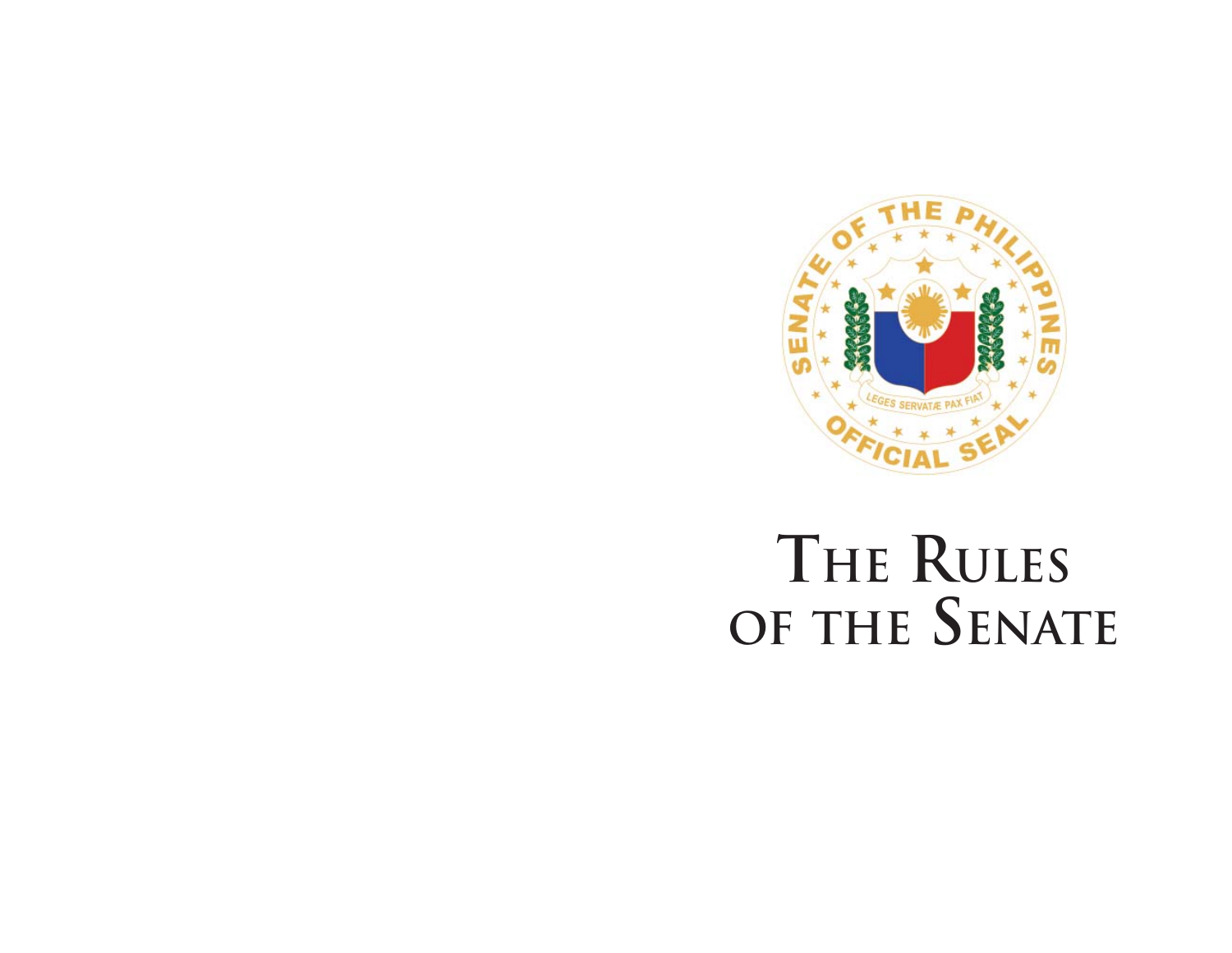# The Rules of the Senate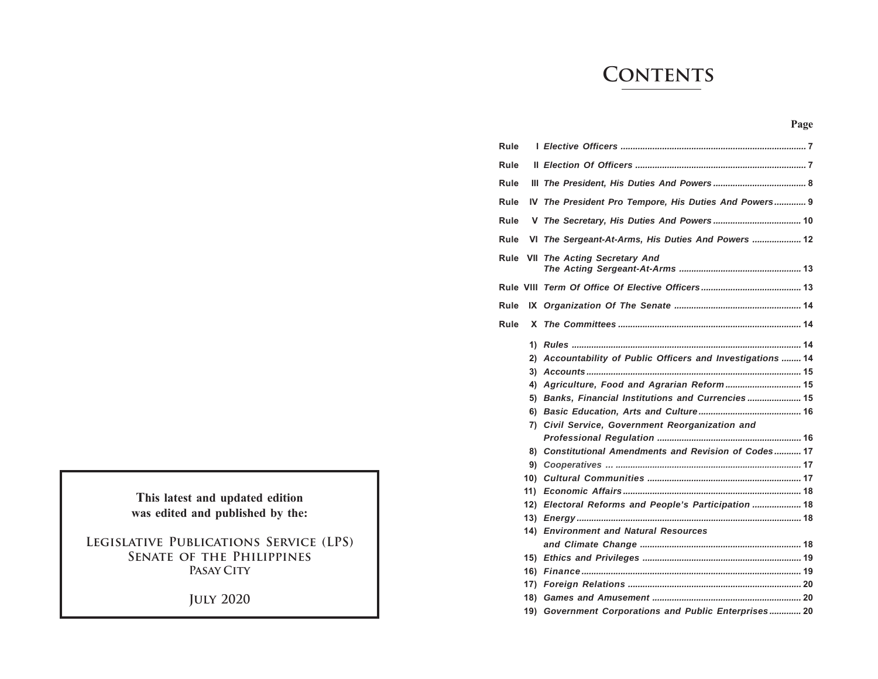This latest and updated edition
was edited and published by the:

**LEGISLATIVE PUBLICATIONS SERVICE (LPS)**
**SENATE OF THE PHILIPPINES**
**PASAY CITY**

**JULY 2020**

# CONTENTS

| | | | Page |
|---|---|---|---|
| Rule | I | *Elective Officers* | 7 |
| Rule | II | *Election Of Officers* | 7 |
| Rule | III | *The President, His Duties And Powers* | 8 |
| Rule | IV | *The President Pro Tempore, His Duties And Powers* | 9 |
| Rule | V | *The Secretary, His Duties And Powers* | 10 |
| Rule | VI | *The Sergeant-At-Arms, His Duties And Powers* | 12 |
| Rule | VII | *The Acting Secretary And The Acting Sergeant-At-Arms* | 13 |
| Rule | VIII | *Term Of Office Of Elective Officers* | 13 |
| Rule | IX | *Organization Of The Senate* | 14 |
| Rule | X | *The Committees* | 14 |
| | 1) | *Rules* | 14 |
| | 2) | *Accountability of Public Officers and Investigations* | 14 |
| | 3) | *Accounts* | 15 |
| | 4) | *Agriculture, Food and Agrarian Reform* | 15 |
| | 5) | *Banks, Financial Institutions and Currencies* | 15 |
| | 6) | *Basic Education, Arts and Culture* | 16 |
| | 7) | *Civil Service, Government Reorganization and Professional Regulation* | 16 |
| | 8) | *Constitutional Amendments and Revision of Codes* | 17 |
| | 9) | *Cooperatives ...* | 17 |
| | 10) | *Cultural Communities* | 17 |
| | 11) | *Economic Affairs* | 18 |
| | 12) | *Electoral Reforms and People's Participation* | 18 |
| | 13) | *Energy* | 18 |
| | 14) | *Environment and Natural Resources and Climate Change* | 18 |
| | 15) | *Ethics and Privileges* | 19 |
| | 16) | *Finance* | 19 |
| | 17) | *Foreign Relations* | 20 |
| | 18) | *Games and Amusement* | 20 |
| | 19) | *Government Corporations and Public Enterprises* | 20 |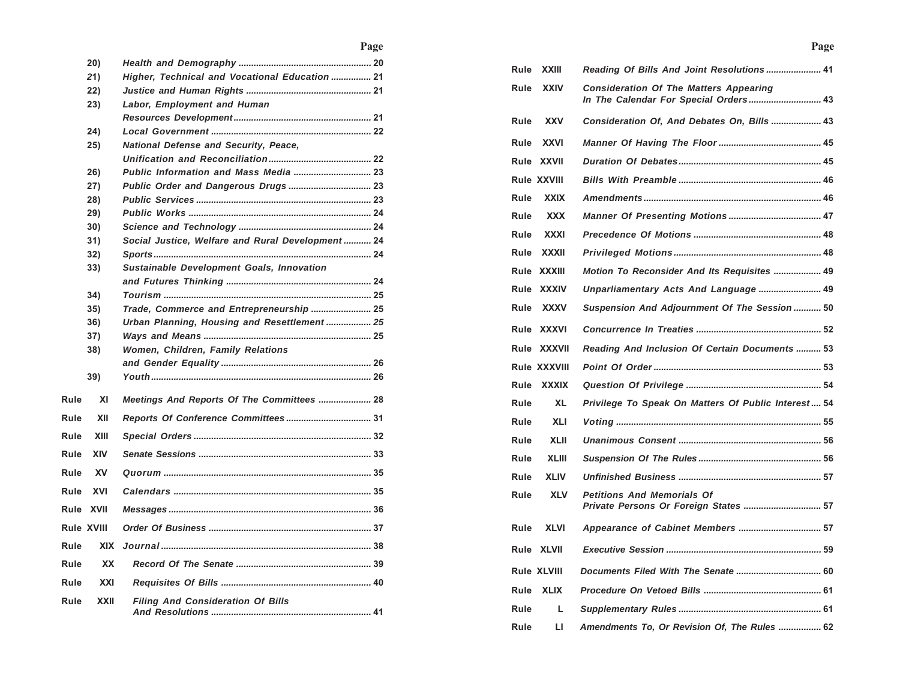| | | Page |
|---|---|---|
| 20) | *Health and Demography* | 20 |
| 21) | *Higher, Technical and Vocational Education* | 21 |
| 22) | *Justice and Human Rights* | 21 |
| 23) | *Labor, Employment and Human Resources Development* | 21 |
| 24) | *Local Government* | 22 |
| 25) | *National Defense and Security, Peace, Unification and Reconciliation* | 22 |
| 26) | *Public Information and Mass Media* | 23 |
| 27) | *Public Order and Dangerous Drugs* | 23 |
| 28) | *Public Services* | 23 |
| 29) | *Public Works* | 24 |
| 30) | *Science and Technology* | 24 |
| 31) | *Social Justice, Welfare and Rural Development* | 24 |
| 32) | *Sports* | 24 |
| 33) | *Sustainable Development Goals, Innovation and Futures Thinking* | 24 |
| 34) | *Tourism* | 25 |
| 35) | *Trade, Commerce and Entrepreneurship* | 25 |
| 36) | *Urban Planning, Housing and Resettlement* | 25 |
| 37) | *Ways and Means* | 25 |
| 38) | *Women, Children, Family Relations and Gender Equality* | 26 |
| 39) | *Youth* | 26 |
| Rule XI | *Meetings And Reports Of The Committees* | 28 |
| Rule XII | *Reports Of Conference Committees* | 31 |
| Rule XIII | *Special Orders* | 32 |
| Rule XIV | *Senate Sessions* | 33 |
| Rule XV | *Quorum* | 35 |
| Rule XVI | *Calendars* | 35 |
| Rule XVII | *Messages* | 36 |
| Rule XVIII | *Order Of Business* | 37 |
| Rule XIX | *Journal* | 38 |
| Rule XX | *Record Of The Senate* | 39 |
| Rule XXI | *Requisites Of Bills* | 40 |
| Rule XXII | *Filing And Consideration Of Bills And Resolutions* | 41 |
| Rule XXIII | *Reading Of Bills And Joint Resolutions* | 41 |
| Rule XXIV | *Consideration Of The Matters Appearing In The Calendar For Special Orders* | 43 |
| Rule XXV | *Consideration Of, And Debates On, Bills* | 43 |
| Rule XXVI | *Manner Of Having The Floor* | 45 |
| Rule XXVII | *Duration Of Debates* | 45 |
| Rule XXVIII | *Bills With Preamble* | 46 |
| Rule XXIX | *Amendments* | 46 |
| Rule XXX | *Manner Of Presenting Motions* | 47 |
| Rule XXXI | *Precedence Of Motions* | 48 |
| Rule XXXII | *Privileged Motions* | 48 |
| Rule XXXIII | *Motion To Reconsider And Its Requisites* | 49 |
| Rule XXXIV | *Unparliamentary Acts And Language* | 49 |
| Rule XXXV | *Suspension And Adjournment Of The Session* | 50 |
| Rule XXXVI | *Concurrence In Treaties* | 52 |
| Rule XXXVII | *Reading And Inclusion Of Certain Documents* | 53 |
| Rule XXXVIII | *Point Of Order* | 53 |
| Rule XXXIX | *Question Of Privilege* | 54 |
| Rule XL | *Privilege To Speak On Matters Of Public Interest* | 54 |
| Rule XLI | *Voting* | 55 |
| Rule XLII | *Unanimous Consent* | 56 |
| Rule XLIII | *Suspension Of The Rules* | 56 |
| Rule XLIV | *Unfinished Business* | 57 |
| Rule XLV | *Petitions And Memorials Of Private Persons Or Foreign States* | 57 |
| Rule XLVI | *Appearance of Cabinet Members* | 57 |
| Rule XLVII | *Executive Session* | 59 |
| Rule XLVIII | *Documents Filed With The Senate* | 60 |
| Rule XLIX | *Procedure On Vetoed Bills* | 61 |
| Rule L | *Supplementary Rules* | 61 |
| Rule LI | *Amendments To, Or Revision Of, The Rules* | 62 |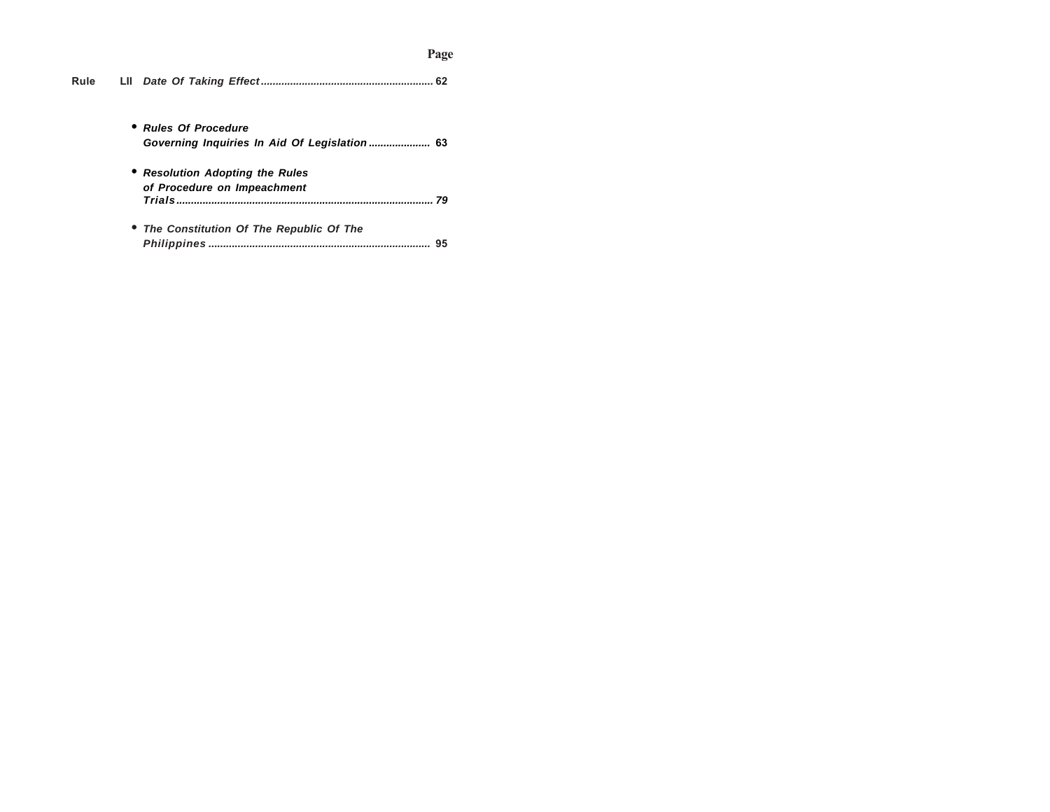| | | | Page |
|---|---|---|---|
| Rule | LII | *Date Of Taking Effect* | 62 |

- ***Rules Of Procedure Governing Inquiries In Aid Of Legislation*** .................... 63

- ***Resolution Adopting the Rules of Procedure on Impeachment Trials*** ................ *79*

- ***The Constitution Of The Republic Of The Philippines*** ................ 95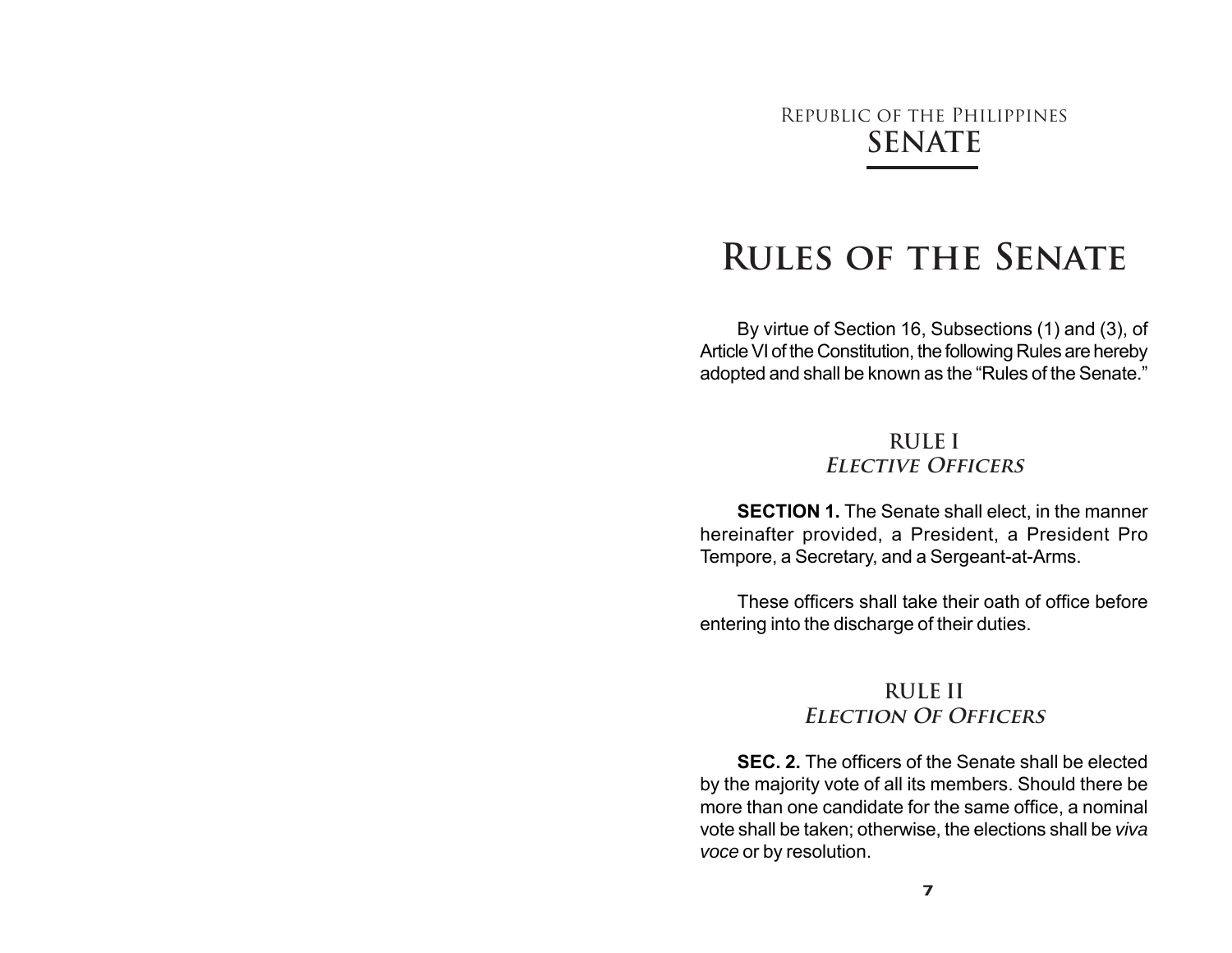Republic of the Philippines

**SENATE**

# Rules of the Senate

By virtue of Section 16, Subsections (1) and (3), of Article VI of the Constitution, the following Rules are hereby adopted and shall be known as the "Rules of the Senate."

## RULE I
### *Elective Officers*

**SECTION 1.** The Senate shall elect, in the manner hereinafter provided, a President, a President Pro Tempore, a Secretary, and a Sergeant-at-Arms.

These officers shall take their oath of office before entering into the discharge of their duties.

## RULE II
### *Election Of Officers*

**SEC. 2.** The officers of the Senate shall be elected by the majority vote of all its members. Should there be more than one candidate for the same office, a nominal vote shall be taken; otherwise, the elections shall be *viva voce* or by resolution.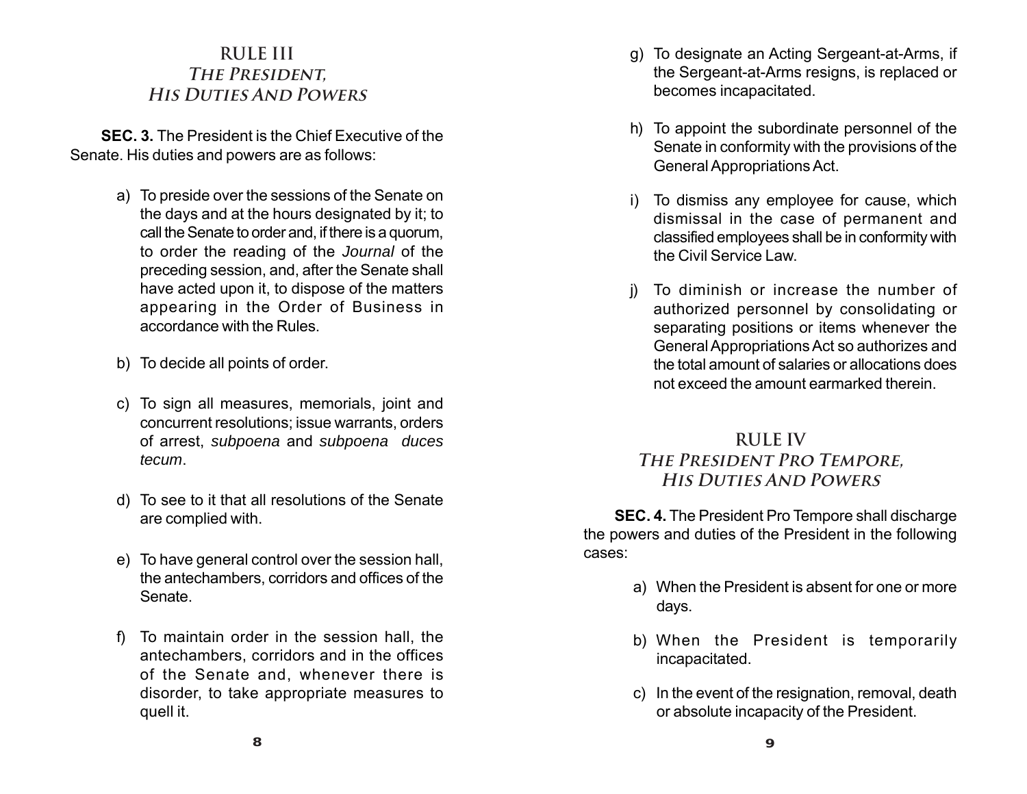## RULE III
## *The President, His Duties And Powers*

**SEC. 3.** The President is the Chief Executive of the Senate. His duties and powers are as follows:

a) To preside over the sessions of the Senate on the days and at the hours designated by it; to call the Senate to order and, if there is a quorum, to order the reading of the *Journal* of the preceding session, and, after the Senate shall have acted upon it, to dispose of the matters appearing in the Order of Business in accordance with the Rules.

b) To decide all points of order.

c) To sign all measures, memorials, joint and concurrent resolutions; issue warrants, orders of arrest, *subpoena* and *subpoena duces tecum*.

d) To see to it that all resolutions of the Senate are complied with.

e) To have general control over the session hall, the antechambers, corridors and offices of the Senate.

f) To maintain order in the session hall, the antechambers, corridors and in the offices of the Senate and, whenever there is disorder, to take appropriate measures to quell it.

g) To designate an Acting Sergeant-at-Arms, if the Sergeant-at-Arms resigns, is replaced or becomes incapacitated.

h) To appoint the subordinate personnel of the Senate in conformity with the provisions of the General Appropriations Act.

i) To dismiss any employee for cause, which dismissal in the case of permanent and classified employees shall be in conformity with the Civil Service Law.

j) To diminish or increase the number of authorized personnel by consolidating or separating positions or items whenever the General Appropriations Act so authorizes and the total amount of salaries or allocations does not exceed the amount earmarked therein.

## RULE IV
## *The President Pro Tempore, His Duties And Powers*

**SEC. 4.** The President Pro Tempore shall discharge the powers and duties of the President in the following cases:

a) When the President is absent for one or more days.

b) When the President is temporarily incapacitated.

c) In the event of the resignation, removal, death or absolute incapacity of the President.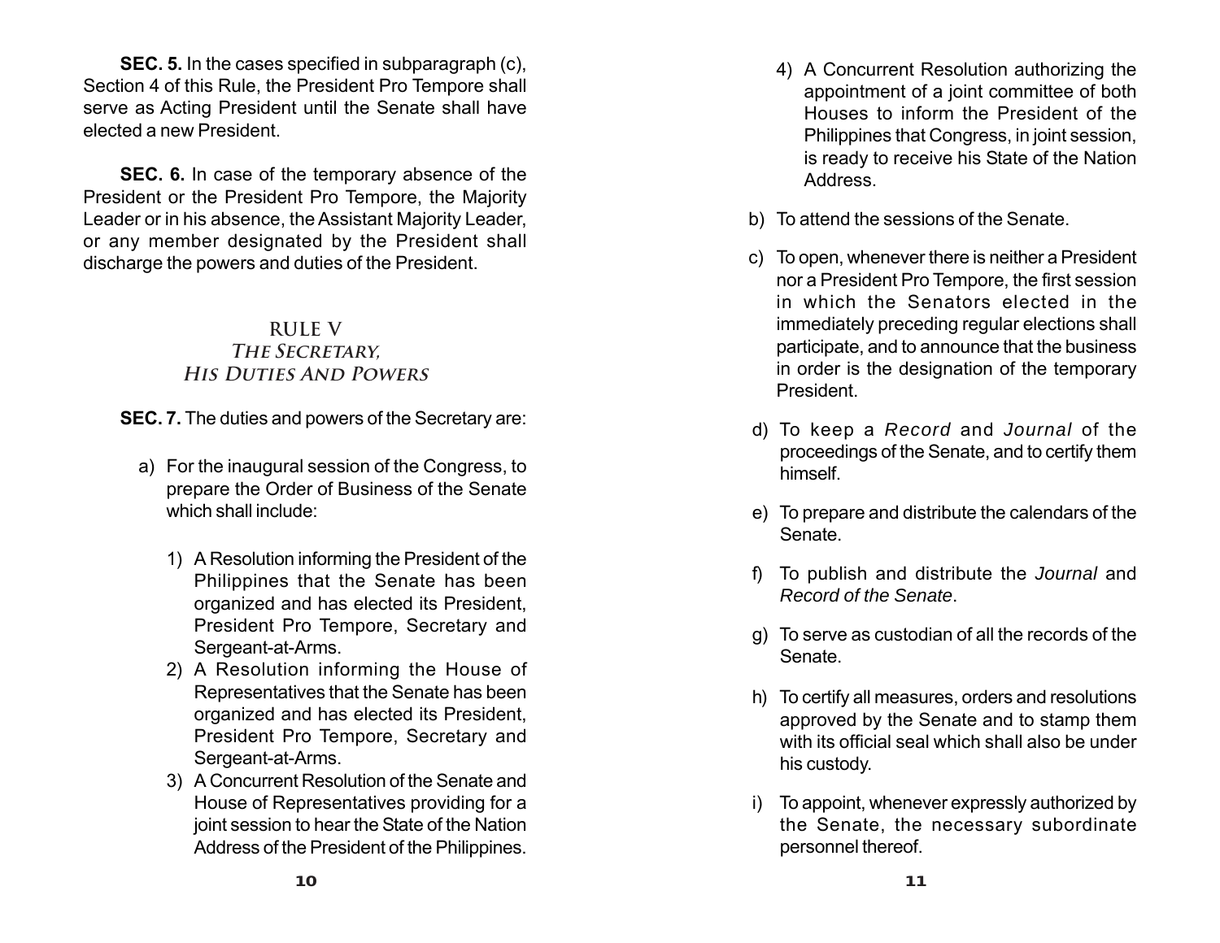**SEC. 5.** In the cases specified in subparagraph (c), Section 4 of this Rule, the President Pro Tempore shall serve as Acting President until the Senate shall have elected a new President.

**SEC. 6.** In case of the temporary absence of the President or the President Pro Tempore, the Majority Leader or in his absence, the Assistant Majority Leader, or any member designated by the President shall discharge the powers and duties of the President.

## RULE V
## *The Secretary, His Duties And Powers*

**SEC. 7.** The duties and powers of the Secretary are:

a) For the inaugural session of the Congress, to prepare the Order of Business of the Senate which shall include:

   1) A Resolution informing the President of the Philippines that the Senate has been organized and has elected its President, President Pro Tempore, Secretary and Sergeant-at-Arms.
   2) A Resolution informing the House of Representatives that the Senate has been organized and has elected its President, President Pro Tempore, Secretary and Sergeant-at-Arms.
   3) A Concurrent Resolution of the Senate and House of Representatives providing for a joint session to hear the State of the Nation Address of the President of the Philippines.
   4) A Concurrent Resolution authorizing the appointment of a joint committee of both Houses to inform the President of the Philippines that Congress, in joint session, is ready to receive his State of the Nation Address.

b) To attend the sessions of the Senate.

c) To open, whenever there is neither a President nor a President Pro Tempore, the first session in which the Senators elected in the immediately preceding regular elections shall participate, and to announce that the business in order is the designation of the temporary President.

d) To keep a *Record* and *Journal* of the proceedings of the Senate, and to certify them himself.

e) To prepare and distribute the calendars of the Senate.

f) To publish and distribute the *Journal* and *Record of the Senate*.

g) To serve as custodian of all the records of the Senate.

h) To certify all measures, orders and resolutions approved by the Senate and to stamp them with its official seal which shall also be under his custody.

i) To appoint, whenever expressly authorized by the Senate, the necessary subordinate personnel thereof.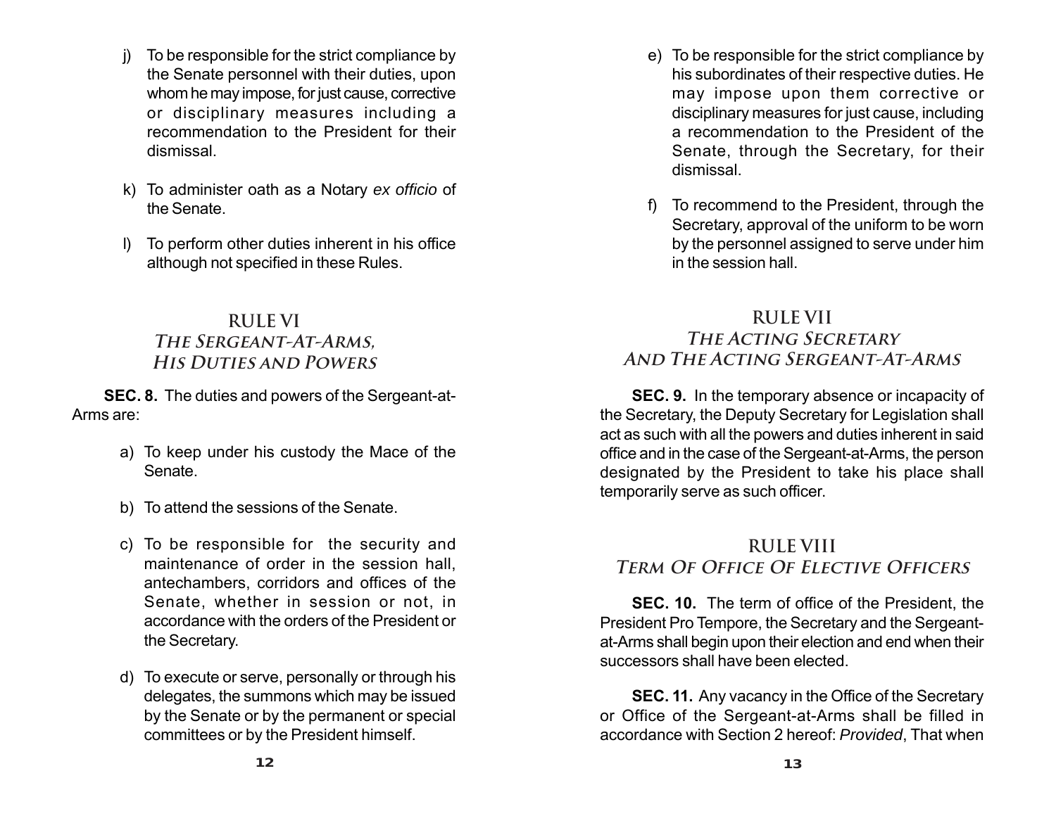j) To be responsible for the strict compliance by the Senate personnel with their duties, upon whom he may impose, for just cause, corrective or disciplinary measures including a recommendation to the President for their dismissal.

k) To administer oath as a Notary *ex officio* of the Senate.

l) To perform other duties inherent in his office although not specified in these Rules.

## RULE VI
## *The Sergeant-At-Arms, His Duties and Powers*

**SEC. 8.** The duties and powers of the Sergeant-at-Arms are:

a) To keep under his custody the Mace of the Senate.

b) To attend the sessions of the Senate.

c) To be responsible for the security and maintenance of order in the session hall, antechambers, corridors and offices of the Senate, whether in session or not, in accordance with the orders of the President or the Secretary.

d) To execute or serve, personally or through his delegates, the summons which may be issued by the Senate or by the permanent or special committees or by the President himself.

e) To be responsible for the strict compliance by his subordinates of their respective duties. He may impose upon them corrective or disciplinary measures for just cause, including a recommendation to the President of the Senate, through the Secretary, for their dismissal.

f) To recommend to the President, through the Secretary, approval of the uniform to be worn by the personnel assigned to serve under him in the session hall.

## RULE VII
## *The Acting Secretary And The Acting Sergeant-At-Arms*

**SEC. 9.** In the temporary absence or incapacity of the Secretary, the Deputy Secretary for Legislation shall act as such with all the powers and duties inherent in said office and in the case of the Sergeant-at-Arms, the person designated by the President to take his place shall temporarily serve as such officer.

## RULE VIII
## *Term Of Office Of Elective Officers*

**SEC. 10.** The term of office of the President, the President Pro Tempore, the Secretary and the Sergeant-at-Arms shall begin upon their election and end when their successors shall have been elected.

**SEC. 11.** Any vacancy in the Office of the Secretary or Office of the Sergeant-at-Arms shall be filled in accordance with Section 2 hereof: *Provided*, That when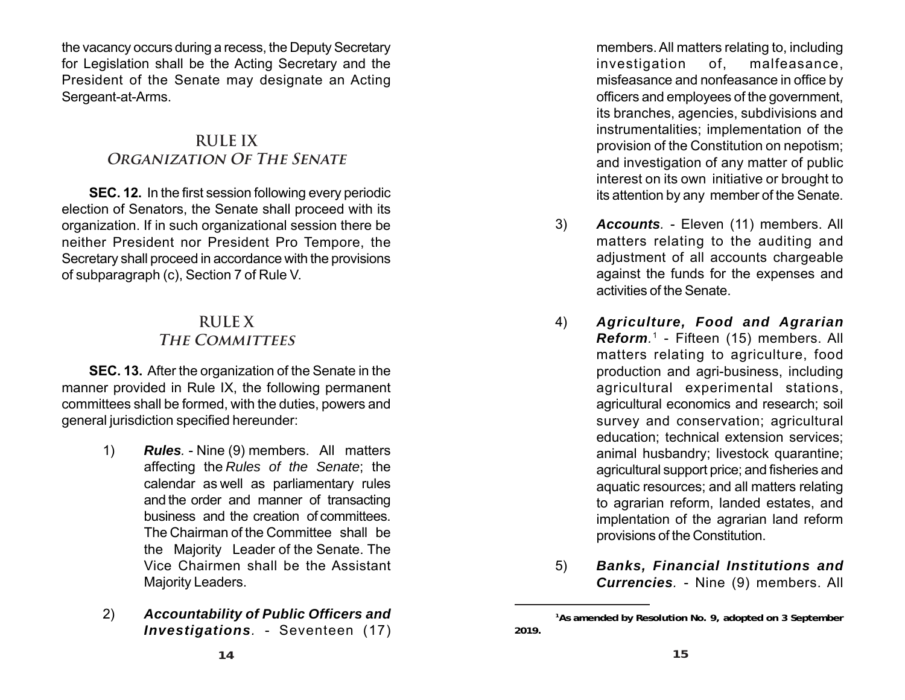the vacancy occurs during a recess, the Deputy Secretary for Legislation shall be the Acting Secretary and the President of the Senate may designate an Acting Sergeant-at-Arms.

## RULE IX
## *Organization Of The Senate*

**SEC. 12.** In the first session following every periodic election of Senators, the Senate shall proceed with its organization. If in such organizational session there be neither President nor President Pro Tempore, the Secretary shall proceed in accordance with the provisions of subparagraph (c), Section 7 of Rule V.

## RULE X
## *The Committees*

**SEC. 13.** After the organization of the Senate in the manner provided in Rule IX, the following permanent committees shall be formed, with the duties, powers and general jurisdiction specified hereunder:

1) ***Rules***. - Nine (9) members. All matters affecting the *Rules of the Senate*; the calendar as well as parliamentary rules and the order and manner of transacting business and the creation of committees. The Chairman of the Committee shall be the Majority Leader of the Senate. The Vice Chairmen shall be the Assistant Majority Leaders.

2) ***Accountability of Public Officers and Investigations***. - Seventeen (17) members. All matters relating to, including investigation of, malfeasance, misfeasance and nonfeasance in office by officers and employees of the government, its branches, agencies, subdivisions and instrumentalities; implementation of the provision of the Constitution on nepotism; and investigation of any matter of public interest on its own initiative or brought to its attention by any member of the Senate.

3) ***Accounts***. - Eleven (11) members. All matters relating to the auditing and adjustment of all accounts chargeable against the funds for the expenses and activities of the Senate.

4) ***Agriculture, Food and Agrarian Reform***.[1] - Fifteen (15) members. All matters relating to agriculture, food production and agri-business, including agricultural experimental stations, agricultural economics and research; soil survey and conservation; agricultural education; technical extension services; animal husbandry; livestock quarantine; agricultural support price; and fisheries and aquatic resources; and all matters relating to agrarian reform, landed estates, and implentation of the agrarian land reform provisions of the Constitution.

5) ***Banks, Financial Institutions and Currencies***. - Nine (9) members. All

---

**[1]As amended by Resolution No. 9, adopted on 3 September 2019.**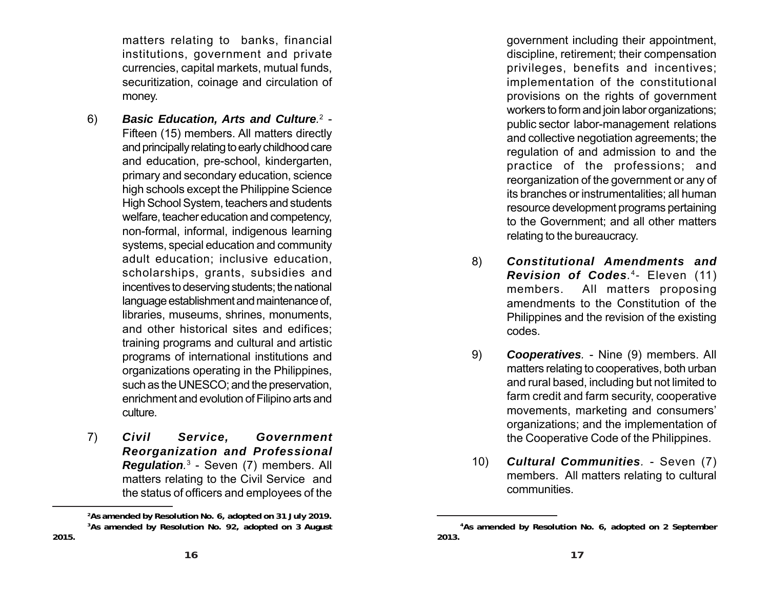matters relating to banks, financial institutions, government and private currencies, capital markets, mutual funds, securitization, coinage and circulation of money.

6) ***Basic Education, Arts and Culture.***[2] - Fifteen (15) members. All matters directly and principally relating to early childhood care and education, pre-school, kindergarten, primary and secondary education, science high schools except the Philippine Science High School System, teachers and students welfare, teacher education and competency, non-formal, informal, indigenous learning systems, special education and community adult education; inclusive education, scholarships, grants, subsidies and incentives to deserving students; the national language establishment and maintenance of, libraries, museums, shrines, monuments, and other historical sites and edifices; training programs and cultural and artistic programs of international institutions and organizations operating in the Philippines, such as the UNESCO; and the preservation, enrichment and evolution of Filipino arts and culture.

7) ***Civil Service, Government Reorganization and Professional Regulation.***[3] - Seven (7) members. All matters relating to the Civil Service and the status of officers and employees of the government including their appointment, discipline, retirement; their compensation privileges, benefits and incentives; implementation of the constitutional provisions on the rights of government workers to form and join labor organizations; public sector labor-management relations and collective negotiation agreements; the regulation of and admission to and the practice of the professions; and reorganization of the government or any of its branches or instrumentalities; all human resource development programs pertaining to the Government; and all other matters relating to the bureaucracy.

8) ***Constitutional Amendments and Revision of Codes.***[4]- Eleven (11) members. All matters proposing amendments to the Constitution of the Philippines and the revision of the existing codes.

9) ***Cooperatives.*** - Nine (9) members. All matters relating to cooperatives, both urban and rural based, including but not limited to farm credit and farm security, cooperative movements, marketing and consumers' organizations; and the implementation of the Cooperative Code of the Philippines.

10) ***Cultural Communities.*** - Seven (7) members. All matters relating to cultural communities.

---

**[2]As amended by Resolution No. 6, adopted on 31 July 2019.**

**[3]As amended by Resolution No. 92, adopted on 3 August 2015.**

**[4]As amended by Resolution No. 6, adopted on 2 September 2013.**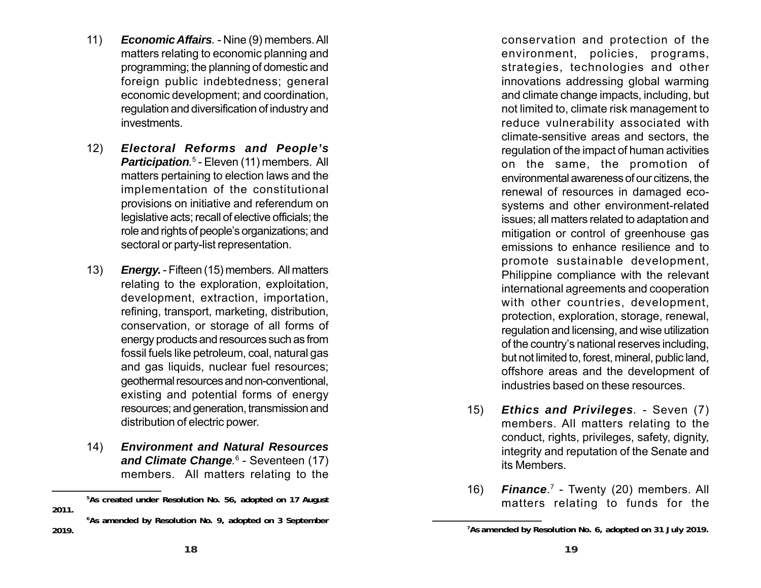11) ***Economic Affairs***. - Nine (9) members. All matters relating to economic planning and programming; the planning of domestic and foreign public indebtedness; general economic development; and coordination, regulation and diversification of industry and investments.

12) ***Electoral Reforms and People's Participation***.[5] - Eleven (11) members. All matters pertaining to election laws and the implementation of the constitutional provisions on initiative and referendum on legislative acts; recall of elective officials; the role and rights of people's organizations; and sectoral or party-list representation.

13) ***Energy***. - Fifteen (15) members. All matters relating to the exploration, exploitation, development, extraction, importation, refining, transport, marketing, distribution, conservation, or storage of all forms of energy products and resources such as from fossil fuels like petroleum, coal, natural gas and gas liquids, nuclear fuel resources; geothermal resources and non-conventional, existing and potential forms of energy resources; and generation, transmission and distribution of electric power.

14) ***Environment and Natural Resources and Climate Change***.[6] - Seventeen (17) members. All matters relating to the conservation and protection of the environment, policies, programs, strategies, technologies and other innovations addressing global warming and climate change impacts, including, but not limited to, climate risk management to reduce vulnerability associated with climate-sensitive areas and sectors, the regulation of the impact of human activities on the same, the promotion of environmental awareness of our citizens, the renewal of resources in damaged eco-systems and other environment-related issues; all matters related to adaptation and mitigation or control of greenhouse gas emissions to enhance resilience and to promote sustainable development, Philippine compliance with the relevant international agreements and cooperation with other countries, development, protection, exploration, storage, renewal, regulation and licensing, and wise utilization of the country's national reserves including, but not limited to, forest, mineral, public land, offshore areas and the development of industries based on these resources.

15) ***Ethics and Privileges***. - Seven (7) members. All matters relating to the conduct, rights, privileges, safety, dignity, integrity and reputation of the Senate and its Members.

16) ***Finance***.[7] - Twenty (20) members. All matters relating to funds for the

---

**[5] As created under Resolution No. 56, adopted on 17 August 2011.**

**[6] As amended by Resolution No. 9, adopted on 3 September 2019.**

**[7] As amended by Resolution No. 6, adopted on 31 July 2019.**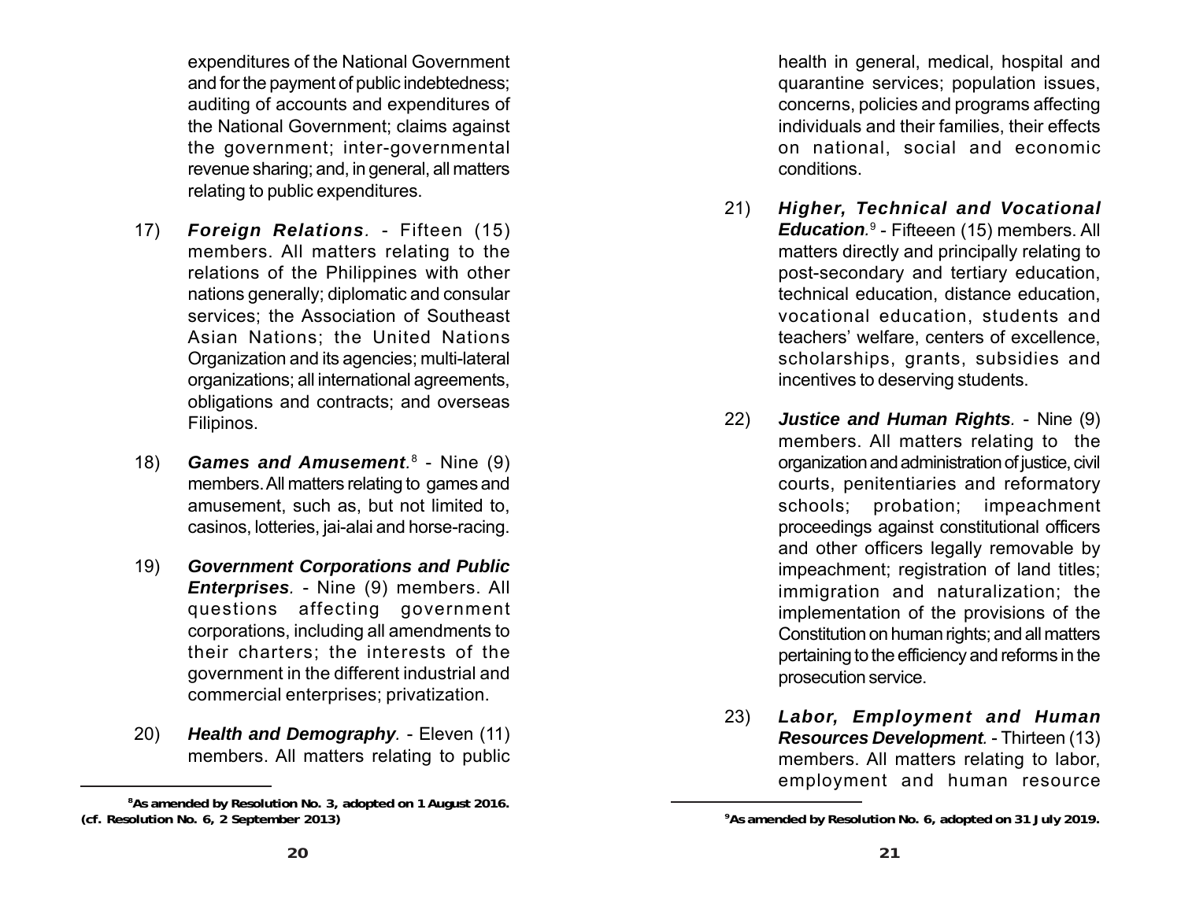expenditures of the National Government and for the payment of public indebtedness; auditing of accounts and expenditures of the National Government; claims against the government; inter-governmental revenue sharing; and, in general, all matters relating to public expenditures.

17) ***Foreign Relations***. - Fifteen (15) members. All matters relating to the relations of the Philippines with other nations generally; diplomatic and consular services; the Association of Southeast Asian Nations; the United Nations Organization and its agencies; multi-lateral organizations; all international agreements, obligations and contracts; and overseas Filipinos.

18) ***Games and Amusement***.[8] - Nine (9) members. All matters relating to games and amusement, such as, but not limited to, casinos, lotteries, jai-alai and horse-racing.

19) ***Government Corporations and Public Enterprises***. - Nine (9) members. All questions affecting government corporations, including all amendments to their charters; the interests of the government in the different industrial and commercial enterprises; privatization.

20) ***Health and Demography***. - Eleven (11) members. All matters relating to public health in general, medical, hospital and quarantine services; population issues, concerns, policies and programs affecting individuals and their families, their effects on national, social and economic conditions.

21) ***Higher, Technical and Vocational Education***.[9] - Fifteeen (15) members. All matters directly and principally relating to post-secondary and tertiary education, technical education, distance education, vocational education, students and teachers' welfare, centers of excellence, scholarships, grants, subsidies and incentives to deserving students.

22) ***Justice and Human Rights***. - Nine (9) members. All matters relating to the organization and administration of justice, civil courts, penitentiaries and reformatory schools; probation; impeachment proceedings against constitutional officers and other officers legally removable by impeachment; registration of land titles; immigration and naturalization; the implementation of the provisions of the Constitution on human rights; and all matters pertaining to the efficiency and reforms in the prosecution service.

23) ***Labor, Employment and Human Resources Development***. - Thirteen (13) members. All matters relating to labor, employment and human resource

---

**[8] As amended by Resolution No. 3, adopted on 1 August 2016. (cf. Resolution No. 6, 2 September 2013)**

**[9] As amended by Resolution No. 6, adopted on 31 July 2019.**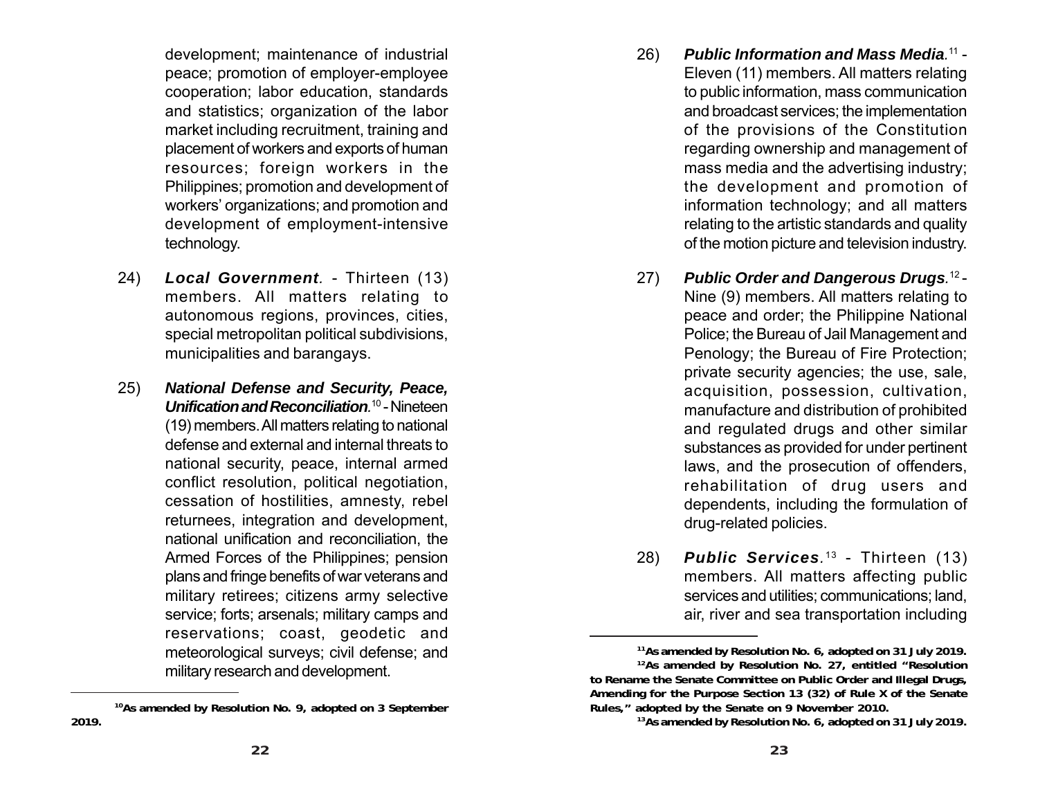development; maintenance of industrial peace; promotion of employer-employee cooperation; labor education, standards and statistics; organization of the labor market including recruitment, training and placement of workers and exports of human resources; foreign workers in the Philippines; promotion and development of workers' organizations; and promotion and development of employment-intensive technology.

24) ***Local Government.*** - Thirteen (13) members. All matters relating to autonomous regions, provinces, cities, special metropolitan political subdivisions, municipalities and barangays.

25) ***National Defense and Security, Peace, Unification and Reconciliation.***[10] - Nineteen (19) members. All matters relating to national defense and external and internal threats to national security, peace, internal armed conflict resolution, political negotiation, cessation of hostilities, amnesty, rebel returnees, integration and development, national unification and reconciliation, the Armed Forces of the Philippines; pension plans and fringe benefits of war veterans and military retirees; citizens army selective service; forts; arsenals; military camps and reservations; coast, geodetic and meteorological surveys; civil defense; and military research and development.

26) ***Public Information and Mass Media.***[11] - Eleven (11) members. All matters relating to public information, mass communication and broadcast services; the implementation of the provisions of the Constitution regarding ownership and management of mass media and the advertising industry; the development and promotion of information technology; and all matters relating to the artistic standards and quality of the motion picture and television industry.

27) ***Public Order and Dangerous Drugs.***[12] - Nine (9) members. All matters relating to peace and order; the Philippine National Police; the Bureau of Jail Management and Penology; the Bureau of Fire Protection; private security agencies; the use, sale, acquisition, possession, cultivation, manufacture and distribution of prohibited and regulated drugs and other similar substances as provided for under pertinent laws, and the prosecution of offenders, rehabilitation of drug users and dependents, including the formulation of drug-related policies.

28) ***Public Services.***[13] - Thirteen (13) members. All matters affecting public services and utilities; communications; land, air, river and sea transportation including

---

**[10] As amended by Resolution No. 9, adopted on 3 September 2019.**

**[11] As amended by Resolution No. 6, adopted on 31 July 2019.**

**[12] As amended by Resolution No. 27, entitled "Resolution to Rename the Senate Committee on Public Order and Illegal Drugs, Amending for the Purpose Section 13 (32) of Rule X of the Senate Rules," adopted by the Senate on 9 November 2010.**

**[13] As amended by Resolution No. 6, adopted on 31 July 2019.**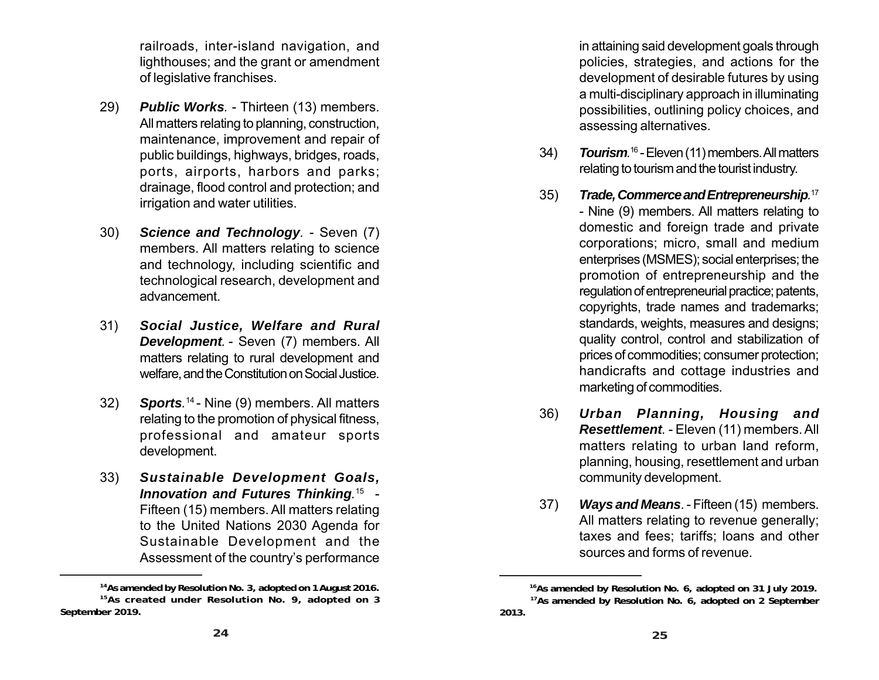railroads, inter-island navigation, and lighthouses; and the grant or amendment of legislative franchises.

29) ***Public Works***. - Thirteen (13) members. All matters relating to planning, construction, maintenance, improvement and repair of public buildings, highways, bridges, roads, ports, airports, harbors and parks; drainage, flood control and protection; and irrigation and water utilities.

30) ***Science and Technology***. - Seven (7) members. All matters relating to science and technology, including scientific and technological research, development and advancement.

31) ***Social Justice, Welfare and Rural Development***. - Seven (7) members. All matters relating to rural development and welfare, and the Constitution on Social Justice.

32) ***Sports***.[14] - Nine (9) members. All matters relating to the promotion of physical fitness, professional and amateur sports development.

33) ***Sustainable Development Goals, Innovation and Futures Thinking***.[15] - Fifteen (15) members. All matters relating to the United Nations 2030 Agenda for Sustainable Development and the Assessment of the country's performance in attaining said development goals through policies, strategies, and actions for the development of desirable futures by using a multi-disciplinary approach in illuminating possibilities, outlining policy choices, and assessing alternatives.

34) ***Tourism***.[16] - Eleven (11) members. All matters relating to tourism and the tourist industry.

35) ***Trade, Commerce and Entrepreneurship***.[17] - Nine (9) members. All matters relating to domestic and foreign trade and private corporations; micro, small and medium enterprises (MSMES); social enterprises; the promotion of entrepreneurship and the regulation of entrepreneurial practice; patents, copyrights, trade names and trademarks; standards, weights, measures and designs; quality control, control and stabilization of prices of commodities; consumer protection; handicrafts and cottage industries and marketing of commodities.

36) ***Urban Planning, Housing and Resettlement***. - Eleven (11) members. All matters relating to urban land reform, planning, housing, resettlement and urban community development.

37) ***Ways and Means***. - Fifteen (15) members. All matters relating to revenue generally; taxes and fees; tariffs; loans and other sources and forms of revenue.

---

**[14] As amended by Resolution No. 3, adopted on 1 August 2016.**

**[15] As created under Resolution No. 9, adopted on 3 September 2019.**

**[16] As amended by Resolution No. 6, adopted on 31 July 2019.**

**[17] As amended by Resolution No. 6, adopted on 2 September 2013.**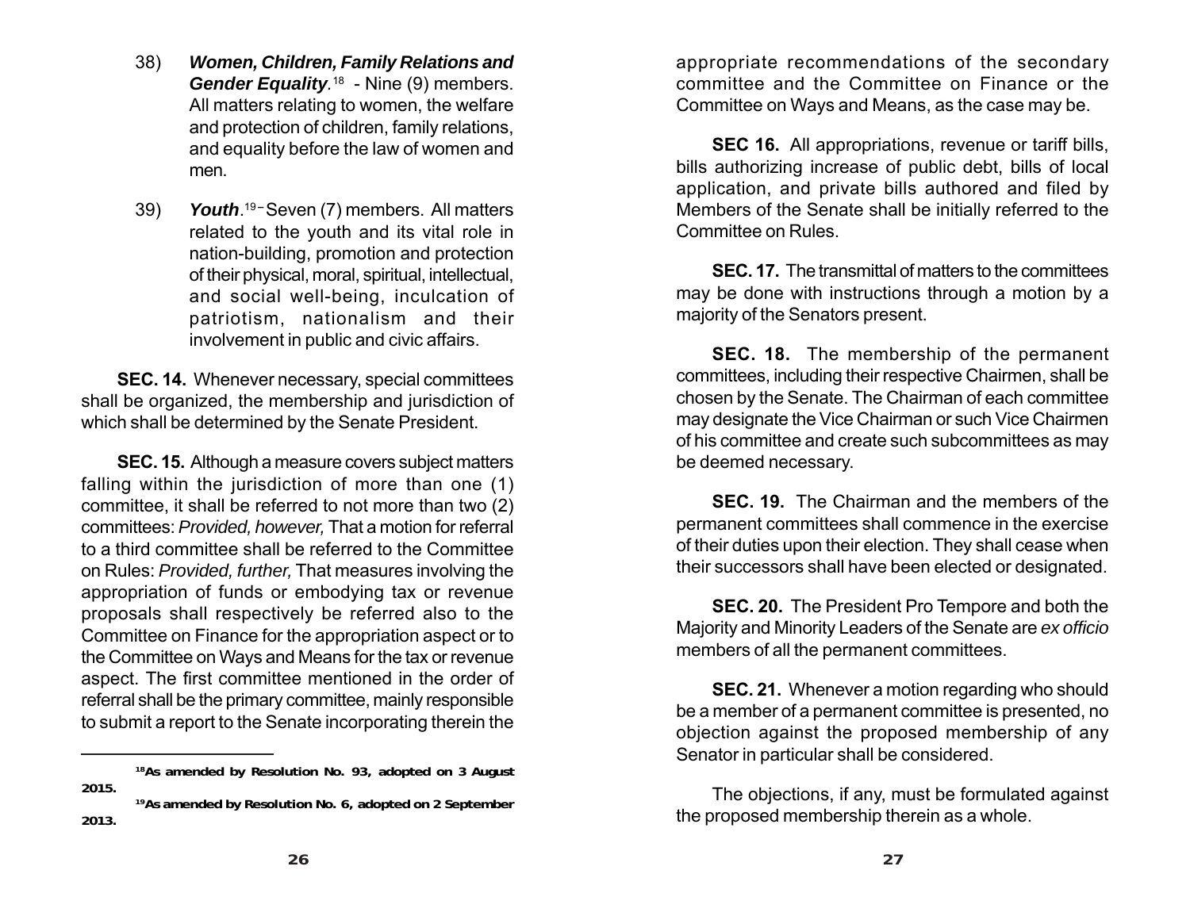38) ***Women, Children, Family Relations and Gender Equality.***[18] - Nine (9) members. All matters relating to women, the welfare and protection of children, family relations, and equality before the law of women and men.

39) ***Youth***.[19] – Seven (7) members. All matters related to the youth and its vital role in nation-building, promotion and protection of their physical, moral, spiritual, intellectual, and social well-being, inculcation of patriotism, nationalism and their involvement in public and civic affairs.

**SEC. 14.** Whenever necessary, special committees shall be organized, the membership and jurisdiction of which shall be determined by the Senate President.

**SEC. 15.** Although a measure covers subject matters falling within the jurisdiction of more than one (1) committee, it shall be referred to not more than two (2) committees: *Provided, however,* That a motion for referral to a third committee shall be referred to the Committee on Rules: *Provided, further,* That measures involving the appropriation of funds or embodying tax or revenue proposals shall respectively be referred also to the Committee on Finance for the appropriation aspect or to the Committee on Ways and Means for the tax or revenue aspect. The first committee mentioned in the order of referral shall be the primary committee, mainly responsible to submit a report to the Senate incorporating therein the appropriate recommendations of the secondary committee and the Committee on Finance or the Committee on Ways and Means, as the case may be.

**SEC 16.** All appropriations, revenue or tariff bills, bills authorizing increase of public debt, bills of local application, and private bills authored and filed by Members of the Senate shall be initially referred to the Committee on Rules.

**SEC. 17.** The transmittal of matters to the committees may be done with instructions through a motion by a majority of the Senators present.

**SEC. 18.** The membership of the permanent committees, including their respective Chairmen, shall be chosen by the Senate. The Chairman of each committee may designate the Vice Chairman or such Vice Chairmen of his committee and create such subcommittees as may be deemed necessary.

**SEC. 19.** The Chairman and the members of the permanent committees shall commence in the exercise of their duties upon their election. They shall cease when their successors shall have been elected or designated.

**SEC. 20.** The President Pro Tempore and both the Majority and Minority Leaders of the Senate are *ex officio* members of all the permanent committees.

**SEC. 21.** Whenever a motion regarding who should be a member of a permanent committee is presented, no objection against the proposed membership of any Senator in particular shall be considered.

The objections, if any, must be formulated against the proposed membership therein as a whole.

---

**[18] As amended by Resolution No. 93, adopted on 3 August 2015.**

**[19] As amended by Resolution No. 6, adopted on 2 September 2013.**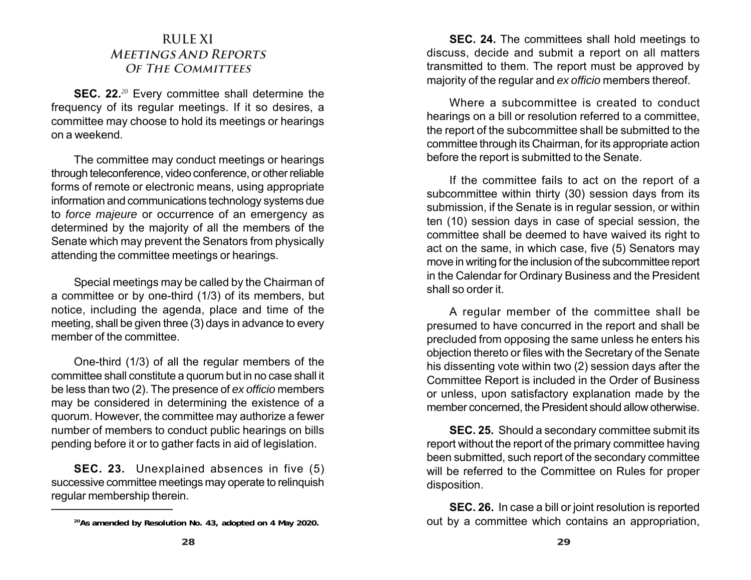# RULE XI
## *Meetings And Reports Of The Committees*

**SEC. 22.**[20] Every committee shall determine the frequency of its regular meetings. If it so desires, a committee may choose to hold its meetings or hearings on a weekend.

The committee may conduct meetings or hearings through teleconference, video conference, or other reliable forms of remote or electronic means, using appropriate information and communications technology systems due to *force majeure* or occurrence of an emergency as determined by the majority of all the members of the Senate which may prevent the Senators from physically attending the committee meetings or hearings.

Special meetings may be called by the Chairman of a committee or by one-third (1/3) of its members, but notice, including the agenda, place and time of the meeting, shall be given three (3) days in advance to every member of the committee.

One-third (1/3) of all the regular members of the committee shall constitute a quorum but in no case shall it be less than two (2). The presence of *ex officio* members may be considered in determining the existence of a quorum. However, the committee may authorize a fewer number of members to conduct public hearings on bills pending before it or to gather facts in aid of legislation.

**SEC. 23.** Unexplained absences in five (5) successive committee meetings may operate to relinquish regular membership therein.

[20] **As amended by Resolution No. 43, adopted on 4 May 2020.**

**SEC. 24.** The committees shall hold meetings to discuss, decide and submit a report on all matters transmitted to them. The report must be approved by majority of the regular and *ex officio* members thereof.

Where a subcommittee is created to conduct hearings on a bill or resolution referred to a committee, the report of the subcommittee shall be submitted to the committee through its Chairman, for its appropriate action before the report is submitted to the Senate.

If the committee fails to act on the report of a subcommittee within thirty (30) session days from its submission, if the Senate is in regular session, or within ten (10) session days in case of special session, the committee shall be deemed to have waived its right to act on the same, in which case, five (5) Senators may move in writing for the inclusion of the subcommittee report in the Calendar for Ordinary Business and the President shall so order it.

A regular member of the committee shall be presumed to have concurred in the report and shall be precluded from opposing the same unless he enters his objection thereto or files with the Secretary of the Senate his dissenting vote within two (2) session days after the Committee Report is included in the Order of Business or unless, upon satisfactory explanation made by the member concerned, the President should allow otherwise.

**SEC. 25.** Should a secondary committee submit its report without the report of the primary committee having been submitted, such report of the secondary committee will be referred to the Committee on Rules for proper disposition.

**SEC. 26.** In case a bill or joint resolution is reported out by a committee which contains an appropriation,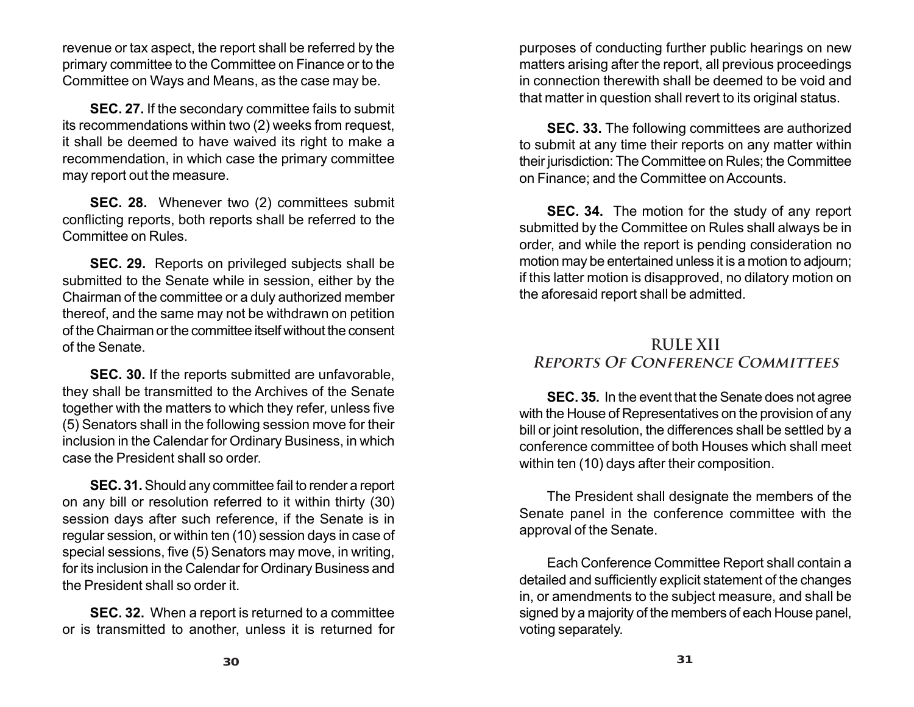revenue or tax aspect, the report shall be referred by the primary committee to the Committee on Finance or to the Committee on Ways and Means, as the case may be.

**SEC. 27.** If the secondary committee fails to submit its recommendations within two (2) weeks from request, it shall be deemed to have waived its right to make a recommendation, in which case the primary committee may report out the measure.

**SEC. 28.** Whenever two (2) committees submit conflicting reports, both reports shall be referred to the Committee on Rules.

**SEC. 29.** Reports on privileged subjects shall be submitted to the Senate while in session, either by the Chairman of the committee or a duly authorized member thereof, and the same may not be withdrawn on petition of the Chairman or the committee itself without the consent of the Senate.

**SEC. 30.** If the reports submitted are unfavorable, they shall be transmitted to the Archives of the Senate together with the matters to which they refer, unless five (5) Senators shall in the following session move for their inclusion in the Calendar for Ordinary Business, in which case the President shall so order.

**SEC. 31.** Should any committee fail to render a report on any bill or resolution referred to it within thirty (30) session days after such reference, if the Senate is in regular session, or within ten (10) session days in case of special sessions, five (5) Senators may move, in writing, for its inclusion in the Calendar for Ordinary Business and the President shall so order it.

**SEC. 32.** When a report is returned to a committee or is transmitted to another, unless it is returned for purposes of conducting further public hearings on new matters arising after the report, all previous proceedings in connection therewith shall be deemed to be void and that matter in question shall revert to its original status.

**SEC. 33.** The following committees are authorized to submit at any time their reports on any matter within their jurisdiction: The Committee on Rules; the Committee on Finance; and the Committee on Accounts.

**SEC. 34.** The motion for the study of any report submitted by the Committee on Rules shall always be in order, and while the report is pending consideration no motion may be entertained unless it is a motion to adjourn; if this latter motion is disapproved, no dilatory motion on the aforesaid report shall be admitted.

## RULE XII
## *Reports Of Conference Committees*

**SEC. 35.** In the event that the Senate does not agree with the House of Representatives on the provision of any bill or joint resolution, the differences shall be settled by a conference committee of both Houses which shall meet within ten (10) days after their composition.

The President shall designate the members of the Senate panel in the conference committee with the approval of the Senate.

Each Conference Committee Report shall contain a detailed and sufficiently explicit statement of the changes in, or amendments to the subject measure, and shall be signed by a majority of the members of each House panel, voting separately.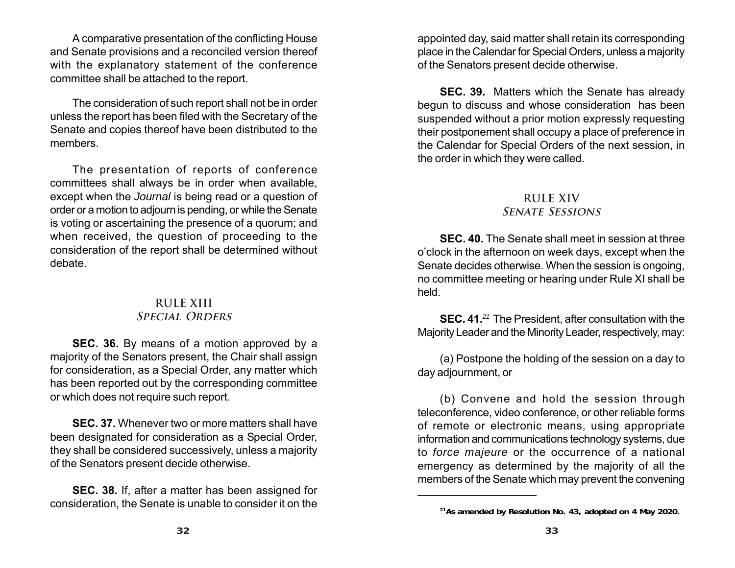A comparative presentation of the conflicting House and Senate provisions and a reconciled version thereof with the explanatory statement of the conference committee shall be attached to the report.

The consideration of such report shall not be in order unless the report has been filed with the Secretary of the Senate and copies thereof have been distributed to the members.

The presentation of reports of conference committees shall always be in order when available, except when the *Journal* is being read or a question of order or a motion to adjourn is pending, or while the Senate is voting or ascertaining the presence of a quorum; and when received, the question of proceeding to the consideration of the report shall be determined without debate.

## RULE XIII
### *Special Orders*

**SEC. 36.** By means of a motion approved by a majority of the Senators present, the Chair shall assign for consideration, as a Special Order, any matter which has been reported out by the corresponding committee or which does not require such report.

**SEC. 37.** Whenever two or more matters shall have been designated for consideration as a Special Order, they shall be considered successively, unless a majority of the Senators present decide otherwise.

**SEC. 38.** If, after a matter has been assigned for consideration, the Senate is unable to consider it on the appointed day, said matter shall retain its corresponding place in the Calendar for Special Orders, unless a majority of the Senators present decide otherwise.

**SEC. 39.** Matters which the Senate has already begun to discuss and whose consideration has been suspended without a prior motion expressly requesting their postponement shall occupy a place of preference in the Calendar for Special Orders of the next session, in the order in which they were called.

## RULE XIV
### *Senate Sessions*

**SEC. 40.** The Senate shall meet in session at three o'clock in the afternoon on week days, except when the Senate decides otherwise. When the session is ongoing, no committee meeting or hearing under Rule XI shall be held.

**SEC. 41.**[21] The President, after consultation with the Majority Leader and the Minority Leader, respectively, may:

(a) Postpone the holding of the session on a day to day adjournment, or

(b) Convene and hold the session through teleconference, video conference, or other reliable forms of remote or electronic means, using appropriate information and communications technology systems, due to *force majeure* or the occurrence of a national emergency as determined by the majority of all the members of the Senate which may prevent the convening

---

[21] **As amended by Resolution No. 43, adopted on 4 May 2020.**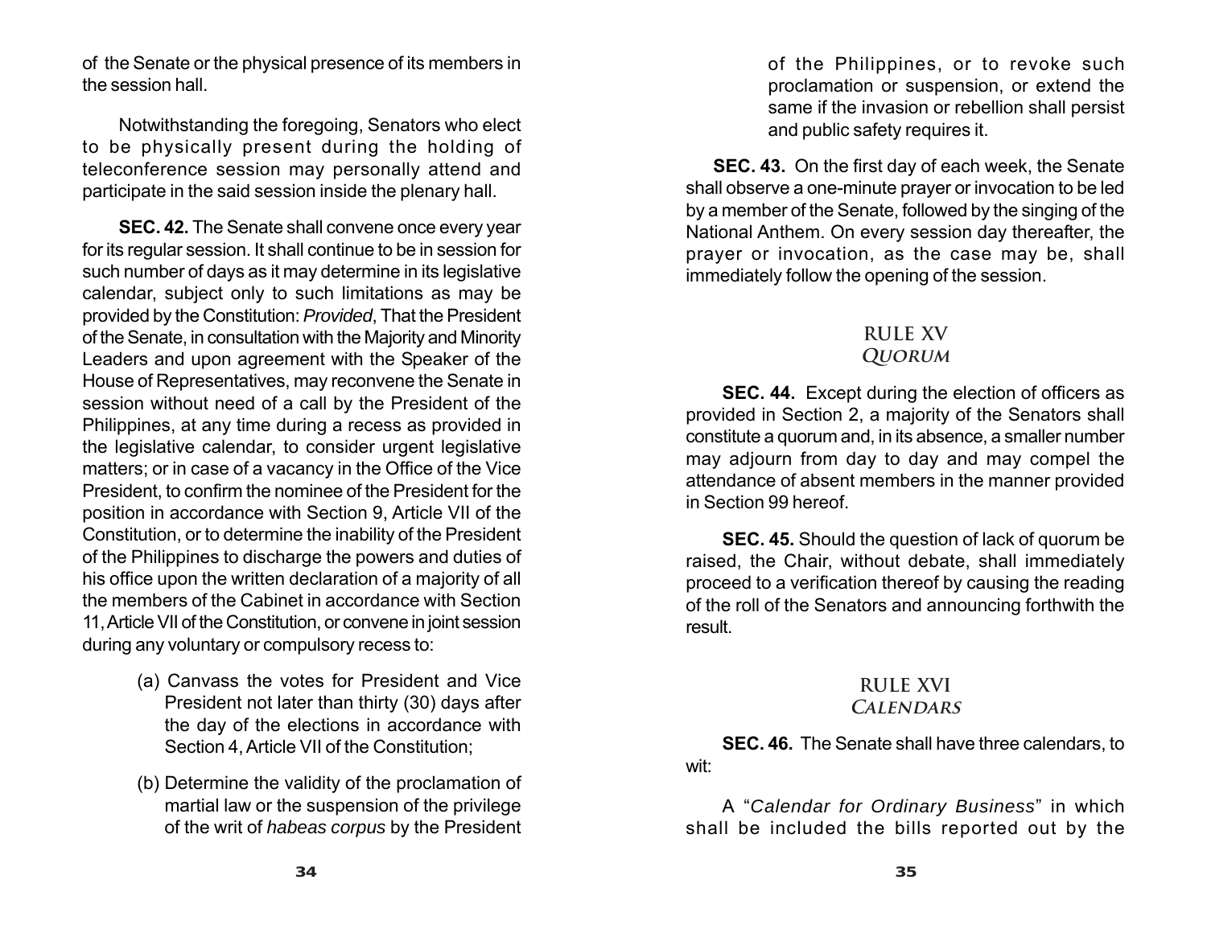of the Senate or the physical presence of its members in the session hall.

Notwithstanding the foregoing, Senators who elect to be physically present during the holding of teleconference session may personally attend and participate in the said session inside the plenary hall.

**SEC. 42.** The Senate shall convene once every year for its regular session. It shall continue to be in session for such number of days as it may determine in its legislative calendar, subject only to such limitations as may be provided by the Constitution: *Provided*, That the President of the Senate, in consultation with the Majority and Minority Leaders and upon agreement with the Speaker of the House of Representatives, may reconvene the Senate in session without need of a call by the President of the Philippines, at any time during a recess as provided in the legislative calendar, to consider urgent legislative matters; or in case of a vacancy in the Office of the Vice President, to confirm the nominee of the President for the position in accordance with Section 9, Article VII of the Constitution, or to determine the inability of the President of the Philippines to discharge the powers and duties of his office upon the written declaration of a majority of all the members of the Cabinet in accordance with Section 11, Article VII of the Constitution, or convene in joint session during any voluntary or compulsory recess to:

(a) Canvass the votes for President and Vice President not later than thirty (30) days after the day of the elections in accordance with Section 4, Article VII of the Constitution;

(b) Determine the validity of the proclamation of martial law or the suspension of the privilege of the writ of *habeas corpus* by the President of the Philippines, or to revoke such proclamation or suspension, or extend the same if the invasion or rebellion shall persist and public safety requires it.

**SEC. 43.** On the first day of each week, the Senate shall observe a one-minute prayer or invocation to be led by a member of the Senate, followed by the singing of the National Anthem. On every session day thereafter, the prayer or invocation, as the case may be, shall immediately follow the opening of the session.

## RULE XV
## *QUORUM*

**SEC. 44.** Except during the election of officers as provided in Section 2, a majority of the Senators shall constitute a quorum and, in its absence, a smaller number may adjourn from day to day and may compel the attendance of absent members in the manner provided in Section 99 hereof.

**SEC. 45.** Should the question of lack of quorum be raised, the Chair, without debate, shall immediately proceed to a verification thereof by causing the reading of the roll of the Senators and announcing forthwith the result.

## RULE XVI
## *CALENDARS*

**SEC. 46.** The Senate shall have three calendars, to wit:

A "*Calendar for Ordinary Business*" in which shall be included the bills reported out by the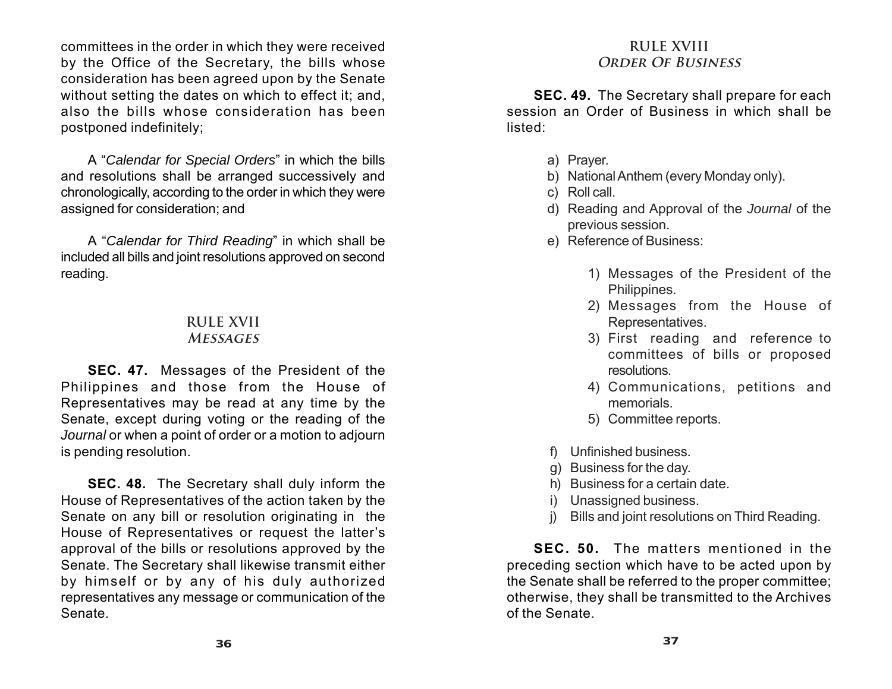committees in the order in which they were received by the Office of the Secretary, the bills whose consideration has been agreed upon by the Senate without setting the dates on which to effect it; and, also the bills whose consideration has been postponed indefinitely;

A "*Calendar for Special Orders*" in which the bills and resolutions shall be arranged successively and chronologically, according to the order in which they were assigned for consideration; and

A "*Calendar for Third Reading*" in which shall be included all bills and joint resolutions approved on second reading.

## RULE XVII
## *MESSAGES*

**SEC. 47.** Messages of the President of the Philippines and those from the House of Representatives may be read at any time by the Senate, except during voting or the reading of the *Journal* or when a point of order or a motion to adjourn is pending resolution.

**SEC. 48.** The Secretary shall duly inform the House of Representatives of the action taken by the Senate on any bill or resolution originating in the House of Representatives or request the latter's approval of the bills or resolutions approved by the Senate. The Secretary shall likewise transmit either by himself or by any of his duly authorized representatives any message or communication of the Senate.

## RULE XVIII
## *ORDER OF BUSINESS*

**SEC. 49.** The Secretary shall prepare for each session an Order of Business in which shall be listed:

a) Prayer.
b) National Anthem (every Monday only).
c) Roll call.
d) Reading and Approval of the *Journal* of the previous session.
e) Reference of Business:

    1) Messages of the President of the Philippines.
    2) Messages from the House of Representatives.
    3) First reading and reference to committees of bills or proposed resolutions.
    4) Communications, petitions and memorials.
    5) Committee reports.

f) Unfinished business.
g) Business for the day.
h) Business for a certain date.
i) Unassigned business.
j) Bills and joint resolutions on Third Reading.

**SEC. 50.** The matters mentioned in the preceding section which have to be acted upon by the Senate shall be referred to the proper committee; otherwise, they shall be transmitted to the Archives of the Senate.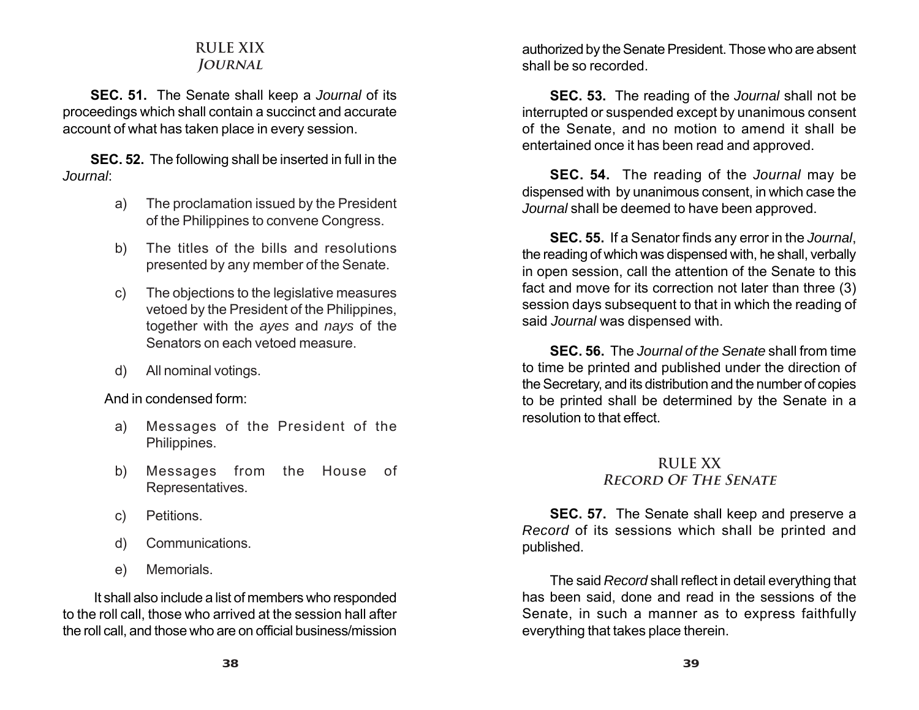## RULE XIX
### *JOURNAL*

**SEC. 51.** The Senate shall keep a *Journal* of its proceedings which shall contain a succinct and accurate account of what has taken place in every session.

**SEC. 52.** The following shall be inserted in full in the *Journal*:

a) The proclamation issued by the President of the Philippines to convene Congress.

b) The titles of the bills and resolutions presented by any member of the Senate.

c) The objections to the legislative measures vetoed by the President of the Philippines, together with the *ayes* and *nays* of the Senators on each vetoed measure.

d) All nominal votings.

And in condensed form:

a) Messages of the President of the Philippines.

b) Messages from the House of Representatives.

c) Petitions.

d) Communications.

e) Memorials.

It shall also include a list of members who responded to the roll call, those who arrived at the session hall after the roll call, and those who are on official business/mission authorized by the Senate President. Those who are absent shall be so recorded.

**SEC. 53.** The reading of the *Journal* shall not be interrupted or suspended except by unanimous consent of the Senate, and no motion to amend it shall be entertained once it has been read and approved.

**SEC. 54.** The reading of the *Journal* may be dispensed with by unanimous consent, in which case the *Journal* shall be deemed to have been approved.

**SEC. 55.** If a Senator finds any error in the *Journal*, the reading of which was dispensed with, he shall, verbally in open session, call the attention of the Senate to this fact and move for its correction not later than three (3) session days subsequent to that in which the reading of said *Journal* was dispensed with.

**SEC. 56.** The *Journal of the Senate* shall from time to time be printed and published under the direction of the Secretary, and its distribution and the number of copies to be printed shall be determined by the Senate in a resolution to that effect.

## RULE XX
### *RECORD OF THE SENATE*

**SEC. 57.** The Senate shall keep and preserve a *Record* of its sessions which shall be printed and published.

The said *Record* shall reflect in detail everything that has been said, done and read in the sessions of the Senate, in such a manner as to express faithfully everything that takes place therein.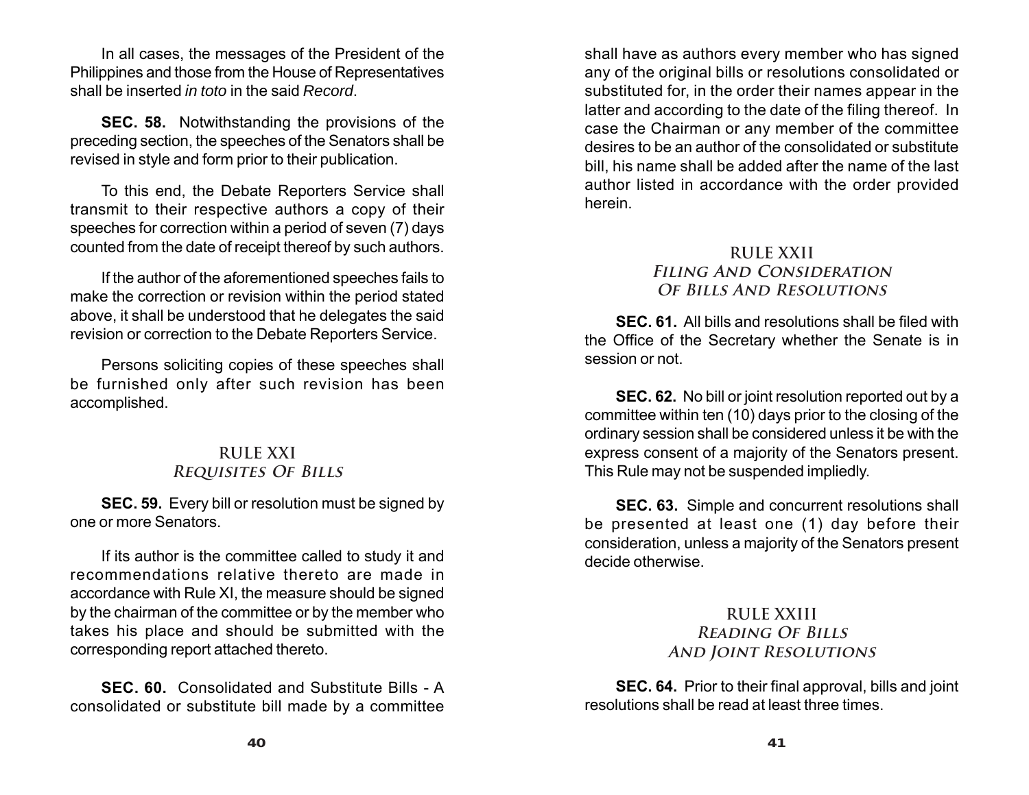In all cases, the messages of the President of the Philippines and those from the House of Representatives shall be inserted *in toto* in the said *Record*.

**SEC. 58.** Notwithstanding the provisions of the preceding section, the speeches of the Senators shall be revised in style and form prior to their publication.

To this end, the Debate Reporters Service shall transmit to their respective authors a copy of their speeches for correction within a period of seven (7) days counted from the date of receipt thereof by such authors.

If the author of the aforementioned speeches fails to make the correction or revision within the period stated above, it shall be understood that he delegates the said revision or correction to the Debate Reporters Service.

Persons soliciting copies of these speeches shall be furnished only after such revision has been accomplished.

## RULE XXI
### *Requisites Of Bills*

**SEC. 59.** Every bill or resolution must be signed by one or more Senators.

If its author is the committee called to study it and recommendations relative thereto are made in accordance with Rule XI, the measure should be signed by the chairman of the committee or by the member who takes his place and should be submitted with the corresponding report attached thereto.

**SEC. 60.** Consolidated and Substitute Bills - A consolidated or substitute bill made by a committee shall have as authors every member who has signed any of the original bills or resolutions consolidated or substituted for, in the order their names appear in the latter and according to the date of the filing thereof. In case the Chairman or any member of the committee desires to be an author of the consolidated or substitute bill, his name shall be added after the name of the last author listed in accordance with the order provided herein.

## RULE XXII
### *Filing And Consideration Of Bills And Resolutions*

**SEC. 61.** All bills and resolutions shall be filed with the Office of the Secretary whether the Senate is in session or not.

**SEC. 62.** No bill or joint resolution reported out by a committee within ten (10) days prior to the closing of the ordinary session shall be considered unless it be with the express consent of a majority of the Senators present. This Rule may not be suspended impliedly.

**SEC. 63.** Simple and concurrent resolutions shall be presented at least one (1) day before their consideration, unless a majority of the Senators present decide otherwise.

## RULE XXIII
### *Reading Of Bills And Joint Resolutions*

**SEC. 64.** Prior to their final approval, bills and joint resolutions shall be read at least three times.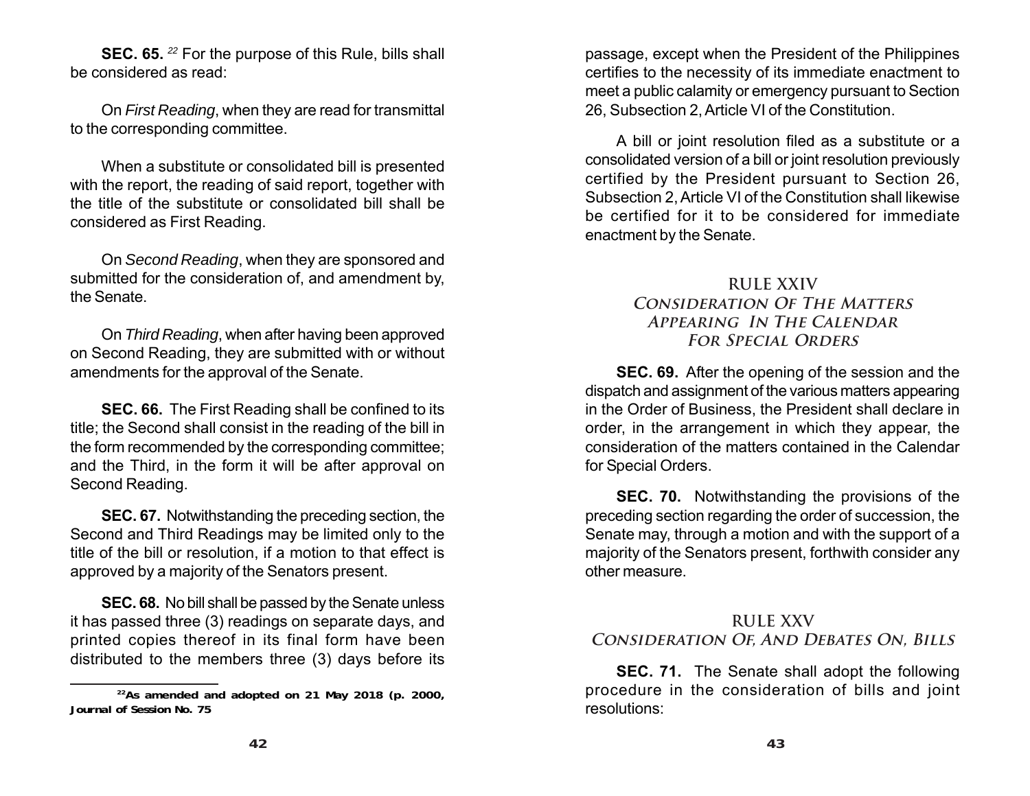**SEC. 65.** [22] For the purpose of this Rule, bills shall be considered as read:

On *First Reading*, when they are read for transmittal to the corresponding committee.

When a substitute or consolidated bill is presented with the report, the reading of said report, together with the title of the substitute or consolidated bill shall be considered as First Reading.

On *Second Reading*, when they are sponsored and submitted for the consideration of, and amendment by, the Senate.

On *Third Reading*, when after having been approved on Second Reading, they are submitted with or without amendments for the approval of the Senate.

**SEC. 66.** The First Reading shall be confined to its title; the Second shall consist in the reading of the bill in the form recommended by the corresponding committee; and the Third, in the form it will be after approval on Second Reading.

**SEC. 67.** Notwithstanding the preceding section, the Second and Third Readings may be limited only to the title of the bill or resolution, if a motion to that effect is approved by a majority of the Senators present.

**SEC. 68.** No bill shall be passed by the Senate unless it has passed three (3) readings on separate days, and printed copies thereof in its final form have been distributed to the members three (3) days before its passage, except when the President of the Philippines certifies to the necessity of its immediate enactment to meet a public calamity or emergency pursuant to Section 26, Subsection 2, Article VI of the Constitution.

A bill or joint resolution filed as a substitute or a consolidated version of a bill or joint resolution previously certified by the President pursuant to Section 26, Subsection 2, Article VI of the Constitution shall likewise be certified for it to be considered for immediate enactment by the Senate.

## RULE XXIV
### *Consideration Of The Matters Appearing In The Calendar For Special Orders*

**SEC. 69.** After the opening of the session and the dispatch and assignment of the various matters appearing in the Order of Business, the President shall declare in order, in the arrangement in which they appear, the consideration of the matters contained in the Calendar for Special Orders.

**SEC. 70.** Notwithstanding the provisions of the preceding section regarding the order of succession, the Senate may, through a motion and with the support of a majority of the Senators present, forthwith consider any other measure.

## RULE XXV
### *Consideration Of, And Debates On, Bills*

**SEC. 71.** The Senate shall adopt the following procedure in the consideration of bills and joint resolutions:

---

[22] **As amended and adopted on 21 May 2018 (p. 2000, Journal of Session No. 75**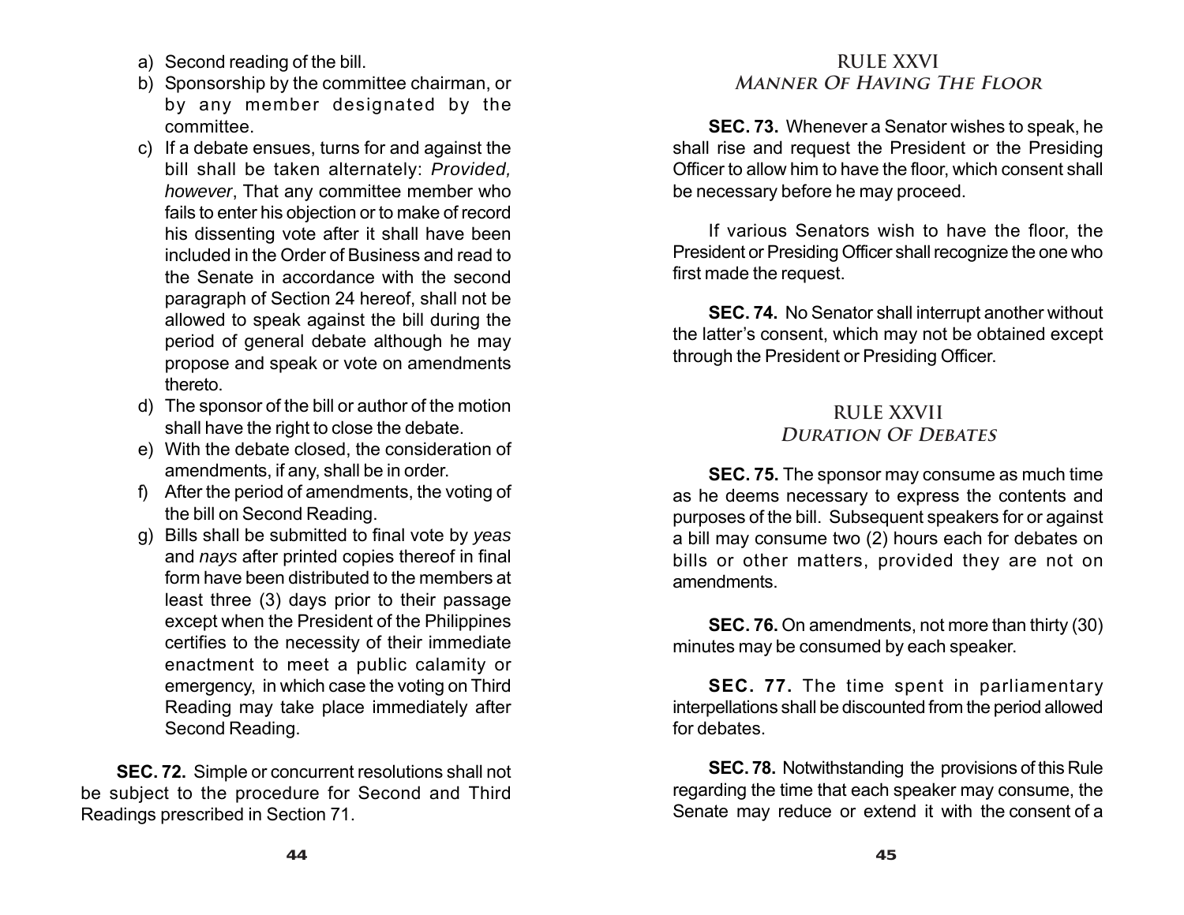a) Second reading of the bill.
b) Sponsorship by the committee chairman, or by any member designated by the committee.
c) If a debate ensues, turns for and against the bill shall be taken alternately: *Provided, however*, That any committee member who fails to enter his objection or to make of record his dissenting vote after it shall have been included in the Order of Business and read to the Senate in accordance with the second paragraph of Section 24 hereof, shall not be allowed to speak against the bill during the period of general debate although he may propose and speak or vote on amendments thereto.
d) The sponsor of the bill or author of the motion shall have the right to close the debate.
e) With the debate closed, the consideration of amendments, if any, shall be in order.
f) After the period of amendments, the voting of the bill on Second Reading.
g) Bills shall be submitted to final vote by *yeas* and *nays* after printed copies thereof in final form have been distributed to the members at least three (3) days prior to their passage except when the President of the Philippines certifies to the necessity of their immediate enactment to meet a public calamity or emergency, in which case the voting on Third Reading may take place immediately after Second Reading.

**SEC. 72.** Simple or concurrent resolutions shall not be subject to the procedure for Second and Third Readings prescribed in Section 71.

## RULE XXVI
### *Manner Of Having The Floor*

**SEC. 73.** Whenever a Senator wishes to speak, he shall rise and request the President or the Presiding Officer to allow him to have the floor, which consent shall be necessary before he may proceed.

If various Senators wish to have the floor, the President or Presiding Officer shall recognize the one who first made the request.

**SEC. 74.** No Senator shall interrupt another without the latter's consent, which may not be obtained except through the President or Presiding Officer.

## RULE XXVII
### *Duration Of Debates*

**SEC. 75.** The sponsor may consume as much time as he deems necessary to express the contents and purposes of the bill. Subsequent speakers for or against a bill may consume two (2) hours each for debates on bills or other matters, provided they are not on amendments.

**SEC. 76.** On amendments, not more than thirty (30) minutes may be consumed by each speaker.

**SEC. 77.** The time spent in parliamentary interpellations shall be discounted from the period allowed for debates.

**SEC. 78.** Notwithstanding the provisions of this Rule regarding the time that each speaker may consume, the Senate may reduce or extend it with the consent of a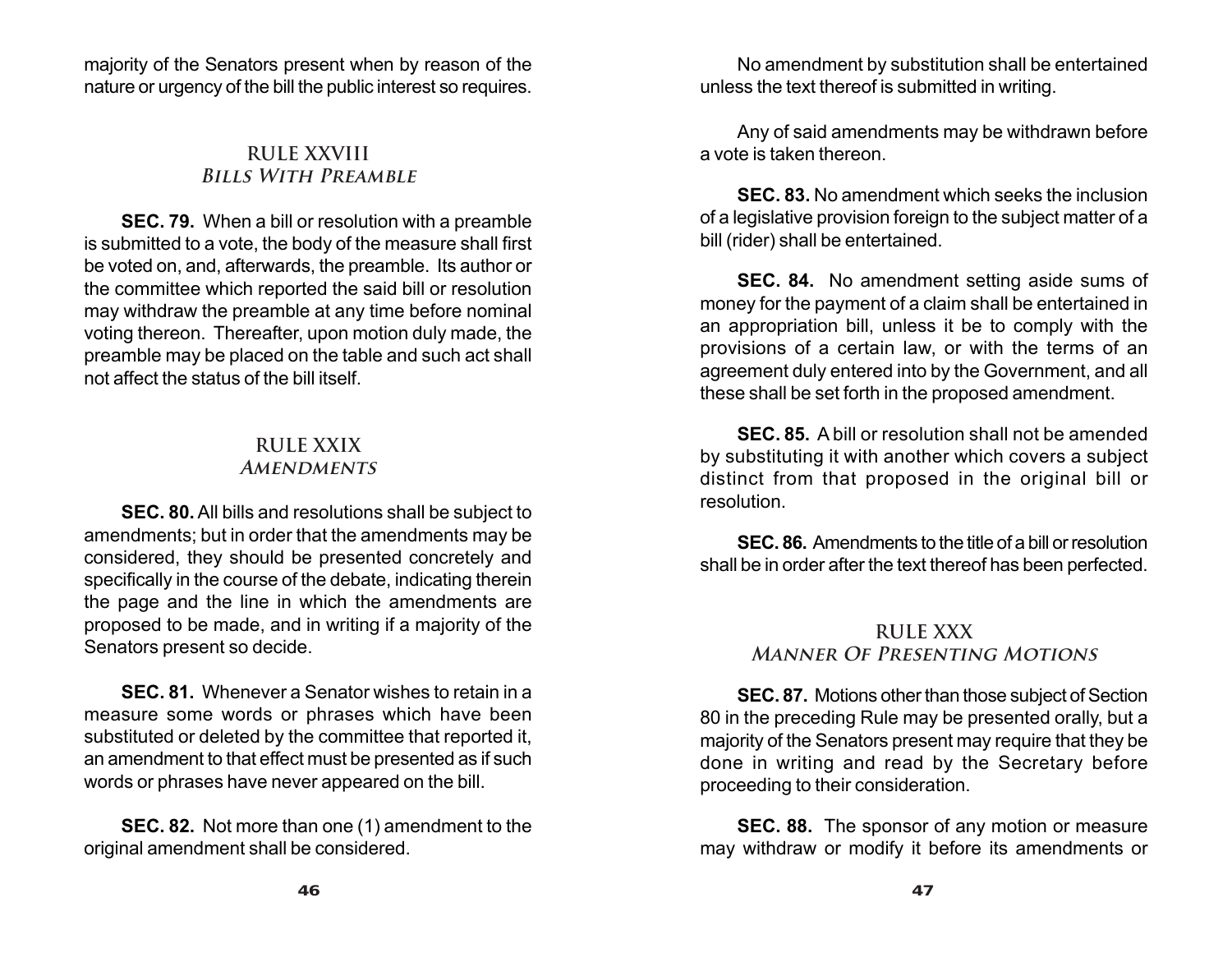majority of the Senators present when by reason of the nature or urgency of the bill the public interest so requires.

## RULE XXVIII
### *Bills With Preamble*

**SEC. 79.** When a bill or resolution with a preamble is submitted to a vote, the body of the measure shall first be voted on, and, afterwards, the preamble. Its author or the committee which reported the said bill or resolution may withdraw the preamble at any time before nominal voting thereon. Thereafter, upon motion duly made, the preamble may be placed on the table and such act shall not affect the status of the bill itself.

## RULE XXIX
### *Amendments*

**SEC. 80.** All bills and resolutions shall be subject to amendments; but in order that the amendments may be considered, they should be presented concretely and specifically in the course of the debate, indicating therein the page and the line in which the amendments are proposed to be made, and in writing if a majority of the Senators present so decide.

**SEC. 81.** Whenever a Senator wishes to retain in a measure some words or phrases which have been substituted or deleted by the committee that reported it, an amendment to that effect must be presented as if such words or phrases have never appeared on the bill.

**SEC. 82.** Not more than one (1) amendment to the original amendment shall be considered.

No amendment by substitution shall be entertained unless the text thereof is submitted in writing.

Any of said amendments may be withdrawn before a vote is taken thereon.

**SEC. 83.** No amendment which seeks the inclusion of a legislative provision foreign to the subject matter of a bill (rider) shall be entertained.

**SEC. 84.** No amendment setting aside sums of money for the payment of a claim shall be entertained in an appropriation bill, unless it be to comply with the provisions of a certain law, or with the terms of an agreement duly entered into by the Government, and all these shall be set forth in the proposed amendment.

**SEC. 85.** A bill or resolution shall not be amended by substituting it with another which covers a subject distinct from that proposed in the original bill or resolution.

**SEC. 86.** Amendments to the title of a bill or resolution shall be in order after the text thereof has been perfected.

## RULE XXX
### *Manner Of Presenting Motions*

**SEC. 87.** Motions other than those subject of Section 80 in the preceding Rule may be presented orally, but a majority of the Senators present may require that they be done in writing and read by the Secretary before proceeding to their consideration.

**SEC. 88.** The sponsor of any motion or measure may withdraw or modify it before its amendments or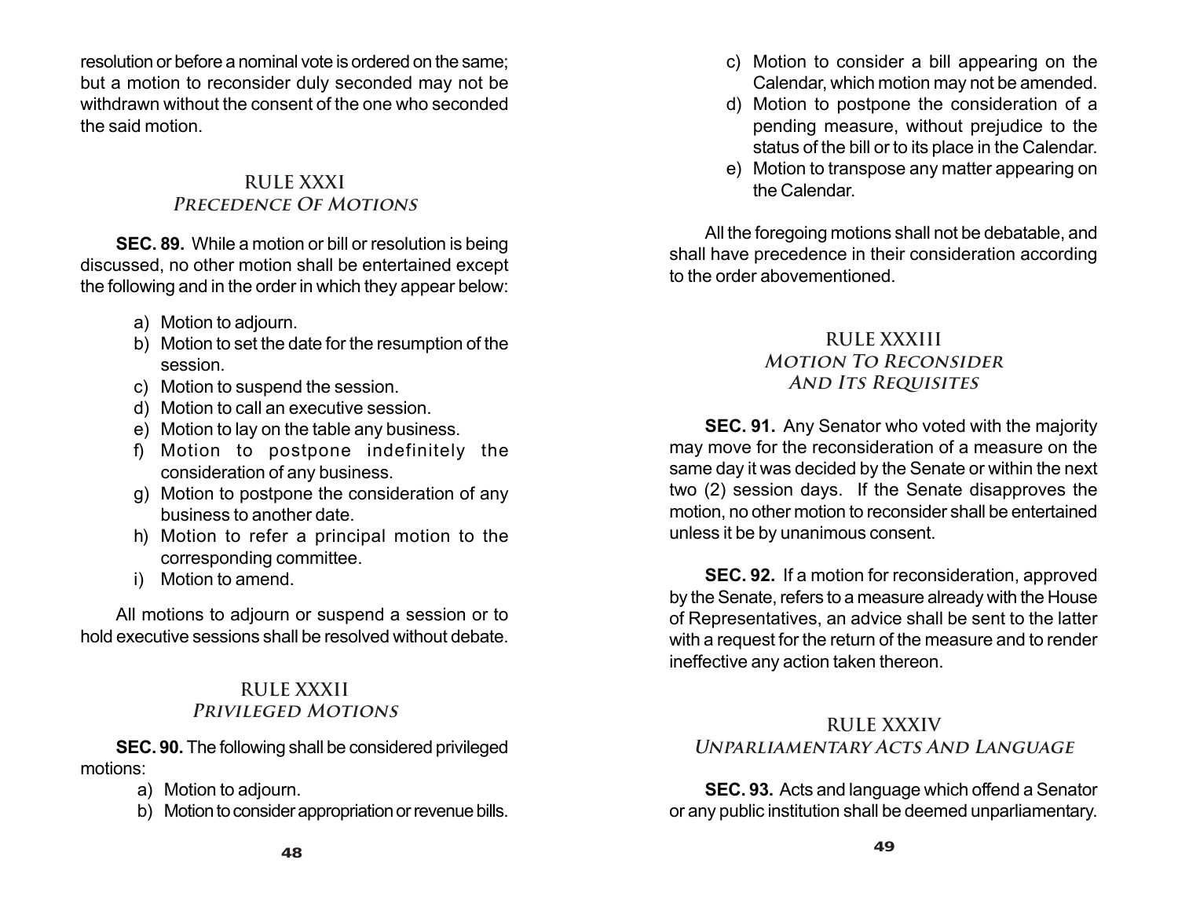resolution or before a nominal vote is ordered on the same; but a motion to reconsider duly seconded may not be withdrawn without the consent of the one who seconded the said motion.

## RULE XXXI
### *Precedence Of Motions*

**SEC. 89.** While a motion or bill or resolution is being discussed, no other motion shall be entertained except the following and in the order in which they appear below:

a) Motion to adjourn.
b) Motion to set the date for the resumption of the session.
c) Motion to suspend the session.
d) Motion to call an executive session.
e) Motion to lay on the table any business.
f) Motion to postpone indefinitely the consideration of any business.
g) Motion to postpone the consideration of any business to another date.
h) Motion to refer a principal motion to the corresponding committee.
i) Motion to amend.

All motions to adjourn or suspend a session or to hold executive sessions shall be resolved without debate.

## RULE XXXII
### *Privileged Motions*

**SEC. 90.** The following shall be considered privileged motions:

a) Motion to adjourn.
b) Motion to consider appropriation or revenue bills.
c) Motion to consider a bill appearing on the Calendar, which motion may not be amended.
d) Motion to postpone the consideration of a pending measure, without prejudice to the status of the bill or to its place in the Calendar.
e) Motion to transpose any matter appearing on the Calendar.

All the foregoing motions shall not be debatable, and shall have precedence in their consideration according to the order abovementioned.

## RULE XXXIII
### *Motion To Reconsider And Its Requisites*

**SEC. 91.** Any Senator who voted with the majority may move for the reconsideration of a measure on the same day it was decided by the Senate or within the next two (2) session days. If the Senate disapproves the motion, no other motion to reconsider shall be entertained unless it be by unanimous consent.

**SEC. 92.** If a motion for reconsideration, approved by the Senate, refers to a measure already with the House of Representatives, an advice shall be sent to the latter with a request for the return of the measure and to render ineffective any action taken thereon.

## RULE XXXIV
### *Unparliamentary Acts And Language*

**SEC. 93.** Acts and language which offend a Senator or any public institution shall be deemed unparliamentary.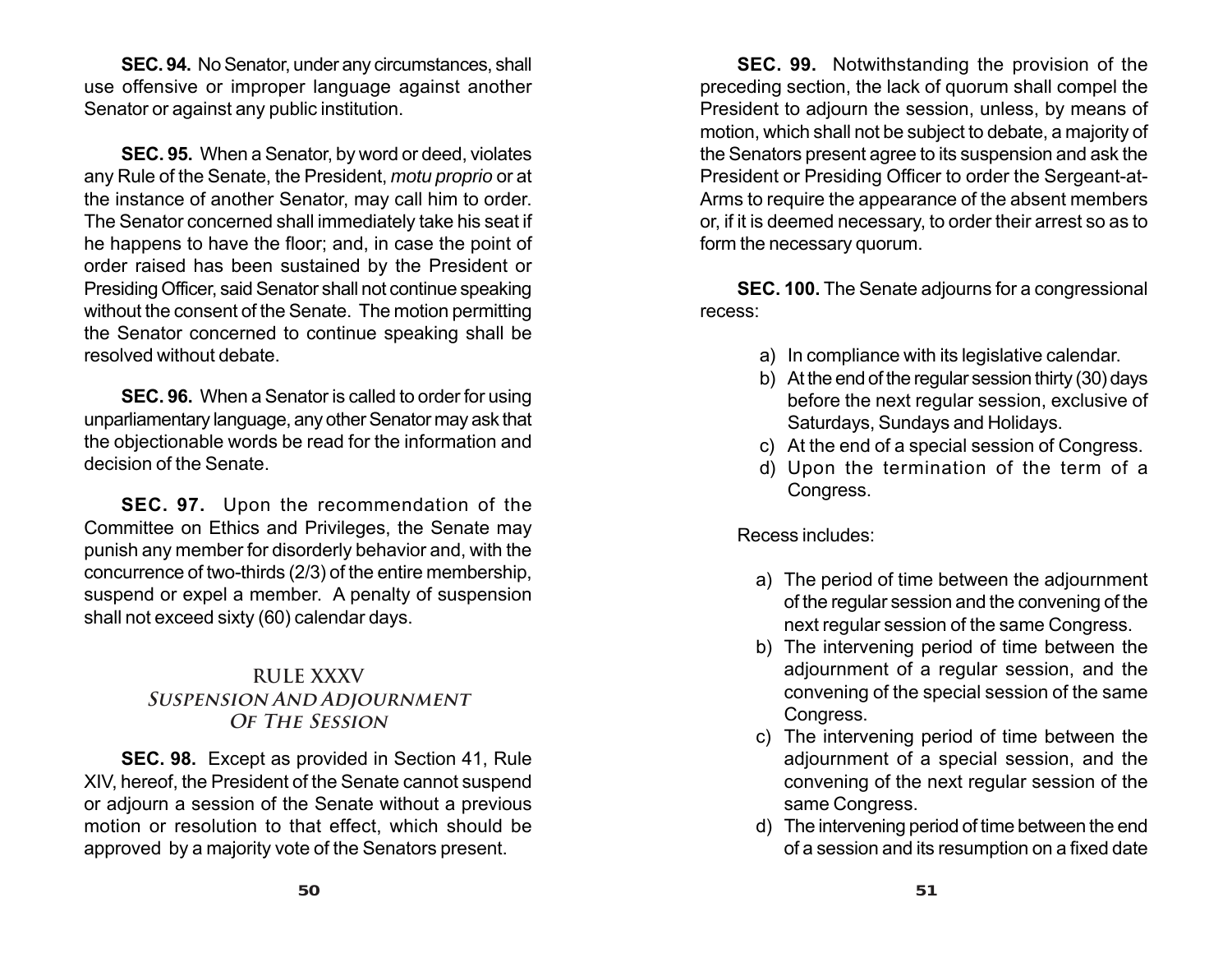**SEC. 94.** No Senator, under any circumstances, shall use offensive or improper language against another Senator or against any public institution.

**SEC. 95.** When a Senator, by word or deed, violates any Rule of the Senate, the President, *motu proprio* or at the instance of another Senator, may call him to order. The Senator concerned shall immediately take his seat if he happens to have the floor; and, in case the point of order raised has been sustained by the President or Presiding Officer, said Senator shall not continue speaking without the consent of the Senate. The motion permitting the Senator concerned to continue speaking shall be resolved without debate.

**SEC. 96.** When a Senator is called to order for using unparliamentary language, any other Senator may ask that the objectionable words be read for the information and decision of the Senate.

**SEC. 97.** Upon the recommendation of the Committee on Ethics and Privileges, the Senate may punish any member for disorderly behavior and, with the concurrence of two-thirds (2/3) of the entire membership, suspend or expel a member. A penalty of suspension shall not exceed sixty (60) calendar days.

## RULE XXXV
### *Suspension And Adjournment Of The Session*

**SEC. 98.** Except as provided in Section 41, Rule XIV, hereof, the President of the Senate cannot suspend or adjourn a session of the Senate without a previous motion or resolution to that effect, which should be approved by a majority vote of the Senators present.

**SEC. 99.** Notwithstanding the provision of the preceding section, the lack of quorum shall compel the President to adjourn the session, unless, by means of motion, which shall not be subject to debate, a majority of the Senators present agree to its suspension and ask the President or Presiding Officer to order the Sergeant-at-Arms to require the appearance of the absent members or, if it is deemed necessary, to order their arrest so as to form the necessary quorum.

**SEC. 100.** The Senate adjourns for a congressional recess:

a) In compliance with its legislative calendar.
b) At the end of the regular session thirty (30) days before the next regular session, exclusive of Saturdays, Sundays and Holidays.
c) At the end of a special session of Congress.
d) Upon the termination of the term of a Congress.

Recess includes:

a) The period of time between the adjournment of the regular session and the convening of the next regular session of the same Congress.
b) The intervening period of time between the adjournment of a regular session, and the convening of the special session of the same Congress.
c) The intervening period of time between the adjournment of a special session, and the convening of the next regular session of the same Congress.
d) The intervening period of time between the end of a session and its resumption on a fixed date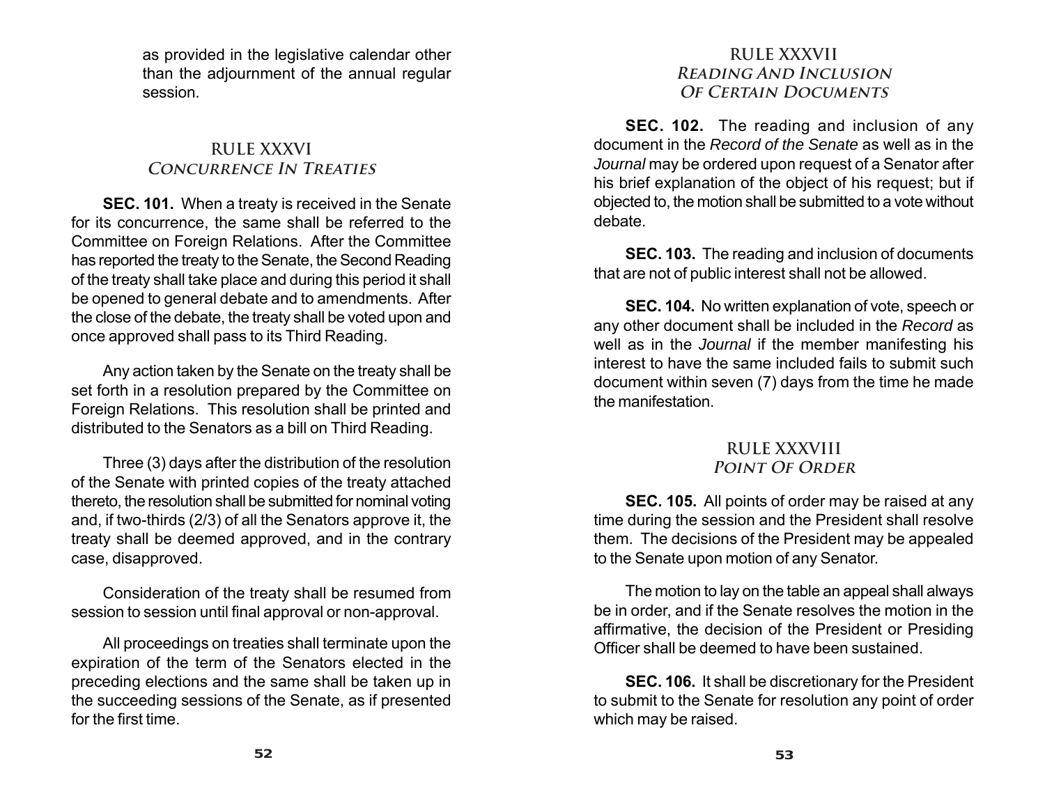as provided in the legislative calendar other than the adjournment of the annual regular session.

## RULE XXXVI
### *Concurrence In Treaties*

**SEC. 101.** When a treaty is received in the Senate for its concurrence, the same shall be referred to the Committee on Foreign Relations. After the Committee has reported the treaty to the Senate, the Second Reading of the treaty shall take place and during this period it shall be opened to general debate and to amendments. After the close of the debate, the treaty shall be voted upon and once approved shall pass to its Third Reading.

Any action taken by the Senate on the treaty shall be set forth in a resolution prepared by the Committee on Foreign Relations. This resolution shall be printed and distributed to the Senators as a bill on Third Reading.

Three (3) days after the distribution of the resolution of the Senate with printed copies of the treaty attached thereto, the resolution shall be submitted for nominal voting and, if two-thirds (2/3) of all the Senators approve it, the treaty shall be deemed approved, and in the contrary case, disapproved.

Consideration of the treaty shall be resumed from session to session until final approval or non-approval.

All proceedings on treaties shall terminate upon the expiration of the term of the Senators elected in the preceding elections and the same shall be taken up in the succeeding sessions of the Senate, as if presented for the first time.

## RULE XXXVII
### *Reading And Inclusion Of Certain Documents*

**SEC. 102.** The reading and inclusion of any document in the *Record of the Senate* as well as in the *Journal* may be ordered upon request of a Senator after his brief explanation of the object of his request; but if objected to, the motion shall be submitted to a vote without debate.

**SEC. 103.** The reading and inclusion of documents that are not of public interest shall not be allowed.

**SEC. 104.** No written explanation of vote, speech or any other document shall be included in the *Record* as well as in the *Journal* if the member manifesting his interest to have the same included fails to submit such document within seven (7) days from the time he made the manifestation.

## RULE XXXVIII
### *Point Of Order*

**SEC. 105.** All points of order may be raised at any time during the session and the President shall resolve them. The decisions of the President may be appealed to the Senate upon motion of any Senator.

The motion to lay on the table an appeal shall always be in order, and if the Senate resolves the motion in the affirmative, the decision of the President or Presiding Officer shall be deemed to have been sustained.

**SEC. 106.** It shall be discretionary for the President to submit to the Senate for resolution any point of order which may be raised.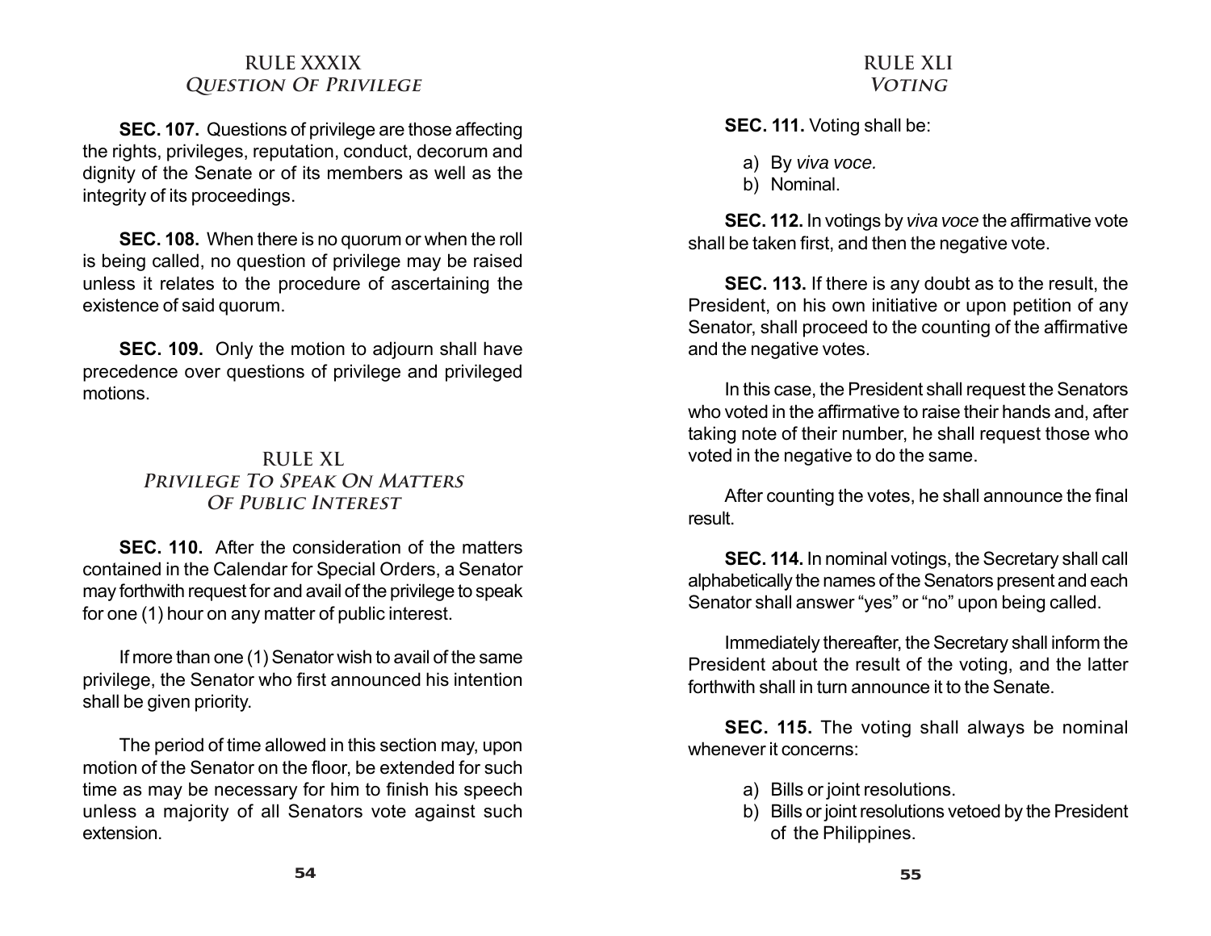## RULE XXXIX
### *Question Of Privilege*

**SEC. 107.** Questions of privilege are those affecting the rights, privileges, reputation, conduct, decorum and dignity of the Senate or of its members as well as the integrity of its proceedings.

**SEC. 108.** When there is no quorum or when the roll is being called, no question of privilege may be raised unless it relates to the procedure of ascertaining the existence of said quorum.

**SEC. 109.** Only the motion to adjourn shall have precedence over questions of privilege and privileged motions.

## RULE XL
### *Privilege To Speak On Matters Of Public Interest*

**SEC. 110.** After the consideration of the matters contained in the Calendar for Special Orders, a Senator may forthwith request for and avail of the privilege to speak for one (1) hour on any matter of public interest.

If more than one (1) Senator wish to avail of the same privilege, the Senator who first announced his intention shall be given priority.

The period of time allowed in this section may, upon motion of the Senator on the floor, be extended for such time as may be necessary for him to finish his speech unless a majority of all Senators vote against such extension.

## RULE XLI
### *Voting*

**SEC. 111.** Voting shall be:

a) By *viva voce.*
b) Nominal.

**SEC. 112.** In votings by *viva voce* the affirmative vote shall be taken first, and then the negative vote.

**SEC. 113.** If there is any doubt as to the result, the President, on his own initiative or upon petition of any Senator, shall proceed to the counting of the affirmative and the negative votes.

In this case, the President shall request the Senators who voted in the affirmative to raise their hands and, after taking note of their number, he shall request those who voted in the negative to do the same.

After counting the votes, he shall announce the final result.

**SEC. 114.** In nominal votings, the Secretary shall call alphabetically the names of the Senators present and each Senator shall answer "yes" or "no" upon being called.

Immediately thereafter, the Secretary shall inform the President about the result of the voting, and the latter forthwith shall in turn announce it to the Senate.

**SEC. 115.** The voting shall always be nominal whenever it concerns:

a) Bills or joint resolutions.
b) Bills or joint resolutions vetoed by the President of the Philippines.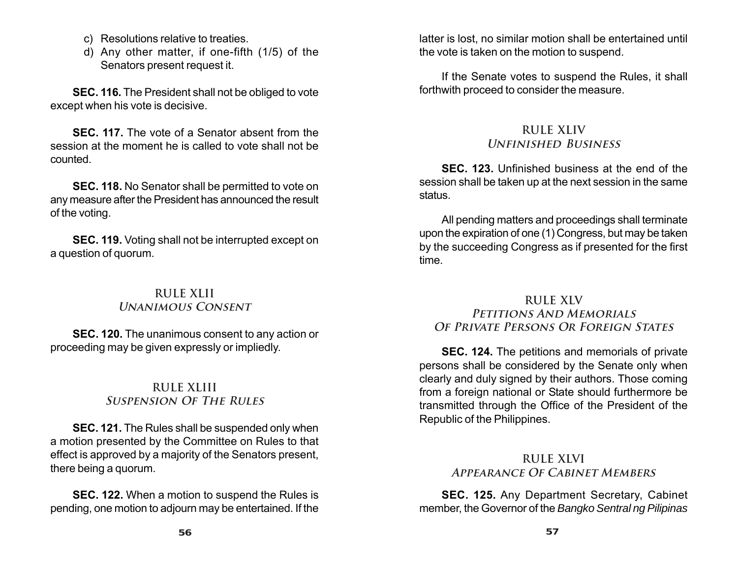c) Resolutions relative to treaties.
d) Any other matter, if one-fifth (1/5) of the Senators present request it.

**SEC. 116.** The President shall not be obliged to vote except when his vote is decisive.

**SEC. 117.** The vote of a Senator absent from the session at the moment he is called to vote shall not be counted.

**SEC. 118.** No Senator shall be permitted to vote on any measure after the President has announced the result of the voting.

**SEC. 119.** Voting shall not be interrupted except on a question of quorum.

## RULE XLII
### *Unanimous Consent*

**SEC. 120.** The unanimous consent to any action or proceeding may be given expressly or impliedly.

## RULE XLIII
### *Suspension Of The Rules*

**SEC. 121.** The Rules shall be suspended only when a motion presented by the Committee on Rules to that effect is approved by a majority of the Senators present, there being a quorum.

**SEC. 122.** When a motion to suspend the Rules is pending, one motion to adjourn may be entertained. If the latter is lost, no similar motion shall be entertained until the vote is taken on the motion to suspend.

If the Senate votes to suspend the Rules, it shall forthwith proceed to consider the measure.

## RULE XLIV
### *Unfinished Business*

**SEC. 123.** Unfinished business at the end of the session shall be taken up at the next session in the same status.

All pending matters and proceedings shall terminate upon the expiration of one (1) Congress, but may be taken by the succeeding Congress as if presented for the first time.

## RULE XLV
### *Petitions And Memorials Of Private Persons Or Foreign States*

**SEC. 124.** The petitions and memorials of private persons shall be considered by the Senate only when clearly and duly signed by their authors. Those coming from a foreign national or State should furthermore be transmitted through the Office of the President of the Republic of the Philippines.

## RULE XLVI
### *Appearance Of Cabinet Members*

**SEC. 125.** Any Department Secretary, Cabinet member, the Governor of the *Bangko Sentral ng Pilipinas*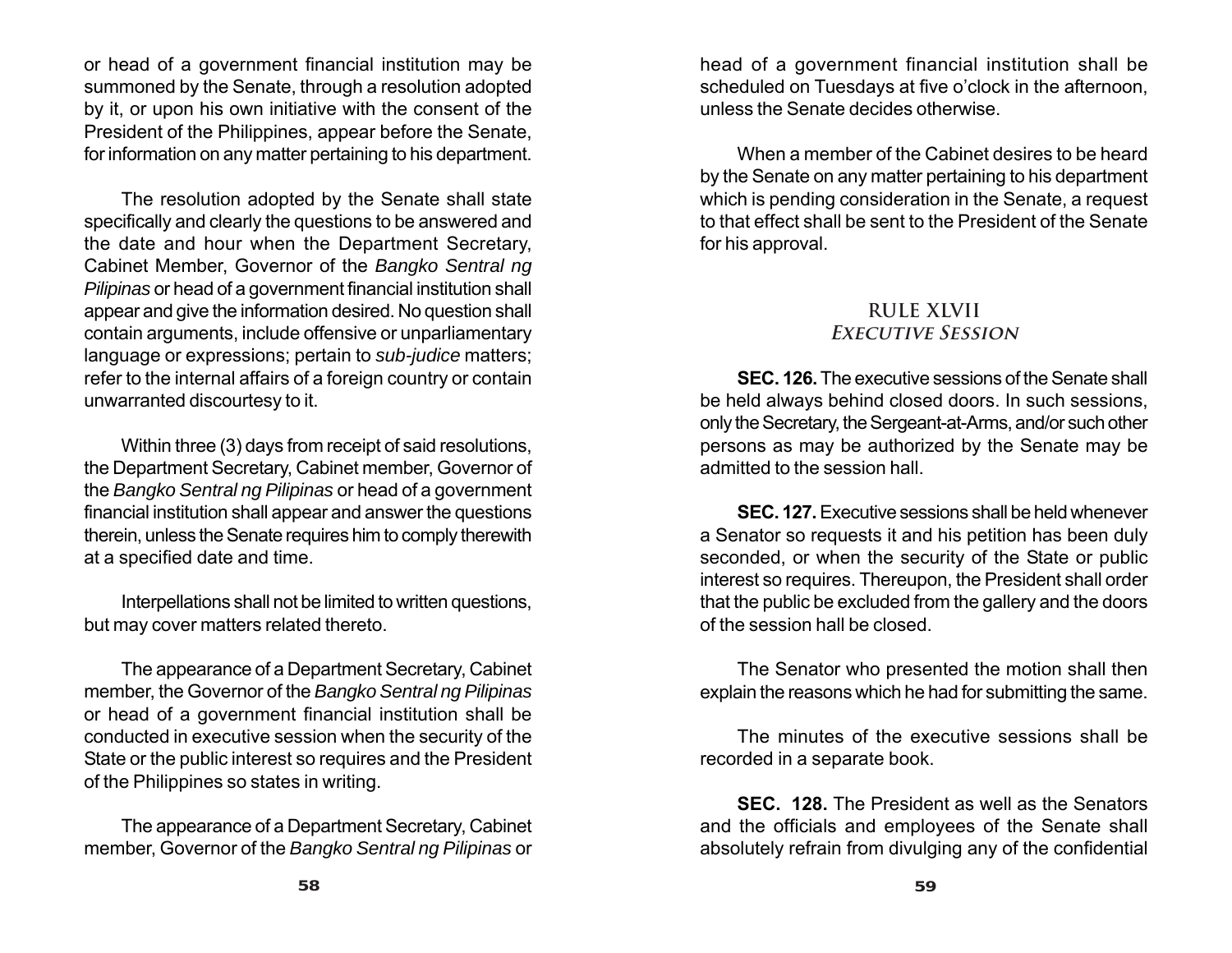or head of a government financial institution may be summoned by the Senate, through a resolution adopted by it, or upon his own initiative with the consent of the President of the Philippines, appear before the Senate, for information on any matter pertaining to his department.

The resolution adopted by the Senate shall state specifically and clearly the questions to be answered and the date and hour when the Department Secretary, Cabinet Member, Governor of the *Bangko Sentral ng Pilipinas* or head of a government financial institution shall appear and give the information desired. No question shall contain arguments, include offensive or unparliamentary language or expressions; pertain to *sub-judice* matters; refer to the internal affairs of a foreign country or contain unwarranted discourtesy to it.

Within three (3) days from receipt of said resolutions, the Department Secretary, Cabinet member, Governor of the *Bangko Sentral ng Pilipinas* or head of a government financial institution shall appear and answer the questions therein, unless the Senate requires him to comply therewith at a specified date and time.

Interpellations shall not be limited to written questions, but may cover matters related thereto.

The appearance of a Department Secretary, Cabinet member, the Governor of the *Bangko Sentral ng Pilipinas* or head of a government financial institution shall be conducted in executive session when the security of the State or the public interest so requires and the President of the Philippines so states in writing.

The appearance of a Department Secretary, Cabinet member, Governor of the *Bangko Sentral ng Pilipinas* or head of a government financial institution shall be scheduled on Tuesdays at five o'clock in the afternoon, unless the Senate decides otherwise.

When a member of the Cabinet desires to be heard by the Senate on any matter pertaining to his department which is pending consideration in the Senate, a request to that effect shall be sent to the President of the Senate for his approval.

## RULE XLVII
### *EXECUTIVE SESSION*

**SEC. 126.** The executive sessions of the Senate shall be held always behind closed doors. In such sessions, only the Secretary, the Sergeant-at-Arms, and/or such other persons as may be authorized by the Senate may be admitted to the session hall.

**SEC. 127.** Executive sessions shall be held whenever a Senator so requests it and his petition has been duly seconded, or when the security of the State or public interest so requires. Thereupon, the President shall order that the public be excluded from the gallery and the doors of the session hall be closed.

The Senator who presented the motion shall then explain the reasons which he had for submitting the same.

The minutes of the executive sessions shall be recorded in a separate book.

**SEC. 128.** The President as well as the Senators and the officials and employees of the Senate shall absolutely refrain from divulging any of the confidential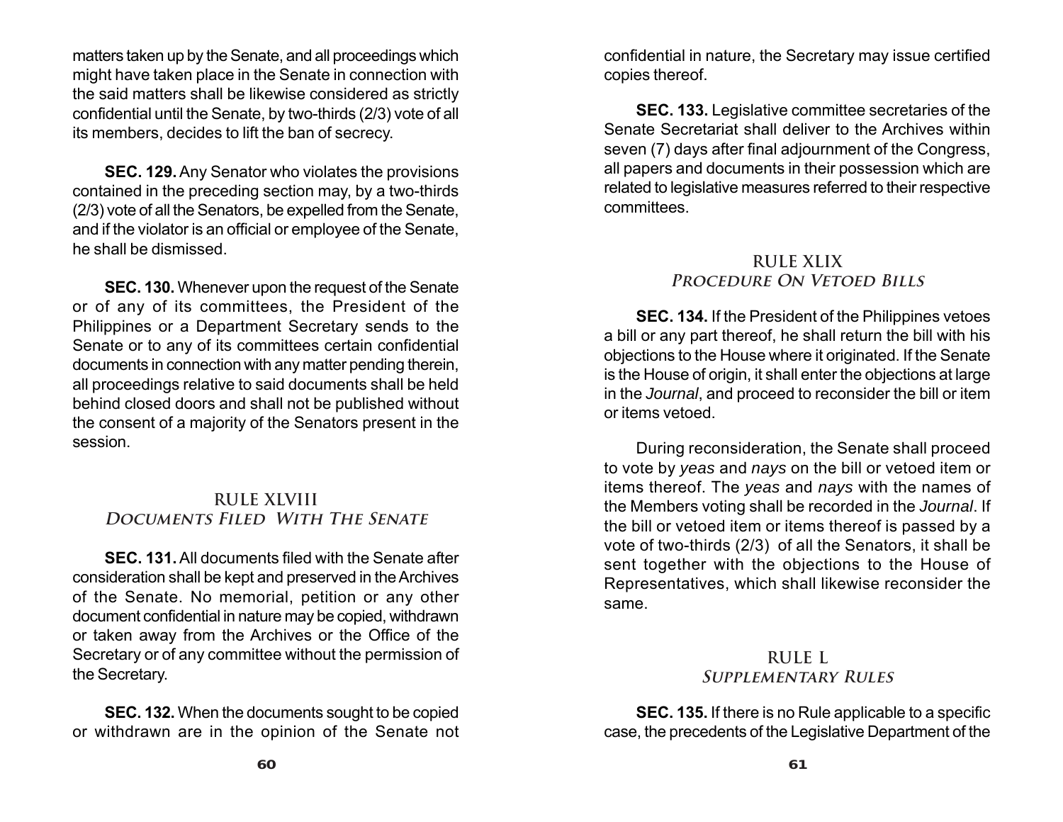matters taken up by the Senate, and all proceedings which might have taken place in the Senate in connection with the said matters shall be likewise considered as strictly confidential until the Senate, by two-thirds (2/3) vote of all its members, decides to lift the ban of secrecy.

**SEC. 129.** Any Senator who violates the provisions contained in the preceding section may, by a two-thirds (2/3) vote of all the Senators, be expelled from the Senate, and if the violator is an official or employee of the Senate, he shall be dismissed.

**SEC. 130.** Whenever upon the request of the Senate or of any of its committees, the President of the Philippines or a Department Secretary sends to the Senate or to any of its committees certain confidential documents in connection with any matter pending therein, all proceedings relative to said documents shall be held behind closed doors and shall not be published without the consent of a majority of the Senators present in the session.

## RULE XLVIII
### *Documents Filed With The Senate*

**SEC. 131.** All documents filed with the Senate after consideration shall be kept and preserved in the Archives of the Senate. No memorial, petition or any other document confidential in nature may be copied, withdrawn or taken away from the Archives or the Office of the Secretary or of any committee without the permission of the Secretary.

**SEC. 132.** When the documents sought to be copied or withdrawn are in the opinion of the Senate not confidential in nature, the Secretary may issue certified copies thereof.

**SEC. 133.** Legislative committee secretaries of the Senate Secretariat shall deliver to the Archives within seven (7) days after final adjournment of the Congress, all papers and documents in their possession which are related to legislative measures referred to their respective committees.

## RULE XLIX
### *Procedure On Vetoed Bills*

**SEC. 134.** If the President of the Philippines vetoes a bill or any part thereof, he shall return the bill with his objections to the House where it originated. If the Senate is the House of origin, it shall enter the objections at large in the *Journal*, and proceed to reconsider the bill or item or items vetoed.

During reconsideration, the Senate shall proceed to vote by *yeas* and *nays* on the bill or vetoed item or items thereof. The *yeas* and *nays* with the names of the Members voting shall be recorded in the *Journal*. If the bill or vetoed item or items thereof is passed by a vote of two-thirds (2/3) of all the Senators, it shall be sent together with the objections to the House of Representatives, which shall likewise reconsider the same.

## RULE L
### *Supplementary Rules*

**SEC. 135.** If there is no Rule applicable to a specific case, the precedents of the Legislative Department of the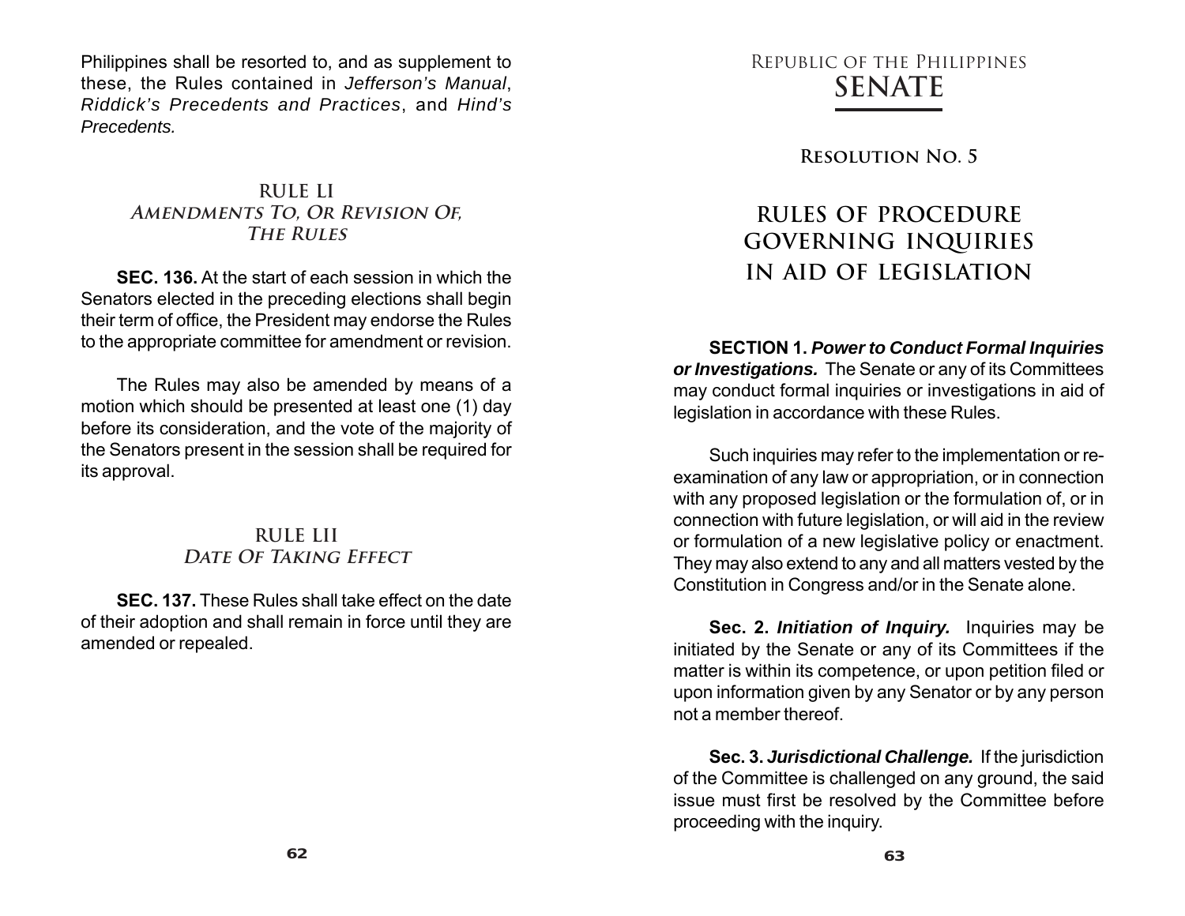Philippines shall be resorted to, and as supplement to these, the Rules contained in *Jefferson's Manual*, *Riddick's Precedents and Practices*, and *Hind's Precedents.*

## RULE LI
### *Amendments To, Or Revision Of, The Rules*

**SEC. 136.** At the start of each session in which the Senators elected in the preceding elections shall begin their term of office, the President may endorse the Rules to the appropriate committee for amendment or revision.

The Rules may also be amended by means of a motion which should be presented at least one (1) day before its consideration, and the vote of the majority of the Senators present in the session shall be required for its approval.

## RULE LII
### *Date Of Taking Effect*

**SEC. 137.** These Rules shall take effect on the date of their adoption and shall remain in force until they are amended or repealed.

Republic of the Philippines
# SENATE

**Resolution No. 5**

# RULES OF PROCEDURE GOVERNING INQUIRIES IN AID OF LEGISLATION

**SECTION 1. *Power to Conduct Formal Inquiries or Investigations.*** The Senate or any of its Committees may conduct formal inquiries or investigations in aid of legislation in accordance with these Rules.

Such inquiries may refer to the implementation or re-examination of any law or appropriation, or in connection with any proposed legislation or the formulation of, or in connection with future legislation, or will aid in the review or formulation of a new legislative policy or enactment. They may also extend to any and all matters vested by the Constitution in Congress and/or in the Senate alone.

**Sec. 2. *Initiation of Inquiry.*** Inquiries may be initiated by the Senate or any of its Committees if the matter is within its competence, or upon petition filed or upon information given by any Senator or by any person not a member thereof.

**Sec. 3. *Jurisdictional Challenge.*** If the jurisdiction of the Committee is challenged on any ground, the said issue must first be resolved by the Committee before proceeding with the inquiry.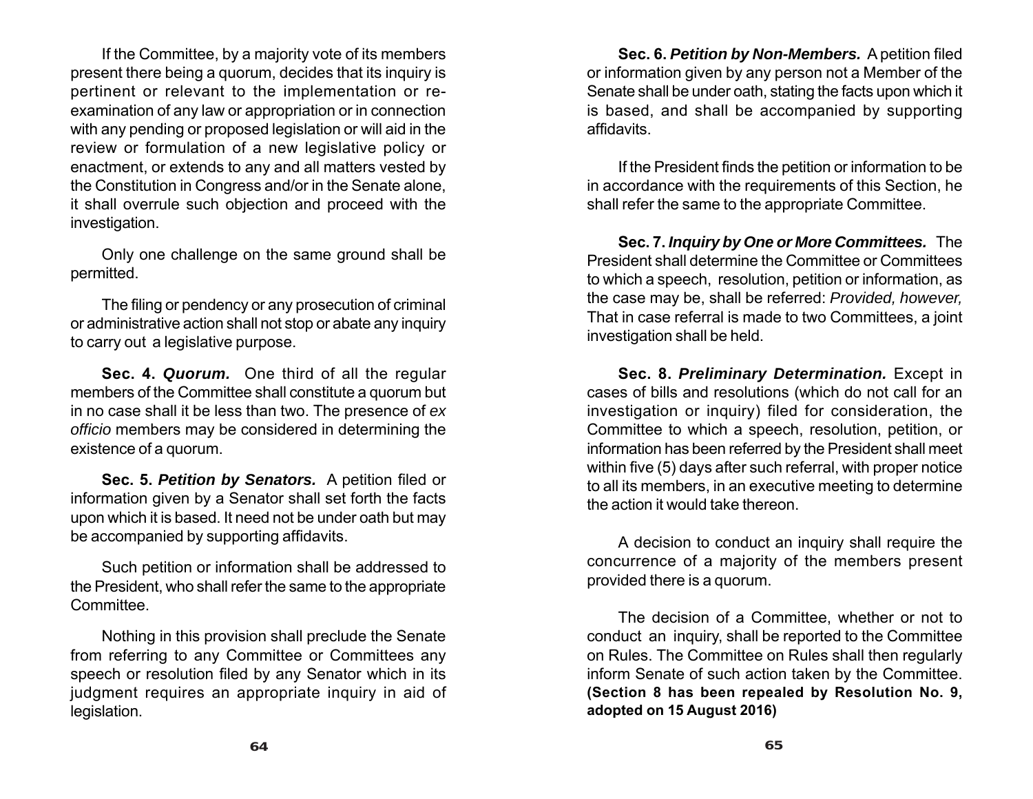If the Committee, by a majority vote of its members present there being a quorum, decides that its inquiry is pertinent or relevant to the implementation or re-examination of any law or appropriation or in connection with any pending or proposed legislation or will aid in the review or formulation of a new legislative policy or enactment, or extends to any and all matters vested by the Constitution in Congress and/or in the Senate alone, it shall overrule such objection and proceed with the investigation.

Only one challenge on the same ground shall be permitted.

The filing or pendency or any prosecution of criminal or administrative action shall not stop or abate any inquiry to carry out a legislative purpose.

**Sec. 4.** ***Quorum.*** One third of all the regular members of the Committee shall constitute a quorum but in no case shall it be less than two. The presence of *ex officio* members may be considered in determining the existence of a quorum.

**Sec. 5.** ***Petition by Senators.*** A petition filed or information given by a Senator shall set forth the facts upon which it is based. It need not be under oath but may be accompanied by supporting affidavits.

Such petition or information shall be addressed to the President, who shall refer the same to the appropriate Committee.

Nothing in this provision shall preclude the Senate from referring to any Committee or Committees any speech or resolution filed by any Senator which in its judgment requires an appropriate inquiry in aid of legislation.

**Sec. 6.** ***Petition by Non-Members.*** A petition filed or information given by any person not a Member of the Senate shall be under oath, stating the facts upon which it is based, and shall be accompanied by supporting affidavits.

If the President finds the petition or information to be in accordance with the requirements of this Section, he shall refer the same to the appropriate Committee.

**Sec. 7.** ***Inquiry by One or More Committees.*** The President shall determine the Committee or Committees to which a speech, resolution, petition or information, as the case may be, shall be referred: *Provided, however,* That in case referral is made to two Committees, a joint investigation shall be held.

**Sec. 8.** ***Preliminary Determination.*** Except in cases of bills and resolutions (which do not call for an investigation or inquiry) filed for consideration, the Committee to which a speech, resolution, petition, or information has been referred by the President shall meet within five (5) days after such referral, with proper notice to all its members, in an executive meeting to determine the action it would take thereon.

A decision to conduct an inquiry shall require the concurrence of a majority of the members present provided there is a quorum.

The decision of a Committee, whether or not to conduct an inquiry, shall be reported to the Committee on Rules. The Committee on Rules shall then regularly inform Senate of such action taken by the Committee. **(Section 8 has been repealed by Resolution No. 9, adopted on 15 August 2016)**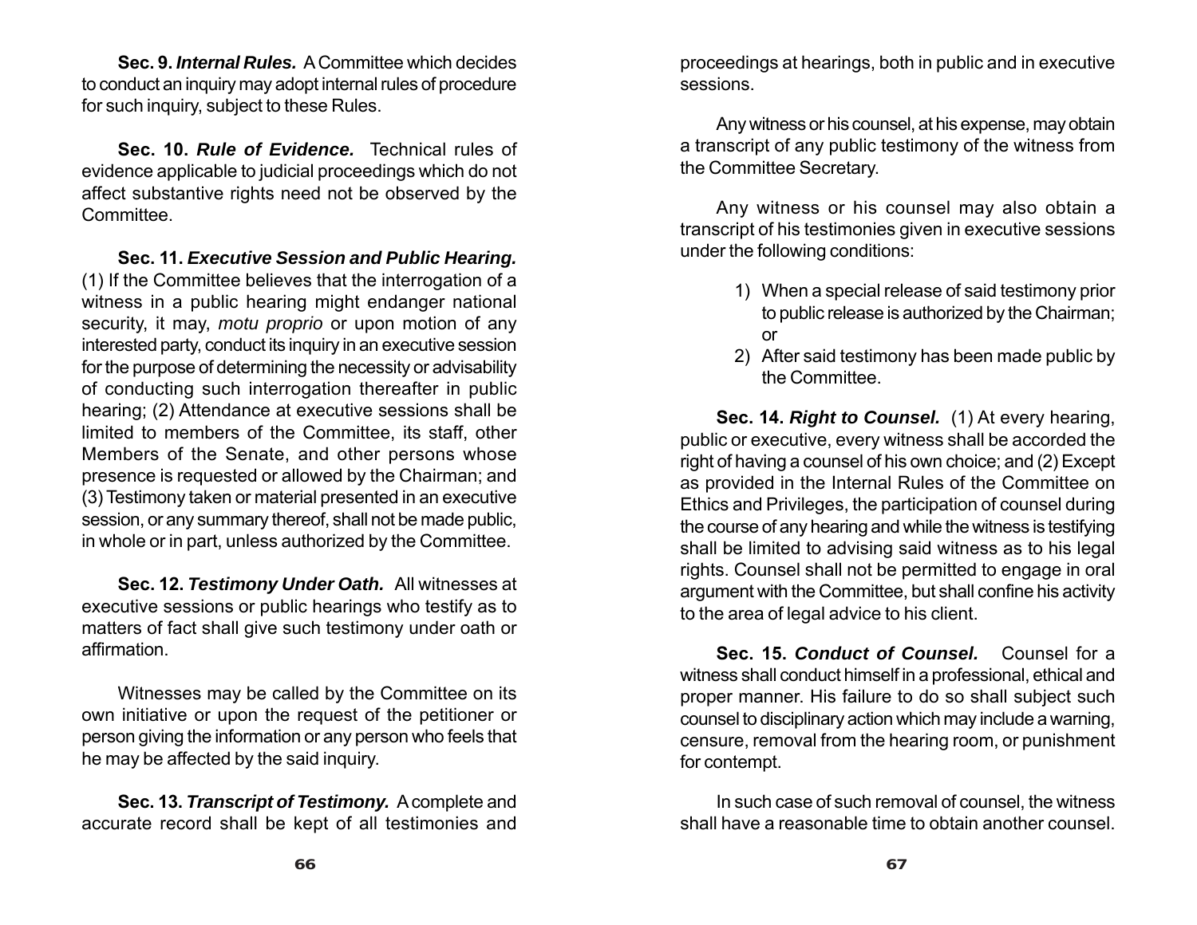**Sec. 9.** ***Internal Rules.*** A Committee which decides to conduct an inquiry may adopt internal rules of procedure for such inquiry, subject to these Rules.

**Sec. 10.** ***Rule of Evidence.*** Technical rules of evidence applicable to judicial proceedings which do not affect substantive rights need not be observed by the Committee.

**Sec. 11.** ***Executive Session and Public Hearing.*** (1) If the Committee believes that the interrogation of a witness in a public hearing might endanger national security, it may, *motu proprio* or upon motion of any interested party, conduct its inquiry in an executive session for the purpose of determining the necessity or advisability of conducting such interrogation thereafter in public hearing; (2) Attendance at executive sessions shall be limited to members of the Committee, its staff, other Members of the Senate, and other persons whose presence is requested or allowed by the Chairman; and (3) Testimony taken or material presented in an executive session, or any summary thereof, shall not be made public, in whole or in part, unless authorized by the Committee.

**Sec. 12.** ***Testimony Under Oath.*** All witnesses at executive sessions or public hearings who testify as to matters of fact shall give such testimony under oath or affirmation.

Witnesses may be called by the Committee on its own initiative or upon the request of the petitioner or person giving the information or any person who feels that he may be affected by the said inquiry.

**Sec. 13.** ***Transcript of Testimony.*** A complete and accurate record shall be kept of all testimonies and proceedings at hearings, both in public and in executive sessions.

Any witness or his counsel, at his expense, may obtain a transcript of any public testimony of the witness from the Committee Secretary.

Any witness or his counsel may also obtain a transcript of his testimonies given in executive sessions under the following conditions:

1) When a special release of said testimony prior to public release is authorized by the Chairman; or
2) After said testimony has been made public by the Committee.

**Sec. 14.** ***Right to Counsel.*** (1) At every hearing, public or executive, every witness shall be accorded the right of having a counsel of his own choice; and (2) Except as provided in the Internal Rules of the Committee on Ethics and Privileges, the participation of counsel during the course of any hearing and while the witness is testifying shall be limited to advising said witness as to his legal rights. Counsel shall not be permitted to engage in oral argument with the Committee, but shall confine his activity to the area of legal advice to his client.

**Sec. 15.** ***Conduct of Counsel.*** Counsel for a witness shall conduct himself in a professional, ethical and proper manner. His failure to do so shall subject such counsel to disciplinary action which may include a warning, censure, removal from the hearing room, or punishment for contempt.

In such case of such removal of counsel, the witness shall have a reasonable time to obtain another counsel.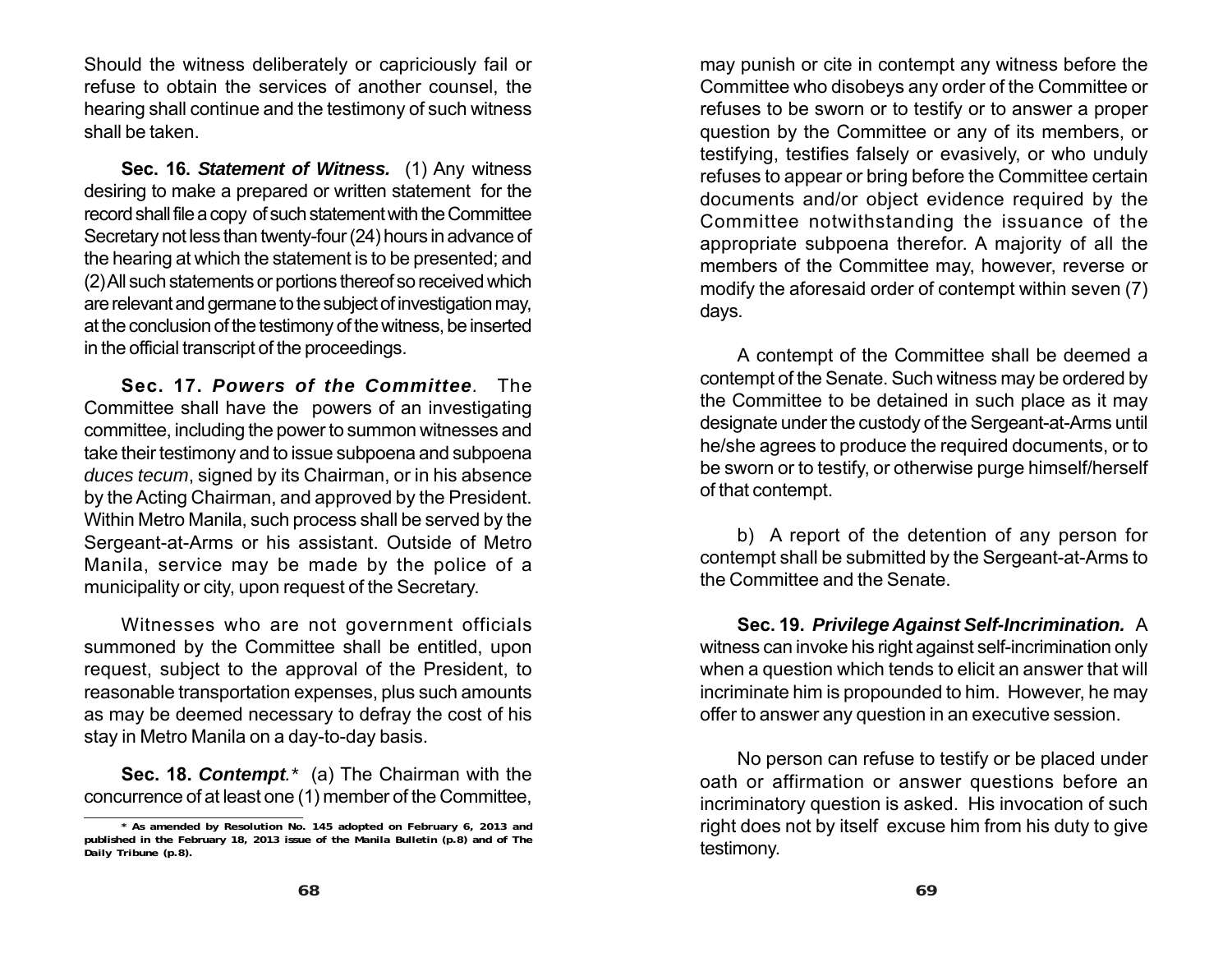Should the witness deliberately or capriciously fail or refuse to obtain the services of another counsel, the hearing shall continue and the testimony of such witness shall be taken.

**Sec. 16.** ***Statement of Witness.*** (1) Any witness desiring to make a prepared or written statement for the record shall file a copy of such statement with the Committee Secretary not less than twenty-four (24) hours in advance of the hearing at which the statement is to be presented; and (2) All such statements or portions thereof so received which are relevant and germane to the subject of investigation may, at the conclusion of the testimony of the witness, be inserted in the official transcript of the proceedings.

**Sec. 17.** ***Powers of the Committee.*** The Committee shall have the powers of an investigating committee, including the power to summon witnesses and take their testimony and to issue subpoena and subpoena *duces tecum*, signed by its Chairman, or in his absence by the Acting Chairman, and approved by the President. Within Metro Manila, such process shall be served by the Sergeant-at-Arms or his assistant. Outside of Metro Manila, service may be made by the police of a municipality or city, upon request of the Secretary.

Witnesses who are not government officials summoned by the Committee shall be entitled, upon request, subject to the approval of the President, to reasonable transportation expenses, plus such amounts as may be deemed necessary to defray the cost of his stay in Metro Manila on a day-to-day basis.

**Sec. 18.** ***Contempt.**** (a) The Chairman with the concurrence of at least one (1) member of the Committee, may punish or cite in contempt any witness before the Committee who disobeys any order of the Committee or refuses to be sworn or to testify or to answer a proper question by the Committee or any of its members, or testifying, testifies falsely or evasively, or who unduly refuses to appear or bring before the Committee certain documents and/or object evidence required by the Committee notwithstanding the issuance of the appropriate subpoena therefor. A majority of all the members of the Committee may, however, reverse or modify the aforesaid order of contempt within seven (7) days.

A contempt of the Committee shall be deemed a contempt of the Senate. Such witness may be ordered by the Committee to be detained in such place as it may designate under the custody of the Sergeant-at-Arms until he/she agrees to produce the required documents, or to be sworn or to testify, or otherwise purge himself/herself of that contempt.

b) A report of the detention of any person for contempt shall be submitted by the Sergeant-at-Arms to the Committee and the Senate.

**Sec. 19.** ***Privilege Against Self-Incrimination.*** A witness can invoke his right against self-incrimination only when a question which tends to elicit an answer that will incriminate him is propounded to him. However, he may offer to answer any question in an executive session.

No person can refuse to testify or be placed under oath or affirmation or answer questions before an incriminatory question is asked. His invocation of such right does not by itself excuse him from his duty to give testimony.

---

**\* As amended by Resolution No. 145 adopted on February 6, 2013 and published in the February 18, 2013 issue of the Manila Bulletin (p.8) and of The Daily Tribune (p.8).**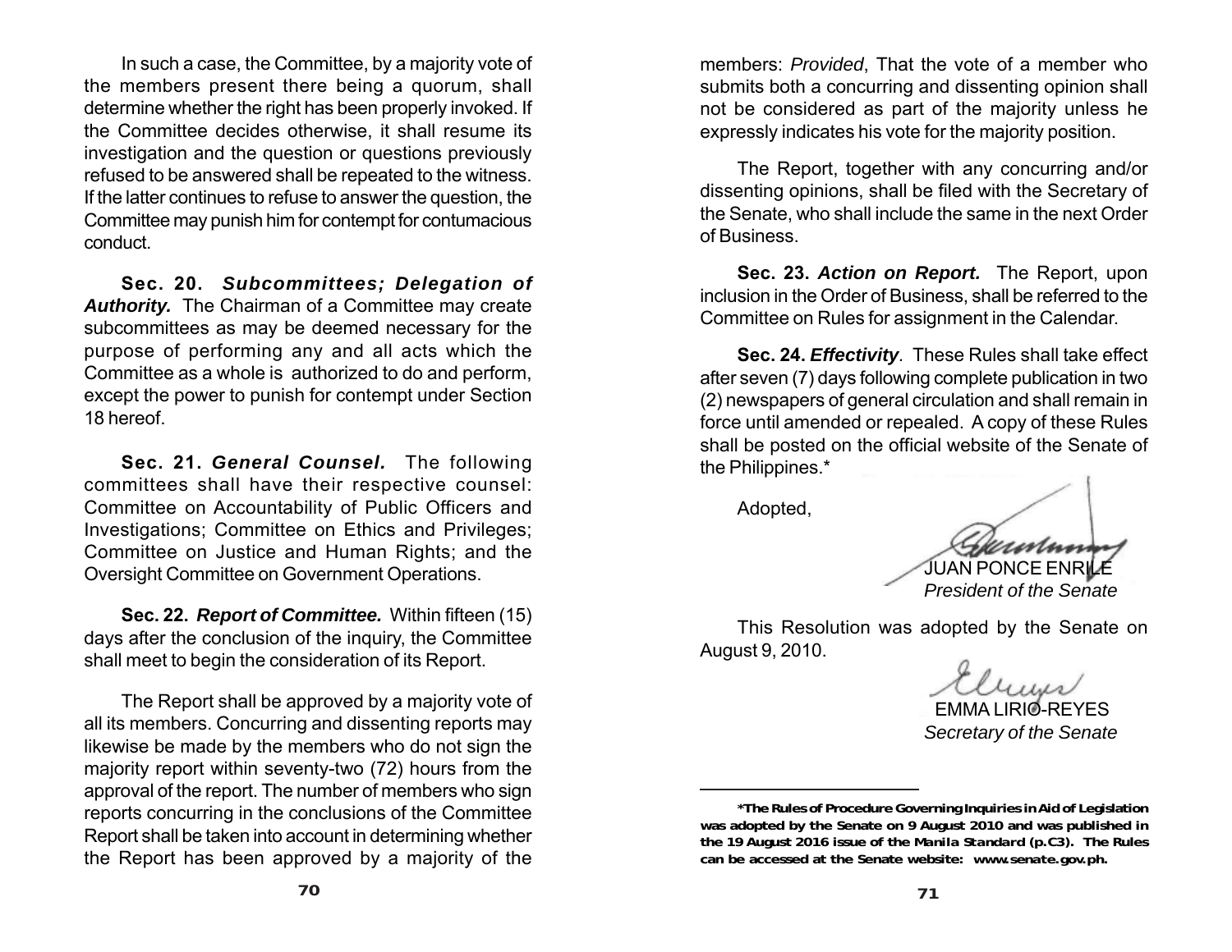In such a case, the Committee, by a majority vote of the members present there being a quorum, shall determine whether the right has been properly invoked. If the Committee decides otherwise, it shall resume its investigation and the question or questions previously refused to be answered shall be repeated to the witness. If the latter continues to refuse to answer the question, the Committee may punish him for contempt for contumacious conduct.

**Sec. 20.** ***Subcommittees; Delegation of Authority.*** The Chairman of a Committee may create subcommittees as may be deemed necessary for the purpose of performing any and all acts which the Committee as a whole is authorized to do and perform, except the power to punish for contempt under Section 18 hereof.

**Sec. 21.** ***General Counsel.*** The following committees shall have their respective counsel: Committee on Accountability of Public Officers and Investigations; Committee on Ethics and Privileges; Committee on Justice and Human Rights; and the Oversight Committee on Government Operations.

**Sec. 22.** ***Report of Committee.*** Within fifteen (15) days after the conclusion of the inquiry, the Committee shall meet to begin the consideration of its Report.

The Report shall be approved by a majority vote of all its members. Concurring and dissenting reports may likewise be made by the members who do not sign the majority report within seventy-two (72) hours from the approval of the report. The number of members who sign reports concurring in the conclusions of the Committee Report shall be taken into account in determining whether the Report has been approved by a majority of the members: *Provided*, That the vote of a member who submits both a concurring and dissenting opinion shall not be considered as part of the majority unless he expressly indicates his vote for the majority position.

The Report, together with any concurring and/or dissenting opinions, shall be filed with the Secretary of the Senate, who shall include the same in the next Order of Business.

**Sec. 23.** ***Action on Report.*** The Report, upon inclusion in the Order of Business, shall be referred to the Committee on Rules for assignment in the Calendar.

**Sec. 24.** ***Effectivity***. These Rules shall take effect after seven (7) days following complete publication in two (2) newspapers of general circulation and shall remain in force until amended or repealed. A copy of these Rules shall be posted on the official website of the Senate of the Philippines.*

Adopted,

JUAN PONCE ENRILE
*President of the Senate*

This Resolution was adopted by the Senate on August 9, 2010.

EMMA LIRIO-REYES
*Secretary of the Senate*

---

**\*The Rules of Procedure Governing Inquiries in Aid of Legislation was adopted by the Senate on 9 August 2010 and was published in the 19 August 2016 issue of the *Manila Standard* (p.C3). The Rules can be accessed at the Senate website: www.senate.gov.ph.**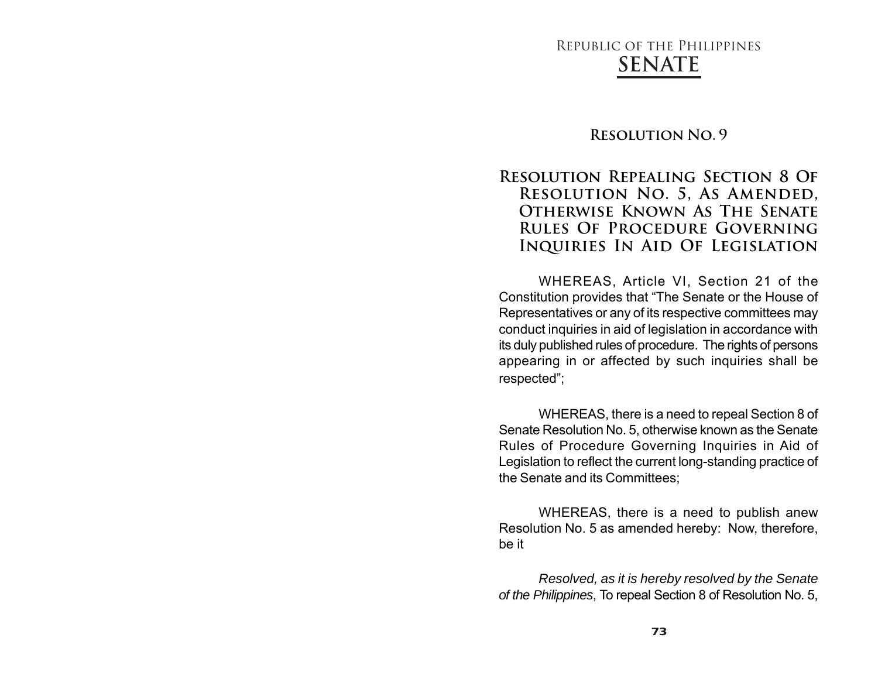Republic of the Philippines

**SENATE**

## Resolution No. 9

## Resolution Repealing Section 8 Of Resolution No. 5, As Amended, Otherwise Known As The Senate Rules Of Procedure Governing Inquiries In Aid Of Legislation

WHEREAS, Article VI, Section 21 of the Constitution provides that "The Senate or the House of Representatives or any of its respective committees may conduct inquiries in aid of legislation in accordance with its duly published rules of procedure. The rights of persons appearing in or affected by such inquiries shall be respected";

WHEREAS, there is a need to repeal Section 8 of Senate Resolution No. 5, otherwise known as the Senate Rules of Procedure Governing Inquiries in Aid of Legislation to reflect the current long-standing practice of the Senate and its Committees;

WHEREAS, there is a need to publish anew Resolution No. 5 as amended hereby: Now, therefore, be it

*Resolved, as it is hereby resolved by the Senate of the Philippines*, To repeal Section 8 of Resolution No. 5,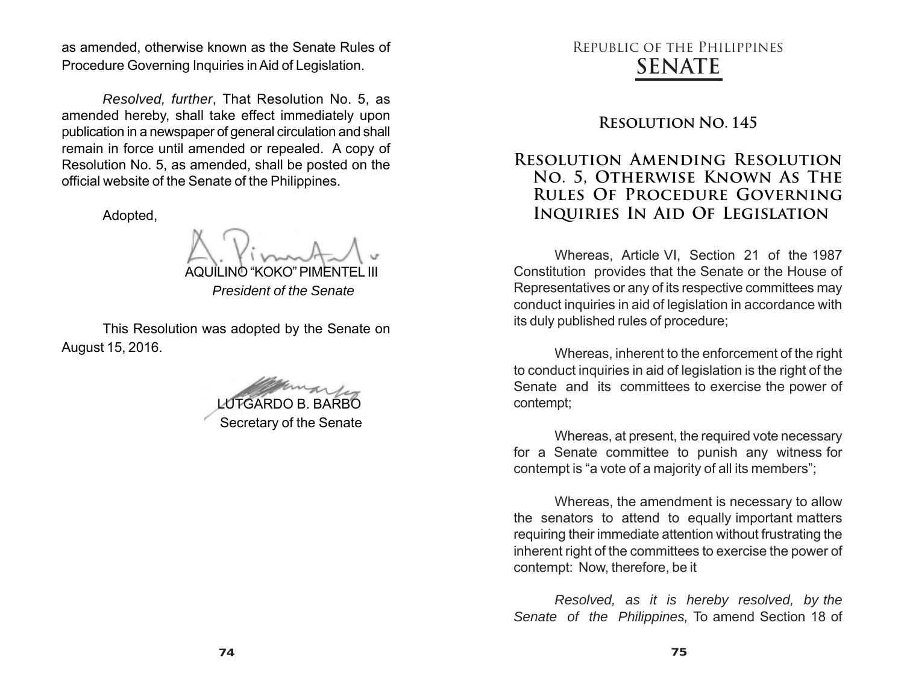as amended, otherwise known as the Senate Rules of Procedure Governing Inquiries in Aid of Legislation.

*Resolved, further*, That Resolution No. 5, as amended hereby, shall take effect immediately upon publication in a newspaper of general circulation and shall remain in force until amended or repealed. A copy of Resolution No. 5, as amended, shall be posted on the official website of the Senate of the Philippines.

Adopted,

AQUILINO "KOKO" PIMENTEL III
*President of the Senate*

This Resolution was adopted by the Senate on August 15, 2016.

LUTGARDO B. BARBO
Secretary of the Senate

Republic of the Philippines
**SENATE**

## Resolution No. 145

## Resolution Amending Resolution No. 5, Otherwise Known As The Rules Of Procedure Governing Inquiries In Aid Of Legislation

Whereas, Article VI, Section 21 of the 1987 Constitution provides that the Senate or the House of Representatives or any of its respective committees may conduct inquiries in aid of legislation in accordance with its duly published rules of procedure;

Whereas, inherent to the enforcement of the right to conduct inquiries in aid of legislation is the right of the Senate and its committees to exercise the power of contempt;

Whereas, at present, the required vote necessary for a Senate committee to punish any witness for contempt is "a vote of a majority of all its members";

Whereas, the amendment is necessary to allow the senators to attend to equally important matters requiring their immediate attention without frustrating the inherent right of the committees to exercise the power of contempt: Now, therefore, be it

*Resolved, as it is hereby resolved, by the Senate of the Philippines,* To amend Section 18 of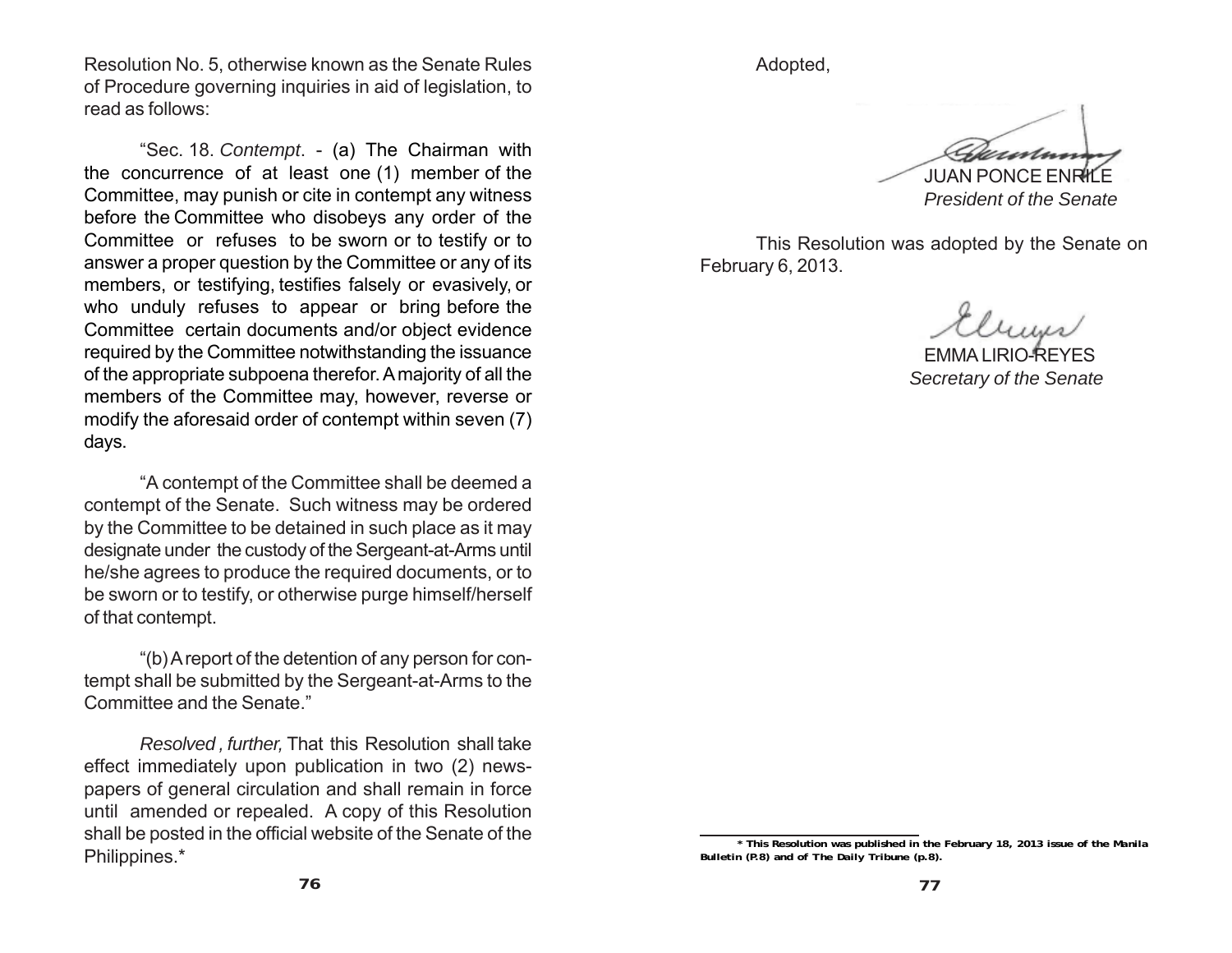Resolution No. 5, otherwise known as the Senate Rules of Procedure governing inquiries in aid of legislation, to read as follows:

"Sec. 18. *Contempt*. - (a) The Chairman with the concurrence of at least one (1) member of the Committee, may punish or cite in contempt any witness before the Committee who disobeys any order of the Committee or refuses to be sworn or to testify or to answer a proper question by the Committee or any of its members, or testifying, testifies falsely or evasively, or who unduly refuses to appear or bring before the Committee certain documents and/or object evidence required by the Committee notwithstanding the issuance of the appropriate subpoena therefor. A majority of all the members of the Committee may, however, reverse or modify the aforesaid order of contempt within seven (7) days.

"A contempt of the Committee shall be deemed a contempt of the Senate. Such witness may be ordered by the Committee to be detained in such place as it may designate under the custody of the Sergeant-at-Arms until he/she agrees to produce the required documents, or to be sworn or to testify, or otherwise purge himself/herself of that contempt.

"(b) A report of the detention of any person for contempt shall be submitted by the Sergeant-at-Arms to the Committee and the Senate."

*Resolved, further,* That this Resolution shall take effect immediately upon publication in two (2) newspapers of general circulation and shall remain in force until amended or repealed. A copy of this Resolution shall be posted in the official website of the Senate of the Philippines.*

Adopted,

JUAN PONCE ENRILE
*President of the Senate*

This Resolution was adopted by the Senate on February 6, 2013.

EMMA LIRIO-REYES
*Secretary of the Senate*

**\* This Resolution was published in the February 18, 2013 issue of the Manila Bulletin (P.8) and of The Daily Tribune (p.8).**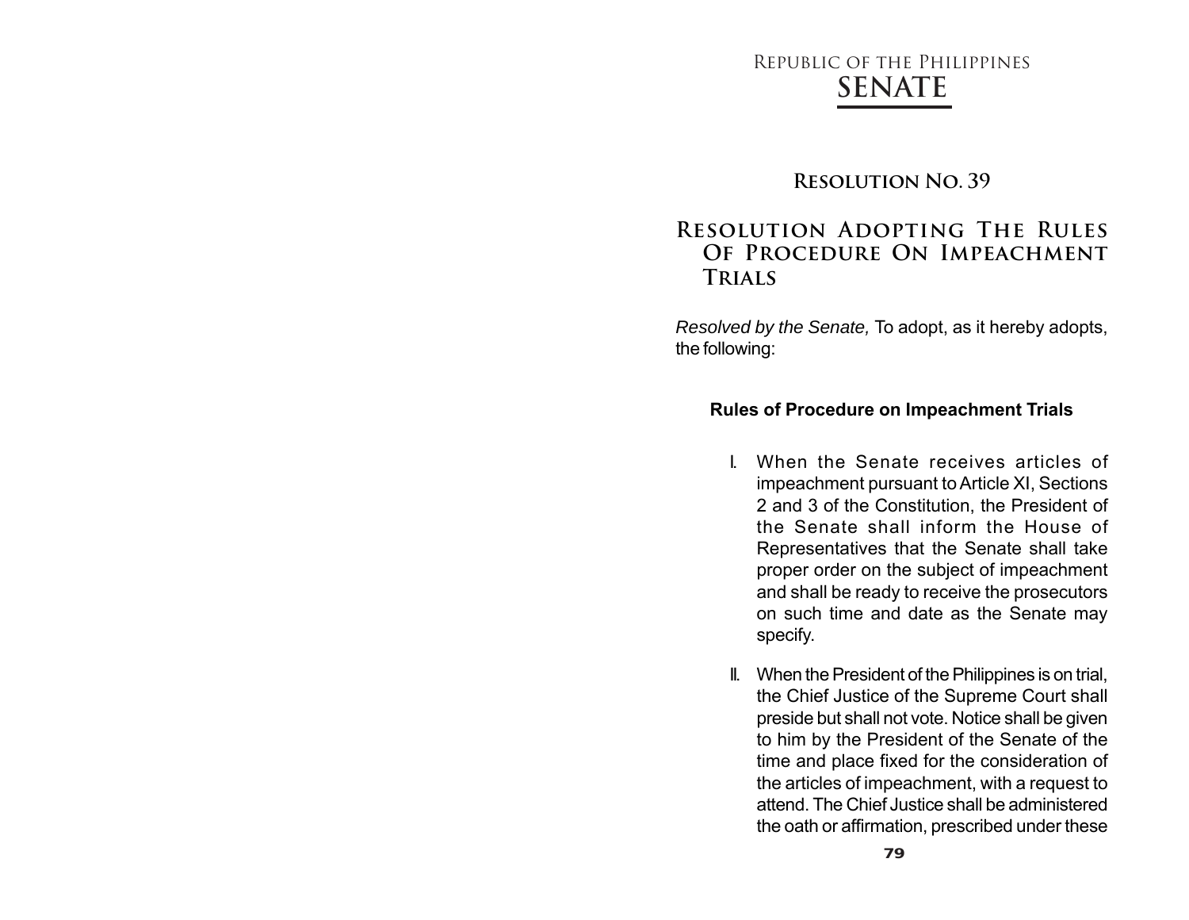Republic of the Philippines

# SENATE

## Resolution No. 39

## Resolution Adopting The Rules Of Procedure On Impeachment Trials

*Resolved by the Senate,* To adopt, as it hereby adopts, the following:

### Rules of Procedure on Impeachment Trials

I. When the Senate receives articles of impeachment pursuant to Article XI, Sections 2 and 3 of the Constitution, the President of the Senate shall inform the House of Representatives that the Senate shall take proper order on the subject of impeachment and shall be ready to receive the prosecutors on such time and date as the Senate may specify.

II. When the President of the Philippines is on trial, the Chief Justice of the Supreme Court shall preside but shall not vote. Notice shall be given to him by the President of the Senate of the time and place fixed for the consideration of the articles of impeachment, with a request to attend. The Chief Justice shall be administered the oath or affirmation, prescribed under these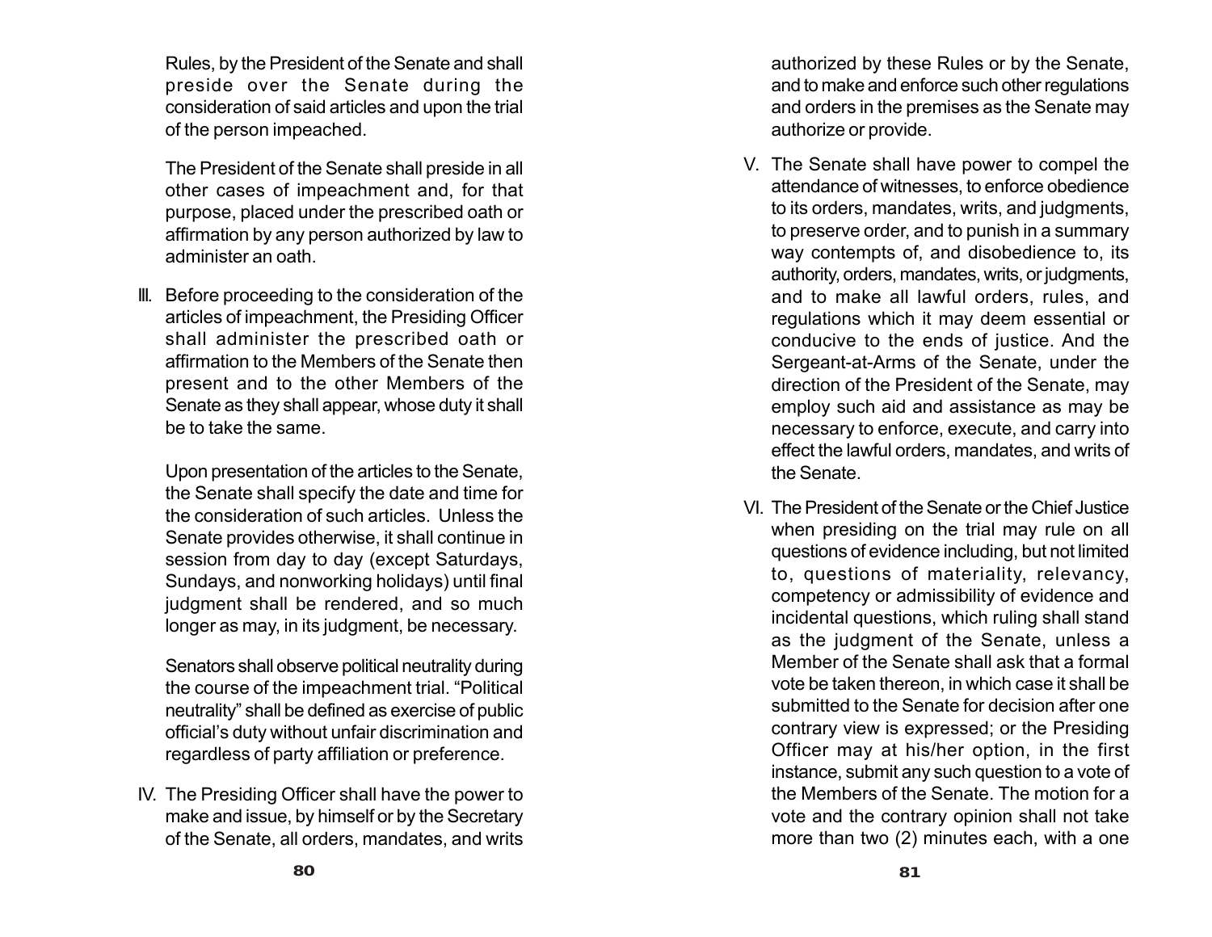Rules, by the President of the Senate and shall preside over the Senate during the consideration of said articles and upon the trial of the person impeached.

The President of the Senate shall preside in all other cases of impeachment and, for that purpose, placed under the prescribed oath or affirmation by any person authorized by law to administer an oath.

III. Before proceeding to the consideration of the articles of impeachment, the Presiding Officer shall administer the prescribed oath or affirmation to the Members of the Senate then present and to the other Members of the Senate as they shall appear, whose duty it shall be to take the same.

Upon presentation of the articles to the Senate, the Senate shall specify the date and time for the consideration of such articles. Unless the Senate provides otherwise, it shall continue in session from day to day (except Saturdays, Sundays, and nonworking holidays) until final judgment shall be rendered, and so much longer as may, in its judgment, be necessary.

Senators shall observe political neutrality during the course of the impeachment trial. "Political neutrality" shall be defined as exercise of public official's duty without unfair discrimination and regardless of party affiliation or preference.

IV. The Presiding Officer shall have the power to make and issue, by himself or by the Secretary of the Senate, all orders, mandates, and writs authorized by these Rules or by the Senate, and to make and enforce such other regulations and orders in the premises as the Senate may authorize or provide.

V. The Senate shall have power to compel the attendance of witnesses, to enforce obedience to its orders, mandates, writs, and judgments, to preserve order, and to punish in a summary way contempts of, and disobedience to, its authority, orders, mandates, writs, or judgments, and to make all lawful orders, rules, and regulations which it may deem essential or conducive to the ends of justice. And the Sergeant-at-Arms of the Senate, under the direction of the President of the Senate, may employ such aid and assistance as may be necessary to enforce, execute, and carry into effect the lawful orders, mandates, and writs of the Senate.

VI. The President of the Senate or the Chief Justice when presiding on the trial may rule on all questions of evidence including, but not limited to, questions of materiality, relevancy, competency or admissibility of evidence and incidental questions, which ruling shall stand as the judgment of the Senate, unless a Member of the Senate shall ask that a formal vote be taken thereon, in which case it shall be submitted to the Senate for decision after one contrary view is expressed; or the Presiding Officer may at his/her option, in the first instance, submit any such question to a vote of the Members of the Senate. The motion for a vote and the contrary opinion shall not take more than two (2) minutes each, with a one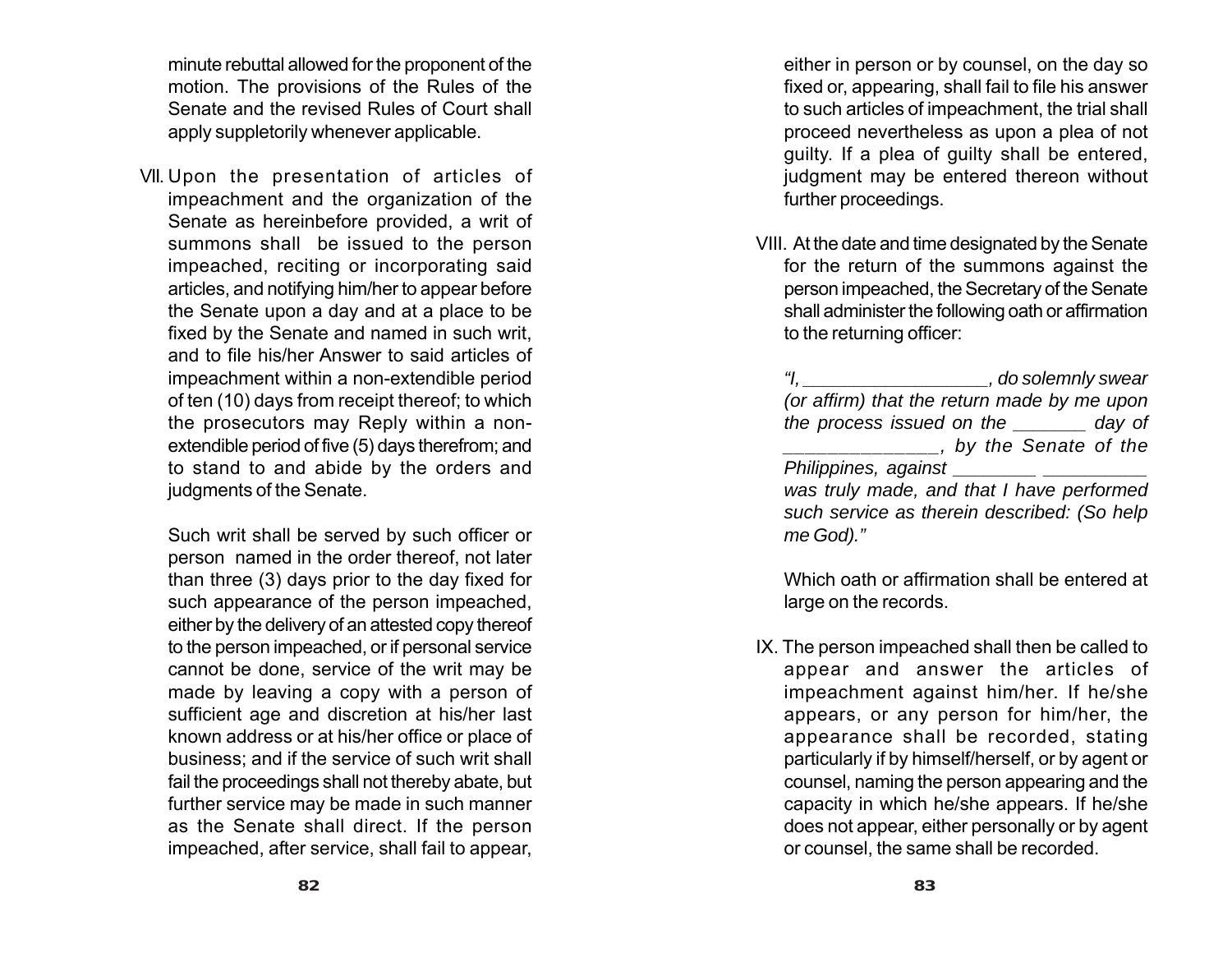minute rebuttal allowed for the proponent of the motion. The provisions of the Rules of the Senate and the revised Rules of Court shall apply suppletorily whenever applicable.

VII. Upon the presentation of articles of impeachment and the organization of the Senate as hereinbefore provided, a writ of summons shall be issued to the person impeached, reciting or incorporating said articles, and notifying him/her to appear before the Senate upon a day and at a place to be fixed by the Senate and named in such writ, and to file his/her Answer to said articles of impeachment within a non-extendible period of ten (10) days from receipt thereof; to which the prosecutors may Reply within a non-extendible period of five (5) days therefrom; and to stand to and abide by the orders and judgments of the Senate.

Such writ shall be served by such officer or person named in the order thereof, not later than three (3) days prior to the day fixed for such appearance of the person impeached, either by the delivery of an attested copy thereof to the person impeached, or if personal service cannot be done, service of the writ may be made by leaving a copy with a person of sufficient age and discretion at his/her last known address or at his/her office or place of business; and if the service of such writ shall fail the proceedings shall not thereby abate, but further service may be made in such manner as the Senate shall direct. If the person impeached, after service, shall fail to appear, either in person or by counsel, on the day so fixed or, appearing, shall fail to file his answer to such articles of impeachment, the trial shall proceed nevertheless as upon a plea of not guilty. If a plea of guilty shall be entered, judgment may be entered thereon without further proceedings.

VIII. At the date and time designated by the Senate for the return of the summons against the person impeached, the Secretary of the Senate shall administer the following oath or affirmation to the returning officer:

*"I, _________________, do solemnly swear (or affirm) that the return made by me upon the process issued on the _______ day of _______________, by the Senate of the Philippines, against ________ __________ was truly made, and that I have performed such service as therein described: (So help me God)."*

Which oath or affirmation shall be entered at large on the records.

IX. The person impeached shall then be called to appear and answer the articles of impeachment against him/her. If he/she appears, or any person for him/her, the appearance shall be recorded, stating particularly if by himself/herself, or by agent or counsel, naming the person appearing and the capacity in which he/she appears. If he/she does not appear, either personally or by agent or counsel, the same shall be recorded.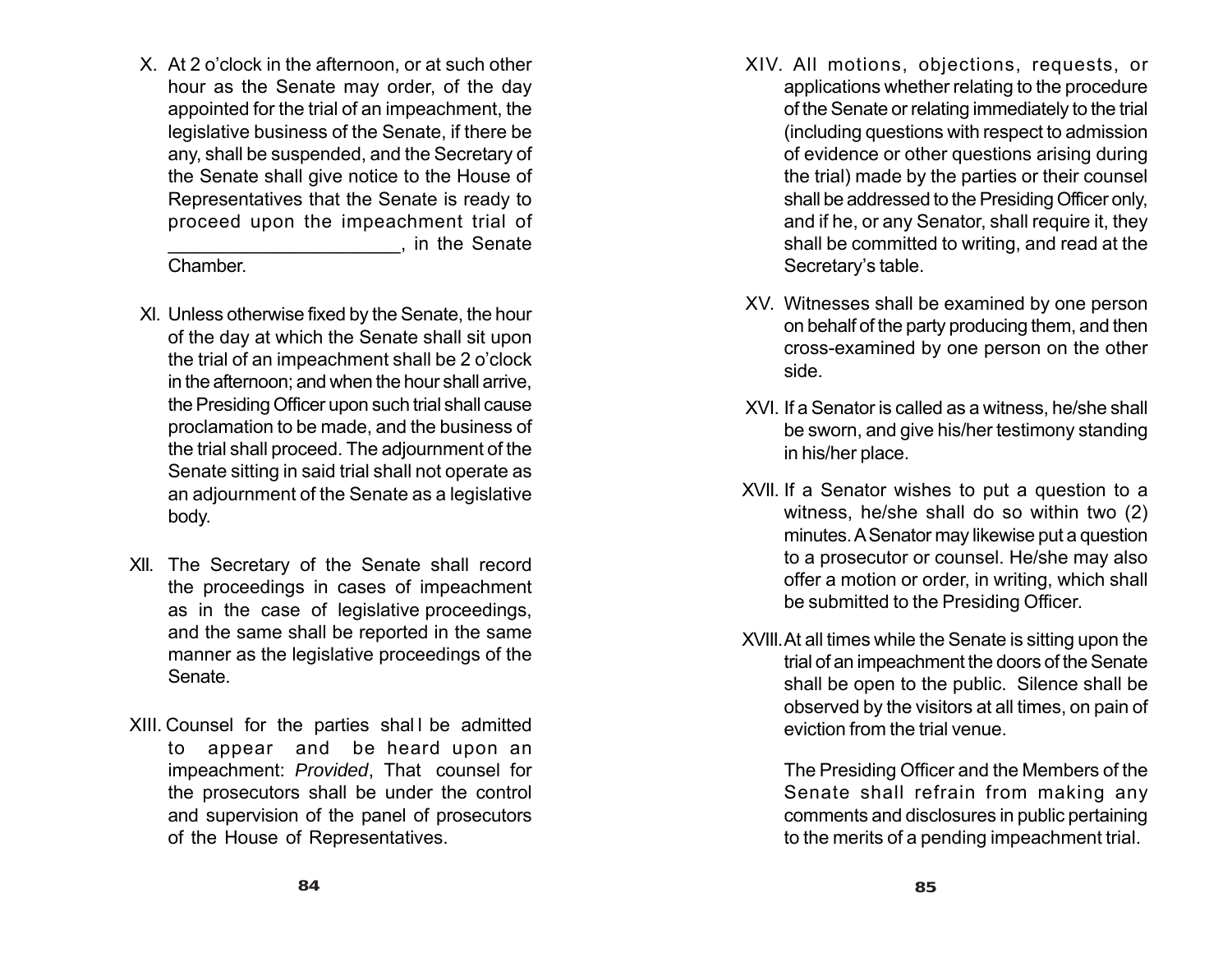X. At 2 o'clock in the afternoon, or at such other hour as the Senate may order, of the day appointed for the trial of an impeachment, the legislative business of the Senate, if there be any, shall be suspended, and the Secretary of the Senate shall give notice to the House of Representatives that the Senate is ready to proceed upon the impeachment trial of ______________________, in the Senate Chamber.

XI. Unless otherwise fixed by the Senate, the hour of the day at which the Senate shall sit upon the trial of an impeachment shall be 2 o'clock in the afternoon; and when the hour shall arrive, the Presiding Officer upon such trial shall cause proclamation to be made, and the business of the trial shall proceed. The adjournment of the Senate sitting in said trial shall not operate as an adjournment of the Senate as a legislative body.

XII. The Secretary of the Senate shall record the proceedings in cases of impeachment as in the case of legislative proceedings, and the same shall be reported in the same manner as the legislative proceedings of the Senate.

XIII. Counsel for the parties shall be admitted to appear and be heard upon an impeachment: *Provided*, That counsel for the prosecutors shall be under the control and supervision of the panel of prosecutors of the House of Representatives.

XIV. All motions, objections, requests, or applications whether relating to the procedure of the Senate or relating immediately to the trial (including questions with respect to admission of evidence or other questions arising during the trial) made by the parties or their counsel shall be addressed to the Presiding Officer only, and if he, or any Senator, shall require it, they shall be committed to writing, and read at the Secretary's table.

XV. Witnesses shall be examined by one person on behalf of the party producing them, and then cross-examined by one person on the other side.

XVI. If a Senator is called as a witness, he/she shall be sworn, and give his/her testimony standing in his/her place.

XVII. If a Senator wishes to put a question to a witness, he/she shall do so within two (2) minutes. A Senator may likewise put a question to a prosecutor or counsel. He/she may also offer a motion or order, in writing, which shall be submitted to the Presiding Officer.

XVIII. At all times while the Senate is sitting upon the trial of an impeachment the doors of the Senate shall be open to the public. Silence shall be observed by the visitors at all times, on pain of eviction from the trial venue.

The Presiding Officer and the Members of the Senate shall refrain from making any comments and disclosures in public pertaining to the merits of a pending impeachment trial.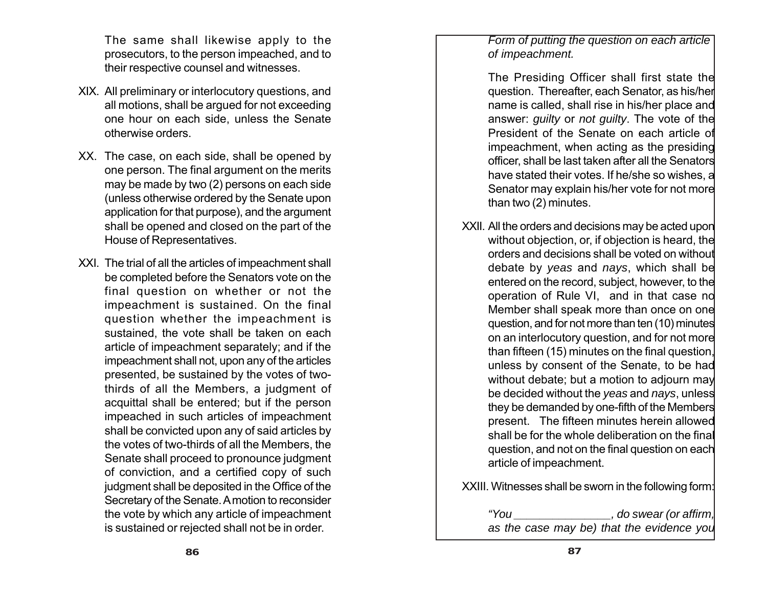The same shall likewise apply to the prosecutors, to the person impeached, and to their respective counsel and witnesses.

XIX. All preliminary or interlocutory questions, and all motions, shall be argued for not exceeding one hour on each side, unless the Senate otherwise orders.

XX. The case, on each side, shall be opened by one person. The final argument on the merits may be made by two (2) persons on each side (unless otherwise ordered by the Senate upon application for that purpose), and the argument shall be opened and closed on the part of the House of Representatives.

XXI. The trial of all the articles of impeachment shall be completed before the Senators vote on the final question on whether or not the impeachment is sustained. On the final question whether the impeachment is sustained, the vote shall be taken on each article of impeachment separately; and if the impeachment shall not, upon any of the articles presented, be sustained by the votes of two-thirds of all the Members, a judgment of acquittal shall be entered; but if the person impeached in such articles of impeachment shall be convicted upon any of said articles by the votes of two-thirds of all the Members, the Senate shall proceed to pronounce judgment of conviction, and a certified copy of such judgment shall be deposited in the Office of the Secretary of the Senate. A motion to reconsider the vote by which any article of impeachment is sustained or rejected shall not be in order.

*Form of putting the question on each article of impeachment.*

The Presiding Officer shall first state the question. Thereafter, each Senator, as his/her name is called, shall rise in his/her place and answer: *guilty* or *not guilty*. The vote of the President of the Senate on each article of impeachment, when acting as the presiding officer, shall be last taken after all the Senators have stated their votes. If he/she so wishes, a Senator may explain his/her vote for not more than two (2) minutes.

XXII. All the orders and decisions may be acted upon without objection, or, if objection is heard, the orders and decisions shall be voted on without debate by *yeas* and *nays*, which shall be entered on the record, subject, however, to the operation of Rule VI, and in that case no Member shall speak more than once on one question, and for not more than ten (10) minutes on an interlocutory question, and for not more than fifteen (15) minutes on the final question, unless by consent of the Senate, to be had without debate; but a motion to adjourn may be decided without the *yeas* and *nays*, unless they be demanded by one-fifth of the Members present. The fifteen minutes herein allowed shall be for the whole deliberation on the final question, and not on the final question on each article of impeachment.

XXIII. Witnesses shall be sworn in the following form:

*"You _______________, do swear (or affirm, as the case may be) that the evidence you*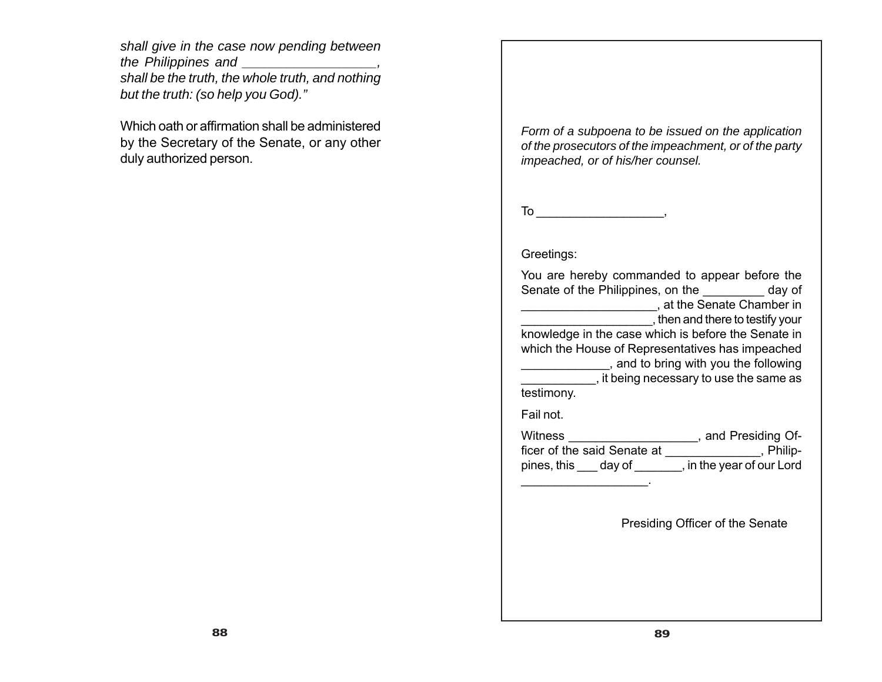*shall give in the case now pending between the Philippines and __________________, shall be the truth, the whole truth, and nothing but the truth: (so help you God)."*

Which oath or affirmation shall be administered by the Secretary of the Senate, or any other duly authorized person.

*Form of a subpoena to be issued on the application of the prosecutors of the impeachment, or of the party impeached, or of his/her counsel.*

To __________________,

Greetings:

You are hereby commanded to appear before the Senate of the Philippines, on the _________ day of ___________________, at the Senate Chamber in ___________________, then and there to testify your knowledge in the case which is before the Senate in which the House of Representatives has impeached _____________, and to bring with you the following ___________, it being necessary to use the same as testimony.

Fail not.

Witness __________________, and Presiding Officer of the said Senate at ______________, Philippines, this ___ day of _______, in the year of our Lord __________________.

Presiding Officer of the Senate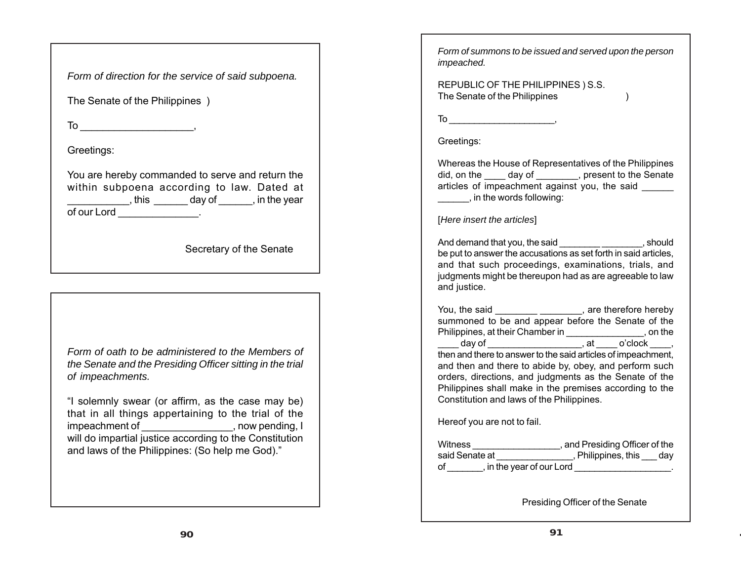*Form of direction for the service of said subpoena.*

The Senate of the Philippines )

To ____________________,

Greetings:

You are hereby commanded to serve and return the within subpoena according to law. Dated at ___________, this ______ day of ______, in the year of our Lord ______________.

Secretary of the Senate

*Form of oath to be administered to the Members of the Senate and the Presiding Officer sitting in the trial of impeachments.*

"I solemnly swear (or affirm, as the case may be) that in all things appertaining to the trial of the impeachment of ________________, now pending, I will do impartial justice according to the Constitution and laws of the Philippines: (So help me God)."

*Form of summons to be issued and served upon the person impeached.*

REPUBLIC OF THE PHILIPPINES ) S.S.
The Senate of the Philippines )

To ____________________,

Greetings:

Whereas the House of Representatives of the Philippines did, on the ____ day of ________, present to the Senate articles of impeachment against you, the said ______ ______, in the words following:

[*Here insert the articles*]

And demand that you, the said ________ ________, should be put to answer the accusations as set forth in said articles, and that such proceedings, examinations, trials, and judgments might be thereupon had as are agreeable to law and justice.

You, the said ________ ________, are therefore hereby summoned to be and appear before the Senate of the Philippines, at their Chamber in _______________, on the ____ day of __________________, at ____ o'clock ____, then and there to answer to the said articles of impeachment, and then and there to abide by, obey, and perform such orders, directions, and judgments as the Senate of the Philippines shall make in the premises according to the Constitution and laws of the Philippines.

Hereof you are not to fail.

Witness _________________, and Presiding Officer of the said Senate at _______________, Philippines, this ___ day of _______, in the year of our Lord ___________________.

Presiding Officer of the Senate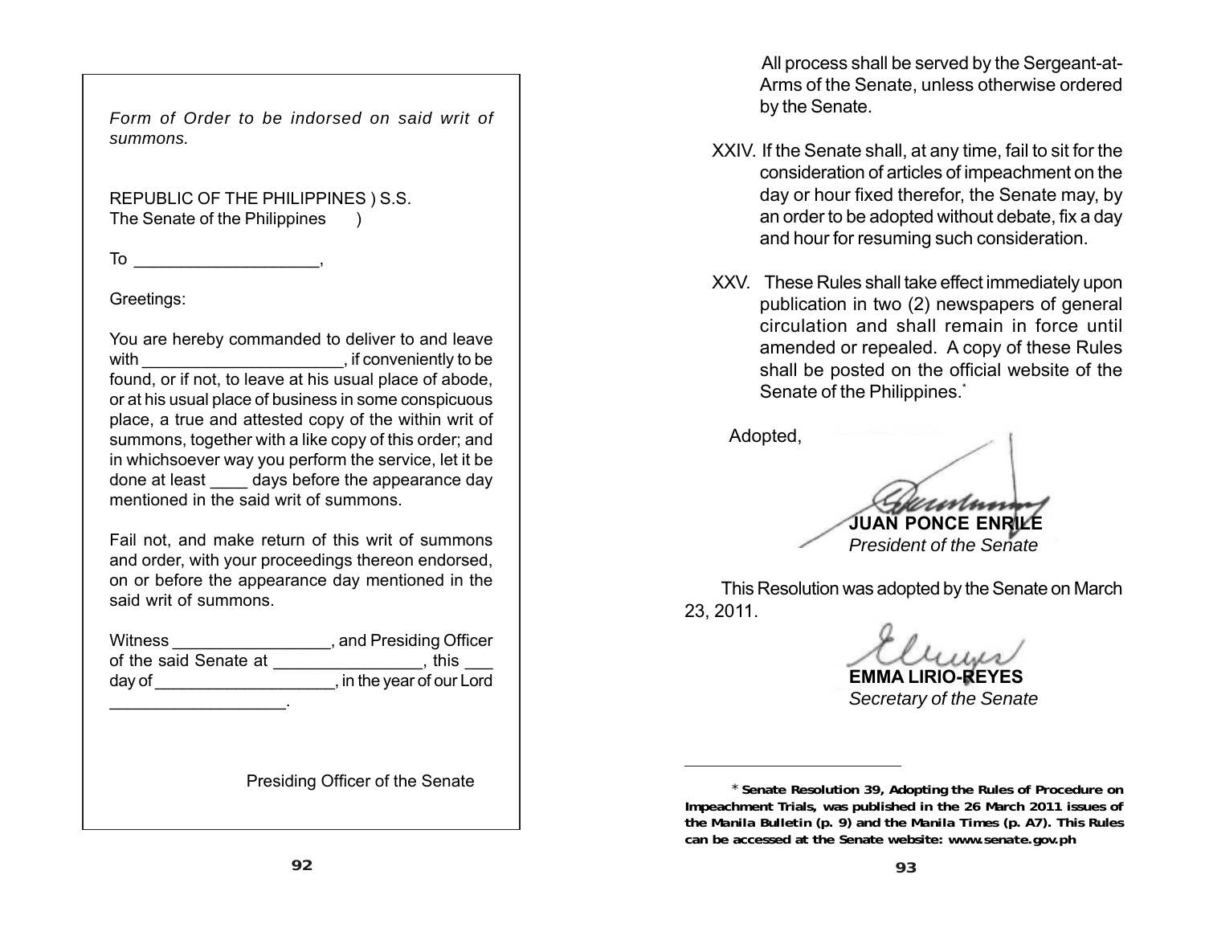*Form of Order to be indorsed on said writ of summons.*

REPUBLIC OF THE PHILIPPINES ) S.S.
The Senate of the Philippines )

To ____________________,

Greetings:

You are hereby commanded to deliver to and leave with ______________________, if conveniently to be found, or if not, to leave at his usual place of abode, or at his usual place of business in some conspicuous place, a true and attested copy of the within writ of summons, together with a like copy of this order; and in whichsoever way you perform the service, let it be done at least ____ days before the appearance day mentioned in the said writ of summons.

Fail not, and make return of this writ of summons and order, with your proceedings thereon endorsed, on or before the appearance day mentioned in the said writ of summons.

Witness _________________, and Presiding Officer of the said Senate at ________________, this ___ day of ___________________, in the year of our Lord ___________________.

Presiding Officer of the Senate

All process shall be served by the Sergeant-at-Arms of the Senate, unless otherwise ordered by the Senate.

XXIV. If the Senate shall, at any time, fail to sit for the consideration of articles of impeachment on the day or hour fixed therefor, the Senate may, by an order to be adopted without debate, fix a day and hour for resuming such consideration.

XXV. These Rules shall take effect immediately upon publication in two (2) newspapers of general circulation and shall remain in force until amended or repealed. A copy of these Rules shall be posted on the official website of the Senate of the Philippines.*

Adopted,

**JUAN PONCE ENRILE**
*President of the Senate*

This Resolution was adopted by the Senate on March 23, 2011.

**EMMA LIRIO-REYES**
*Secretary of the Senate*

---

**\* Senate Resolution 39, Adopting the Rules of Procedure on Impeachment Trials, was published in the 26 March 2011 issues of the Manila Bulletin (p. 9) and the Manila Times (p. A7). This Rules can be accessed at the Senate website: www.senate.gov.ph**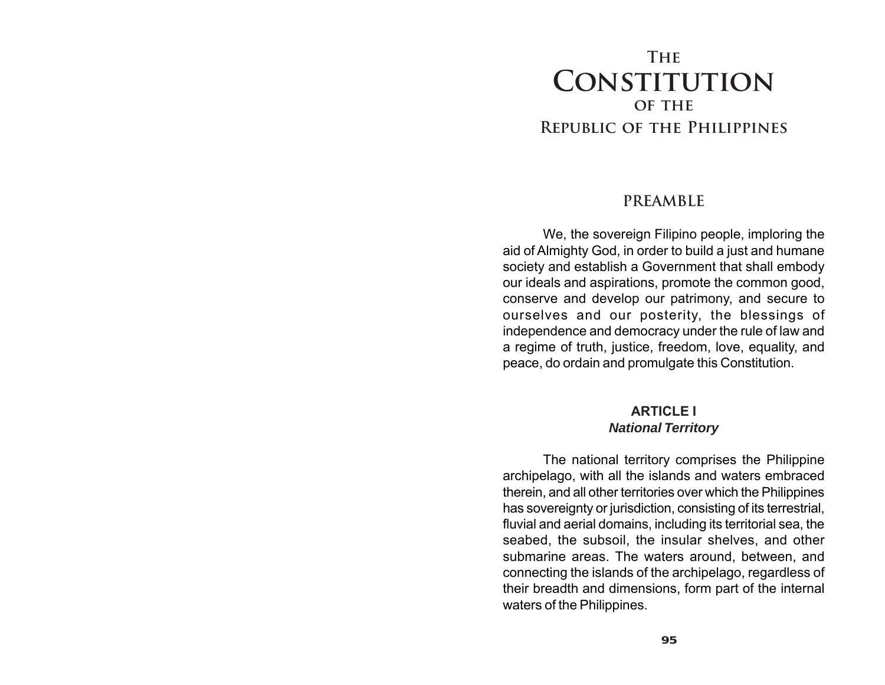# The Constitution of the Republic of the Philippines

## PREAMBLE

We, the sovereign Filipino people, imploring the aid of Almighty God, in order to build a just and humane society and establish a Government that shall embody our ideals and aspirations, promote the common good, conserve and develop our patrimony, and secure to ourselves and our posterity, the blessings of independence and democracy under the rule of law and a regime of truth, justice, freedom, love, equality, and peace, do ordain and promulgate this Constitution.

### ARTICLE I
***National Territory***

The national territory comprises the Philippine archipelago, with all the islands and waters embraced therein, and all other territories over which the Philippines has sovereignty or jurisdiction, consisting of its terrestrial, fluvial and aerial domains, including its territorial sea, the seabed, the subsoil, the insular shelves, and other submarine areas. The waters around, between, and connecting the islands of the archipelago, regardless of their breadth and dimensions, form part of the internal waters of the Philippines.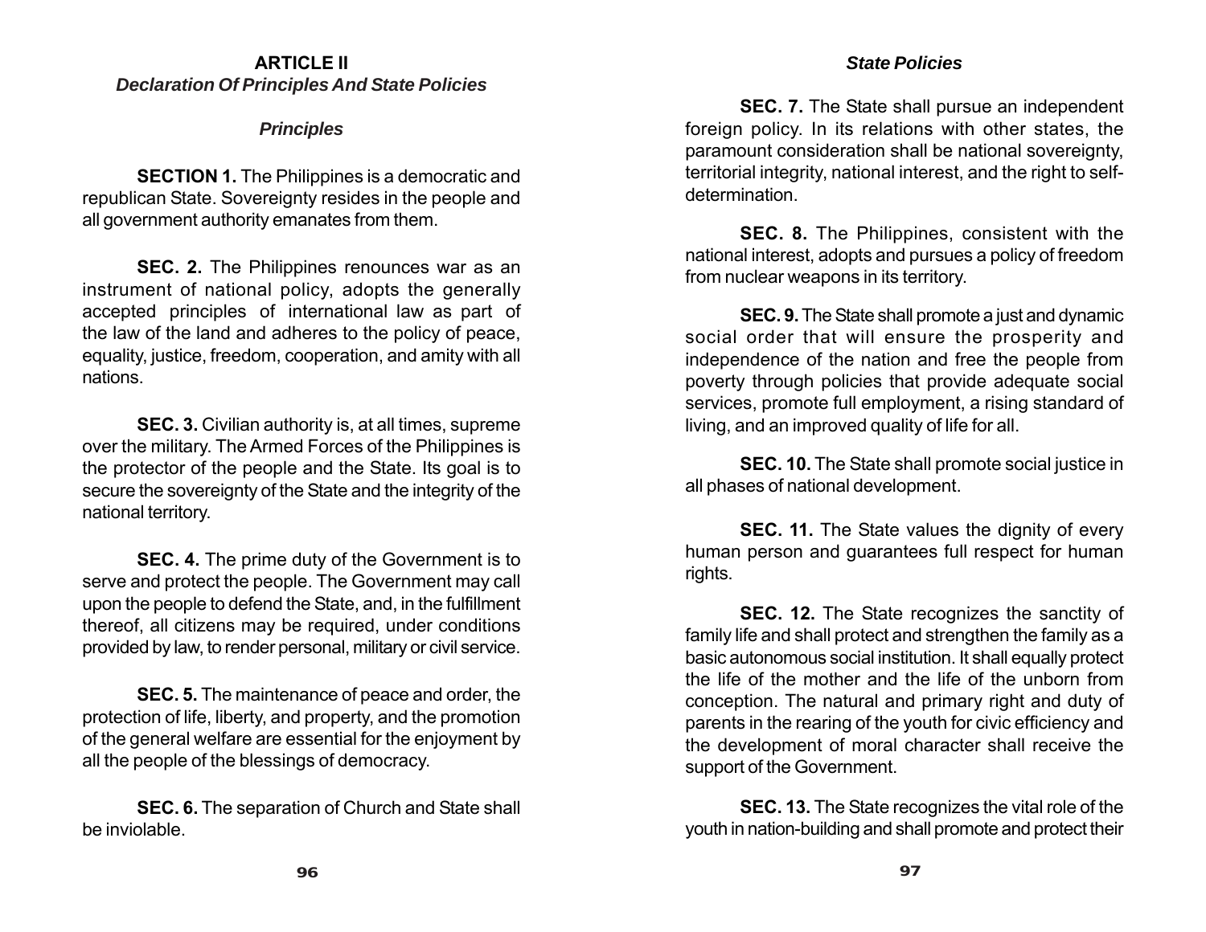# ARTICLE II

## *Declaration Of Principles And State Policies*

### *Principles*

**SECTION 1.** The Philippines is a democratic and republican State. Sovereignty resides in the people and all government authority emanates from them.

**SEC. 2.** The Philippines renounces war as an instrument of national policy, adopts the generally accepted principles of international law as part of the law of the land and adheres to the policy of peace, equality, justice, freedom, cooperation, and amity with all nations.

**SEC. 3.** Civilian authority is, at all times, supreme over the military. The Armed Forces of the Philippines is the protector of the people and the State. Its goal is to secure the sovereignty of the State and the integrity of the national territory.

**SEC. 4.** The prime duty of the Government is to serve and protect the people. The Government may call upon the people to defend the State, and, in the fulfillment thereof, all citizens may be required, under conditions provided by law, to render personal, military or civil service.

**SEC. 5.** The maintenance of peace and order, the protection of life, liberty, and property, and the promotion of the general welfare are essential for the enjoyment by all the people of the blessings of democracy.

**SEC. 6.** The separation of Church and State shall be inviolable.

### *State Policies*

**SEC. 7.** The State shall pursue an independent foreign policy. In its relations with other states, the paramount consideration shall be national sovereignty, territorial integrity, national interest, and the right to self-determination.

**SEC. 8.** The Philippines, consistent with the national interest, adopts and pursues a policy of freedom from nuclear weapons in its territory.

**SEC. 9.** The State shall promote a just and dynamic social order that will ensure the prosperity and independence of the nation and free the people from poverty through policies that provide adequate social services, promote full employment, a rising standard of living, and an improved quality of life for all.

**SEC. 10.** The State shall promote social justice in all phases of national development.

**SEC. 11.** The State values the dignity of every human person and guarantees full respect for human rights.

**SEC. 12.** The State recognizes the sanctity of family life and shall protect and strengthen the family as a basic autonomous social institution. It shall equally protect the life of the mother and the life of the unborn from conception. The natural and primary right and duty of parents in the rearing of the youth for civic efficiency and the development of moral character shall receive the support of the Government.

**SEC. 13.** The State recognizes the vital role of the youth in nation-building and shall promote and protect their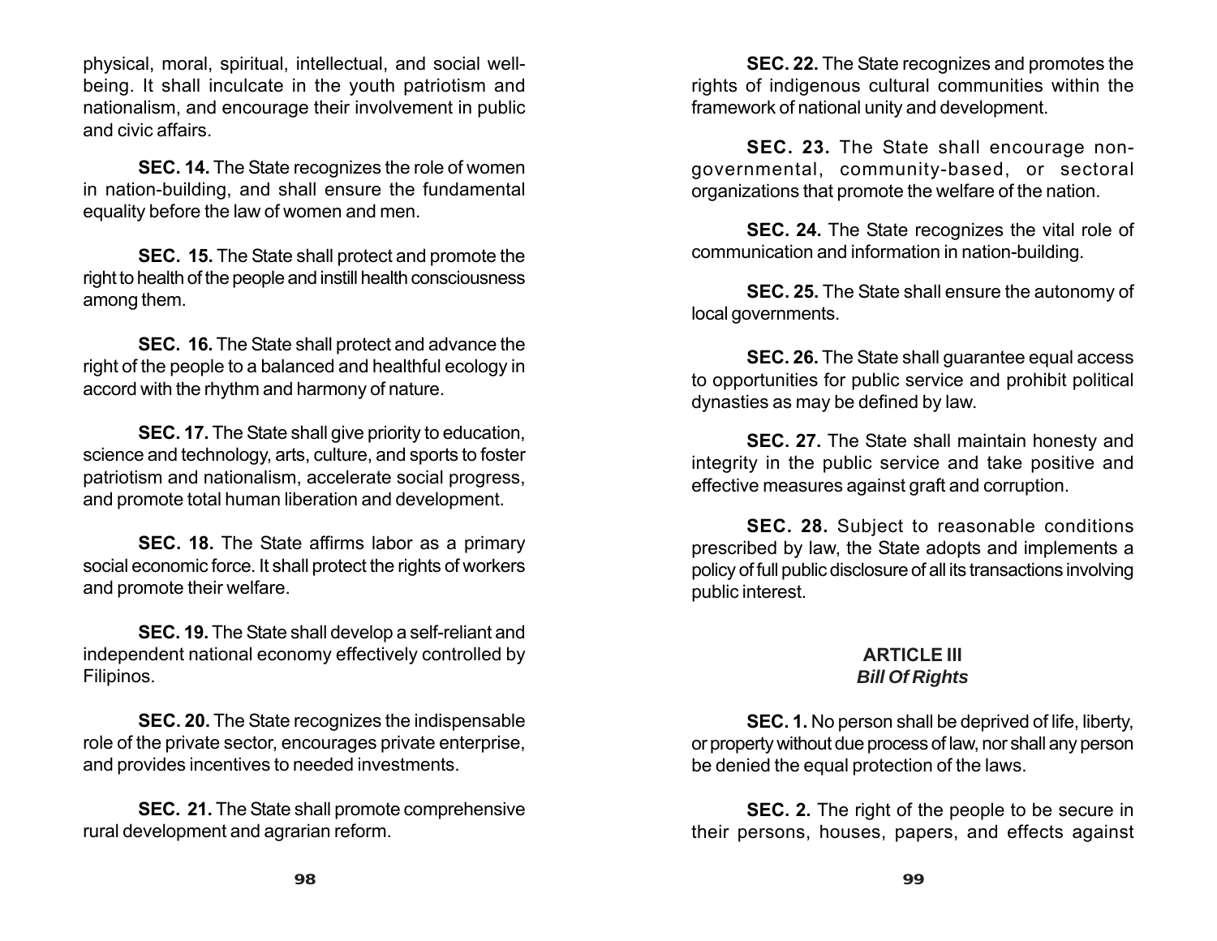physical, moral, spiritual, intellectual, and social well-being. It shall inculcate in the youth patriotism and nationalism, and encourage their involvement in public and civic affairs.

**SEC. 14.** The State recognizes the role of women in nation-building, and shall ensure the fundamental equality before the law of women and men.

**SEC. 15.** The State shall protect and promote the right to health of the people and instill health consciousness among them.

**SEC. 16.** The State shall protect and advance the right of the people to a balanced and healthful ecology in accord with the rhythm and harmony of nature.

**SEC. 17.** The State shall give priority to education, science and technology, arts, culture, and sports to foster patriotism and nationalism, accelerate social progress, and promote total human liberation and development.

**SEC. 18.** The State affirms labor as a primary social economic force. It shall protect the rights of workers and promote their welfare.

**SEC. 19.** The State shall develop a self-reliant and independent national economy effectively controlled by Filipinos.

**SEC. 20.** The State recognizes the indispensable role of the private sector, encourages private enterprise, and provides incentives to needed investments.

**SEC. 21.** The State shall promote comprehensive rural development and agrarian reform.

**SEC. 22.** The State recognizes and promotes the rights of indigenous cultural communities within the framework of national unity and development.

**SEC. 23.** The State shall encourage non-governmental, community-based, or sectoral organizations that promote the welfare of the nation.

**SEC. 24.** The State recognizes the vital role of communication and information in nation-building.

**SEC. 25.** The State shall ensure the autonomy of local governments.

**SEC. 26.** The State shall guarantee equal access to opportunities for public service and prohibit political dynasties as may be defined by law.

**SEC. 27.** The State shall maintain honesty and integrity in the public service and take positive and effective measures against graft and corruption.

**SEC. 28.** Subject to reasonable conditions prescribed by law, the State adopts and implements a policy of full public disclosure of all its transactions involving public interest.

## ARTICLE III
### *Bill Of Rights*

**SEC. 1.** No person shall be deprived of life, liberty, or property without due process of law, nor shall any person be denied the equal protection of the laws.

**SEC. 2.** The right of the people to be secure in their persons, houses, papers, and effects against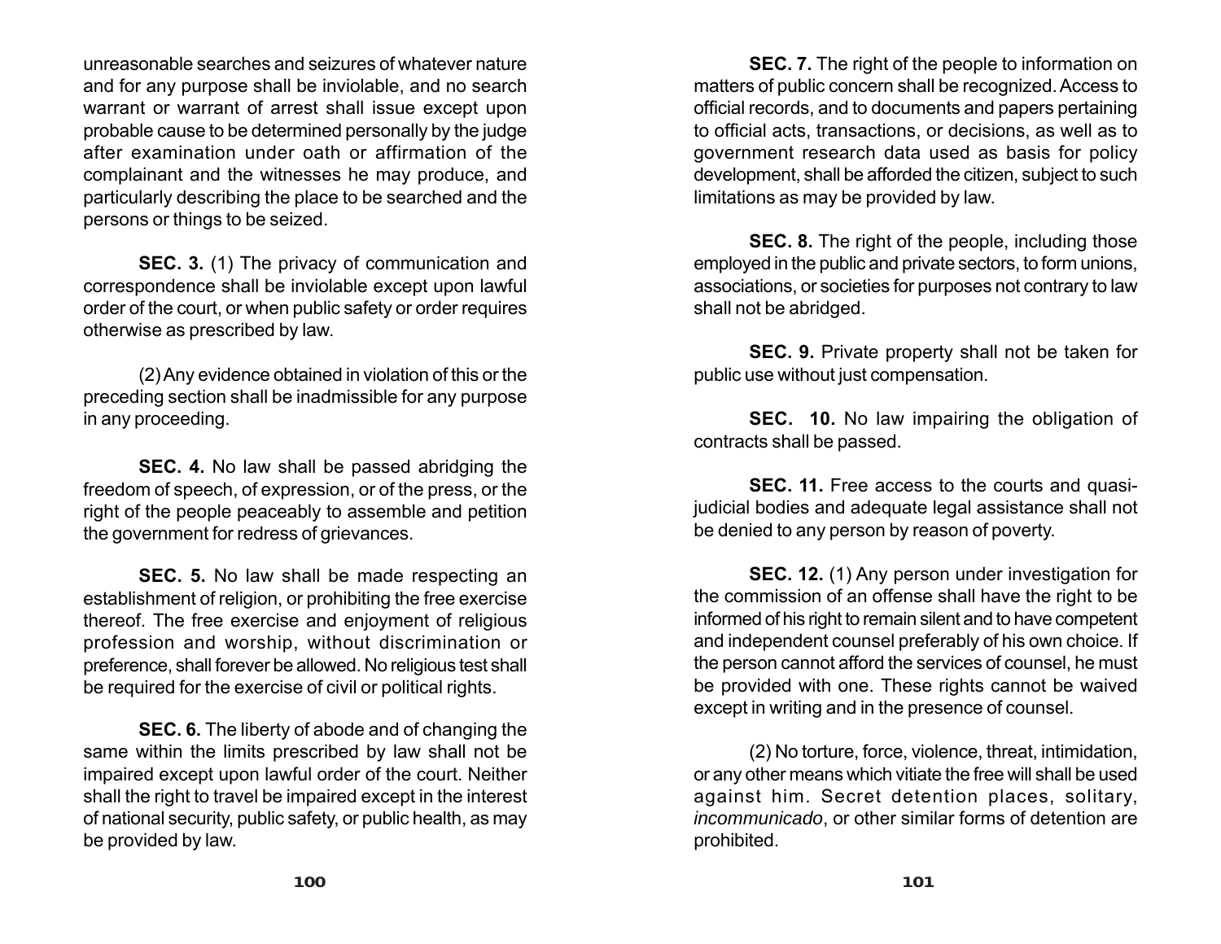unreasonable searches and seizures of whatever nature and for any purpose shall be inviolable, and no search warrant or warrant of arrest shall issue except upon probable cause to be determined personally by the judge after examination under oath or affirmation of the complainant and the witnesses he may produce, and particularly describing the place to be searched and the persons or things to be seized.

**SEC. 3.** (1) The privacy of communication and correspondence shall be inviolable except upon lawful order of the court, or when public safety or order requires otherwise as prescribed by law.

(2) Any evidence obtained in violation of this or the preceding section shall be inadmissible for any purpose in any proceeding.

**SEC. 4.** No law shall be passed abridging the freedom of speech, of expression, or of the press, or the right of the people peaceably to assemble and petition the government for redress of grievances.

**SEC. 5.** No law shall be made respecting an establishment of religion, or prohibiting the free exercise thereof. The free exercise and enjoyment of religious profession and worship, without discrimination or preference, shall forever be allowed. No religious test shall be required for the exercise of civil or political rights.

**SEC. 6.** The liberty of abode and of changing the same within the limits prescribed by law shall not be impaired except upon lawful order of the court. Neither shall the right to travel be impaired except in the interest of national security, public safety, or public health, as may be provided by law.

**SEC. 7.** The right of the people to information on matters of public concern shall be recognized. Access to official records, and to documents and papers pertaining to official acts, transactions, or decisions, as well as to government research data used as basis for policy development, shall be afforded the citizen, subject to such limitations as may be provided by law.

**SEC. 8.** The right of the people, including those employed in the public and private sectors, to form unions, associations, or societies for purposes not contrary to law shall not be abridged.

**SEC. 9.** Private property shall not be taken for public use without just compensation.

**SEC. 10.** No law impairing the obligation of contracts shall be passed.

**SEC. 11.** Free access to the courts and quasi-judicial bodies and adequate legal assistance shall not be denied to any person by reason of poverty.

**SEC. 12.** (1) Any person under investigation for the commission of an offense shall have the right to be informed of his right to remain silent and to have competent and independent counsel preferably of his own choice. If the person cannot afford the services of counsel, he must be provided with one. These rights cannot be waived except in writing and in the presence of counsel.

(2) No torture, force, violence, threat, intimidation, or any other means which vitiate the free will shall be used against him. Secret detention places, solitary, *incommunicado*, or other similar forms of detention are prohibited.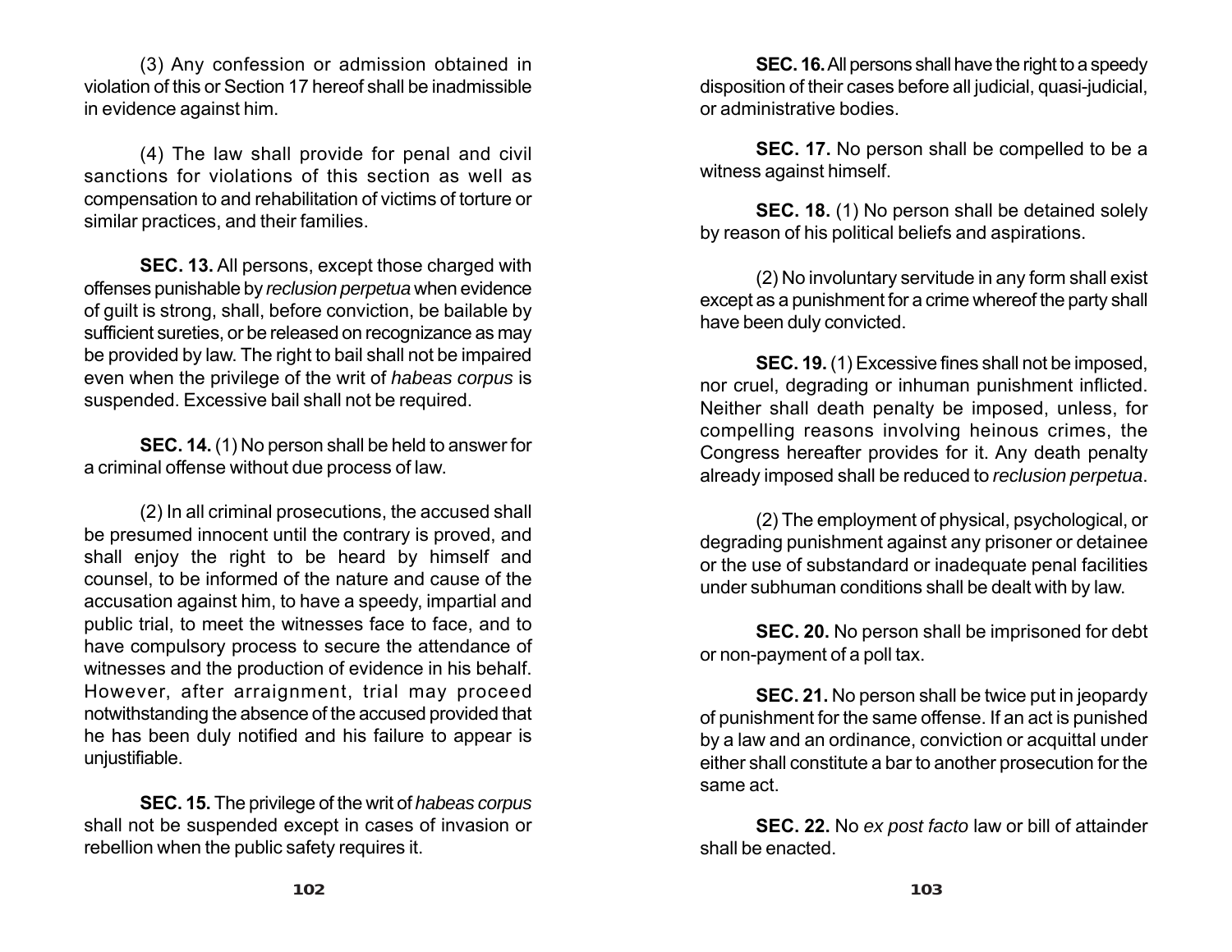(3) Any confession or admission obtained in violation of this or Section 17 hereof shall be inadmissible in evidence against him.

(4) The law shall provide for penal and civil sanctions for violations of this section as well as compensation to and rehabilitation of victims of torture or similar practices, and their families.

**SEC. 13.** All persons, except those charged with offenses punishable by *reclusion perpetua* when evidence of guilt is strong, shall, before conviction, be bailable by sufficient sureties, or be released on recognizance as may be provided by law. The right to bail shall not be impaired even when the privilege of the writ of *habeas corpus* is suspended. Excessive bail shall not be required.

**SEC. 14.** (1) No person shall be held to answer for a criminal offense without due process of law.

(2) In all criminal prosecutions, the accused shall be presumed innocent until the contrary is proved, and shall enjoy the right to be heard by himself and counsel, to be informed of the nature and cause of the accusation against him, to have a speedy, impartial and public trial, to meet the witnesses face to face, and to have compulsory process to secure the attendance of witnesses and the production of evidence in his behalf. However, after arraignment, trial may proceed notwithstanding the absence of the accused provided that he has been duly notified and his failure to appear is unjustifiable.

**SEC. 15.** The privilege of the writ of *habeas corpus* shall not be suspended except in cases of invasion or rebellion when the public safety requires it.

**SEC. 16.** All persons shall have the right to a speedy disposition of their cases before all judicial, quasi-judicial, or administrative bodies.

**SEC. 17.** No person shall be compelled to be a witness against himself.

**SEC. 18.** (1) No person shall be detained solely by reason of his political beliefs and aspirations.

(2) No involuntary servitude in any form shall exist except as a punishment for a crime whereof the party shall have been duly convicted.

**SEC. 19.** (1) Excessive fines shall not be imposed, nor cruel, degrading or inhuman punishment inflicted. Neither shall death penalty be imposed, unless, for compelling reasons involving heinous crimes, the Congress hereafter provides for it. Any death penalty already imposed shall be reduced to *reclusion perpetua*.

(2) The employment of physical, psychological, or degrading punishment against any prisoner or detainee or the use of substandard or inadequate penal facilities under subhuman conditions shall be dealt with by law.

**SEC. 20.** No person shall be imprisoned for debt or non-payment of a poll tax.

**SEC. 21.** No person shall be twice put in jeopardy of punishment for the same offense. If an act is punished by a law and an ordinance, conviction or acquittal under either shall constitute a bar to another prosecution for the same act.

**SEC. 22.** No *ex post facto* law or bill of attainder shall be enacted.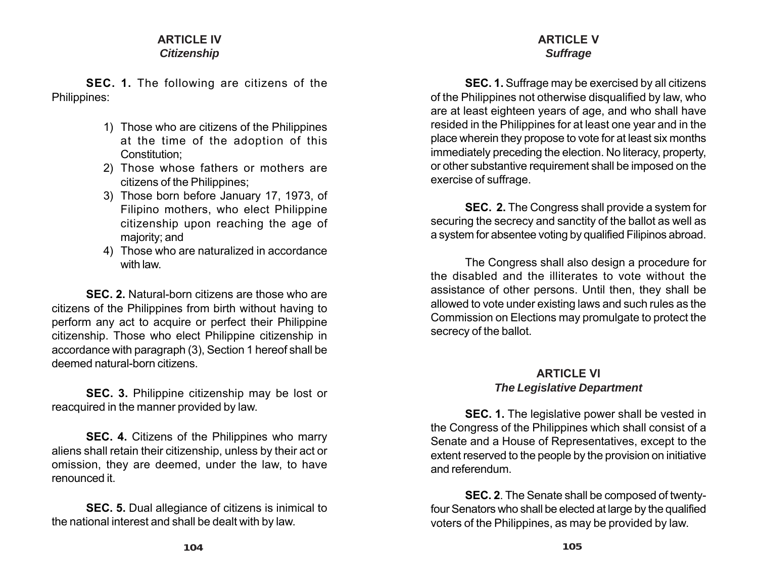## ARTICLE IV
### *Citizenship*

**SEC. 1.** The following are citizens of the Philippines:

1) Those who are citizens of the Philippines at the time of the adoption of this Constitution;
2) Those whose fathers or mothers are citizens of the Philippines;
3) Those born before January 17, 1973, of Filipino mothers, who elect Philippine citizenship upon reaching the age of majority; and
4) Those who are naturalized in accordance with law.

**SEC. 2.** Natural-born citizens are those who are citizens of the Philippines from birth without having to perform any act to acquire or perfect their Philippine citizenship. Those who elect Philippine citizenship in accordance with paragraph (3), Section 1 hereof shall be deemed natural-born citizens.

**SEC. 3.** Philippine citizenship may be lost or reacquired in the manner provided by law.

**SEC. 4.** Citizens of the Philippines who marry aliens shall retain their citizenship, unless by their act or omission, they are deemed, under the law, to have renounced it.

**SEC. 5.** Dual allegiance of citizens is inimical to the national interest and shall be dealt with by law.

## ARTICLE V
### *Suffrage*

**SEC. 1.** Suffrage may be exercised by all citizens of the Philippines not otherwise disqualified by law, who are at least eighteen years of age, and who shall have resided in the Philippines for at least one year and in the place wherein they propose to vote for at least six months immediately preceding the election. No literacy, property, or other substantive requirement shall be imposed on the exercise of suffrage.

**SEC. 2.** The Congress shall provide a system for securing the secrecy and sanctity of the ballot as well as a system for absentee voting by qualified Filipinos abroad.

The Congress shall also design a procedure for the disabled and the illiterates to vote without the assistance of other persons. Until then, they shall be allowed to vote under existing laws and such rules as the Commission on Elections may promulgate to protect the secrecy of the ballot.

## ARTICLE VI
### *The Legislative Department*

**SEC. 1.** The legislative power shall be vested in the Congress of the Philippines which shall consist of a Senate and a House of Representatives, except to the extent reserved to the people by the provision on initiative and referendum.

**SEC. 2**. The Senate shall be composed of twenty-four Senators who shall be elected at large by the qualified voters of the Philippines, as may be provided by law.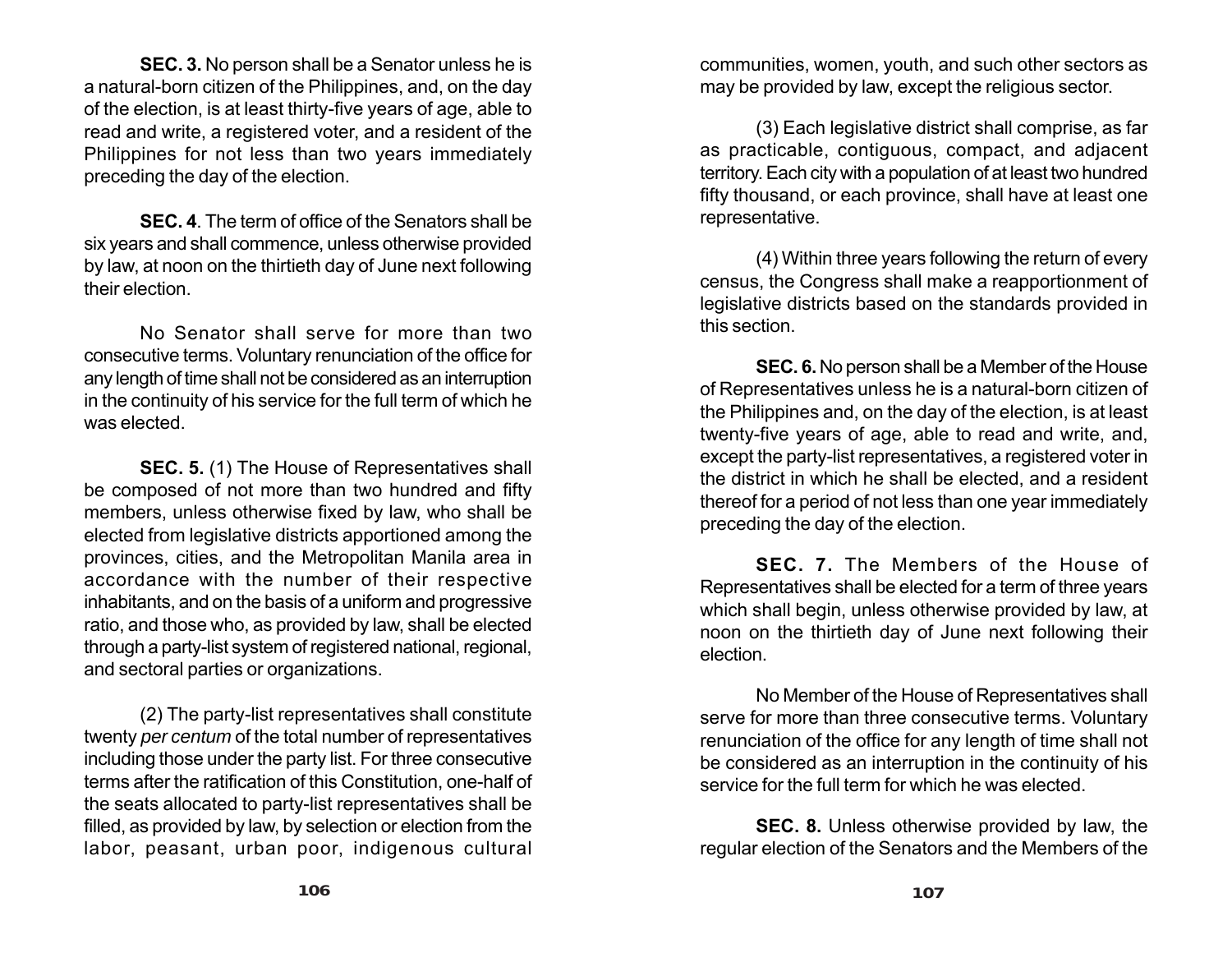**SEC. 3.** No person shall be a Senator unless he is a natural-born citizen of the Philippines, and, on the day of the election, is at least thirty-five years of age, able to read and write, a registered voter, and a resident of the Philippines for not less than two years immediately preceding the day of the election.

**SEC. 4**. The term of office of the Senators shall be six years and shall commence, unless otherwise provided by law, at noon on the thirtieth day of June next following their election.

No Senator shall serve for more than two consecutive terms. Voluntary renunciation of the office for any length of time shall not be considered as an interruption in the continuity of his service for the full term of which he was elected.

**SEC. 5.** (1) The House of Representatives shall be composed of not more than two hundred and fifty members, unless otherwise fixed by law, who shall be elected from legislative districts apportioned among the provinces, cities, and the Metropolitan Manila area in accordance with the number of their respective inhabitants, and on the basis of a uniform and progressive ratio, and those who, as provided by law, shall be elected through a party-list system of registered national, regional, and sectoral parties or organizations.

(2) The party-list representatives shall constitute twenty *per centum* of the total number of representatives including those under the party list. For three consecutive terms after the ratification of this Constitution, one-half of the seats allocated to party-list representatives shall be filled, as provided by law, by selection or election from the labor, peasant, urban poor, indigenous cultural communities, women, youth, and such other sectors as may be provided by law, except the religious sector.

(3) Each legislative district shall comprise, as far as practicable, contiguous, compact, and adjacent territory. Each city with a population of at least two hundred fifty thousand, or each province, shall have at least one representative.

(4) Within three years following the return of every census, the Congress shall make a reapportionment of legislative districts based on the standards provided in this section.

**SEC. 6.** No person shall be a Member of the House of Representatives unless he is a natural-born citizen of the Philippines and, on the day of the election, is at least twenty-five years of age, able to read and write, and, except the party-list representatives, a registered voter in the district in which he shall be elected, and a resident thereof for a period of not less than one year immediately preceding the day of the election.

**SEC. 7.** The Members of the House of Representatives shall be elected for a term of three years which shall begin, unless otherwise provided by law, at noon on the thirtieth day of June next following their election.

No Member of the House of Representatives shall serve for more than three consecutive terms. Voluntary renunciation of the office for any length of time shall not be considered as an interruption in the continuity of his service for the full term for which he was elected.

**SEC. 8.** Unless otherwise provided by law, the regular election of the Senators and the Members of the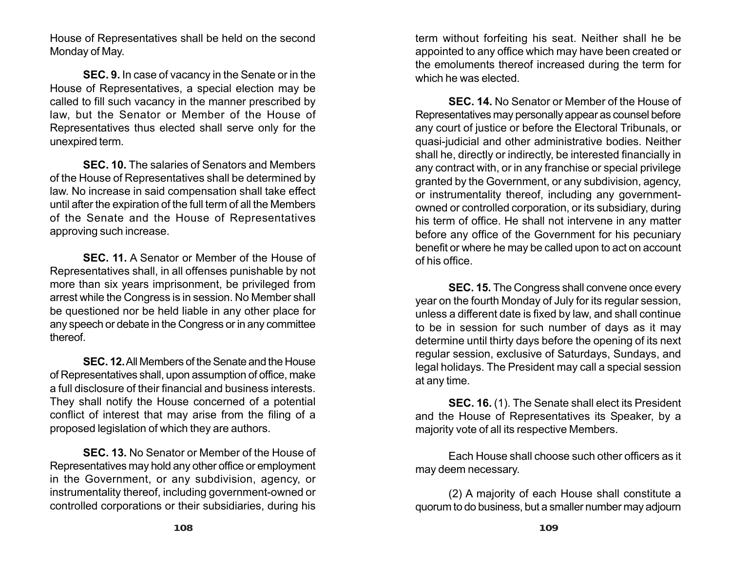House of Representatives shall be held on the second Monday of May.

**SEC. 9.** In case of vacancy in the Senate or in the House of Representatives, a special election may be called to fill such vacancy in the manner prescribed by law, but the Senator or Member of the House of Representatives thus elected shall serve only for the unexpired term.

**SEC. 10.** The salaries of Senators and Members of the House of Representatives shall be determined by law. No increase in said compensation shall take effect until after the expiration of the full term of all the Members of the Senate and the House of Representatives approving such increase.

**SEC. 11.** A Senator or Member of the House of Representatives shall, in all offenses punishable by not more than six years imprisonment, be privileged from arrest while the Congress is in session. No Member shall be questioned nor be held liable in any other place for any speech or debate in the Congress or in any committee thereof.

**SEC. 12.** All Members of the Senate and the House of Representatives shall, upon assumption of office, make a full disclosure of their financial and business interests. They shall notify the House concerned of a potential conflict of interest that may arise from the filing of a proposed legislation of which they are authors.

**SEC. 13.** No Senator or Member of the House of Representatives may hold any other office or employment in the Government, or any subdivision, agency, or instrumentality thereof, including government-owned or controlled corporations or their subsidiaries, during his term without forfeiting his seat. Neither shall he be appointed to any office which may have been created or the emoluments thereof increased during the term for which he was elected.

**SEC. 14.** No Senator or Member of the House of Representatives may personally appear as counsel before any court of justice or before the Electoral Tribunals, or quasi-judicial and other administrative bodies. Neither shall he, directly or indirectly, be interested financially in any contract with, or in any franchise or special privilege granted by the Government, or any subdivision, agency, or instrumentality thereof, including any government-owned or controlled corporation, or its subsidiary, during his term of office. He shall not intervene in any matter before any office of the Government for his pecuniary benefit or where he may be called upon to act on account of his office.

**SEC. 15.** The Congress shall convene once every year on the fourth Monday of July for its regular session, unless a different date is fixed by law, and shall continue to be in session for such number of days as it may determine until thirty days before the opening of its next regular session, exclusive of Saturdays, Sundays, and legal holidays. The President may call a special session at any time.

**SEC. 16.** (1). The Senate shall elect its President and the House of Representatives its Speaker, by a majority vote of all its respective Members.

Each House shall choose such other officers as it may deem necessary.

(2) A majority of each House shall constitute a quorum to do business, but a smaller number may adjourn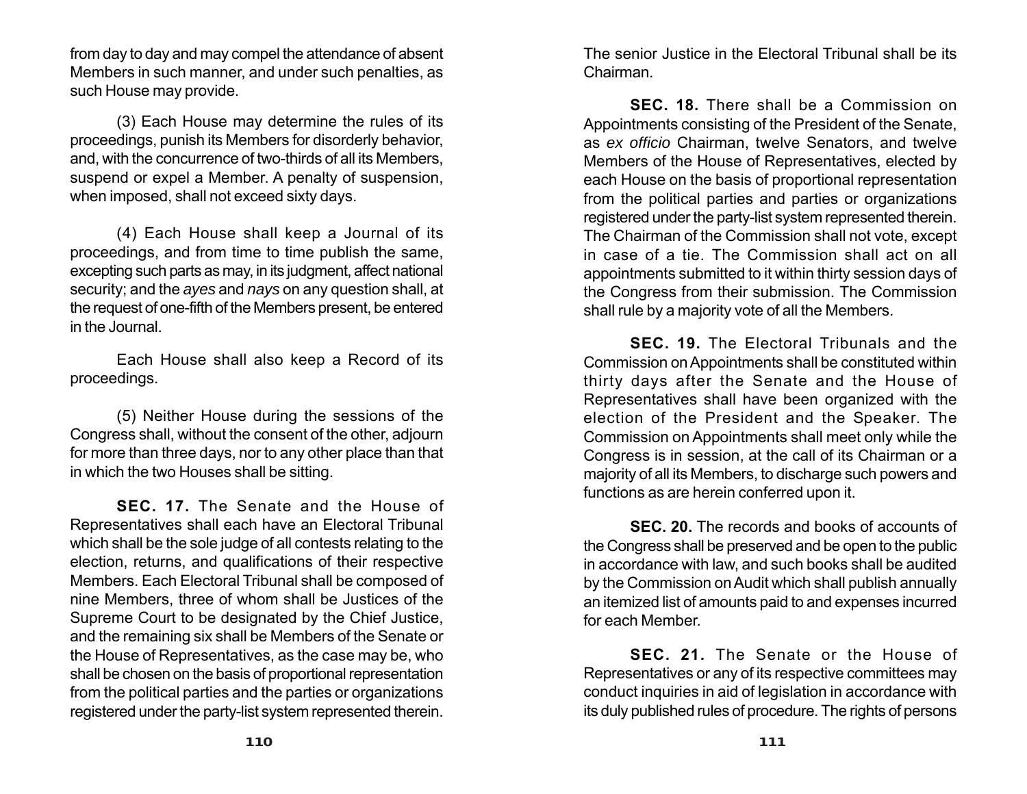from day to day and may compel the attendance of absent Members in such manner, and under such penalties, as such House may provide.

(3) Each House may determine the rules of its proceedings, punish its Members for disorderly behavior, and, with the concurrence of two-thirds of all its Members, suspend or expel a Member. A penalty of suspension, when imposed, shall not exceed sixty days.

(4) Each House shall keep a Journal of its proceedings, and from time to time publish the same, excepting such parts as may, in its judgment, affect national security; and the *ayes* and *nays* on any question shall, at the request of one-fifth of the Members present, be entered in the Journal.

Each House shall also keep a Record of its proceedings.

(5) Neither House during the sessions of the Congress shall, without the consent of the other, adjourn for more than three days, nor to any other place than that in which the two Houses shall be sitting.

**SEC. 17.** The Senate and the House of Representatives shall each have an Electoral Tribunal which shall be the sole judge of all contests relating to the election, returns, and qualifications of their respective Members. Each Electoral Tribunal shall be composed of nine Members, three of whom shall be Justices of the Supreme Court to be designated by the Chief Justice, and the remaining six shall be Members of the Senate or the House of Representatives, as the case may be, who shall be chosen on the basis of proportional representation from the political parties and the parties or organizations registered under the party-list system represented therein. The senior Justice in the Electoral Tribunal shall be its Chairman.

**SEC. 18.** There shall be a Commission on Appointments consisting of the President of the Senate, as *ex officio* Chairman, twelve Senators, and twelve Members of the House of Representatives, elected by each House on the basis of proportional representation from the political parties and parties or organizations registered under the party-list system represented therein. The Chairman of the Commission shall not vote, except in case of a tie. The Commission shall act on all appointments submitted to it within thirty session days of the Congress from their submission. The Commission shall rule by a majority vote of all the Members.

**SEC. 19.** The Electoral Tribunals and the Commission on Appointments shall be constituted within thirty days after the Senate and the House of Representatives shall have been organized with the election of the President and the Speaker. The Commission on Appointments shall meet only while the Congress is in session, at the call of its Chairman or a majority of all its Members, to discharge such powers and functions as are herein conferred upon it.

**SEC. 20.** The records and books of accounts of the Congress shall be preserved and be open to the public in accordance with law, and such books shall be audited by the Commission on Audit which shall publish annually an itemized list of amounts paid to and expenses incurred for each Member.

**SEC. 21.** The Senate or the House of Representatives or any of its respective committees may conduct inquiries in aid of legislation in accordance with its duly published rules of procedure. The rights of persons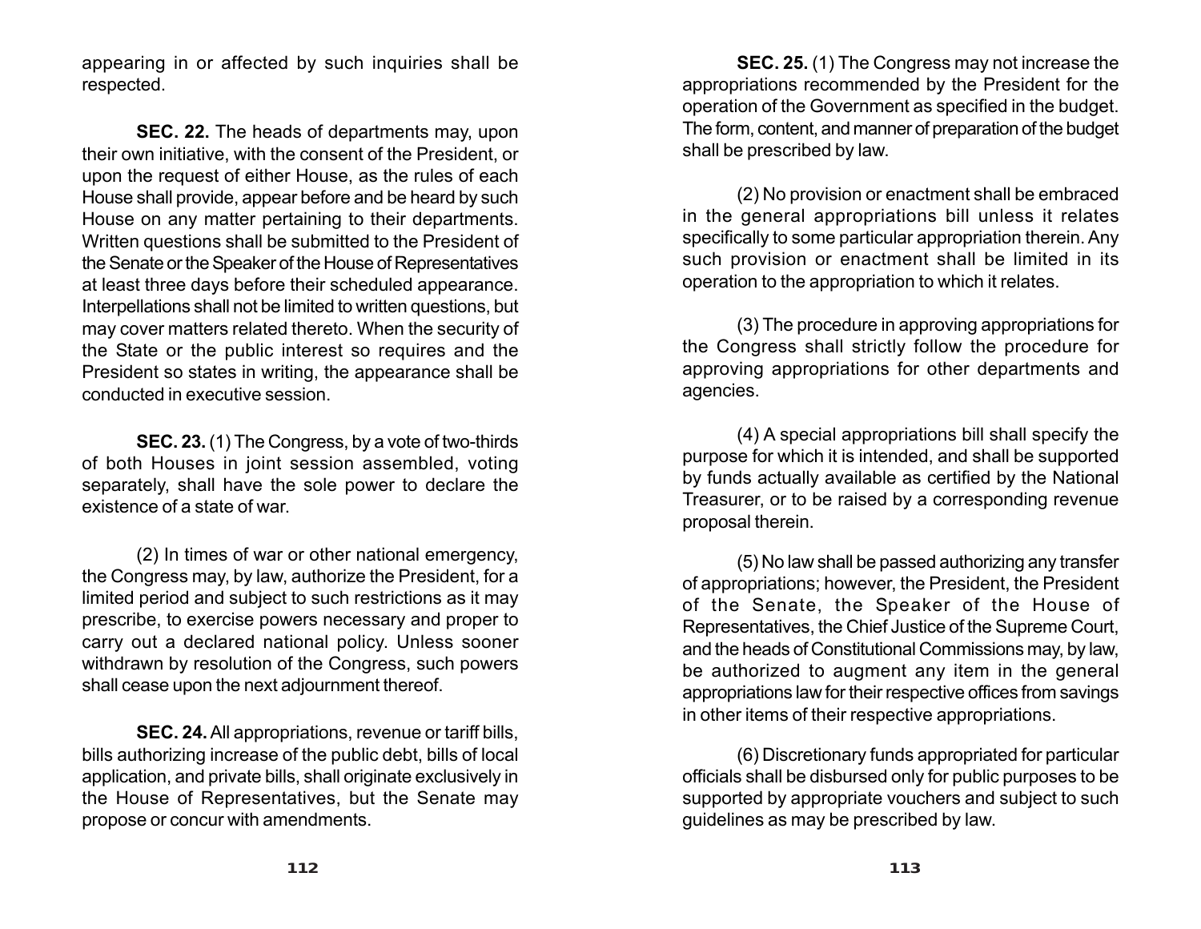appearing in or affected by such inquiries shall be respected.

**SEC. 22.** The heads of departments may, upon their own initiative, with the consent of the President, or upon the request of either House, as the rules of each House shall provide, appear before and be heard by such House on any matter pertaining to their departments. Written questions shall be submitted to the President of the Senate or the Speaker of the House of Representatives at least three days before their scheduled appearance. Interpellations shall not be limited to written questions, but may cover matters related thereto. When the security of the State or the public interest so requires and the President so states in writing, the appearance shall be conducted in executive session.

**SEC. 23.** (1) The Congress, by a vote of two-thirds of both Houses in joint session assembled, voting separately, shall have the sole power to declare the existence of a state of war.

(2) In times of war or other national emergency, the Congress may, by law, authorize the President, for a limited period and subject to such restrictions as it may prescribe, to exercise powers necessary and proper to carry out a declared national policy. Unless sooner withdrawn by resolution of the Congress, such powers shall cease upon the next adjournment thereof.

**SEC. 24.** All appropriations, revenue or tariff bills, bills authorizing increase of the public debt, bills of local application, and private bills, shall originate exclusively in the House of Representatives, but the Senate may propose or concur with amendments.

**SEC. 25.** (1) The Congress may not increase the appropriations recommended by the President for the operation of the Government as specified in the budget. The form, content, and manner of preparation of the budget shall be prescribed by law.

(2) No provision or enactment shall be embraced in the general appropriations bill unless it relates specifically to some particular appropriation therein. Any such provision or enactment shall be limited in its operation to the appropriation to which it relates.

(3) The procedure in approving appropriations for the Congress shall strictly follow the procedure for approving appropriations for other departments and agencies.

(4) A special appropriations bill shall specify the purpose for which it is intended, and shall be supported by funds actually available as certified by the National Treasurer, or to be raised by a corresponding revenue proposal therein.

(5) No law shall be passed authorizing any transfer of appropriations; however, the President, the President of the Senate, the Speaker of the House of Representatives, the Chief Justice of the Supreme Court, and the heads of Constitutional Commissions may, by law, be authorized to augment any item in the general appropriations law for their respective offices from savings in other items of their respective appropriations.

(6) Discretionary funds appropriated for particular officials shall be disbursed only for public purposes to be supported by appropriate vouchers and subject to such guidelines as may be prescribed by law.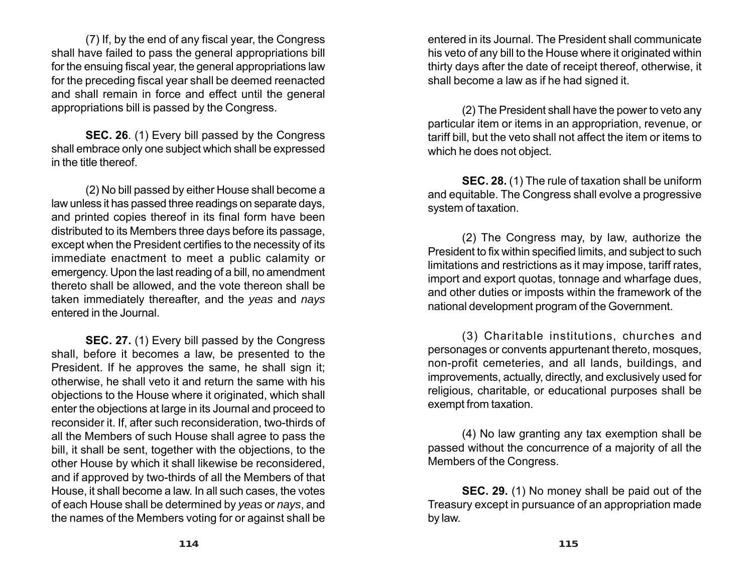(7) If, by the end of any fiscal year, the Congress shall have failed to pass the general appropriations bill for the ensuing fiscal year, the general appropriations law for the preceding fiscal year shall be deemed reenacted and shall remain in force and effect until the general appropriations bill is passed by the Congress.

**SEC. 26**. (1) Every bill passed by the Congress shall embrace only one subject which shall be expressed in the title thereof.

(2) No bill passed by either House shall become a law unless it has passed three readings on separate days, and printed copies thereof in its final form have been distributed to its Members three days before its passage, except when the President certifies to the necessity of its immediate enactment to meet a public calamity or emergency. Upon the last reading of a bill, no amendment thereto shall be allowed, and the vote thereon shall be taken immediately thereafter, and the *yeas* and *nays* entered in the Journal.

**SEC. 27.** (1) Every bill passed by the Congress shall, before it becomes a law, be presented to the President. If he approves the same, he shall sign it; otherwise, he shall veto it and return the same with his objections to the House where it originated, which shall enter the objections at large in its Journal and proceed to reconsider it. If, after such reconsideration, two-thirds of all the Members of such House shall agree to pass the bill, it shall be sent, together with the objections, to the other House by which it shall likewise be reconsidered, and if approved by two-thirds of all the Members of that House, it shall become a law. In all such cases, the votes of each House shall be determined by *yeas* or *nays*, and the names of the Members voting for or against shall be entered in its Journal. The President shall communicate his veto of any bill to the House where it originated within thirty days after the date of receipt thereof, otherwise, it shall become a law as if he had signed it.

(2) The President shall have the power to veto any particular item or items in an appropriation, revenue, or tariff bill, but the veto shall not affect the item or items to which he does not object.

**SEC. 28.** (1) The rule of taxation shall be uniform and equitable. The Congress shall evolve a progressive system of taxation.

(2) The Congress may, by law, authorize the President to fix within specified limits, and subject to such limitations and restrictions as it may impose, tariff rates, import and export quotas, tonnage and wharfage dues, and other duties or imposts within the framework of the national development program of the Government.

(3) Charitable institutions, churches and personages or convents appurtenant thereto, mosques, non-profit cemeteries, and all lands, buildings, and improvements, actually, directly, and exclusively used for religious, charitable, or educational purposes shall be exempt from taxation.

(4) No law granting any tax exemption shall be passed without the concurrence of a majority of all the Members of the Congress.

**SEC. 29.** (1) No money shall be paid out of the Treasury except in pursuance of an appropriation made by law.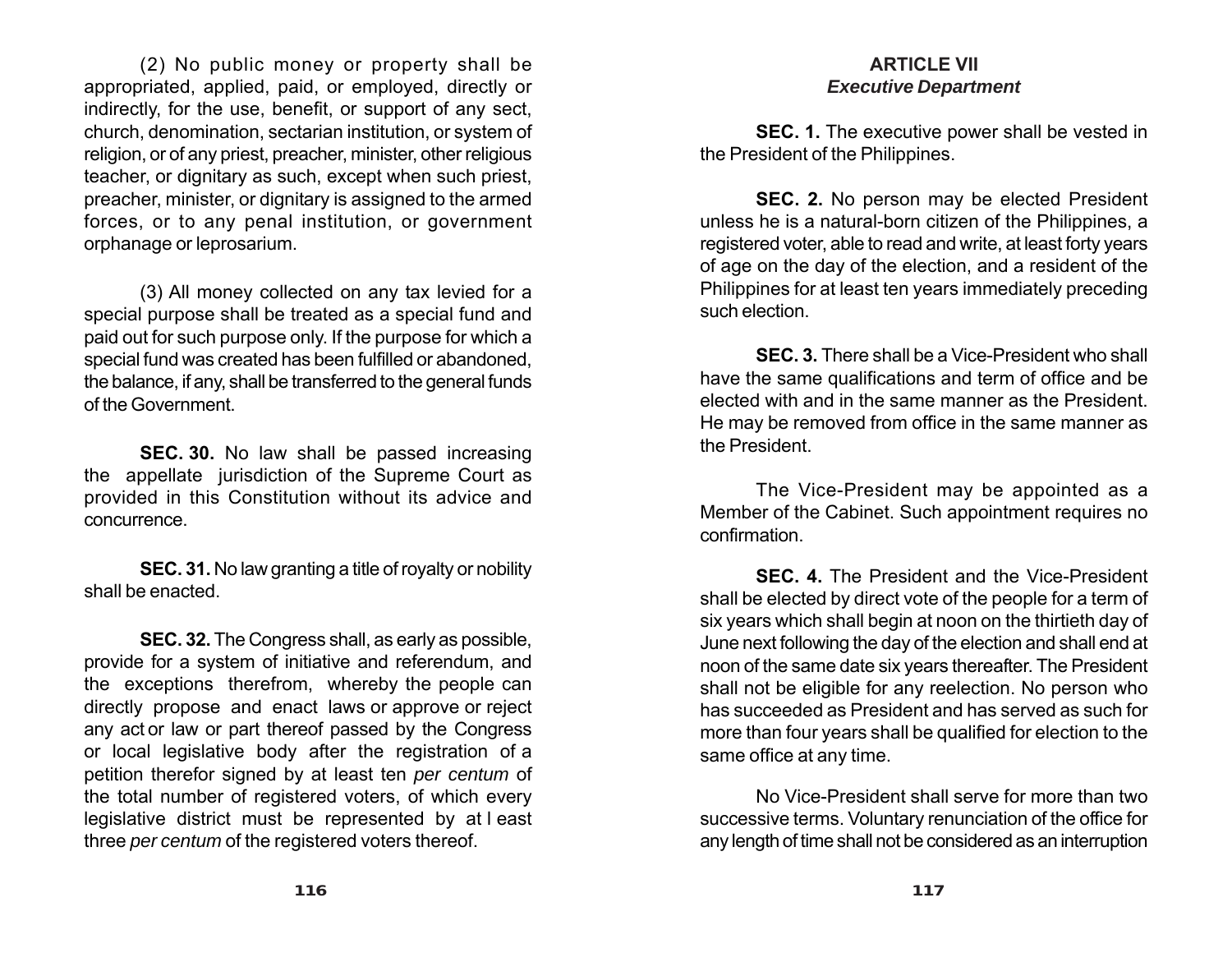(2) No public money or property shall be appropriated, applied, paid, or employed, directly or indirectly, for the use, benefit, or support of any sect, church, denomination, sectarian institution, or system of religion, or of any priest, preacher, minister, other religious teacher, or dignitary as such, except when such priest, preacher, minister, or dignitary is assigned to the armed forces, or to any penal institution, or government orphanage or leprosarium.

(3) All money collected on any tax levied for a special purpose shall be treated as a special fund and paid out for such purpose only. If the purpose for which a special fund was created has been fulfilled or abandoned, the balance, if any, shall be transferred to the general funds of the Government.

**SEC. 30.** No law shall be passed increasing the appellate jurisdiction of the Supreme Court as provided in this Constitution without its advice and concurrence.

**SEC. 31.** No law granting a title of royalty or nobility shall be enacted.

**SEC. 32.** The Congress shall, as early as possible, provide for a system of initiative and referendum, and the exceptions therefrom, whereby the people can directly propose and enact laws or approve or reject any act or law or part thereof passed by the Congress or local legislative body after the registration of a petition therefor signed by at least ten *per centum* of the total number of registered voters, of which every legislative district must be represented by at l east three *per centum* of the registered voters thereof.

## ARTICLE VII
### *Executive Department*

**SEC. 1.** The executive power shall be vested in the President of the Philippines.

**SEC. 2.** No person may be elected President unless he is a natural-born citizen of the Philippines, a registered voter, able to read and write, at least forty years of age on the day of the election, and a resident of the Philippines for at least ten years immediately preceding such election.

**SEC. 3.** There shall be a Vice-President who shall have the same qualifications and term of office and be elected with and in the same manner as the President. He may be removed from office in the same manner as the President.

The Vice-President may be appointed as a Member of the Cabinet. Such appointment requires no confirmation.

**SEC. 4.** The President and the Vice-President shall be elected by direct vote of the people for a term of six years which shall begin at noon on the thirtieth day of June next following the day of the election and shall end at noon of the same date six years thereafter. The President shall not be eligible for any reelection. No person who has succeeded as President and has served as such for more than four years shall be qualified for election to the same office at any time.

No Vice-President shall serve for more than two successive terms. Voluntary renunciation of the office for any length of time shall not be considered as an interruption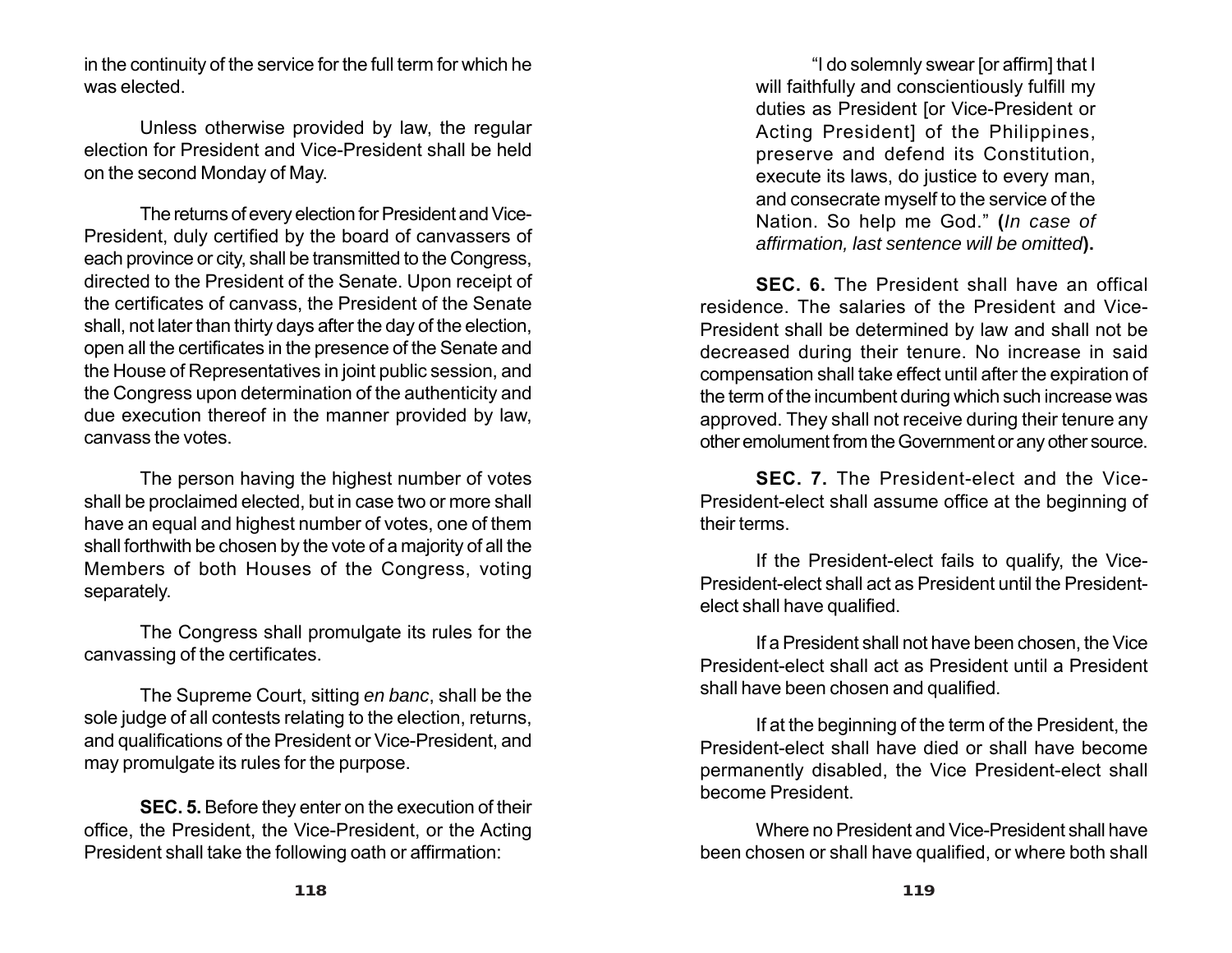in the continuity of the service for the full term for which he was elected.

Unless otherwise provided by law, the regular election for President and Vice-President shall be held on the second Monday of May.

The returns of every election for President and Vice-President, duly certified by the board of canvassers of each province or city, shall be transmitted to the Congress, directed to the President of the Senate. Upon receipt of the certificates of canvass, the President of the Senate shall, not later than thirty days after the day of the election, open all the certificates in the presence of the Senate and the House of Representatives in joint public session, and the Congress upon determination of the authenticity and due execution thereof in the manner provided by law, canvass the votes.

The person having the highest number of votes shall be proclaimed elected, but in case two or more shall have an equal and highest number of votes, one of them shall forthwith be chosen by the vote of a majority of all the Members of both Houses of the Congress, voting separately.

The Congress shall promulgate its rules for the canvassing of the certificates.

The Supreme Court, sitting *en banc*, shall be the sole judge of all contests relating to the election, returns, and qualifications of the President or Vice-President, and may promulgate its rules for the purpose.

**SEC. 5.** Before they enter on the execution of their office, the President, the Vice-President, or the Acting President shall take the following oath or affirmation:

> "I do solemnly swear [or affirm] that I will faithfully and conscientiously fulfill my duties as President [or Vice-President or Acting President] of the Philippines, preserve and defend its Constitution, execute its laws, do justice to every man, and consecrate myself to the service of the Nation. So help me God." **(***In case of affirmation, last sentence will be omitted***).**

**SEC. 6.** The President shall have an offical residence. The salaries of the President and Vice-President shall be determined by law and shall not be decreased during their tenure. No increase in said compensation shall take effect until after the expiration of the term of the incumbent during which such increase was approved. They shall not receive during their tenure any other emolument from the Government or any other source.

**SEC. 7.** The President-elect and the Vice-President-elect shall assume office at the beginning of their terms.

If the President-elect fails to qualify, the Vice-President-elect shall act as President until the President-elect shall have qualified.

If a President shall not have been chosen, the Vice President-elect shall act as President until a President shall have been chosen and qualified.

If at the beginning of the term of the President, the President-elect shall have died or shall have become permanently disabled, the Vice President-elect shall become President.

Where no President and Vice-President shall have been chosen or shall have qualified, or where both shall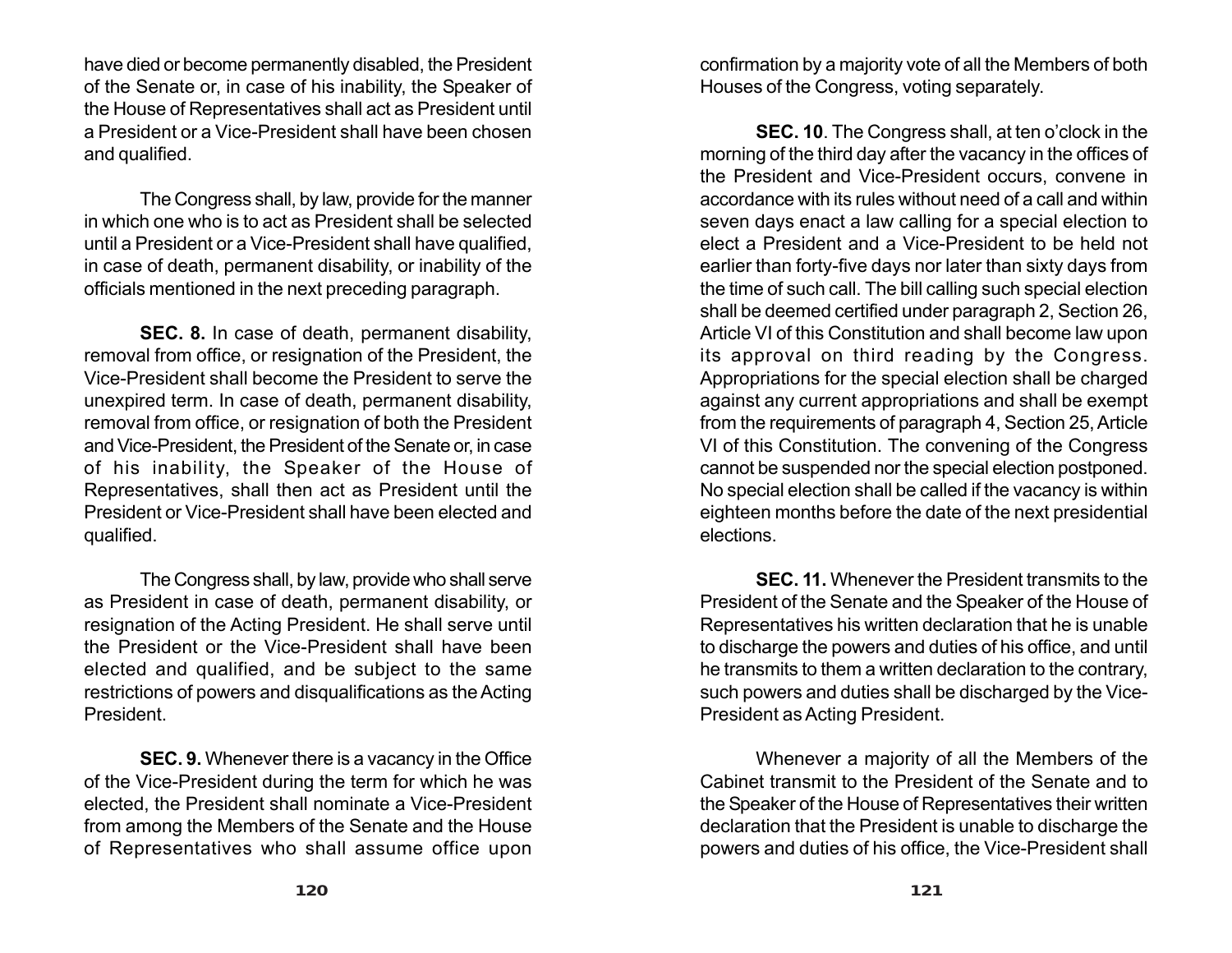have died or become permanently disabled, the President of the Senate or, in case of his inability, the Speaker of the House of Representatives shall act as President until a President or a Vice-President shall have been chosen and qualified.

The Congress shall, by law, provide for the manner in which one who is to act as President shall be selected until a President or a Vice-President shall have qualified, in case of death, permanent disability, or inability of the officials mentioned in the next preceding paragraph.

**SEC. 8.** In case of death, permanent disability, removal from office, or resignation of the President, the Vice-President shall become the President to serve the unexpired term. In case of death, permanent disability, removal from office, or resignation of both the President and Vice-President, the President of the Senate or, in case of his inability, the Speaker of the House of Representatives, shall then act as President until the President or Vice-President shall have been elected and qualified.

The Congress shall, by law, provide who shall serve as President in case of death, permanent disability, or resignation of the Acting President. He shall serve until the President or the Vice-President shall have been elected and qualified, and be subject to the same restrictions of powers and disqualifications as the Acting President.

**SEC. 9.** Whenever there is a vacancy in the Office of the Vice-President during the term for which he was elected, the President shall nominate a Vice-President from among the Members of the Senate and the House of Representatives who shall assume office upon confirmation by a majority vote of all the Members of both Houses of the Congress, voting separately.

**SEC. 10**. The Congress shall, at ten o'clock in the morning of the third day after the vacancy in the offices of the President and Vice-President occurs, convene in accordance with its rules without need of a call and within seven days enact a law calling for a special election to elect a President and a Vice-President to be held not earlier than forty-five days nor later than sixty days from the time of such call. The bill calling such special election shall be deemed certified under paragraph 2, Section 26, Article VI of this Constitution and shall become law upon its approval on third reading by the Congress. Appropriations for the special election shall be charged against any current appropriations and shall be exempt from the requirements of paragraph 4, Section 25, Article VI of this Constitution. The convening of the Congress cannot be suspended nor the special election postponed. No special election shall be called if the vacancy is within eighteen months before the date of the next presidential elections.

**SEC. 11.** Whenever the President transmits to the President of the Senate and the Speaker of the House of Representatives his written declaration that he is unable to discharge the powers and duties of his office, and until he transmits to them a written declaration to the contrary, such powers and duties shall be discharged by the Vice-President as Acting President.

Whenever a majority of all the Members of the Cabinet transmit to the President of the Senate and to the Speaker of the House of Representatives their written declaration that the President is unable to discharge the powers and duties of his office, the Vice-President shall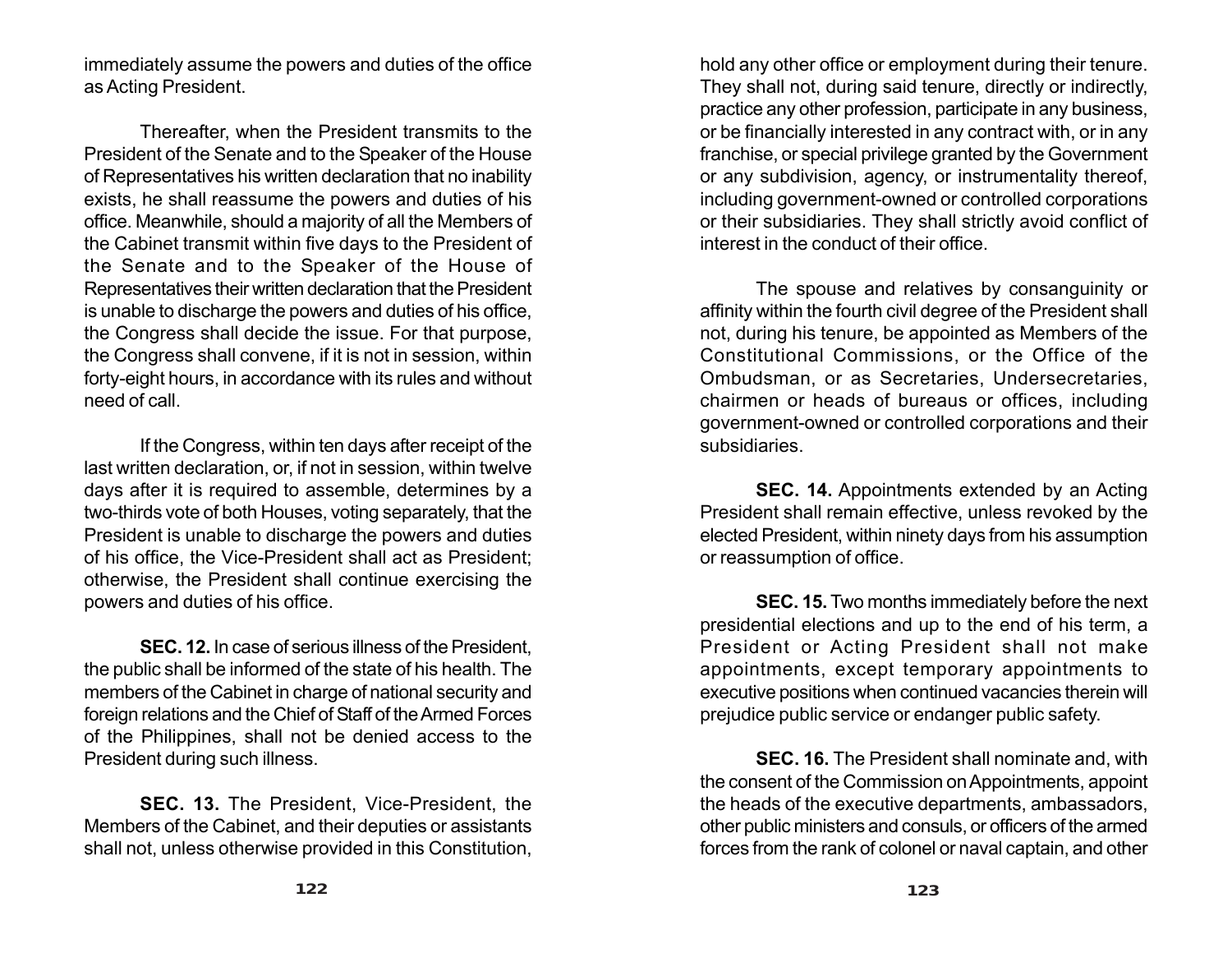immediately assume the powers and duties of the office as Acting President.

Thereafter, when the President transmits to the President of the Senate and to the Speaker of the House of Representatives his written declaration that no inability exists, he shall reassume the powers and duties of his office. Meanwhile, should a majority of all the Members of the Cabinet transmit within five days to the President of the Senate and to the Speaker of the House of Representatives their written declaration that the President is unable to discharge the powers and duties of his office, the Congress shall decide the issue. For that purpose, the Congress shall convene, if it is not in session, within forty-eight hours, in accordance with its rules and without need of call.

If the Congress, within ten days after receipt of the last written declaration, or, if not in session, within twelve days after it is required to assemble, determines by a two-thirds vote of both Houses, voting separately, that the President is unable to discharge the powers and duties of his office, the Vice-President shall act as President; otherwise, the President shall continue exercising the powers and duties of his office.

**SEC. 12.** In case of serious illness of the President, the public shall be informed of the state of his health. The members of the Cabinet in charge of national security and foreign relations and the Chief of Staff of the Armed Forces of the Philippines, shall not be denied access to the President during such illness.

**SEC. 13.** The President, Vice-President, the Members of the Cabinet, and their deputies or assistants shall not, unless otherwise provided in this Constitution, hold any other office or employment during their tenure. They shall not, during said tenure, directly or indirectly, practice any other profession, participate in any business, or be financially interested in any contract with, or in any franchise, or special privilege granted by the Government or any subdivision, agency, or instrumentality thereof, including government-owned or controlled corporations or their subsidiaries. They shall strictly avoid conflict of interest in the conduct of their office.

The spouse and relatives by consanguinity or affinity within the fourth civil degree of the President shall not, during his tenure, be appointed as Members of the Constitutional Commissions, or the Office of the Ombudsman, or as Secretaries, Undersecretaries, chairmen or heads of bureaus or offices, including government-owned or controlled corporations and their subsidiaries.

**SEC. 14.** Appointments extended by an Acting President shall remain effective, unless revoked by the elected President, within ninety days from his assumption or reassumption of office.

**SEC. 15.** Two months immediately before the next presidential elections and up to the end of his term, a President or Acting President shall not make appointments, except temporary appointments to executive positions when continued vacancies therein will prejudice public service or endanger public safety.

**SEC. 16.** The President shall nominate and, with the consent of the Commission on Appointments, appoint the heads of the executive departments, ambassadors, other public ministers and consuls, or officers of the armed forces from the rank of colonel or naval captain, and other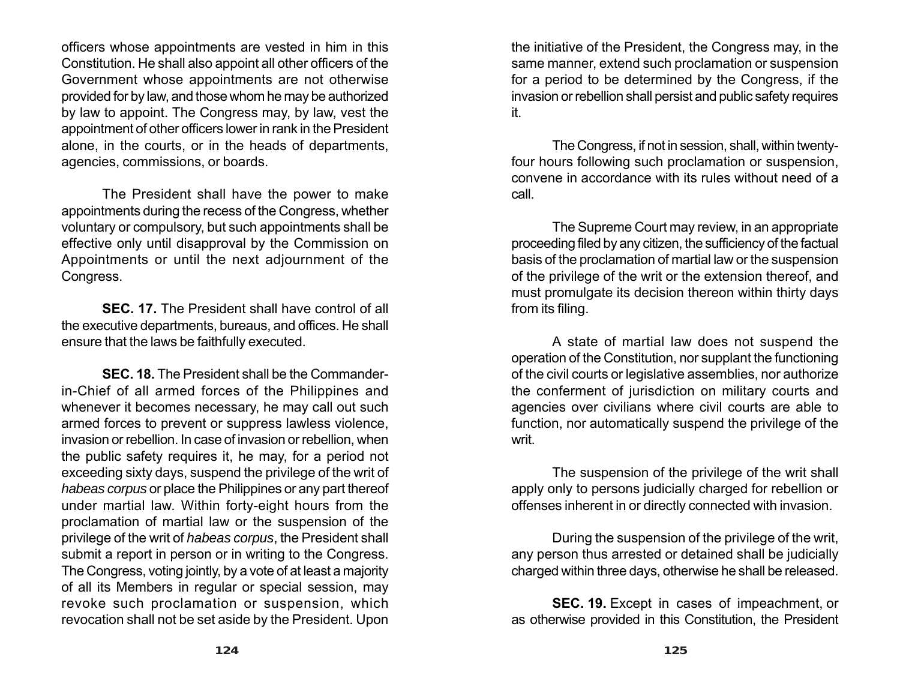officers whose appointments are vested in him in this Constitution. He shall also appoint all other officers of the Government whose appointments are not otherwise provided for by law, and those whom he may be authorized by law to appoint. The Congress may, by law, vest the appointment of other officers lower in rank in the President alone, in the courts, or in the heads of departments, agencies, commissions, or boards.

The President shall have the power to make appointments during the recess of the Congress, whether voluntary or compulsory, but such appointments shall be effective only until disapproval by the Commission on Appointments or until the next adjournment of the Congress.

**SEC. 17.** The President shall have control of all the executive departments, bureaus, and offices. He shall ensure that the laws be faithfully executed.

**SEC. 18.** The President shall be the Commander-in-Chief of all armed forces of the Philippines and whenever it becomes necessary, he may call out such armed forces to prevent or suppress lawless violence, invasion or rebellion. In case of invasion or rebellion, when the public safety requires it, he may, for a period not exceeding sixty days, suspend the privilege of the writ of *habeas corpus* or place the Philippines or any part thereof under martial law. Within forty-eight hours from the proclamation of martial law or the suspension of the privilege of the writ of *habeas corpus*, the President shall submit a report in person or in writing to the Congress. The Congress, voting jointly, by a vote of at least a majority of all its Members in regular or special session, may revoke such proclamation or suspension, which revocation shall not be set aside by the President. Upon the initiative of the President, the Congress may, in the same manner, extend such proclamation or suspension for a period to be determined by the Congress, if the invasion or rebellion shall persist and public safety requires it.

The Congress, if not in session, shall, within twenty-four hours following such proclamation or suspension, convene in accordance with its rules without need of a call.

The Supreme Court may review, in an appropriate proceeding filed by any citizen, the sufficiency of the factual basis of the proclamation of martial law or the suspension of the privilege of the writ or the extension thereof, and must promulgate its decision thereon within thirty days from its filing.

A state of martial law does not suspend the operation of the Constitution, nor supplant the functioning of the civil courts or legislative assemblies, nor authorize the conferment of jurisdiction on military courts and agencies over civilians where civil courts are able to function, nor automatically suspend the privilege of the writ.

The suspension of the privilege of the writ shall apply only to persons judicially charged for rebellion or offenses inherent in or directly connected with invasion.

During the suspension of the privilege of the writ, any person thus arrested or detained shall be judicially charged within three days, otherwise he shall be released.

**SEC. 19.** Except in cases of impeachment, or as otherwise provided in this Constitution, the President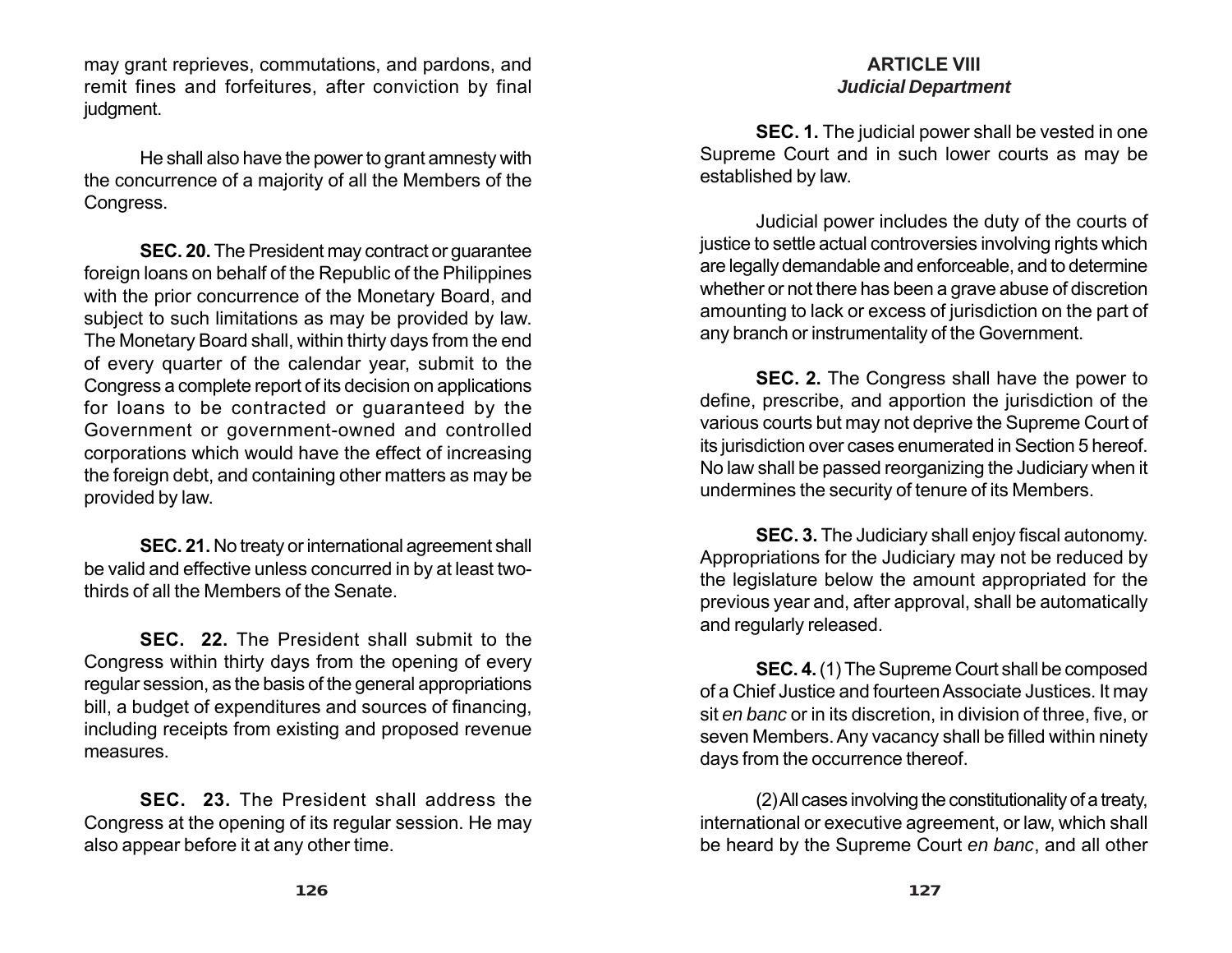may grant reprieves, commutations, and pardons, and remit fines and forfeitures, after conviction by final judgment.

He shall also have the power to grant amnesty with the concurrence of a majority of all the Members of the Congress.

**SEC. 20.** The President may contract or guarantee foreign loans on behalf of the Republic of the Philippines with the prior concurrence of the Monetary Board, and subject to such limitations as may be provided by law. The Monetary Board shall, within thirty days from the end of every quarter of the calendar year, submit to the Congress a complete report of its decision on applications for loans to be contracted or guaranteed by the Government or government-owned and controlled corporations which would have the effect of increasing the foreign debt, and containing other matters as may be provided by law.

**SEC. 21.** No treaty or international agreement shall be valid and effective unless concurred in by at least two-thirds of all the Members of the Senate.

**SEC. 22.** The President shall submit to the Congress within thirty days from the opening of every regular session, as the basis of the general appropriations bill, a budget of expenditures and sources of financing, including receipts from existing and proposed revenue measures.

**SEC. 23.** The President shall address the Congress at the opening of its regular session. He may also appear before it at any other time.

## ARTICLE VIII
### *Judicial Department*

**SEC. 1.** The judicial power shall be vested in one Supreme Court and in such lower courts as may be established by law.

Judicial power includes the duty of the courts of justice to settle actual controversies involving rights which are legally demandable and enforceable, and to determine whether or not there has been a grave abuse of discretion amounting to lack or excess of jurisdiction on the part of any branch or instrumentality of the Government.

**SEC. 2.** The Congress shall have the power to define, prescribe, and apportion the jurisdiction of the various courts but may not deprive the Supreme Court of its jurisdiction over cases enumerated in Section 5 hereof. No law shall be passed reorganizing the Judiciary when it undermines the security of tenure of its Members.

**SEC. 3.** The Judiciary shall enjoy fiscal autonomy. Appropriations for the Judiciary may not be reduced by the legislature below the amount appropriated for the previous year and, after approval, shall be automatically and regularly released.

**SEC. 4.** (1) The Supreme Court shall be composed of a Chief Justice and fourteen Associate Justices. It may sit *en banc* or in its discretion, in division of three, five, or seven Members. Any vacancy shall be filled within ninety days from the occurrence thereof.

(2) All cases involving the constitutionality of a treaty, international or executive agreement, or law, which shall be heard by the Supreme Court *en banc*, and all other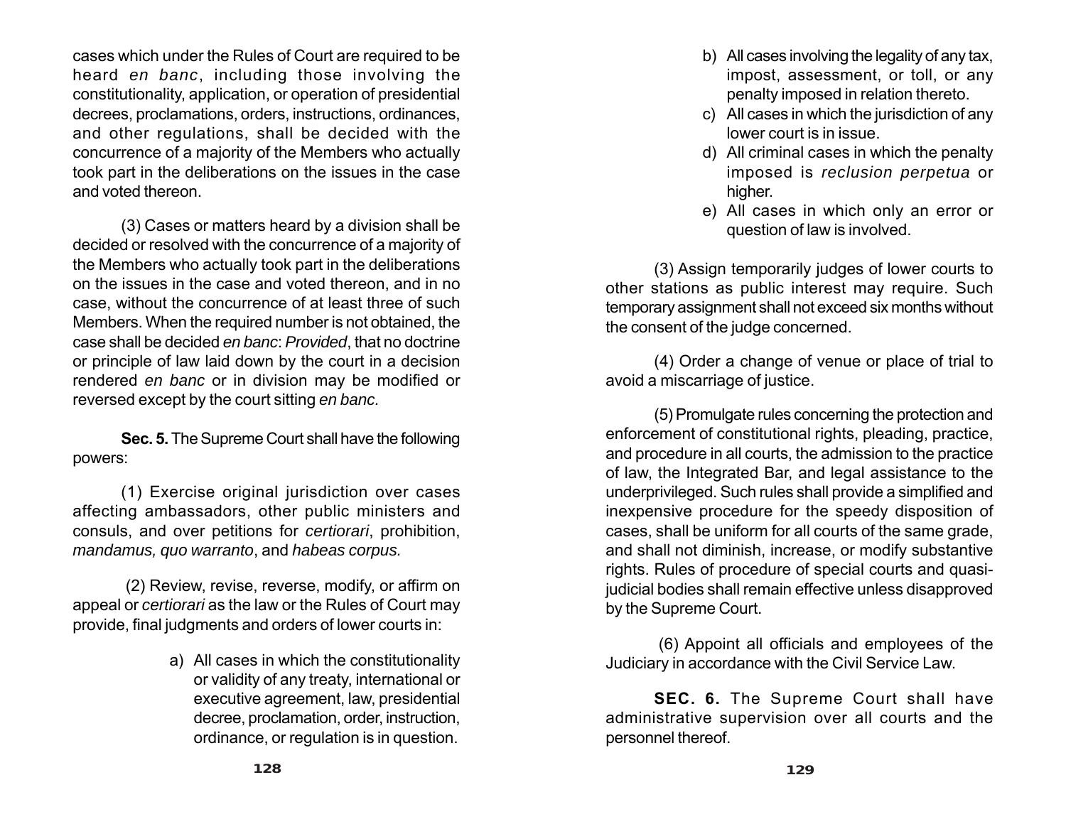cases which under the Rules of Court are required to be heard *en banc*, including those involving the constitutionality, application, or operation of presidential decrees, proclamations, orders, instructions, ordinances, and other regulations, shall be decided with the concurrence of a majority of the Members who actually took part in the deliberations on the issues in the case and voted thereon.

(3) Cases or matters heard by a division shall be decided or resolved with the concurrence of a majority of the Members who actually took part in the deliberations on the issues in the case and voted thereon, and in no case, without the concurrence of at least three of such Members. When the required number is not obtained, the case shall be decided *en banc*: *Provided*, that no doctrine or principle of law laid down by the court in a decision rendered *en banc* or in division may be modified or reversed except by the court sitting *en banc.*

**Sec. 5.** The Supreme Court shall have the following powers:

(1) Exercise original jurisdiction over cases affecting ambassadors, other public ministers and consuls, and over petitions for *certiorari*, prohibition, *mandamus, quo warranto*, and *habeas corpus.*

(2) Review, revise, reverse, modify, or affirm on appeal or *certiorari* as the law or the Rules of Court may provide, final judgments and orders of lower courts in:

a) All cases in which the constitutionality or validity of any treaty, international or executive agreement, law, presidential decree, proclamation, order, instruction, ordinance, or regulation is in question.

b) All cases involving the legality of any tax, impost, assessment, or toll, or any penalty imposed in relation thereto.

c) All cases in which the jurisdiction of any lower court is in issue.

d) All criminal cases in which the penalty imposed is *reclusion perpetua* or higher.

e) All cases in which only an error or question of law is involved.

(3) Assign temporarily judges of lower courts to other stations as public interest may require. Such temporary assignment shall not exceed six months without the consent of the judge concerned.

(4) Order a change of venue or place of trial to avoid a miscarriage of justice.

(5) Promulgate rules concerning the protection and enforcement of constitutional rights, pleading, practice, and procedure in all courts, the admission to the practice of law, the Integrated Bar, and legal assistance to the underprivileged. Such rules shall provide a simplified and inexpensive procedure for the speedy disposition of cases, shall be uniform for all courts of the same grade, and shall not diminish, increase, or modify substantive rights. Rules of procedure of special courts and quasi-judicial bodies shall remain effective unless disapproved by the Supreme Court.

(6) Appoint all officials and employees of the Judiciary in accordance with the Civil Service Law.

**SEC. 6.** The Supreme Court shall have administrative supervision over all courts and the personnel thereof.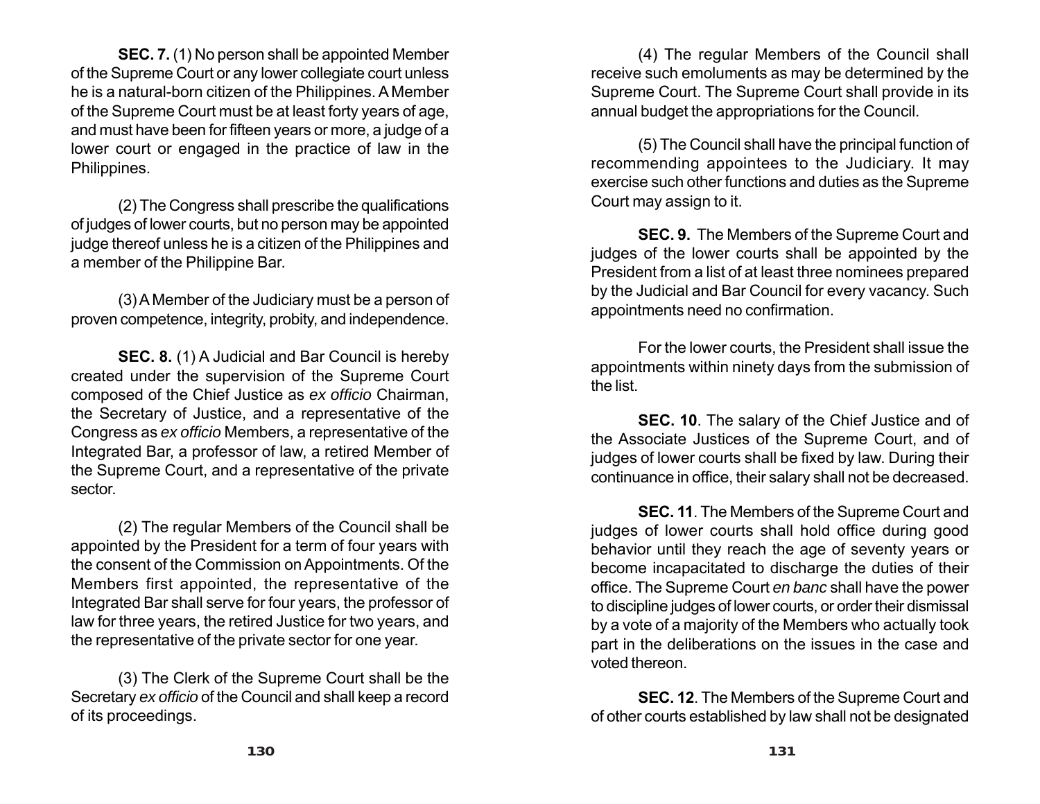**SEC. 7.** (1) No person shall be appointed Member of the Supreme Court or any lower collegiate court unless he is a natural-born citizen of the Philippines. A Member of the Supreme Court must be at least forty years of age, and must have been for fifteen years or more, a judge of a lower court or engaged in the practice of law in the Philippines.

(2) The Congress shall prescribe the qualifications of judges of lower courts, but no person may be appointed judge thereof unless he is a citizen of the Philippines and a member of the Philippine Bar.

(3) A Member of the Judiciary must be a person of proven competence, integrity, probity, and independence.

**SEC. 8.** (1) A Judicial and Bar Council is hereby created under the supervision of the Supreme Court composed of the Chief Justice as *ex officio* Chairman, the Secretary of Justice, and a representative of the Congress as *ex officio* Members, a representative of the Integrated Bar, a professor of law, a retired Member of the Supreme Court, and a representative of the private sector.

(2) The regular Members of the Council shall be appointed by the President for a term of four years with the consent of the Commission on Appointments. Of the Members first appointed, the representative of the Integrated Bar shall serve for four years, the professor of law for three years, the retired Justice for two years, and the representative of the private sector for one year.

(3) The Clerk of the Supreme Court shall be the Secretary *ex officio* of the Council and shall keep a record of its proceedings.

(4) The regular Members of the Council shall receive such emoluments as may be determined by the Supreme Court. The Supreme Court shall provide in its annual budget the appropriations for the Council.

(5) The Council shall have the principal function of recommending appointees to the Judiciary. It may exercise such other functions and duties as the Supreme Court may assign to it.

**SEC. 9.** The Members of the Supreme Court and judges of the lower courts shall be appointed by the President from a list of at least three nominees prepared by the Judicial and Bar Council for every vacancy. Such appointments need no confirmation.

For the lower courts, the President shall issue the appointments within ninety days from the submission of the list.

**SEC. 10**. The salary of the Chief Justice and of the Associate Justices of the Supreme Court, and of judges of lower courts shall be fixed by law. During their continuance in office, their salary shall not be decreased.

**SEC. 11**. The Members of the Supreme Court and judges of lower courts shall hold office during good behavior until they reach the age of seventy years or become incapacitated to discharge the duties of their office. The Supreme Court *en banc* shall have the power to discipline judges of lower courts, or order their dismissal by a vote of a majority of the Members who actually took part in the deliberations on the issues in the case and voted thereon.

**SEC. 12**. The Members of the Supreme Court and of other courts established by law shall not be designated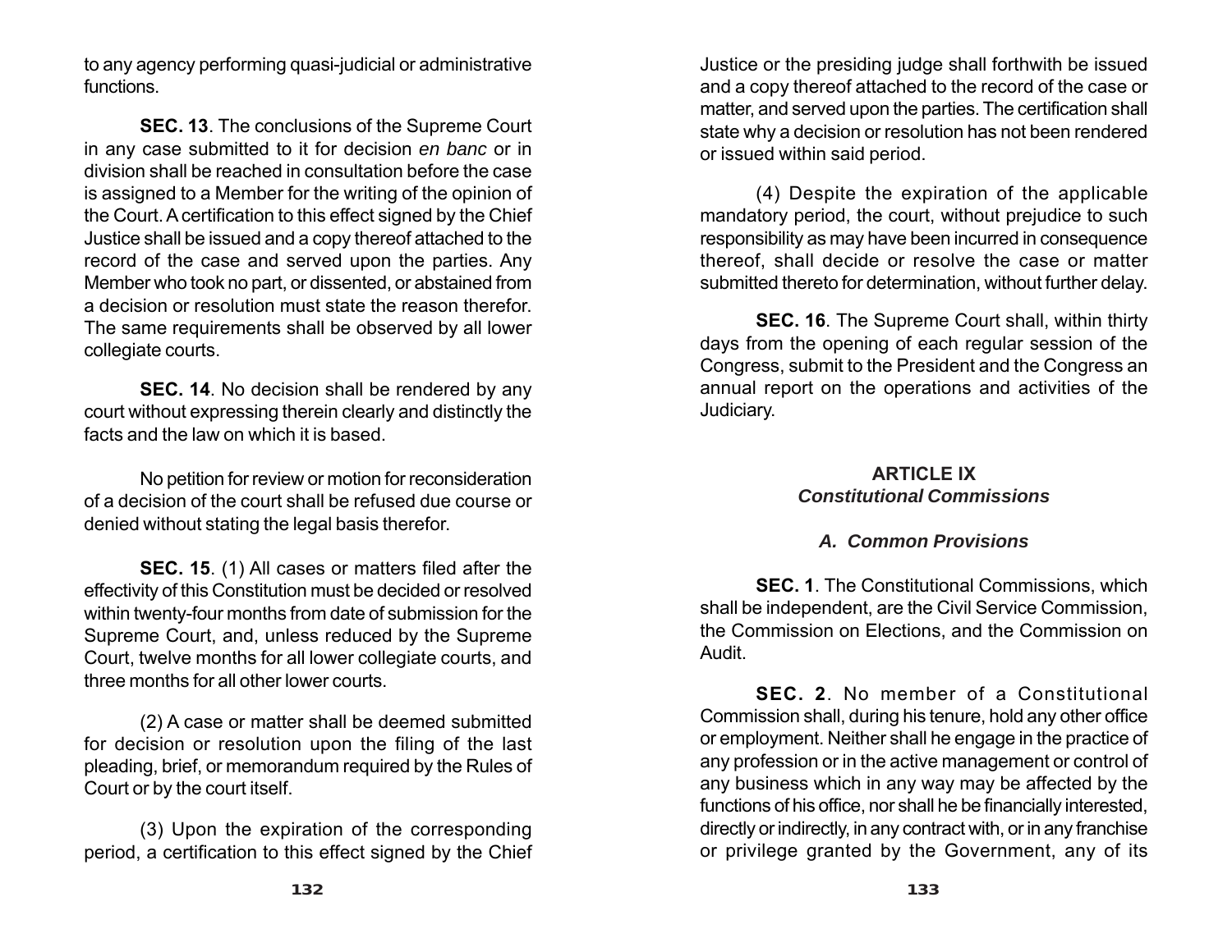to any agency performing quasi-judicial or administrative functions.

**SEC. 13**. The conclusions of the Supreme Court in any case submitted to it for decision *en banc* or in division shall be reached in consultation before the case is assigned to a Member for the writing of the opinion of the Court. A certification to this effect signed by the Chief Justice shall be issued and a copy thereof attached to the record of the case and served upon the parties. Any Member who took no part, or dissented, or abstained from a decision or resolution must state the reason therefor. The same requirements shall be observed by all lower collegiate courts.

**SEC. 14**. No decision shall be rendered by any court without expressing therein clearly and distinctly the facts and the law on which it is based.

No petition for review or motion for reconsideration of a decision of the court shall be refused due course or denied without stating the legal basis therefor.

**SEC. 15**. (1) All cases or matters filed after the effectivity of this Constitution must be decided or resolved within twenty-four months from date of submission for the Supreme Court, and, unless reduced by the Supreme Court, twelve months for all lower collegiate courts, and three months for all other lower courts.

(2) A case or matter shall be deemed submitted for decision or resolution upon the filing of the last pleading, brief, or memorandum required by the Rules of Court or by the court itself.

(3) Upon the expiration of the corresponding period, a certification to this effect signed by the Chief Justice or the presiding judge shall forthwith be issued and a copy thereof attached to the record of the case or matter, and served upon the parties. The certification shall state why a decision or resolution has not been rendered or issued within said period.

(4) Despite the expiration of the applicable mandatory period, the court, without prejudice to such responsibility as may have been incurred in consequence thereof, shall decide or resolve the case or matter submitted thereto for determination, without further delay.

**SEC. 16**. The Supreme Court shall, within thirty days from the opening of each regular session of the Congress, submit to the President and the Congress an annual report on the operations and activities of the Judiciary.

## ARTICLE IX
## *Constitutional Commissions*

### *A. Common Provisions*

**SEC. 1**. The Constitutional Commissions, which shall be independent, are the Civil Service Commission, the Commission on Elections, and the Commission on Audit.

**SEC. 2**. No member of a Constitutional Commission shall, during his tenure, hold any other office or employment. Neither shall he engage in the practice of any profession or in the active management or control of any business which in any way may be affected by the functions of his office, nor shall he be financially interested, directly or indirectly, in any contract with, or in any franchise or privilege granted by the Government, any of its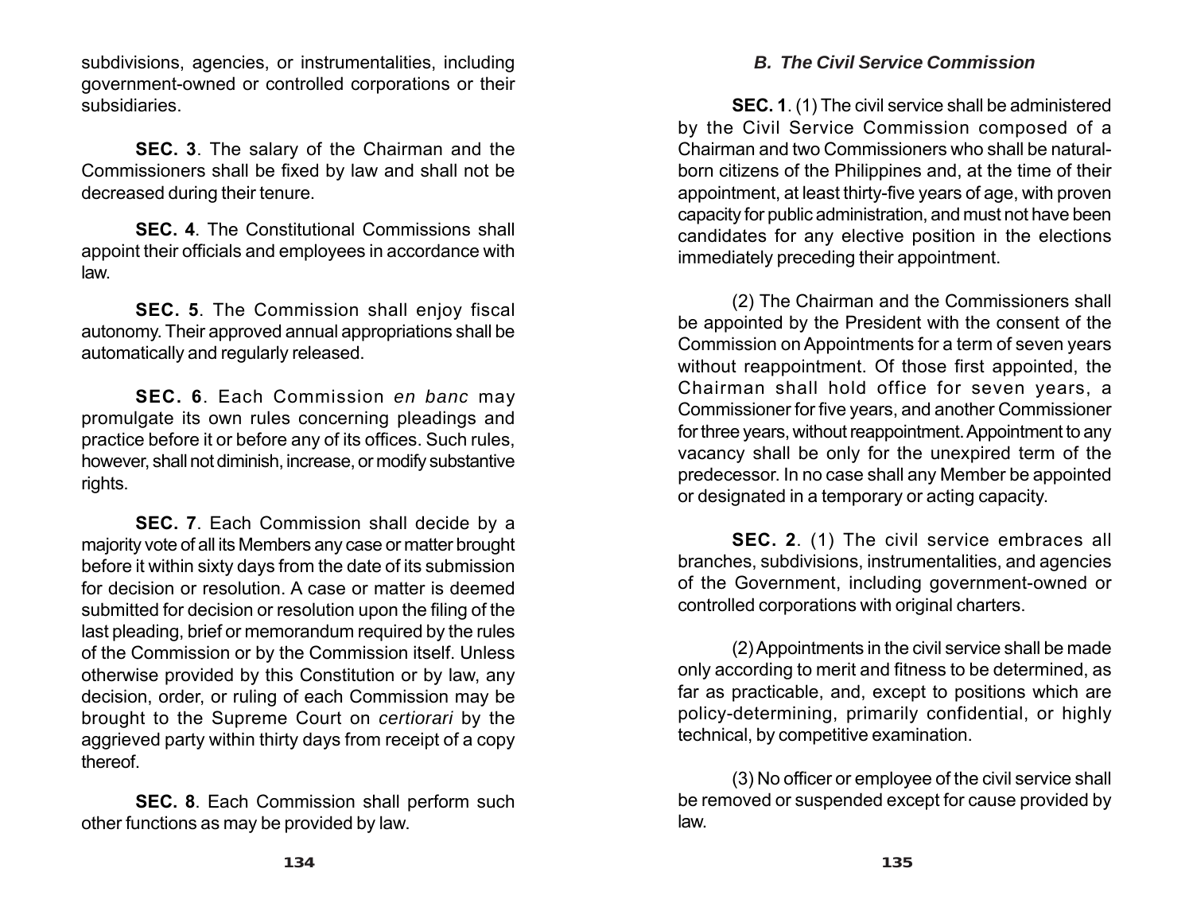subdivisions, agencies, or instrumentalities, including government-owned or controlled corporations or their subsidiaries.

**SEC. 3**. The salary of the Chairman and the Commissioners shall be fixed by law and shall not be decreased during their tenure.

**SEC. 4**. The Constitutional Commissions shall appoint their officials and employees in accordance with law.

**SEC. 5**. The Commission shall enjoy fiscal autonomy. Their approved annual appropriations shall be automatically and regularly released.

**SEC. 6**. Each Commission *en banc* may promulgate its own rules concerning pleadings and practice before it or before any of its offices. Such rules, however, shall not diminish, increase, or modify substantive rights.

**SEC. 7**. Each Commission shall decide by a majority vote of all its Members any case or matter brought before it within sixty days from the date of its submission for decision or resolution. A case or matter is deemed submitted for decision or resolution upon the filing of the last pleading, brief or memorandum required by the rules of the Commission or by the Commission itself. Unless otherwise provided by this Constitution or by law, any decision, order, or ruling of each Commission may be brought to the Supreme Court on *certiorari* by the aggrieved party within thirty days from receipt of a copy thereof.

**SEC. 8**. Each Commission shall perform such other functions as may be provided by law.

### *B. The Civil Service Commission*

**SEC. 1**. (1) The civil service shall be administered by the Civil Service Commission composed of a Chairman and two Commissioners who shall be natural-born citizens of the Philippines and, at the time of their appointment, at least thirty-five years of age, with proven capacity for public administration, and must not have been candidates for any elective position in the elections immediately preceding their appointment.

(2) The Chairman and the Commissioners shall be appointed by the President with the consent of the Commission on Appointments for a term of seven years without reappointment. Of those first appointed, the Chairman shall hold office for seven years, a Commissioner for five years, and another Commissioner for three years, without reappointment. Appointment to any vacancy shall be only for the unexpired term of the predecessor. In no case shall any Member be appointed or designated in a temporary or acting capacity.

**SEC. 2**. (1) The civil service embraces all branches, subdivisions, instrumentalities, and agencies of the Government, including government-owned or controlled corporations with original charters.

(2) Appointments in the civil service shall be made only according to merit and fitness to be determined, as far as practicable, and, except to positions which are policy-determining, primarily confidential, or highly technical, by competitive examination.

(3) No officer or employee of the civil service shall be removed or suspended except for cause provided by law.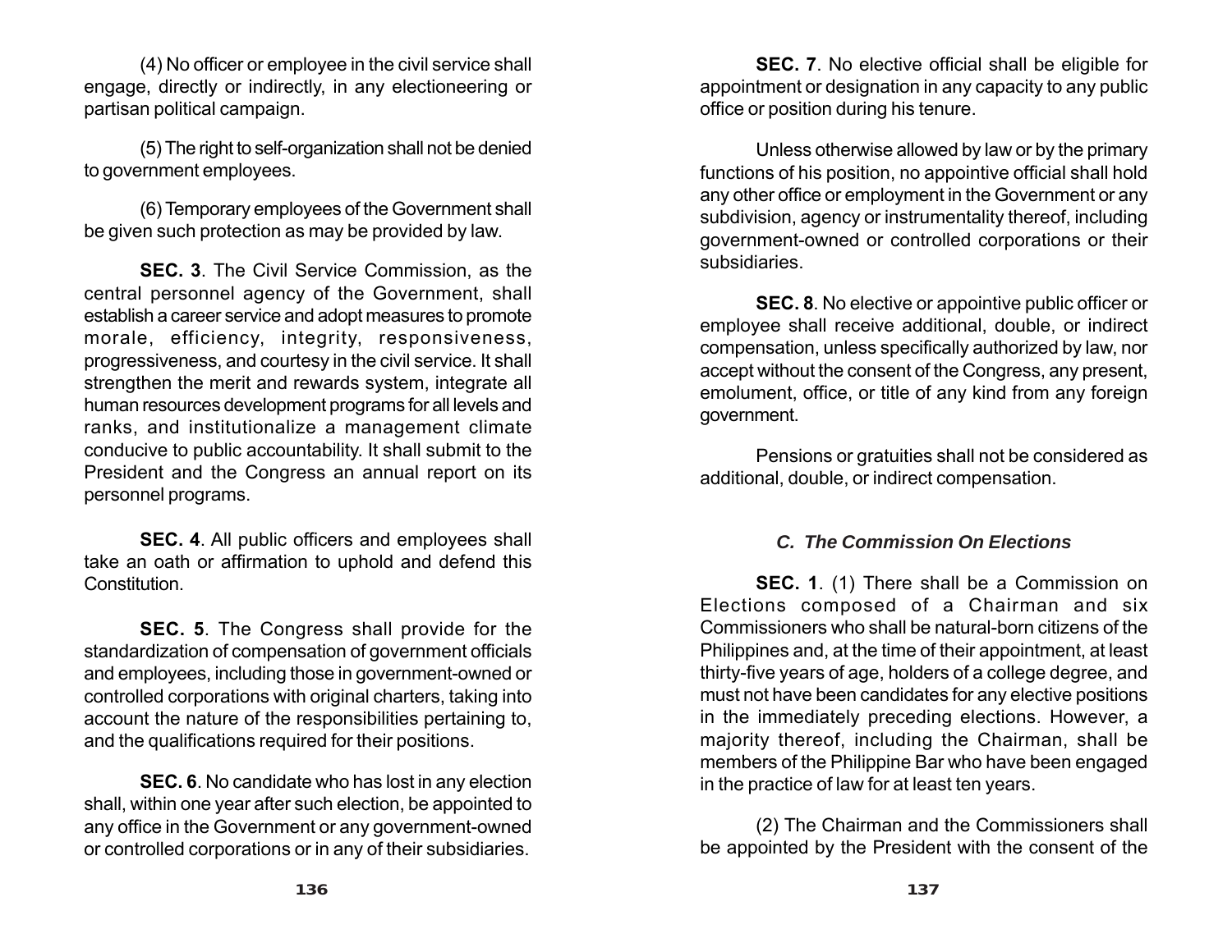(4) No officer or employee in the civil service shall engage, directly or indirectly, in any electioneering or partisan political campaign.

(5) The right to self-organization shall not be denied to government employees.

(6) Temporary employees of the Government shall be given such protection as may be provided by law.

**SEC. 3**. The Civil Service Commission, as the central personnel agency of the Government, shall establish a career service and adopt measures to promote morale, efficiency, integrity, responsiveness, progressiveness, and courtesy in the civil service. It shall strengthen the merit and rewards system, integrate all human resources development programs for all levels and ranks, and institutionalize a management climate conducive to public accountability. It shall submit to the President and the Congress an annual report on its personnel programs.

**SEC. 4**. All public officers and employees shall take an oath or affirmation to uphold and defend this Constitution.

**SEC. 5**. The Congress shall provide for the standardization of compensation of government officials and employees, including those in government-owned or controlled corporations with original charters, taking into account the nature of the responsibilities pertaining to, and the qualifications required for their positions.

**SEC. 6**. No candidate who has lost in any election shall, within one year after such election, be appointed to any office in the Government or any government-owned or controlled corporations or in any of their subsidiaries.

**SEC. 7**. No elective official shall be eligible for appointment or designation in any capacity to any public office or position during his tenure.

Unless otherwise allowed by law or by the primary functions of his position, no appointive official shall hold any other office or employment in the Government or any subdivision, agency or instrumentality thereof, including government-owned or controlled corporations or their subsidiaries.

**SEC. 8**. No elective or appointive public officer or employee shall receive additional, double, or indirect compensation, unless specifically authorized by law, nor accept without the consent of the Congress, any present, emolument, office, or title of any kind from any foreign government.

Pensions or gratuities shall not be considered as additional, double, or indirect compensation.

### *C. The Commission On Elections*

**SEC. 1**. (1) There shall be a Commission on Elections composed of a Chairman and six Commissioners who shall be natural-born citizens of the Philippines and, at the time of their appointment, at least thirty-five years of age, holders of a college degree, and must not have been candidates for any elective positions in the immediately preceding elections. However, a majority thereof, including the Chairman, shall be members of the Philippine Bar who have been engaged in the practice of law for at least ten years.

(2) The Chairman and the Commissioners shall be appointed by the President with the consent of the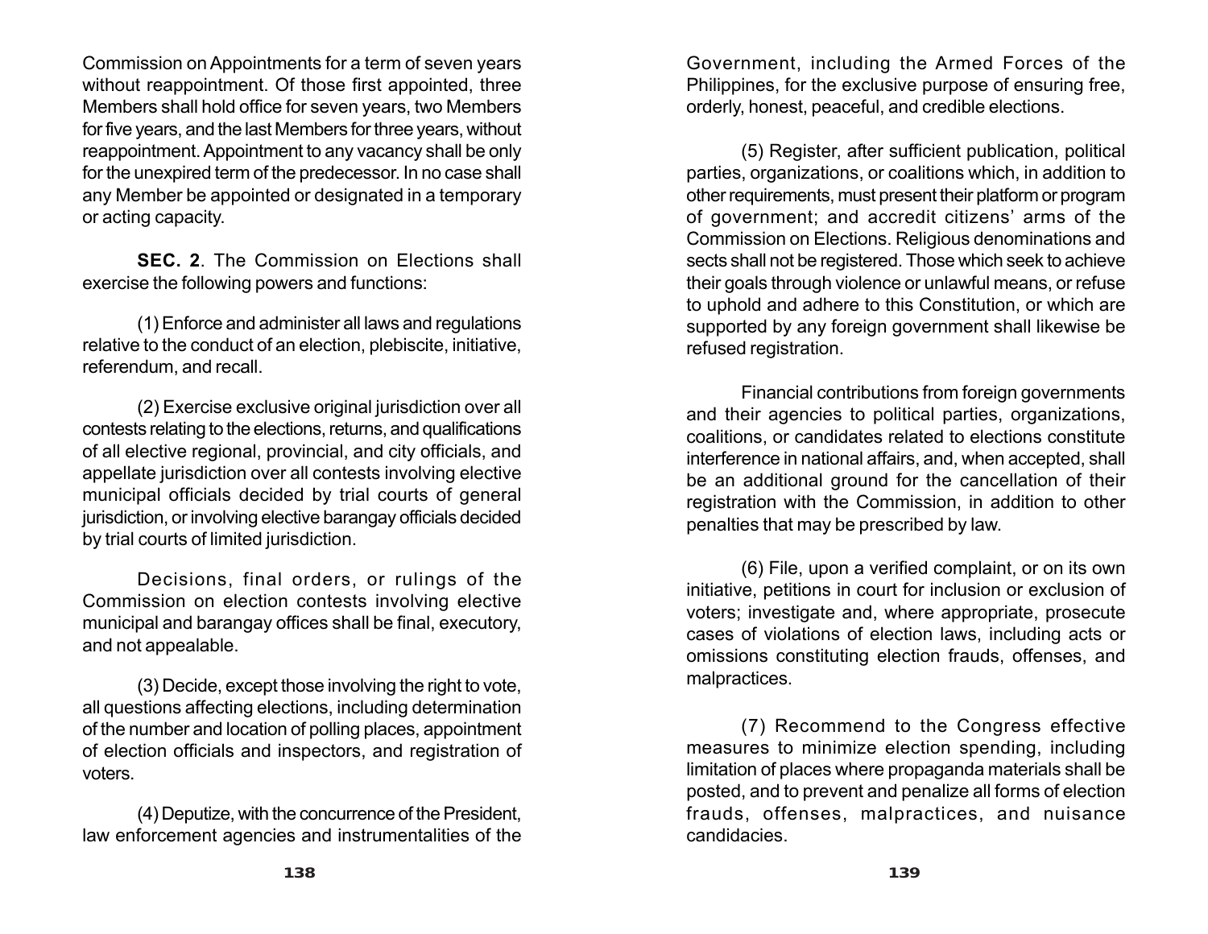Commission on Appointments for a term of seven years without reappointment. Of those first appointed, three Members shall hold office for seven years, two Members for five years, and the last Members for three years, without reappointment. Appointment to any vacancy shall be only for the unexpired term of the predecessor. In no case shall any Member be appointed or designated in a temporary or acting capacity.

**SEC. 2**. The Commission on Elections shall exercise the following powers and functions:

(1) Enforce and administer all laws and regulations relative to the conduct of an election, plebiscite, initiative, referendum, and recall.

(2) Exercise exclusive original jurisdiction over all contests relating to the elections, returns, and qualifications of all elective regional, provincial, and city officials, and appellate jurisdiction over all contests involving elective municipal officials decided by trial courts of general jurisdiction, or involving elective barangay officials decided by trial courts of limited jurisdiction.

Decisions, final orders, or rulings of the Commission on election contests involving elective municipal and barangay offices shall be final, executory, and not appealable.

(3) Decide, except those involving the right to vote, all questions affecting elections, including determination of the number and location of polling places, appointment of election officials and inspectors, and registration of voters.

(4) Deputize, with the concurrence of the President, law enforcement agencies and instrumentalities of the Government, including the Armed Forces of the Philippines, for the exclusive purpose of ensuring free, orderly, honest, peaceful, and credible elections.

(5) Register, after sufficient publication, political parties, organizations, or coalitions which, in addition to other requirements, must present their platform or program of government; and accredit citizens' arms of the Commission on Elections. Religious denominations and sects shall not be registered. Those which seek to achieve their goals through violence or unlawful means, or refuse to uphold and adhere to this Constitution, or which are supported by any foreign government shall likewise be refused registration.

Financial contributions from foreign governments and their agencies to political parties, organizations, coalitions, or candidates related to elections constitute interference in national affairs, and, when accepted, shall be an additional ground for the cancellation of their registration with the Commission, in addition to other penalties that may be prescribed by law.

(6) File, upon a verified complaint, or on its own initiative, petitions in court for inclusion or exclusion of voters; investigate and, where appropriate, prosecute cases of violations of election laws, including acts or omissions constituting election frauds, offenses, and malpractices.

(7) Recommend to the Congress effective measures to minimize election spending, including limitation of places where propaganda materials shall be posted, and to prevent and penalize all forms of election frauds, offenses, malpractices, and nuisance candidacies.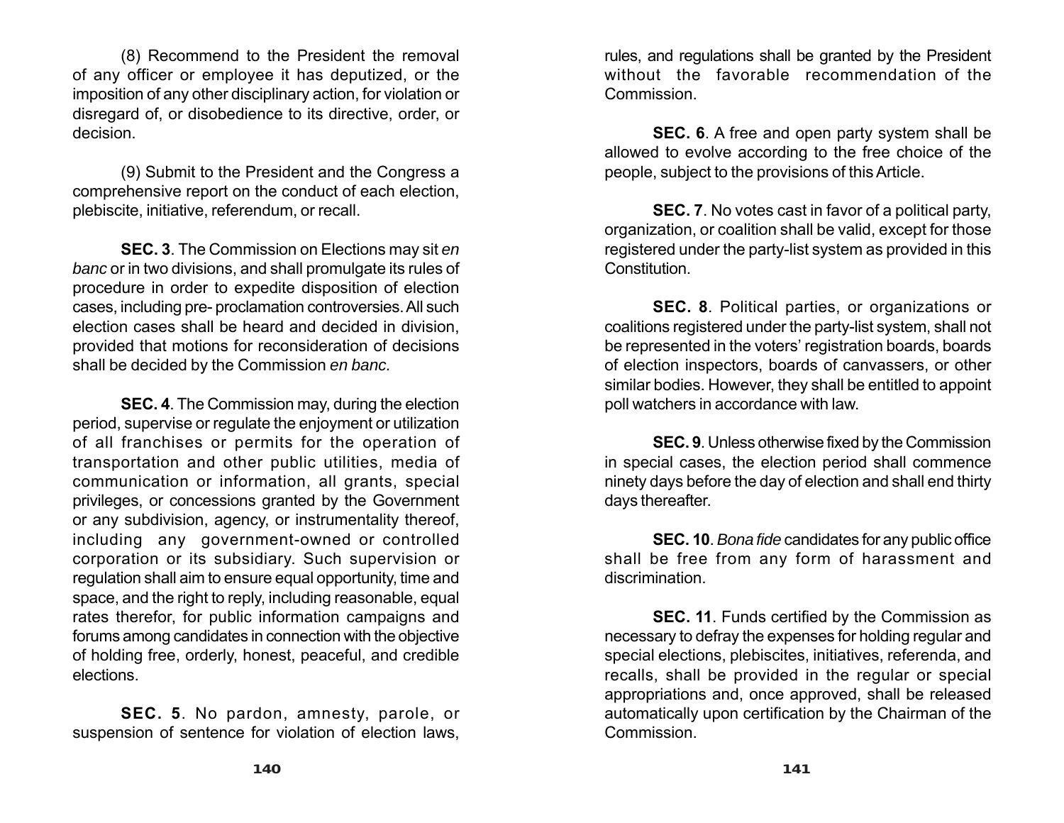(8) Recommend to the President the removal of any officer or employee it has deputized, or the imposition of any other disciplinary action, for violation or disregard of, or disobedience to its directive, order, or decision.

(9) Submit to the President and the Congress a comprehensive report on the conduct of each election, plebiscite, initiative, referendum, or recall.

**SEC. 3**. The Commission on Elections may sit *en banc* or in two divisions, and shall promulgate its rules of procedure in order to expedite disposition of election cases, including pre- proclamation controversies. All such election cases shall be heard and decided in division, provided that motions for reconsideration of decisions shall be decided by the Commission *en banc*.

**SEC. 4**. The Commission may, during the election period, supervise or regulate the enjoyment or utilization of all franchises or permits for the operation of transportation and other public utilities, media of communication or information, all grants, special privileges, or concessions granted by the Government or any subdivision, agency, or instrumentality thereof, including any government-owned or controlled corporation or its subsidiary. Such supervision or regulation shall aim to ensure equal opportunity, time and space, and the right to reply, including reasonable, equal rates therefor, for public information campaigns and forums among candidates in connection with the objective of holding free, orderly, honest, peaceful, and credible elections.

**SEC. 5**. No pardon, amnesty, parole, or suspension of sentence for violation of election laws, rules, and regulations shall be granted by the President without the favorable recommendation of the Commission.

**SEC. 6**. A free and open party system shall be allowed to evolve according to the free choice of the people, subject to the provisions of this Article.

**SEC. 7**. No votes cast in favor of a political party, organization, or coalition shall be valid, except for those registered under the party-list system as provided in this Constitution.

**SEC. 8**. Political parties, or organizations or coalitions registered under the party-list system, shall not be represented in the voters' registration boards, boards of election inspectors, boards of canvassers, or other similar bodies. However, they shall be entitled to appoint poll watchers in accordance with law.

**SEC. 9**. Unless otherwise fixed by the Commission in special cases, the election period shall commence ninety days before the day of election and shall end thirty days thereafter.

**SEC. 10**. *Bona fide* candidates for any public office shall be free from any form of harassment and discrimination.

**SEC. 11**. Funds certified by the Commission as necessary to defray the expenses for holding regular and special elections, plebiscites, initiatives, referenda, and recalls, shall be provided in the regular or special appropriations and, once approved, shall be released automatically upon certification by the Chairman of the Commission.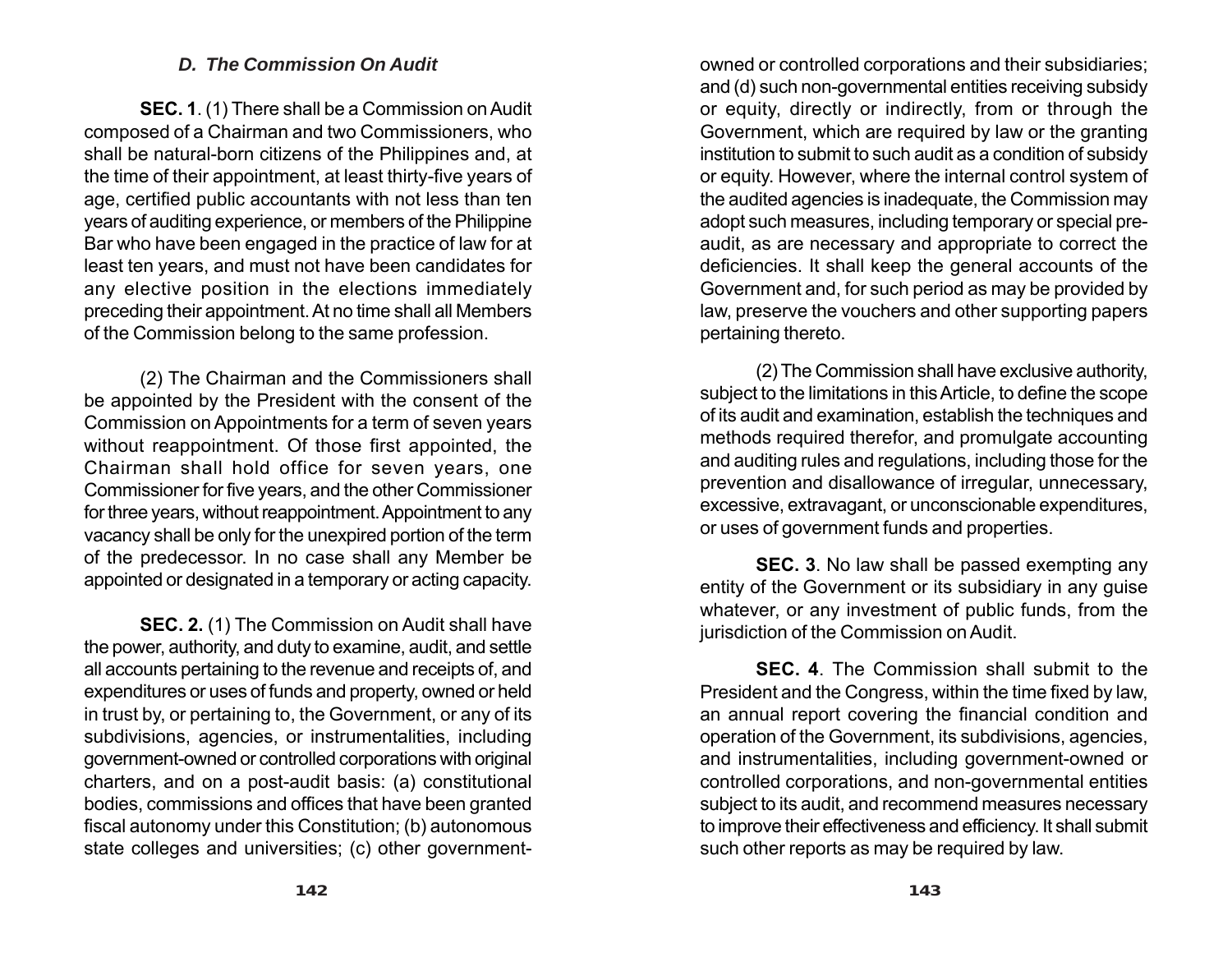### *D. The Commission On Audit*

**SEC. 1**. (1) There shall be a Commission on Audit composed of a Chairman and two Commissioners, who shall be natural-born citizens of the Philippines and, at the time of their appointment, at least thirty-five years of age, certified public accountants with not less than ten years of auditing experience, or members of the Philippine Bar who have been engaged in the practice of law for at least ten years, and must not have been candidates for any elective position in the elections immediately preceding their appointment. At no time shall all Members of the Commission belong to the same profession.

(2) The Chairman and the Commissioners shall be appointed by the President with the consent of the Commission on Appointments for a term of seven years without reappointment. Of those first appointed, the Chairman shall hold office for seven years, one Commissioner for five years, and the other Commissioner for three years, without reappointment. Appointment to any vacancy shall be only for the unexpired portion of the term of the predecessor. In no case shall any Member be appointed or designated in a temporary or acting capacity.

**SEC. 2.** (1) The Commission on Audit shall have the power, authority, and duty to examine, audit, and settle all accounts pertaining to the revenue and receipts of, and expenditures or uses of funds and property, owned or held in trust by, or pertaining to, the Government, or any of its subdivisions, agencies, or instrumentalities, including government-owned or controlled corporations with original charters, and on a post-audit basis: (a) constitutional bodies, commissions and offices that have been granted fiscal autonomy under this Constitution; (b) autonomous state colleges and universities; (c) other government-owned or controlled corporations and their subsidiaries; and (d) such non-governmental entities receiving subsidy or equity, directly or indirectly, from or through the Government, which are required by law or the granting institution to submit to such audit as a condition of subsidy or equity. However, where the internal control system of the audited agencies is inadequate, the Commission may adopt such measures, including temporary or special pre-audit, as are necessary and appropriate to correct the deficiencies. It shall keep the general accounts of the Government and, for such period as may be provided by law, preserve the vouchers and other supporting papers pertaining thereto.

(2) The Commission shall have exclusive authority, subject to the limitations in this Article, to define the scope of its audit and examination, establish the techniques and methods required therefor, and promulgate accounting and auditing rules and regulations, including those for the prevention and disallowance of irregular, unnecessary, excessive, extravagant, or unconscionable expenditures, or uses of government funds and properties.

**SEC. 3**. No law shall be passed exempting any entity of the Government or its subsidiary in any guise whatever, or any investment of public funds, from the jurisdiction of the Commission on Audit.

**SEC. 4**. The Commission shall submit to the President and the Congress, within the time fixed by law, an annual report covering the financial condition and operation of the Government, its subdivisions, agencies, and instrumentalities, including government-owned or controlled corporations, and non-governmental entities subject to its audit, and recommend measures necessary to improve their effectiveness and efficiency. It shall submit such other reports as may be required by law.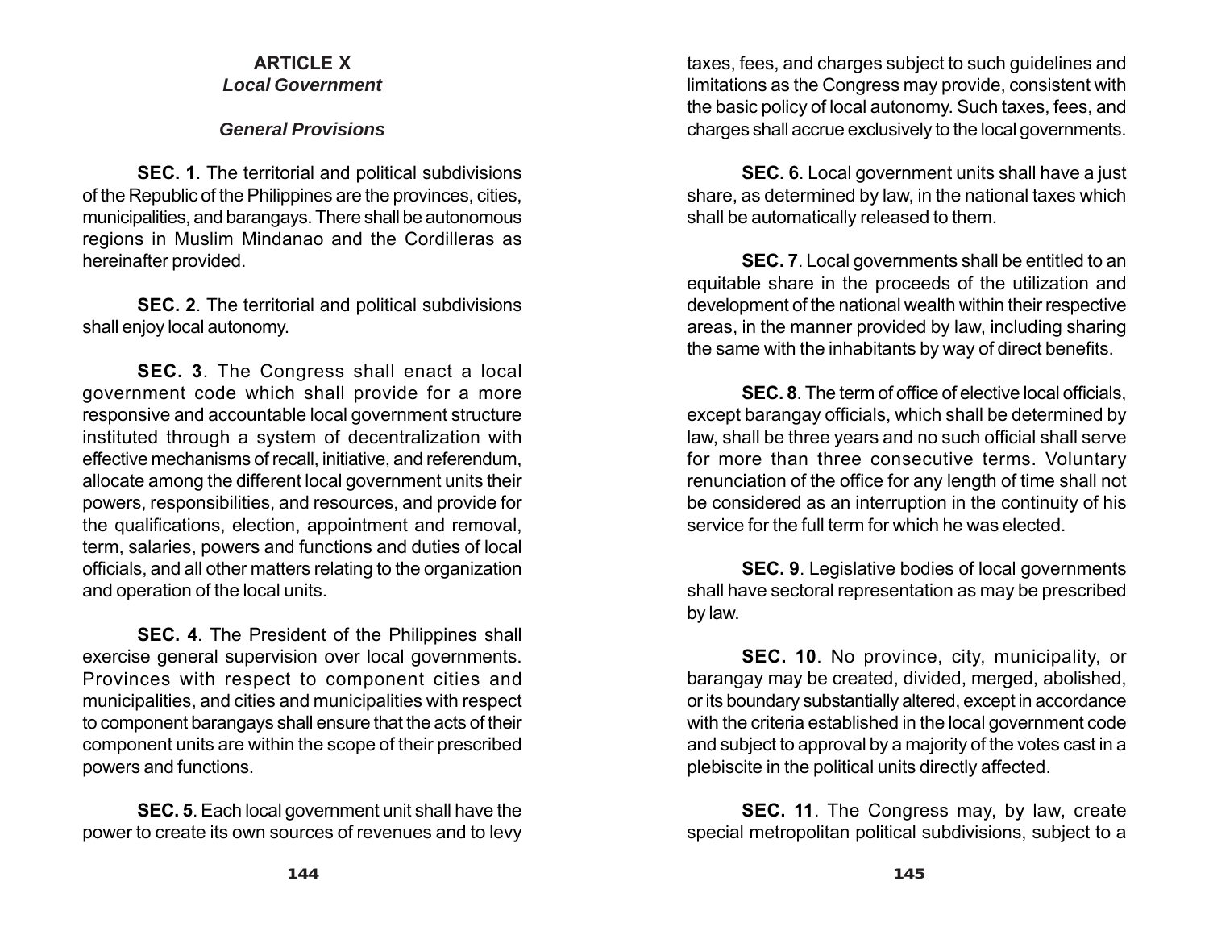# ARTICLE X
## *Local Government*

### *General Provisions*

**SEC. 1**. The territorial and political subdivisions of the Republic of the Philippines are the provinces, cities, municipalities, and barangays. There shall be autonomous regions in Muslim Mindanao and the Cordilleras as hereinafter provided.

**SEC. 2**. The territorial and political subdivisions shall enjoy local autonomy.

**SEC. 3**. The Congress shall enact a local government code which shall provide for a more responsive and accountable local government structure instituted through a system of decentralization with effective mechanisms of recall, initiative, and referendum, allocate among the different local government units their powers, responsibilities, and resources, and provide for the qualifications, election, appointment and removal, term, salaries, powers and functions and duties of local officials, and all other matters relating to the organization and operation of the local units.

**SEC. 4**. The President of the Philippines shall exercise general supervision over local governments. Provinces with respect to component cities and municipalities, and cities and municipalities with respect to component barangays shall ensure that the acts of their component units are within the scope of their prescribed powers and functions.

**SEC. 5**. Each local government unit shall have the power to create its own sources of revenues and to levy taxes, fees, and charges subject to such guidelines and limitations as the Congress may provide, consistent with the basic policy of local autonomy. Such taxes, fees, and charges shall accrue exclusively to the local governments.

**SEC. 6**. Local government units shall have a just share, as determined by law, in the national taxes which shall be automatically released to them.

**SEC. 7**. Local governments shall be entitled to an equitable share in the proceeds of the utilization and development of the national wealth within their respective areas, in the manner provided by law, including sharing the same with the inhabitants by way of direct benefits.

**SEC. 8**. The term of office of elective local officials, except barangay officials, which shall be determined by law, shall be three years and no such official shall serve for more than three consecutive terms. Voluntary renunciation of the office for any length of time shall not be considered as an interruption in the continuity of his service for the full term for which he was elected.

**SEC. 9**. Legislative bodies of local governments shall have sectoral representation as may be prescribed by law.

**SEC. 10**. No province, city, municipality, or barangay may be created, divided, merged, abolished, or its boundary substantially altered, except in accordance with the criteria established in the local government code and subject to approval by a majority of the votes cast in a plebiscite in the political units directly affected.

**SEC. 11**. The Congress may, by law, create special metropolitan political subdivisions, subject to a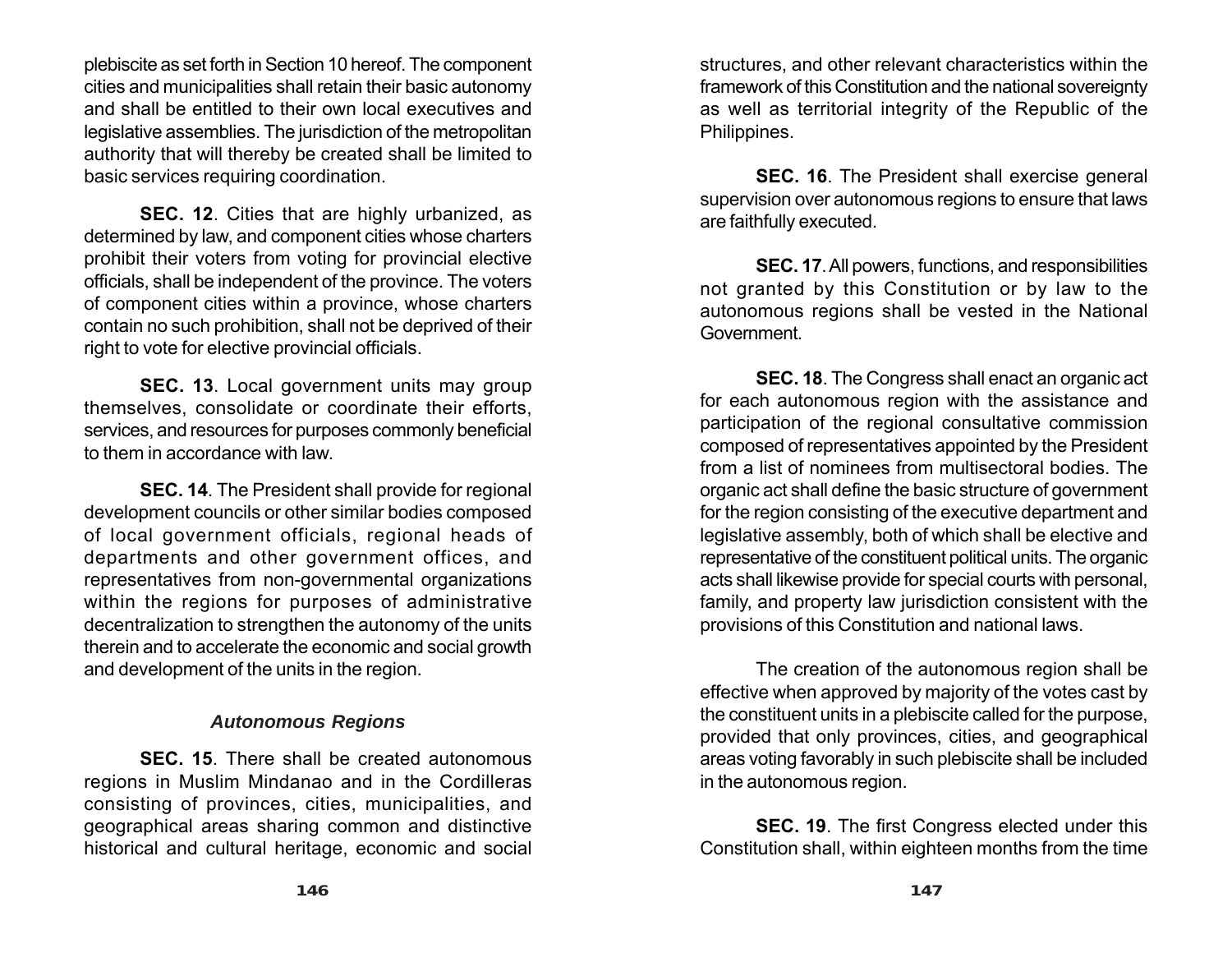plebiscite as set forth in Section 10 hereof. The component cities and municipalities shall retain their basic autonomy and shall be entitled to their own local executives and legislative assemblies. The jurisdiction of the metropolitan authority that will thereby be created shall be limited to basic services requiring coordination.

**SEC. 12**. Cities that are highly urbanized, as determined by law, and component cities whose charters prohibit their voters from voting for provincial elective officials, shall be independent of the province. The voters of component cities within a province, whose charters contain no such prohibition, shall not be deprived of their right to vote for elective provincial officials.

**SEC. 13**. Local government units may group themselves, consolidate or coordinate their efforts, services, and resources for purposes commonly beneficial to them in accordance with law.

**SEC. 14**. The President shall provide for regional development councils or other similar bodies composed of local government officials, regional heads of departments and other government offices, and representatives from non-governmental organizations within the regions for purposes of administrative decentralization to strengthen the autonomy of the units therein and to accelerate the economic and social growth and development of the units in the region.

### *Autonomous Regions*

**SEC. 15**. There shall be created autonomous regions in Muslim Mindanao and in the Cordilleras consisting of provinces, cities, municipalities, and geographical areas sharing common and distinctive historical and cultural heritage, economic and social structures, and other relevant characteristics within the framework of this Constitution and the national sovereignty as well as territorial integrity of the Republic of the Philippines.

**SEC. 16**. The President shall exercise general supervision over autonomous regions to ensure that laws are faithfully executed.

**SEC. 17**. All powers, functions, and responsibilities not granted by this Constitution or by law to the autonomous regions shall be vested in the National Government.

**SEC. 18**. The Congress shall enact an organic act for each autonomous region with the assistance and participation of the regional consultative commission composed of representatives appointed by the President from a list of nominees from multisectoral bodies. The organic act shall define the basic structure of government for the region consisting of the executive department and legislative assembly, both of which shall be elective and representative of the constituent political units. The organic acts shall likewise provide for special courts with personal, family, and property law jurisdiction consistent with the provisions of this Constitution and national laws.

The creation of the autonomous region shall be effective when approved by majority of the votes cast by the constituent units in a plebiscite called for the purpose, provided that only provinces, cities, and geographical areas voting favorably in such plebiscite shall be included in the autonomous region.

**SEC. 19**. The first Congress elected under this Constitution shall, within eighteen months from the time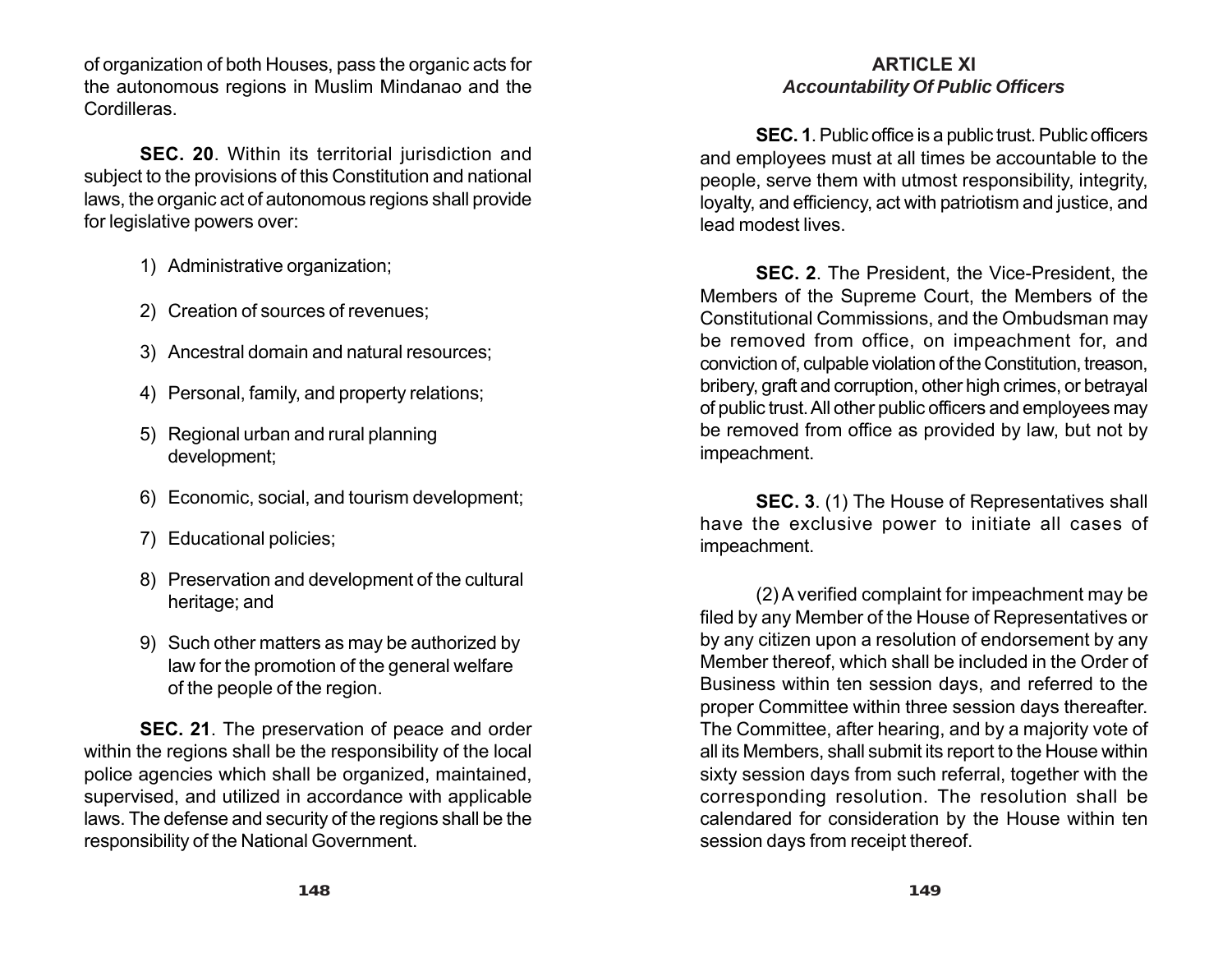of organization of both Houses, pass the organic acts for the autonomous regions in Muslim Mindanao and the Cordilleras.

**SEC. 20**. Within its territorial jurisdiction and subject to the provisions of this Constitution and national laws, the organic act of autonomous regions shall provide for legislative powers over:

1) Administrative organization;
2) Creation of sources of revenues;
3) Ancestral domain and natural resources;
4) Personal, family, and property relations;
5) Regional urban and rural planning development;
6) Economic, social, and tourism development;
7) Educational policies;
8) Preservation and development of the cultural heritage; and
9) Such other matters as may be authorized by law for the promotion of the general welfare of the people of the region.

**SEC. 21**. The preservation of peace and order within the regions shall be the responsibility of the local police agencies which shall be organized, maintained, supervised, and utilized in accordance with applicable laws. The defense and security of the regions shall be the responsibility of the National Government.

## ARTICLE XI
### *Accountability Of Public Officers*

**SEC. 1**. Public office is a public trust. Public officers and employees must at all times be accountable to the people, serve them with utmost responsibility, integrity, loyalty, and efficiency, act with patriotism and justice, and lead modest lives.

**SEC. 2**. The President, the Vice-President, the Members of the Supreme Court, the Members of the Constitutional Commissions, and the Ombudsman may be removed from office, on impeachment for, and conviction of, culpable violation of the Constitution, treason, bribery, graft and corruption, other high crimes, or betrayal of public trust. All other public officers and employees may be removed from office as provided by law, but not by impeachment.

**SEC. 3**. (1) The House of Representatives shall have the exclusive power to initiate all cases of impeachment.

(2) A verified complaint for impeachment may be filed by any Member of the House of Representatives or by any citizen upon a resolution of endorsement by any Member thereof, which shall be included in the Order of Business within ten session days, and referred to the proper Committee within three session days thereafter. The Committee, after hearing, and by a majority vote of all its Members, shall submit its report to the House within sixty session days from such referral, together with the corresponding resolution. The resolution shall be calendared for consideration by the House within ten session days from receipt thereof.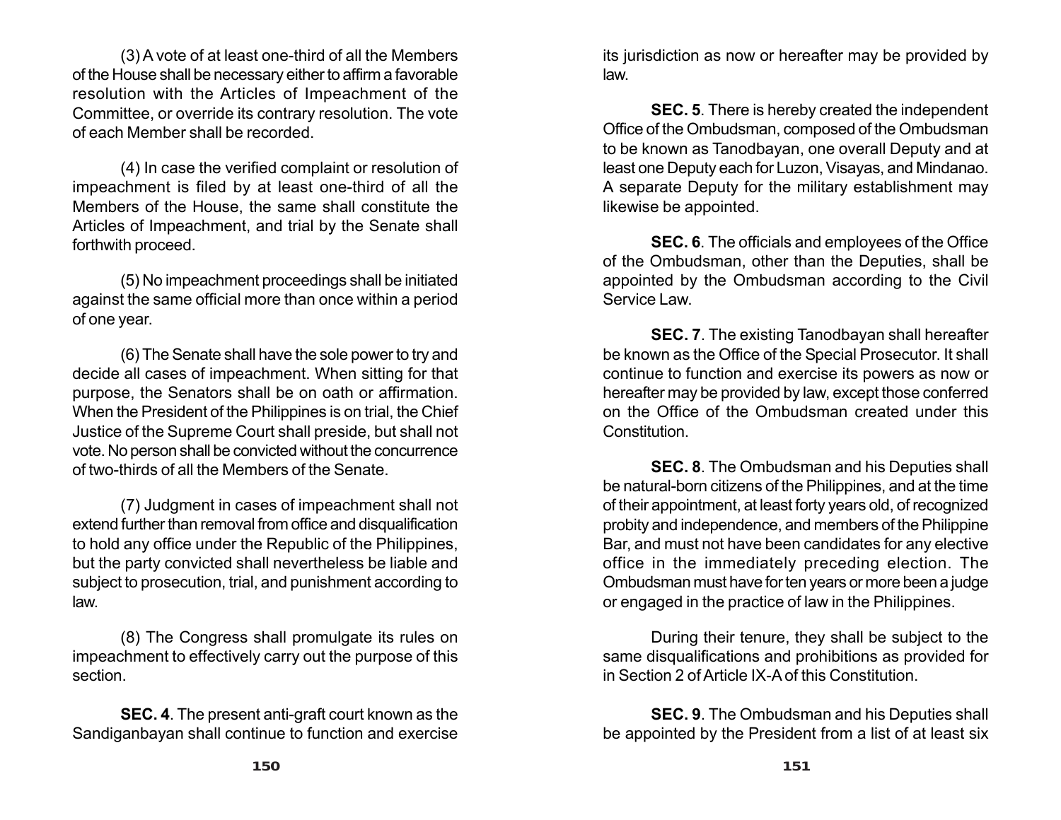(3) A vote of at least one-third of all the Members of the House shall be necessary either to affirm a favorable resolution with the Articles of Impeachment of the Committee, or override its contrary resolution. The vote of each Member shall be recorded.

(4) In case the verified complaint or resolution of impeachment is filed by at least one-third of all the Members of the House, the same shall constitute the Articles of Impeachment, and trial by the Senate shall forthwith proceed.

(5) No impeachment proceedings shall be initiated against the same official more than once within a period of one year.

(6) The Senate shall have the sole power to try and decide all cases of impeachment. When sitting for that purpose, the Senators shall be on oath or affirmation. When the President of the Philippines is on trial, the Chief Justice of the Supreme Court shall preside, but shall not vote. No person shall be convicted without the concurrence of two-thirds of all the Members of the Senate.

(7) Judgment in cases of impeachment shall not extend further than removal from office and disqualification to hold any office under the Republic of the Philippines, but the party convicted shall nevertheless be liable and subject to prosecution, trial, and punishment according to law.

(8) The Congress shall promulgate its rules on impeachment to effectively carry out the purpose of this section.

**SEC. 4**. The present anti-graft court known as the Sandiganbayan shall continue to function and exercise its jurisdiction as now or hereafter may be provided by law.

**SEC. 5**. There is hereby created the independent Office of the Ombudsman, composed of the Ombudsman to be known as Tanodbayan, one overall Deputy and at least one Deputy each for Luzon, Visayas, and Mindanao. A separate Deputy for the military establishment may likewise be appointed.

**SEC. 6**. The officials and employees of the Office of the Ombudsman, other than the Deputies, shall be appointed by the Ombudsman according to the Civil Service Law.

**SEC. 7**. The existing Tanodbayan shall hereafter be known as the Office of the Special Prosecutor. It shall continue to function and exercise its powers as now or hereafter may be provided by law, except those conferred on the Office of the Ombudsman created under this Constitution.

**SEC. 8**. The Ombudsman and his Deputies shall be natural-born citizens of the Philippines, and at the time of their appointment, at least forty years old, of recognized probity and independence, and members of the Philippine Bar, and must not have been candidates for any elective office in the immediately preceding election. The Ombudsman must have for ten years or more been a judge or engaged in the practice of law in the Philippines.

During their tenure, they shall be subject to the same disqualifications and prohibitions as provided for in Section 2 of Article IX-A of this Constitution.

**SEC. 9**. The Ombudsman and his Deputies shall be appointed by the President from a list of at least six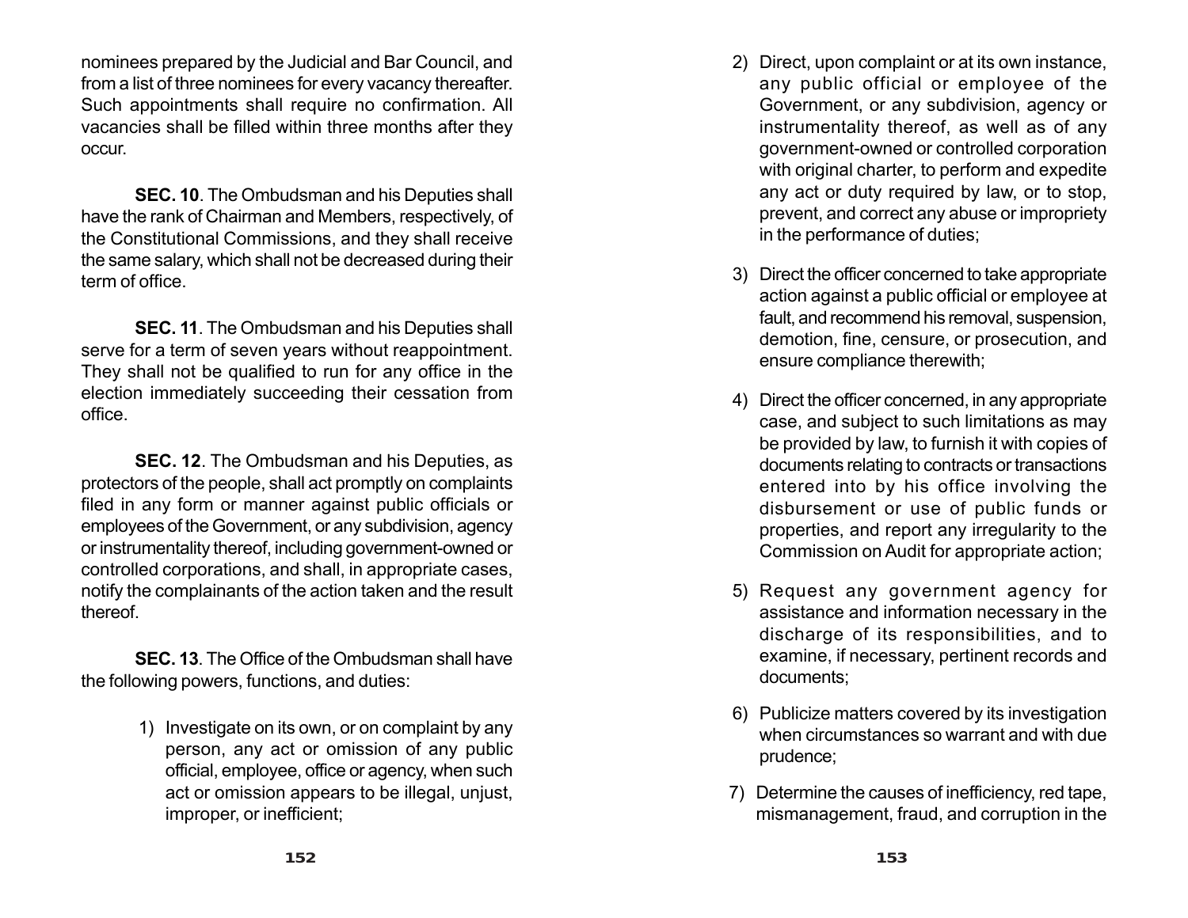nominees prepared by the Judicial and Bar Council, and from a list of three nominees for every vacancy thereafter. Such appointments shall require no confirmation. All vacancies shall be filled within three months after they occur.

**SEC. 10**. The Ombudsman and his Deputies shall have the rank of Chairman and Members, respectively, of the Constitutional Commissions, and they shall receive the same salary, which shall not be decreased during their term of office.

**SEC. 11**. The Ombudsman and his Deputies shall serve for a term of seven years without reappointment. They shall not be qualified to run for any office in the election immediately succeeding their cessation from office.

**SEC. 12**. The Ombudsman and his Deputies, as protectors of the people, shall act promptly on complaints filed in any form or manner against public officials or employees of the Government, or any subdivision, agency or instrumentality thereof, including government-owned or controlled corporations, and shall, in appropriate cases, notify the complainants of the action taken and the result thereof.

**SEC. 13**. The Office of the Ombudsman shall have the following powers, functions, and duties:

1) Investigate on its own, or on complaint by any person, any act or omission of any public official, employee, office or agency, when such act or omission appears to be illegal, unjust, improper, or inefficient;

2) Direct, upon complaint or at its own instance, any public official or employee of the Government, or any subdivision, agency or instrumentality thereof, as well as of any government-owned or controlled corporation with original charter, to perform and expedite any act or duty required by law, or to stop, prevent, and correct any abuse or impropriety in the performance of duties;

3) Direct the officer concerned to take appropriate action against a public official or employee at fault, and recommend his removal, suspension, demotion, fine, censure, or prosecution, and ensure compliance therewith;

4) Direct the officer concerned, in any appropriate case, and subject to such limitations as may be provided by law, to furnish it with copies of documents relating to contracts or transactions entered into by his office involving the disbursement or use of public funds or properties, and report any irregularity to the Commission on Audit for appropriate action;

5) Request any government agency for assistance and information necessary in the discharge of its responsibilities, and to examine, if necessary, pertinent records and documents;

6) Publicize matters covered by its investigation when circumstances so warrant and with due prudence;

7) Determine the causes of inefficiency, red tape, mismanagement, fraud, and corruption in the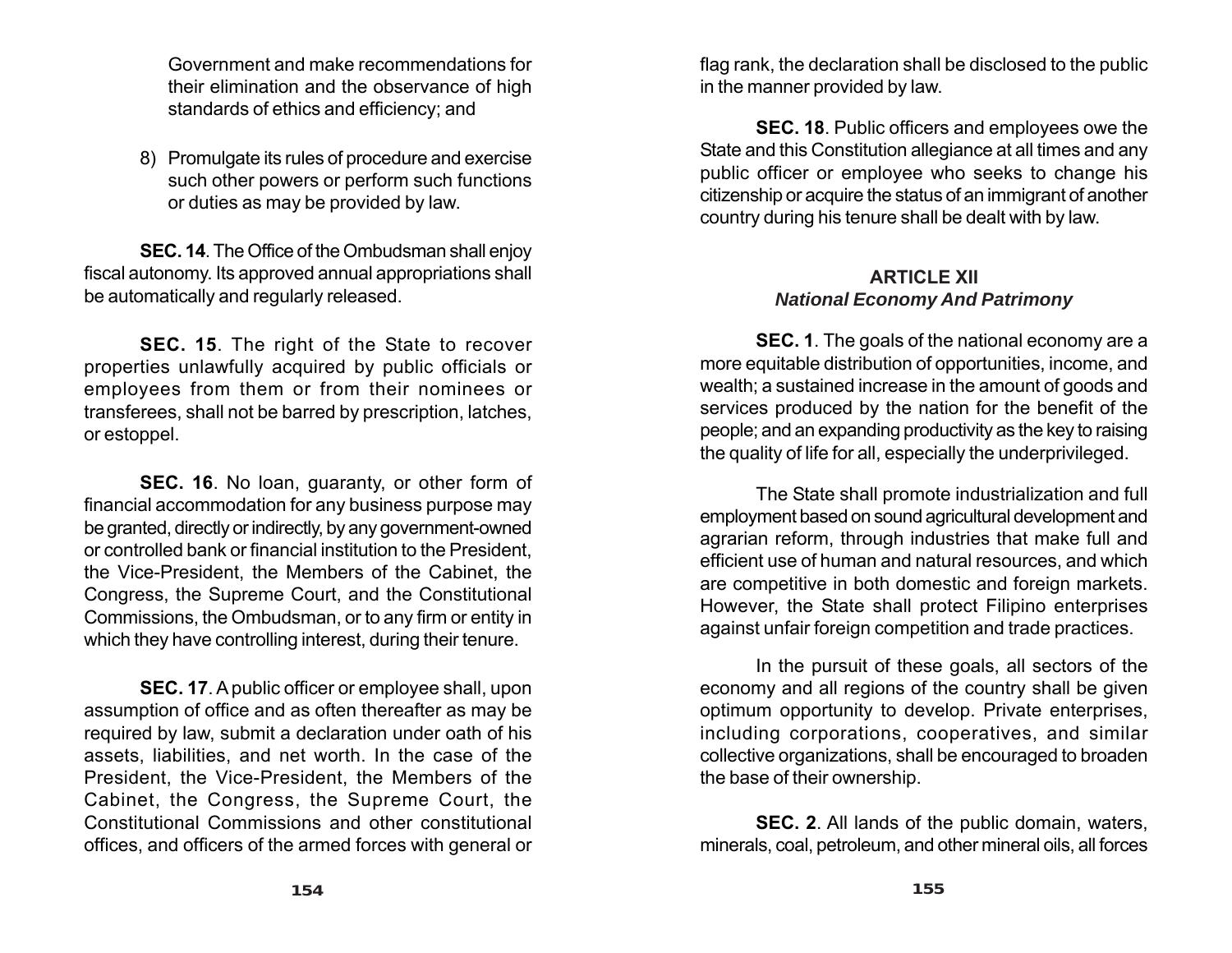Government and make recommendations for their elimination and the observance of high standards of ethics and efficiency; and

8) Promulgate its rules of procedure and exercise such other powers or perform such functions or duties as may be provided by law.

**SEC. 14**. The Office of the Ombudsman shall enjoy fiscal autonomy. Its approved annual appropriations shall be automatically and regularly released.

**SEC. 15**. The right of the State to recover properties unlawfully acquired by public officials or employees from them or from their nominees or transferees, shall not be barred by prescription, latches, or estoppel.

**SEC. 16**. No loan, guaranty, or other form of financial accommodation for any business purpose may be granted, directly or indirectly, by any government-owned or controlled bank or financial institution to the President, the Vice-President, the Members of the Cabinet, the Congress, the Supreme Court, and the Constitutional Commissions, the Ombudsman, or to any firm or entity in which they have controlling interest, during their tenure.

**SEC. 17**. A public officer or employee shall, upon assumption of office and as often thereafter as may be required by law, submit a declaration under oath of his assets, liabilities, and net worth. In the case of the President, the Vice-President, the Members of the Cabinet, the Congress, the Supreme Court, the Constitutional Commissions and other constitutional offices, and officers of the armed forces with general or flag rank, the declaration shall be disclosed to the public in the manner provided by law.

**SEC. 18**. Public officers and employees owe the State and this Constitution allegiance at all times and any public officer or employee who seeks to change his citizenship or acquire the status of an immigrant of another country during his tenure shall be dealt with by law.

## ARTICLE XII
### *National Economy And Patrimony*

**SEC. 1**. The goals of the national economy are a more equitable distribution of opportunities, income, and wealth; a sustained increase in the amount of goods and services produced by the nation for the benefit of the people; and an expanding productivity as the key to raising the quality of life for all, especially the underprivileged.

The State shall promote industrialization and full employment based on sound agricultural development and agrarian reform, through industries that make full and efficient use of human and natural resources, and which are competitive in both domestic and foreign markets. However, the State shall protect Filipino enterprises against unfair foreign competition and trade practices.

In the pursuit of these goals, all sectors of the economy and all regions of the country shall be given optimum opportunity to develop. Private enterprises, including corporations, cooperatives, and similar collective organizations, shall be encouraged to broaden the base of their ownership.

**SEC. 2**. All lands of the public domain, waters, minerals, coal, petroleum, and other mineral oils, all forces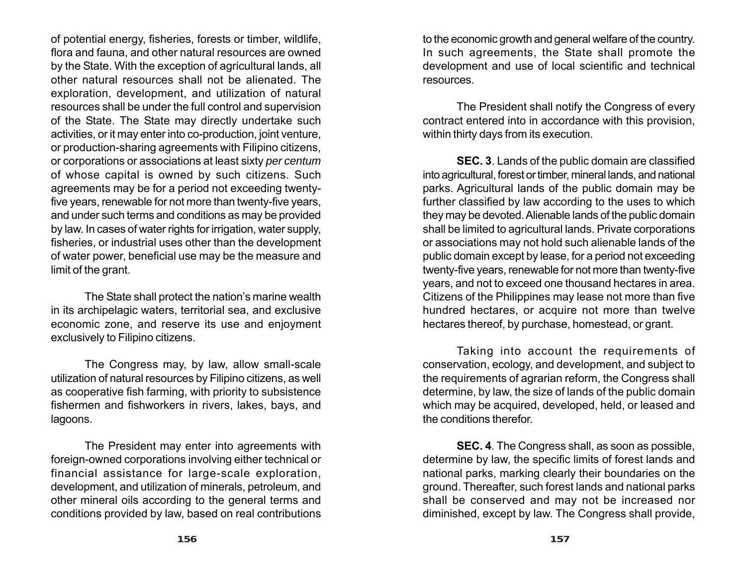of potential energy, fisheries, forests or timber, wildlife, flora and fauna, and other natural resources are owned by the State. With the exception of agricultural lands, all other natural resources shall not be alienated. The exploration, development, and utilization of natural resources shall be under the full control and supervision of the State. The State may directly undertake such activities, or it may enter into co-production, joint venture, or production-sharing agreements with Filipino citizens, or corporations or associations at least sixty *per centum* of whose capital is owned by such citizens. Such agreements may be for a period not exceeding twenty-five years, renewable for not more than twenty-five years, and under such terms and conditions as may be provided by law. In cases of water rights for irrigation, water supply, fisheries, or industrial uses other than the development of water power, beneficial use may be the measure and limit of the grant.

The State shall protect the nation's marine wealth in its archipelagic waters, territorial sea, and exclusive economic zone, and reserve its use and enjoyment exclusively to Filipino citizens.

The Congress may, by law, allow small-scale utilization of natural resources by Filipino citizens, as well as cooperative fish farming, with priority to subsistence fishermen and fishworkers in rivers, lakes, bays, and lagoons.

The President may enter into agreements with foreign-owned corporations involving either technical or financial assistance for large-scale exploration, development, and utilization of minerals, petroleum, and other mineral oils according to the general terms and conditions provided by law, based on real contributions to the economic growth and general welfare of the country. In such agreements, the State shall promote the development and use of local scientific and technical resources.

The President shall notify the Congress of every contract entered into in accordance with this provision, within thirty days from its execution.

**SEC. 3**. Lands of the public domain are classified into agricultural, forest or timber, mineral lands, and national parks. Agricultural lands of the public domain may be further classified by law according to the uses to which they may be devoted. Alienable lands of the public domain shall be limited to agricultural lands. Private corporations or associations may not hold such alienable lands of the public domain except by lease, for a period not exceeding twenty-five years, renewable for not more than twenty-five years, and not to exceed one thousand hectares in area. Citizens of the Philippines may lease not more than five hundred hectares, or acquire not more than twelve hectares thereof, by purchase, homestead, or grant.

Taking into account the requirements of conservation, ecology, and development, and subject to the requirements of agrarian reform, the Congress shall determine, by law, the size of lands of the public domain which may be acquired, developed, held, or leased and the conditions therefor.

**SEC. 4**. The Congress shall, as soon as possible, determine by law, the specific limits of forest lands and national parks, marking clearly their boundaries on the ground. Thereafter, such forest lands and national parks shall be conserved and may not be increased nor diminished, except by law. The Congress shall provide,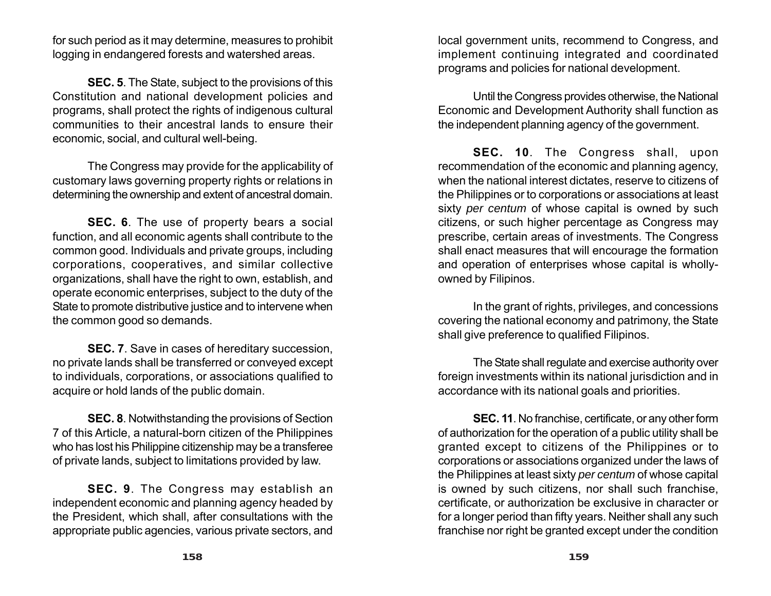for such period as it may determine, measures to prohibit logging in endangered forests and watershed areas.

**SEC. 5**. The State, subject to the provisions of this Constitution and national development policies and programs, shall protect the rights of indigenous cultural communities to their ancestral lands to ensure their economic, social, and cultural well-being.

The Congress may provide for the applicability of customary laws governing property rights or relations in determining the ownership and extent of ancestral domain.

**SEC. 6**. The use of property bears a social function, and all economic agents shall contribute to the common good. Individuals and private groups, including corporations, cooperatives, and similar collective organizations, shall have the right to own, establish, and operate economic enterprises, subject to the duty of the State to promote distributive justice and to intervene when the common good so demands.

**SEC. 7**. Save in cases of hereditary succession, no private lands shall be transferred or conveyed except to individuals, corporations, or associations qualified to acquire or hold lands of the public domain.

**SEC. 8**. Notwithstanding the provisions of Section 7 of this Article, a natural-born citizen of the Philippines who has lost his Philippine citizenship may be a transferee of private lands, subject to limitations provided by law.

**SEC. 9**. The Congress may establish an independent economic and planning agency headed by the President, which shall, after consultations with the appropriate public agencies, various private sectors, and local government units, recommend to Congress, and implement continuing integrated and coordinated programs and policies for national development.

Until the Congress provides otherwise, the National Economic and Development Authority shall function as the independent planning agency of the government.

**SEC. 10**. The Congress shall, upon recommendation of the economic and planning agency, when the national interest dictates, reserve to citizens of the Philippines or to corporations or associations at least sixty *per centum* of whose capital is owned by such citizens, or such higher percentage as Congress may prescribe, certain areas of investments. The Congress shall enact measures that will encourage the formation and operation of enterprises whose capital is wholly-owned by Filipinos.

In the grant of rights, privileges, and concessions covering the national economy and patrimony, the State shall give preference to qualified Filipinos.

The State shall regulate and exercise authority over foreign investments within its national jurisdiction and in accordance with its national goals and priorities.

**SEC. 11**. No franchise, certificate, or any other form of authorization for the operation of a public utility shall be granted except to citizens of the Philippines or to corporations or associations organized under the laws of the Philippines at least sixty *per centum* of whose capital is owned by such citizens, nor shall such franchise, certificate, or authorization be exclusive in character or for a longer period than fifty years. Neither shall any such franchise nor right be granted except under the condition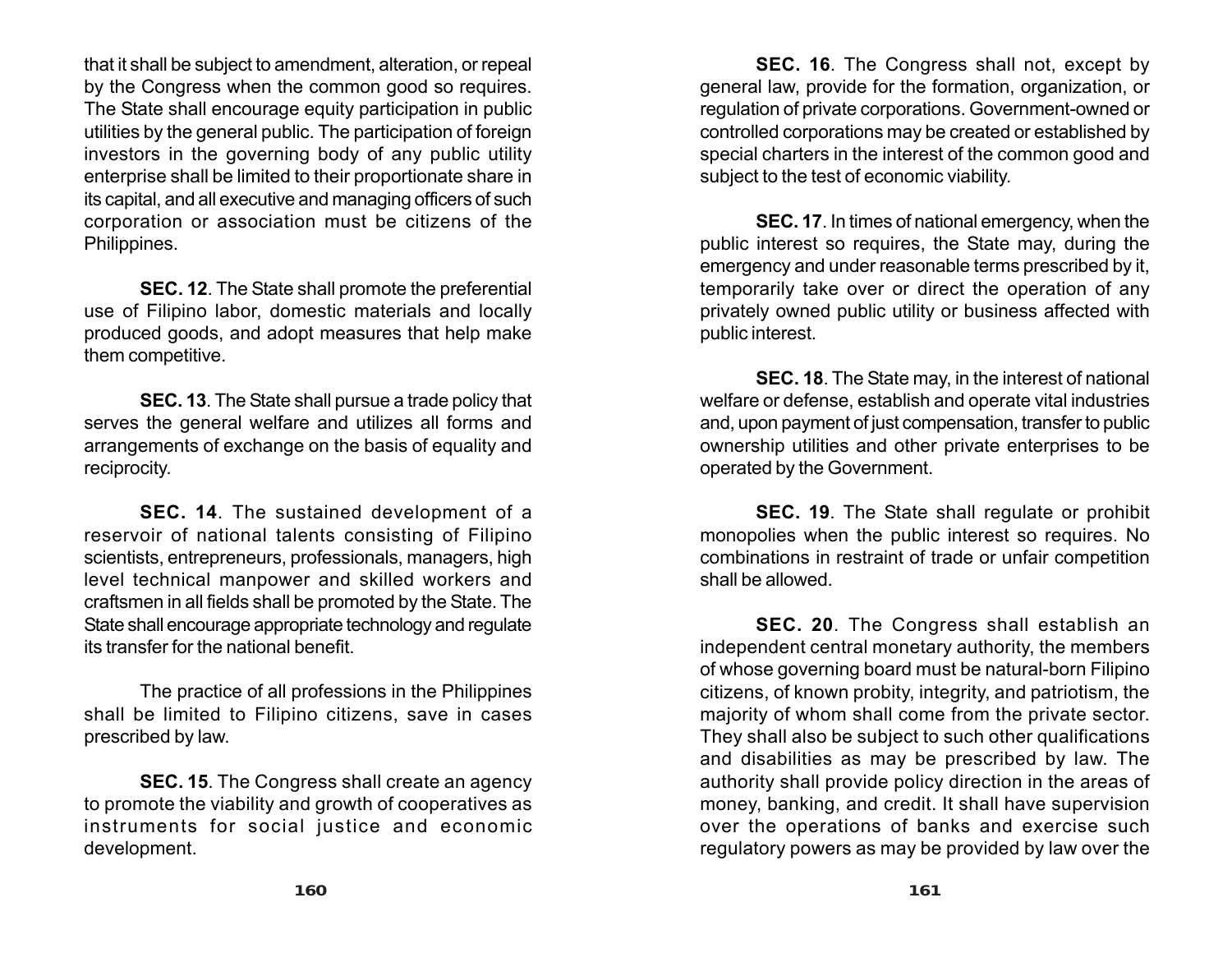that it shall be subject to amendment, alteration, or repeal by the Congress when the common good so requires. The State shall encourage equity participation in public utilities by the general public. The participation of foreign investors in the governing body of any public utility enterprise shall be limited to their proportionate share in its capital, and all executive and managing officers of such corporation or association must be citizens of the Philippines.

**SEC. 12**. The State shall promote the preferential use of Filipino labor, domestic materials and locally produced goods, and adopt measures that help make them competitive.

**SEC. 13**. The State shall pursue a trade policy that serves the general welfare and utilizes all forms and arrangements of exchange on the basis of equality and reciprocity.

**SEC. 14**. The sustained development of a reservoir of national talents consisting of Filipino scientists, entrepreneurs, professionals, managers, high level technical manpower and skilled workers and craftsmen in all fields shall be promoted by the State. The State shall encourage appropriate technology and regulate its transfer for the national benefit.

The practice of all professions in the Philippines shall be limited to Filipino citizens, save in cases prescribed by law.

**SEC. 15**. The Congress shall create an agency to promote the viability and growth of cooperatives as instruments for social justice and economic development.

**SEC. 16**. The Congress shall not, except by general law, provide for the formation, organization, or regulation of private corporations. Government-owned or controlled corporations may be created or established by special charters in the interest of the common good and subject to the test of economic viability.

**SEC. 17**. In times of national emergency, when the public interest so requires, the State may, during the emergency and under reasonable terms prescribed by it, temporarily take over or direct the operation of any privately owned public utility or business affected with public interest.

**SEC. 18**. The State may, in the interest of national welfare or defense, establish and operate vital industries and, upon payment of just compensation, transfer to public ownership utilities and other private enterprises to be operated by the Government.

**SEC. 19**. The State shall regulate or prohibit monopolies when the public interest so requires. No combinations in restraint of trade or unfair competition shall be allowed.

**SEC. 20**. The Congress shall establish an independent central monetary authority, the members of whose governing board must be natural-born Filipino citizens, of known probity, integrity, and patriotism, the majority of whom shall come from the private sector. They shall also be subject to such other qualifications and disabilities as may be prescribed by law. The authority shall provide policy direction in the areas of money, banking, and credit. It shall have supervision over the operations of banks and exercise such regulatory powers as may be provided by law over the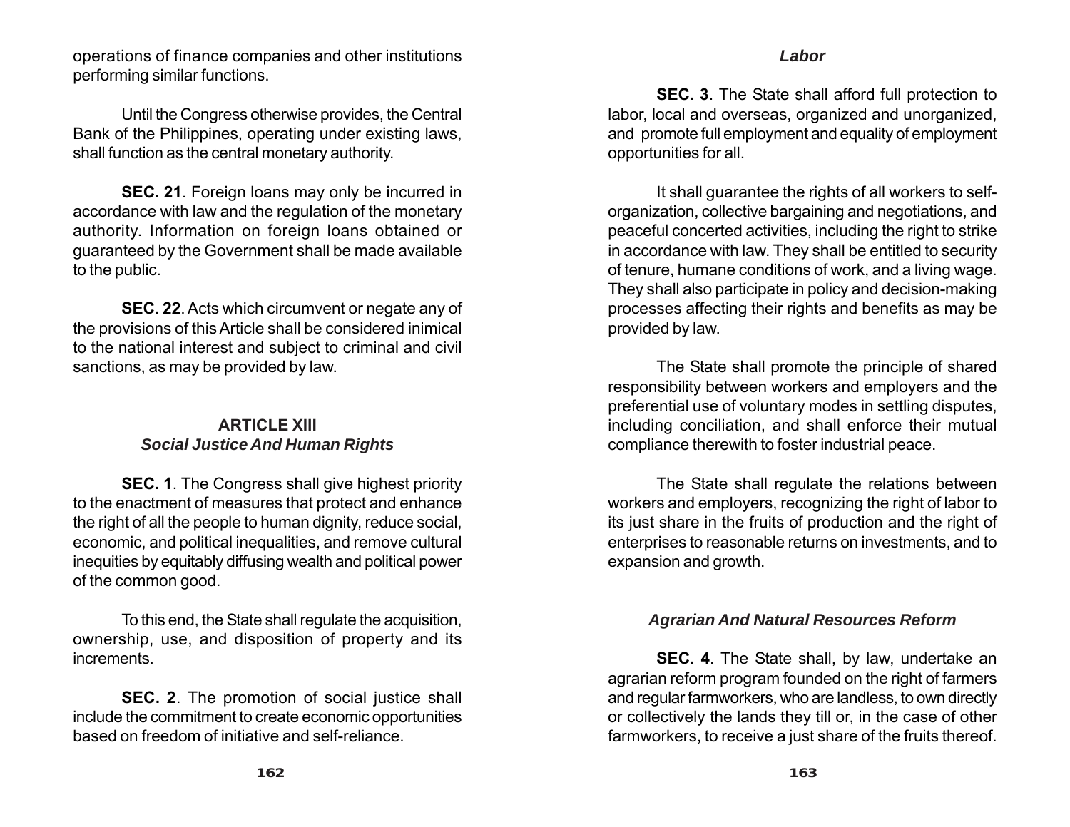operations of finance companies and other institutions performing similar functions.

Until the Congress otherwise provides, the Central Bank of the Philippines, operating under existing laws, shall function as the central monetary authority.

**SEC. 21**. Foreign loans may only be incurred in accordance with law and the regulation of the monetary authority. Information on foreign loans obtained or guaranteed by the Government shall be made available to the public.

**SEC. 22**. Acts which circumvent or negate any of the provisions of this Article shall be considered inimical to the national interest and subject to criminal and civil sanctions, as may be provided by law.

## ARTICLE XIII
### *Social Justice And Human Rights*

**SEC. 1**. The Congress shall give highest priority to the enactment of measures that protect and enhance the right of all the people to human dignity, reduce social, economic, and political inequalities, and remove cultural inequities by equitably diffusing wealth and political power of the common good.

To this end, the State shall regulate the acquisition, ownership, use, and disposition of property and its increments.

**SEC. 2**. The promotion of social justice shall include the commitment to create economic opportunities based on freedom of initiative and self-reliance.

### *Labor*

**SEC. 3**. The State shall afford full protection to labor, local and overseas, organized and unorganized, and promote full employment and equality of employment opportunities for all.

It shall guarantee the rights of all workers to self-organization, collective bargaining and negotiations, and peaceful concerted activities, including the right to strike in accordance with law. They shall be entitled to security of tenure, humane conditions of work, and a living wage. They shall also participate in policy and decision-making processes affecting their rights and benefits as may be provided by law.

The State shall promote the principle of shared responsibility between workers and employers and the preferential use of voluntary modes in settling disputes, including conciliation, and shall enforce their mutual compliance therewith to foster industrial peace.

The State shall regulate the relations between workers and employers, recognizing the right of labor to its just share in the fruits of production and the right of enterprises to reasonable returns on investments, and to expansion and growth.

### *Agrarian And Natural Resources Reform*

**SEC. 4**. The State shall, by law, undertake an agrarian reform program founded on the right of farmers and regular farmworkers, who are landless, to own directly or collectively the lands they till or, in the case of other farmworkers, to receive a just share of the fruits thereof.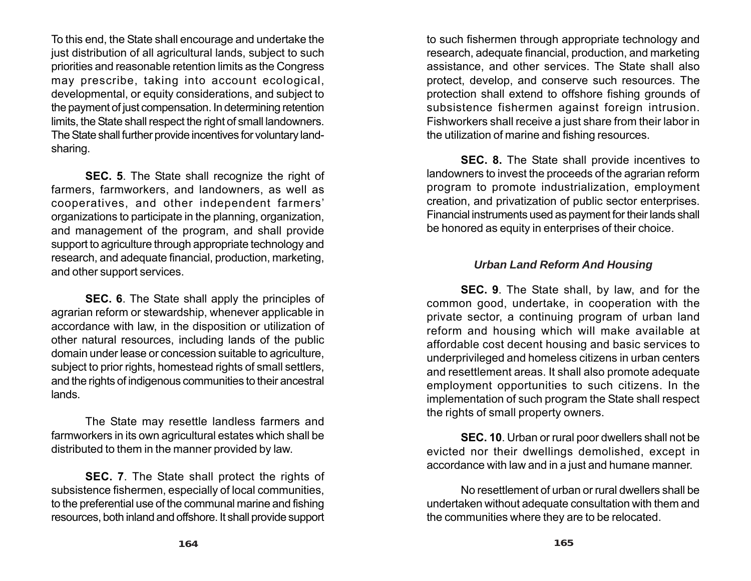To this end, the State shall encourage and undertake the just distribution of all agricultural lands, subject to such priorities and reasonable retention limits as the Congress may prescribe, taking into account ecological, developmental, or equity considerations, and subject to the payment of just compensation. In determining retention limits, the State shall respect the right of small landowners. The State shall further provide incentives for voluntary land-sharing.

**SEC. 5**. The State shall recognize the right of farmers, farmworkers, and landowners, as well as cooperatives, and other independent farmers' organizations to participate in the planning, organization, and management of the program, and shall provide support to agriculture through appropriate technology and research, and adequate financial, production, marketing, and other support services.

**SEC. 6**. The State shall apply the principles of agrarian reform or stewardship, whenever applicable in accordance with law, in the disposition or utilization of other natural resources, including lands of the public domain under lease or concession suitable to agriculture, subject to prior rights, homestead rights of small settlers, and the rights of indigenous communities to their ancestral lands.

The State may resettle landless farmers and farmworkers in its own agricultural estates which shall be distributed to them in the manner provided by law.

**SEC. 7**. The State shall protect the rights of subsistence fishermen, especially of local communities, to the preferential use of the communal marine and fishing resources, both inland and offshore. It shall provide support to such fishermen through appropriate technology and research, adequate financial, production, and marketing assistance, and other services. The State shall also protect, develop, and conserve such resources. The protection shall extend to offshore fishing grounds of subsistence fishermen against foreign intrusion. Fishworkers shall receive a just share from their labor in the utilization of marine and fishing resources.

**SEC. 8.** The State shall provide incentives to landowners to invest the proceeds of the agrarian reform program to promote industrialization, employment creation, and privatization of public sector enterprises. Financial instruments used as payment for their lands shall be honored as equity in enterprises of their choice.

### *Urban Land Reform And Housing*

**SEC. 9**. The State shall, by law, and for the common good, undertake, in cooperation with the private sector, a continuing program of urban land reform and housing which will make available at affordable cost decent housing and basic services to underprivileged and homeless citizens in urban centers and resettlement areas. It shall also promote adequate employment opportunities to such citizens. In the implementation of such program the State shall respect the rights of small property owners.

**SEC. 10**. Urban or rural poor dwellers shall not be evicted nor their dwellings demolished, except in accordance with law and in a just and humane manner.

No resettlement of urban or rural dwellers shall be undertaken without adequate consultation with them and the communities where they are to be relocated.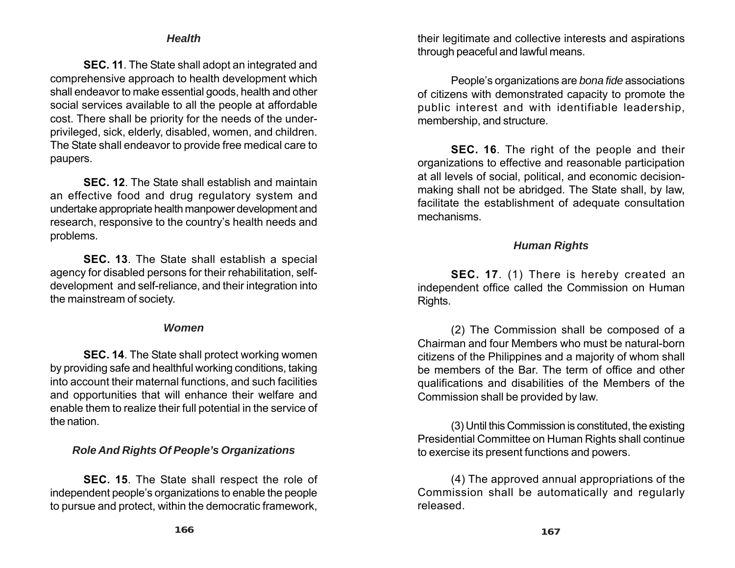### *Health*

**SEC. 11**. The State shall adopt an integrated and comprehensive approach to health development which shall endeavor to make essential goods, health and other social services available to all the people at affordable cost. There shall be priority for the needs of the under-privileged, sick, elderly, disabled, women, and children. The State shall endeavor to provide free medical care to paupers.

**SEC. 12**. The State shall establish and maintain an effective food and drug regulatory system and undertake appropriate health manpower development and research, responsive to the country's health needs and problems.

**SEC. 13**. The State shall establish a special agency for disabled persons for their rehabilitation, self-development and self-reliance, and their integration into the mainstream of society.

### *Women*

**SEC. 14**. The State shall protect working women by providing safe and healthful working conditions, taking into account their maternal functions, and such facilities and opportunities that will enhance their welfare and enable them to realize their full potential in the service of the nation.

### *Role And Rights Of People's Organizations*

**SEC. 15**. The State shall respect the role of independent people's organizations to enable the people to pursue and protect, within the democratic framework, their legitimate and collective interests and aspirations through peaceful and lawful means.

People's organizations are *bona fide* associations of citizens with demonstrated capacity to promote the public interest and with identifiable leadership, membership, and structure.

**SEC. 16**. The right of the people and their organizations to effective and reasonable participation at all levels of social, political, and economic decision-making shall not be abridged. The State shall, by law, facilitate the establishment of adequate consultation mechanisms.

### *Human Rights*

**SEC. 17**. (1) There is hereby created an independent office called the Commission on Human Rights.

(2) The Commission shall be composed of a Chairman and four Members who must be natural-born citizens of the Philippines and a majority of whom shall be members of the Bar. The term of office and other qualifications and disabilities of the Members of the Commission shall be provided by law.

(3) Until this Commission is constituted, the existing Presidential Committee on Human Rights shall continue to exercise its present functions and powers.

(4) The approved annual appropriations of the Commission shall be automatically and regularly released.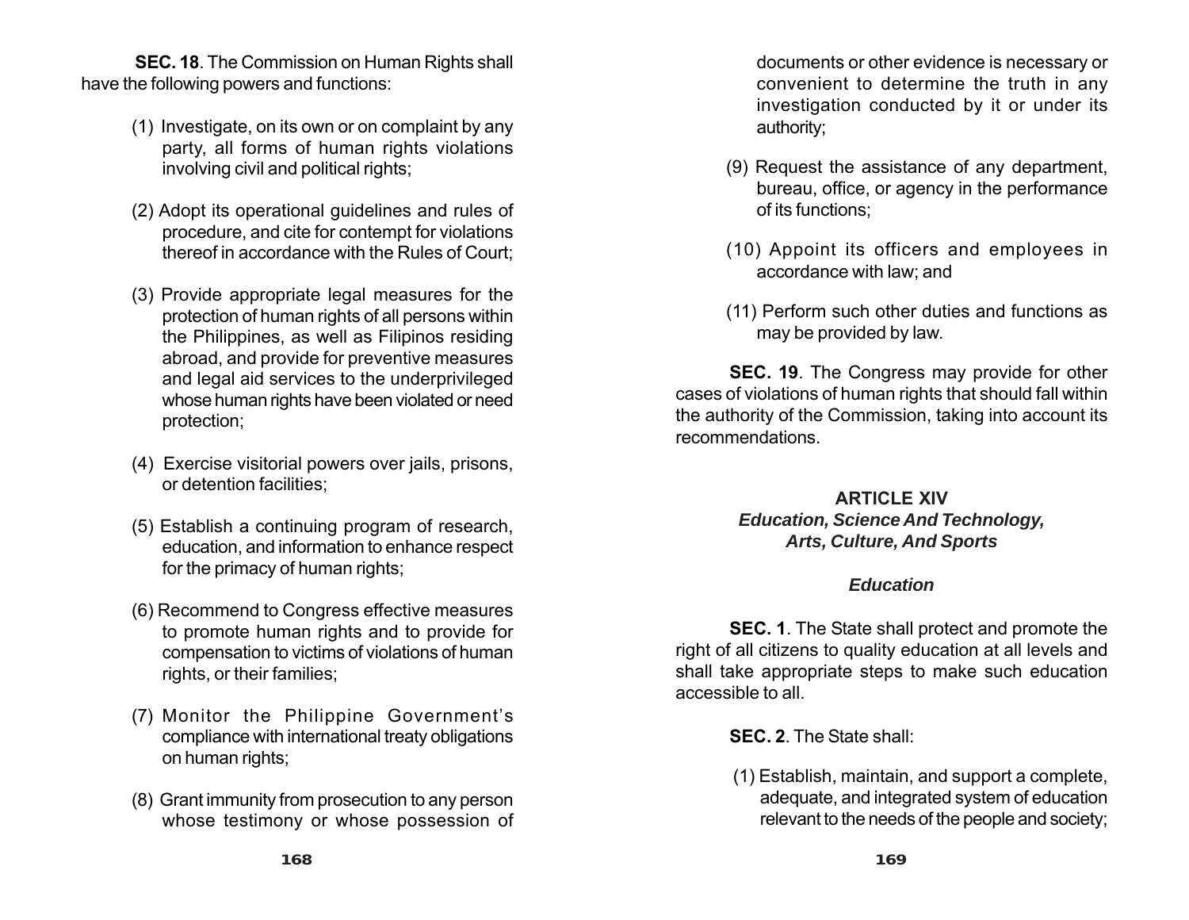**SEC. 18**. The Commission on Human Rights shall have the following powers and functions:

(1) Investigate, on its own or on complaint by any party, all forms of human rights violations involving civil and political rights;

(2) Adopt its operational guidelines and rules of procedure, and cite for contempt for violations thereof in accordance with the Rules of Court;

(3) Provide appropriate legal measures for the protection of human rights of all persons within the Philippines, as well as Filipinos residing abroad, and provide for preventive measures and legal aid services to the underprivileged whose human rights have been violated or need protection;

(4) Exercise visitorial powers over jails, prisons, or detention facilities;

(5) Establish a continuing program of research, education, and information to enhance respect for the primacy of human rights;

(6) Recommend to Congress effective measures to promote human rights and to provide for compensation to victims of violations of human rights, or their families;

(7) Monitor the Philippine Government's compliance with international treaty obligations on human rights;

(8) Grant immunity from prosecution to any person whose testimony or whose possession of documents or other evidence is necessary or convenient to determine the truth in any investigation conducted by it or under its authority;

(9) Request the assistance of any department, bureau, office, or agency in the performance of its functions;

(10) Appoint its officers and employees in accordance with law; and

(11) Perform such other duties and functions as may be provided by law.

**SEC. 19**. The Congress may provide for other cases of violations of human rights that should fall within the authority of the Commission, taking into account its recommendations.

## ARTICLE XIV
### *Education, Science And Technology, Arts, Culture, And Sports*

### *Education*

**SEC. 1**. The State shall protect and promote the right of all citizens to quality education at all levels and shall take appropriate steps to make such education accessible to all.

**SEC. 2**. The State shall:

(1) Establish, maintain, and support a complete, adequate, and integrated system of education relevant to the needs of the people and society;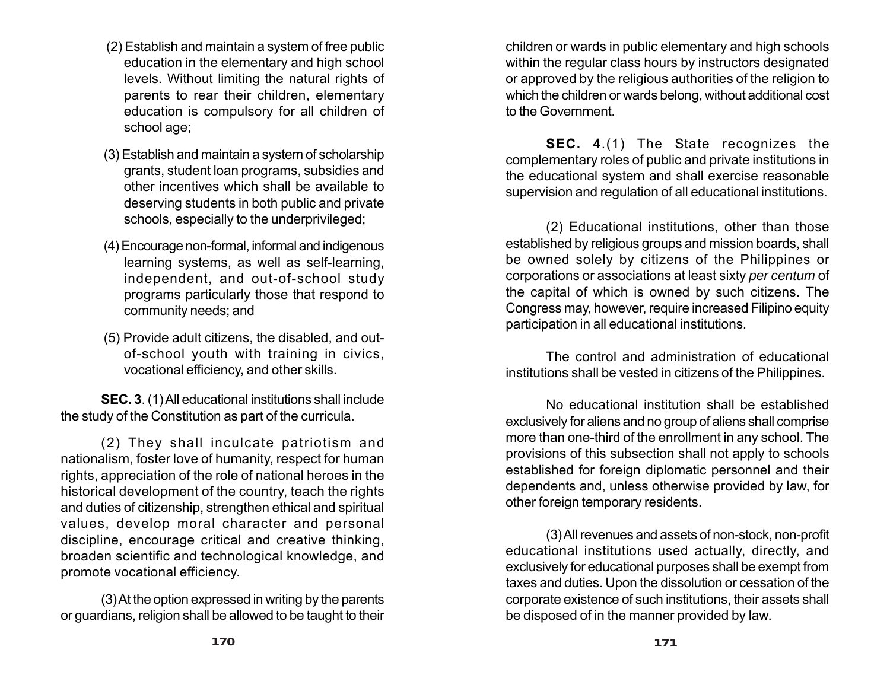(2) Establish and maintain a system of free public education in the elementary and high school levels. Without limiting the natural rights of parents to rear their children, elementary education is compulsory for all children of school age;

(3) Establish and maintain a system of scholarship grants, student loan programs, subsidies and other incentives which shall be available to deserving students in both public and private schools, especially to the underprivileged;

(4) Encourage non-formal, informal and indigenous learning systems, as well as self-learning, independent, and out-of-school study programs particularly those that respond to community needs; and

(5) Provide adult citizens, the disabled, and out-of-school youth with training in civics, vocational efficiency, and other skills.

**SEC. 3**. (1) All educational institutions shall include the study of the Constitution as part of the curricula.

(2) They shall inculcate patriotism and nationalism, foster love of humanity, respect for human rights, appreciation of the role of national heroes in the historical development of the country, teach the rights and duties of citizenship, strengthen ethical and spiritual values, develop moral character and personal discipline, encourage critical and creative thinking, broaden scientific and technological knowledge, and promote vocational efficiency.

(3) At the option expressed in writing by the parents or guardians, religion shall be allowed to be taught to their children or wards in public elementary and high schools within the regular class hours by instructors designated or approved by the religious authorities of the religion to which the children or wards belong, without additional cost to the Government.

**SEC. 4**.(1) The State recognizes the complementary roles of public and private institutions in the educational system and shall exercise reasonable supervision and regulation of all educational institutions.

(2) Educational institutions, other than those established by religious groups and mission boards, shall be owned solely by citizens of the Philippines or corporations or associations at least sixty *per centum* of the capital of which is owned by such citizens. The Congress may, however, require increased Filipino equity participation in all educational institutions.

The control and administration of educational institutions shall be vested in citizens of the Philippines.

No educational institution shall be established exclusively for aliens and no group of aliens shall comprise more than one-third of the enrollment in any school. The provisions of this subsection shall not apply to schools established for foreign diplomatic personnel and their dependents and, unless otherwise provided by law, for other foreign temporary residents.

(3) All revenues and assets of non-stock, non-profit educational institutions used actually, directly, and exclusively for educational purposes shall be exempt from taxes and duties. Upon the dissolution or cessation of the corporate existence of such institutions, their assets shall be disposed of in the manner provided by law.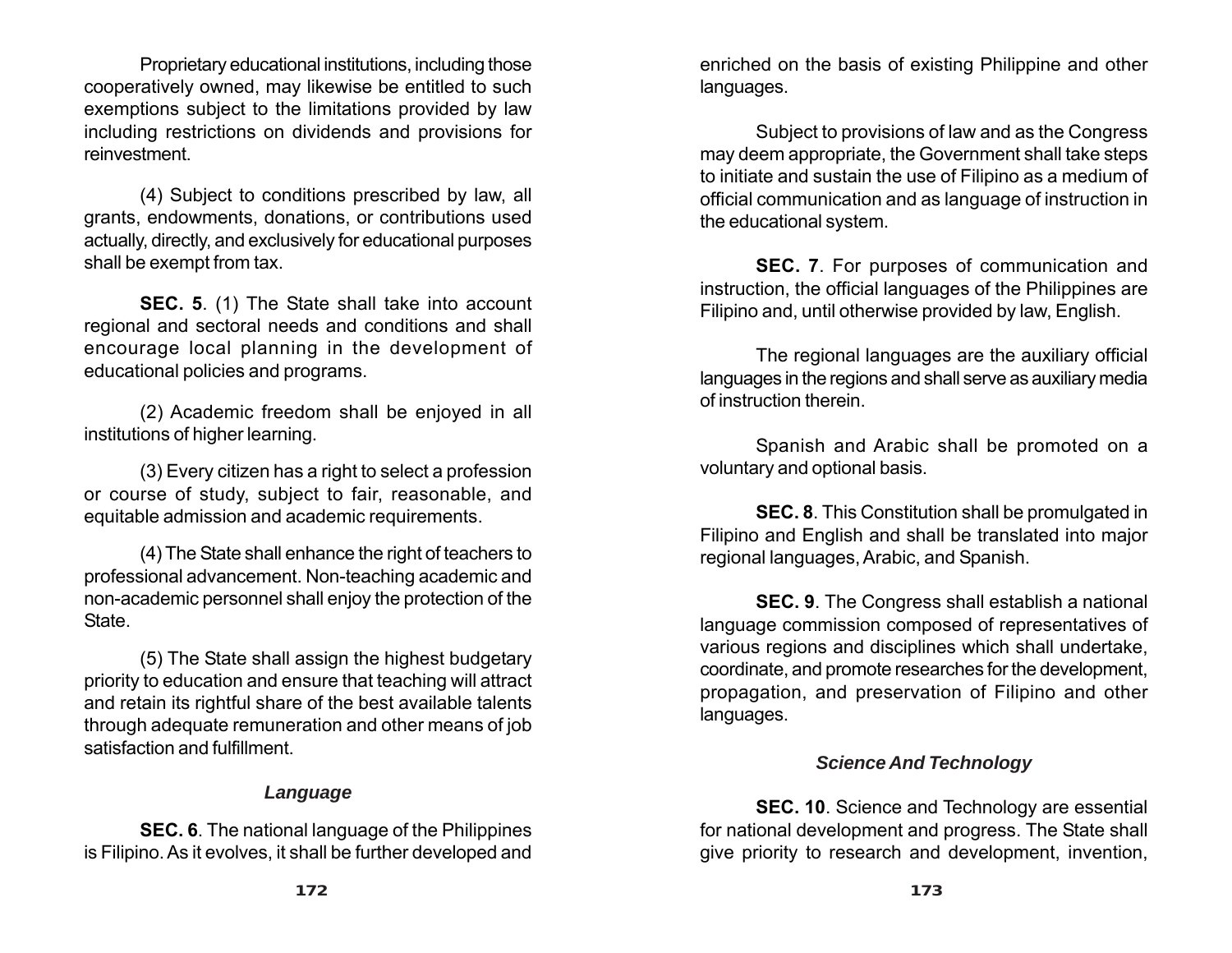Proprietary educational institutions, including those cooperatively owned, may likewise be entitled to such exemptions subject to the limitations provided by law including restrictions on dividends and provisions for reinvestment.

(4) Subject to conditions prescribed by law, all grants, endowments, donations, or contributions used actually, directly, and exclusively for educational purposes shall be exempt from tax.

**SEC. 5**. (1) The State shall take into account regional and sectoral needs and conditions and shall encourage local planning in the development of educational policies and programs.

(2) Academic freedom shall be enjoyed in all institutions of higher learning.

(3) Every citizen has a right to select a profession or course of study, subject to fair, reasonable, and equitable admission and academic requirements.

(4) The State shall enhance the right of teachers to professional advancement. Non-teaching academic and non-academic personnel shall enjoy the protection of the State.

(5) The State shall assign the highest budgetary priority to education and ensure that teaching will attract and retain its rightful share of the best available talents through adequate remuneration and other means of job satisfaction and fulfillment.

### *Language*

**SEC. 6**. The national language of the Philippines is Filipino. As it evolves, it shall be further developed and enriched on the basis of existing Philippine and other languages.

Subject to provisions of law and as the Congress may deem appropriate, the Government shall take steps to initiate and sustain the use of Filipino as a medium of official communication and as language of instruction in the educational system.

**SEC. 7**. For purposes of communication and instruction, the official languages of the Philippines are Filipino and, until otherwise provided by law, English.

The regional languages are the auxiliary official languages in the regions and shall serve as auxiliary media of instruction therein.

Spanish and Arabic shall be promoted on a voluntary and optional basis.

**SEC. 8**. This Constitution shall be promulgated in Filipino and English and shall be translated into major regional languages, Arabic, and Spanish.

**SEC. 9**. The Congress shall establish a national language commission composed of representatives of various regions and disciplines which shall undertake, coordinate, and promote researches for the development, propagation, and preservation of Filipino and other languages.

### *Science And Technology*

**SEC. 10**. Science and Technology are essential for national development and progress. The State shall give priority to research and development, invention,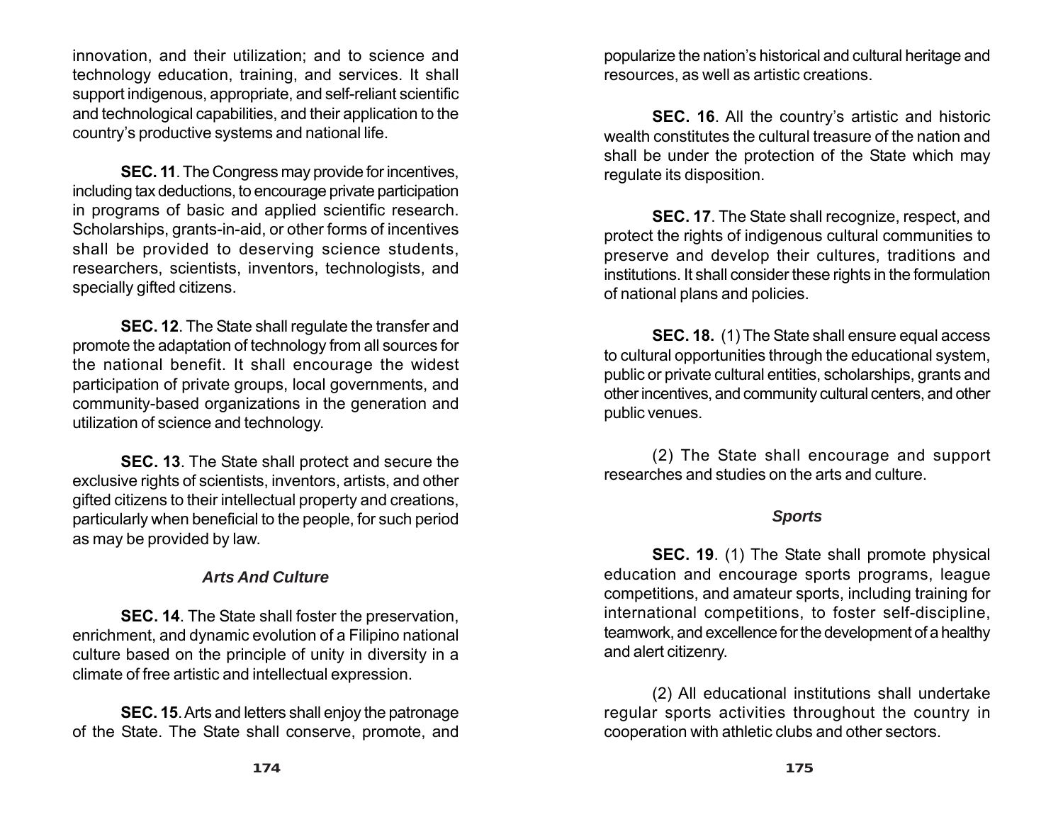innovation, and their utilization; and to science and technology education, training, and services. It shall support indigenous, appropriate, and self-reliant scientific and technological capabilities, and their application to the country's productive systems and national life.

**SEC. 11**. The Congress may provide for incentives, including tax deductions, to encourage private participation in programs of basic and applied scientific research. Scholarships, grants-in-aid, or other forms of incentives shall be provided to deserving science students, researchers, scientists, inventors, technologists, and specially gifted citizens.

**SEC. 12**. The State shall regulate the transfer and promote the adaptation of technology from all sources for the national benefit. It shall encourage the widest participation of private groups, local governments, and community-based organizations in the generation and utilization of science and technology.

**SEC. 13**. The State shall protect and secure the exclusive rights of scientists, inventors, artists, and other gifted citizens to their intellectual property and creations, particularly when beneficial to the people, for such period as may be provided by law.

### *Arts And Culture*

**SEC. 14**. The State shall foster the preservation, enrichment, and dynamic evolution of a Filipino national culture based on the principle of unity in diversity in a climate of free artistic and intellectual expression.

**SEC. 15**. Arts and letters shall enjoy the patronage of the State. The State shall conserve, promote, and popularize the nation's historical and cultural heritage and resources, as well as artistic creations.

**SEC. 16**. All the country's artistic and historic wealth constitutes the cultural treasure of the nation and shall be under the protection of the State which may regulate its disposition.

**SEC. 17**. The State shall recognize, respect, and protect the rights of indigenous cultural communities to preserve and develop their cultures, traditions and institutions. It shall consider these rights in the formulation of national plans and policies.

**SEC. 18.** (1) The State shall ensure equal access to cultural opportunities through the educational system, public or private cultural entities, scholarships, grants and other incentives, and community cultural centers, and other public venues.

(2) The State shall encourage and support researches and studies on the arts and culture.

### *Sports*

**SEC. 19**. (1) The State shall promote physical education and encourage sports programs, league competitions, and amateur sports, including training for international competitions, to foster self-discipline, teamwork, and excellence for the development of a healthy and alert citizenry.

(2) All educational institutions shall undertake regular sports activities throughout the country in cooperation with athletic clubs and other sectors.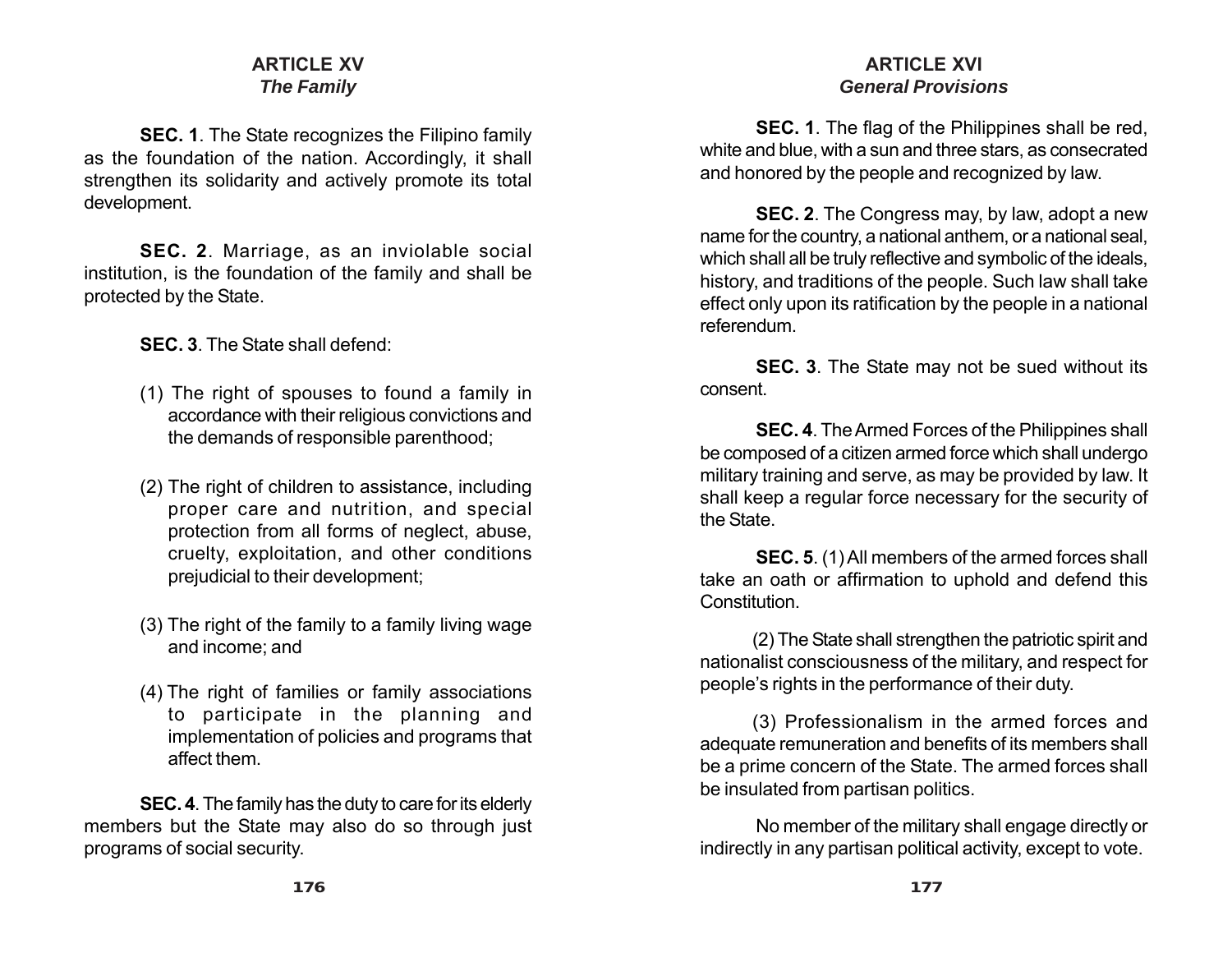## ARTICLE XV
### *The Family*

**SEC. 1**. The State recognizes the Filipino family as the foundation of the nation. Accordingly, it shall strengthen its solidarity and actively promote its total development.

**SEC. 2**. Marriage, as an inviolable social institution, is the foundation of the family and shall be protected by the State.

**SEC. 3**. The State shall defend:

(1) The right of spouses to found a family in accordance with their religious convictions and the demands of responsible parenthood;

(2) The right of children to assistance, including proper care and nutrition, and special protection from all forms of neglect, abuse, cruelty, exploitation, and other conditions prejudicial to their development;

(3) The right of the family to a family living wage and income; and

(4) The right of families or family associations to participate in the planning and implementation of policies and programs that affect them.

**SEC. 4**. The family has the duty to care for its elderly members but the State may also do so through just programs of social security.

## ARTICLE XVI
### *General Provisions*

**SEC. 1**. The flag of the Philippines shall be red, white and blue, with a sun and three stars, as consecrated and honored by the people and recognized by law.

**SEC. 2**. The Congress may, by law, adopt a new name for the country, a national anthem, or a national seal, which shall all be truly reflective and symbolic of the ideals, history, and traditions of the people. Such law shall take effect only upon its ratification by the people in a national referendum.

**SEC. 3**. The State may not be sued without its consent.

**SEC. 4**. The Armed Forces of the Philippines shall be composed of a citizen armed force which shall undergo military training and serve, as may be provided by law. It shall keep a regular force necessary for the security of the State.

**SEC. 5**. (1) All members of the armed forces shall take an oath or affirmation to uphold and defend this Constitution.

(2) The State shall strengthen the patriotic spirit and nationalist consciousness of the military, and respect for people's rights in the performance of their duty.

(3) Professionalism in the armed forces and adequate remuneration and benefits of its members shall be a prime concern of the State. The armed forces shall be insulated from partisan politics.

No member of the military shall engage directly or indirectly in any partisan political activity, except to vote.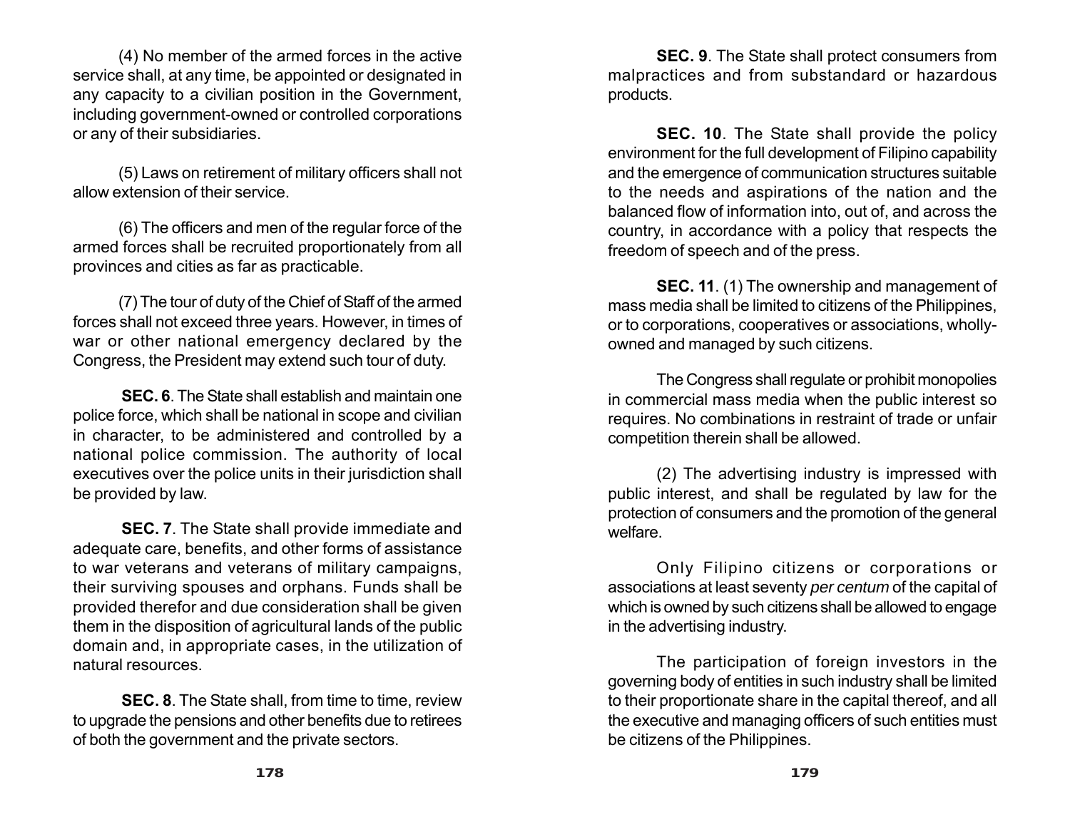(4) No member of the armed forces in the active service shall, at any time, be appointed or designated in any capacity to a civilian position in the Government, including government-owned or controlled corporations or any of their subsidiaries.

(5) Laws on retirement of military officers shall not allow extension of their service.

(6) The officers and men of the regular force of the armed forces shall be recruited proportionately from all provinces and cities as far as practicable.

(7) The tour of duty of the Chief of Staff of the armed forces shall not exceed three years. However, in times of war or other national emergency declared by the Congress, the President may extend such tour of duty.

**SEC. 6**. The State shall establish and maintain one police force, which shall be national in scope and civilian in character, to be administered and controlled by a national police commission. The authority of local executives over the police units in their jurisdiction shall be provided by law.

**SEC. 7**. The State shall provide immediate and adequate care, benefits, and other forms of assistance to war veterans and veterans of military campaigns, their surviving spouses and orphans. Funds shall be provided therefor and due consideration shall be given them in the disposition of agricultural lands of the public domain and, in appropriate cases, in the utilization of natural resources.

**SEC. 8**. The State shall, from time to time, review to upgrade the pensions and other benefits due to retirees of both the government and the private sectors.

**SEC. 9**. The State shall protect consumers from malpractices and from substandard or hazardous products.

**SEC. 10**. The State shall provide the policy environment for the full development of Filipino capability and the emergence of communication structures suitable to the needs and aspirations of the nation and the balanced flow of information into, out of, and across the country, in accordance with a policy that respects the freedom of speech and of the press.

**SEC. 11**. (1) The ownership and management of mass media shall be limited to citizens of the Philippines, or to corporations, cooperatives or associations, wholly-owned and managed by such citizens.

The Congress shall regulate or prohibit monopolies in commercial mass media when the public interest so requires. No combinations in restraint of trade or unfair competition therein shall be allowed.

(2) The advertising industry is impressed with public interest, and shall be regulated by law for the protection of consumers and the promotion of the general welfare.

Only Filipino citizens or corporations or associations at least seventy *per centum* of the capital of which is owned by such citizens shall be allowed to engage in the advertising industry.

The participation of foreign investors in the governing body of entities in such industry shall be limited to their proportionate share in the capital thereof, and all the executive and managing officers of such entities must be citizens of the Philippines.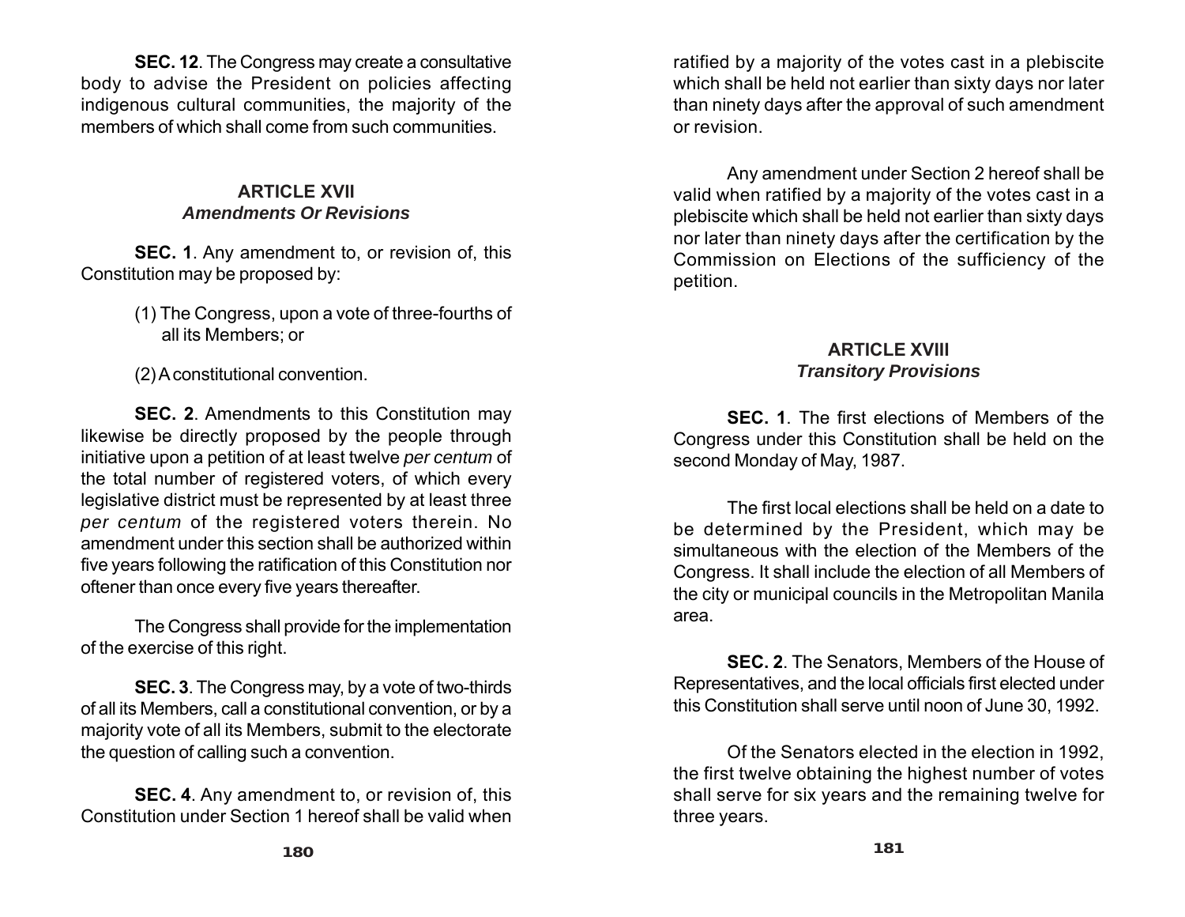**SEC. 12**. The Congress may create a consultative body to advise the President on policies affecting indigenous cultural communities, the majority of the members of which shall come from such communities.

## ARTICLE XVII
### *Amendments Or Revisions*

**SEC. 1**. Any amendment to, or revision of, this Constitution may be proposed by:

(1) The Congress, upon a vote of three-fourths of all its Members; or

(2) A constitutional convention.

**SEC. 2**. Amendments to this Constitution may likewise be directly proposed by the people through initiative upon a petition of at least twelve *per centum* of the total number of registered voters, of which every legislative district must be represented by at least three *per centum* of the registered voters therein. No amendment under this section shall be authorized within five years following the ratification of this Constitution nor oftener than once every five years thereafter.

The Congress shall provide for the implementation of the exercise of this right.

**SEC. 3**. The Congress may, by a vote of two-thirds of all its Members, call a constitutional convention, or by a majority vote of all its Members, submit to the electorate the question of calling such a convention.

**SEC. 4**. Any amendment to, or revision of, this Constitution under Section 1 hereof shall be valid when ratified by a majority of the votes cast in a plebiscite which shall be held not earlier than sixty days nor later than ninety days after the approval of such amendment or revision.

Any amendment under Section 2 hereof shall be valid when ratified by a majority of the votes cast in a plebiscite which shall be held not earlier than sixty days nor later than ninety days after the certification by the Commission on Elections of the sufficiency of the petition.

## ARTICLE XVIII
### *Transitory Provisions*

**SEC. 1**. The first elections of Members of the Congress under this Constitution shall be held on the second Monday of May, 1987.

The first local elections shall be held on a date to be determined by the President, which may be simultaneous with the election of the Members of the Congress. It shall include the election of all Members of the city or municipal councils in the Metropolitan Manila area.

**SEC. 2**. The Senators, Members of the House of Representatives, and the local officials first elected under this Constitution shall serve until noon of June 30, 1992.

Of the Senators elected in the election in 1992, the first twelve obtaining the highest number of votes shall serve for six years and the remaining twelve for three years.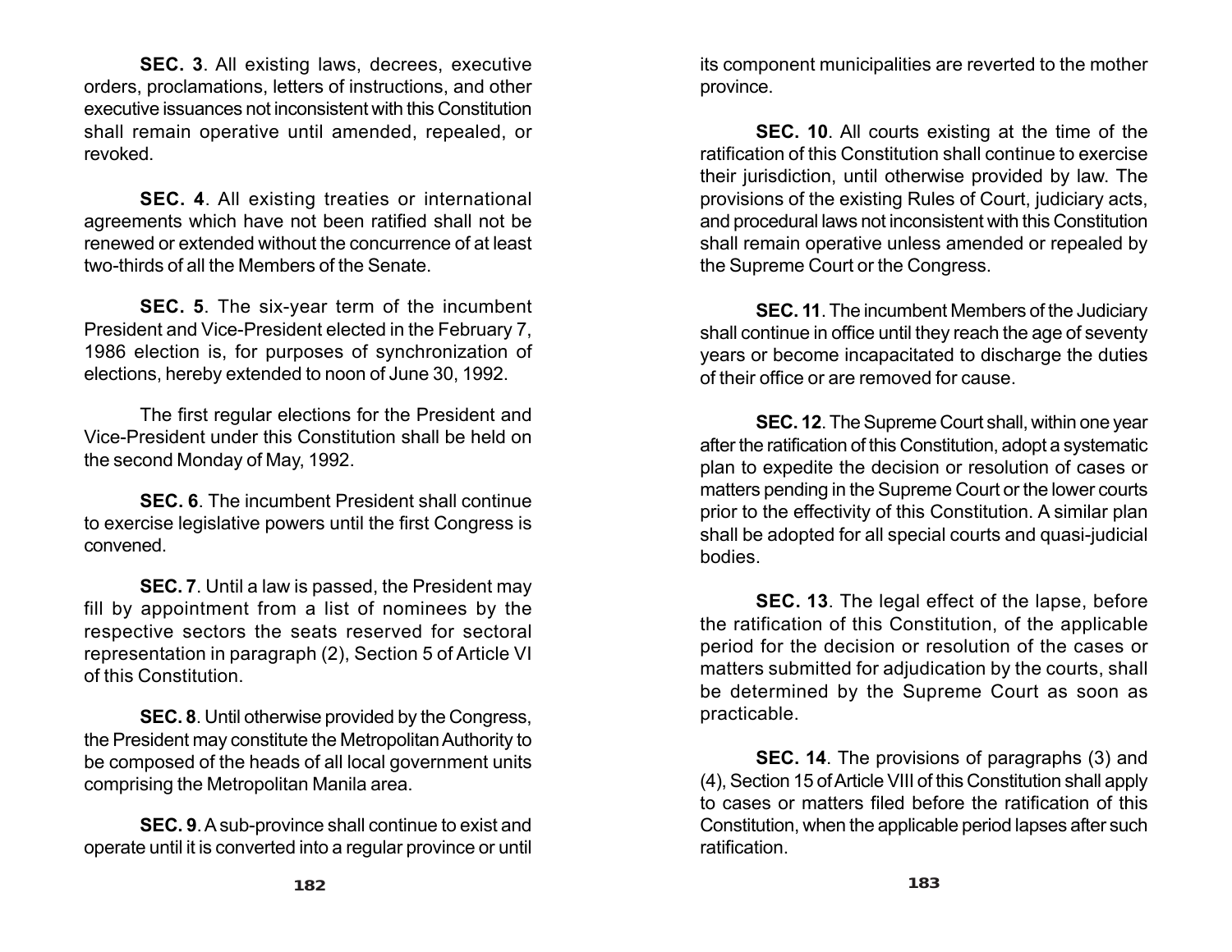**SEC. 3**. All existing laws, decrees, executive orders, proclamations, letters of instructions, and other executive issuances not inconsistent with this Constitution shall remain operative until amended, repealed, or revoked.

**SEC. 4**. All existing treaties or international agreements which have not been ratified shall not be renewed or extended without the concurrence of at least two-thirds of all the Members of the Senate.

**SEC. 5**. The six-year term of the incumbent President and Vice-President elected in the February 7, 1986 election is, for purposes of synchronization of elections, hereby extended to noon of June 30, 1992.

The first regular elections for the President and Vice-President under this Constitution shall be held on the second Monday of May, 1992.

**SEC. 6**. The incumbent President shall continue to exercise legislative powers until the first Congress is convened.

**SEC. 7**. Until a law is passed, the President may fill by appointment from a list of nominees by the respective sectors the seats reserved for sectoral representation in paragraph (2), Section 5 of Article VI of this Constitution.

**SEC. 8**. Until otherwise provided by the Congress, the President may constitute the Metropolitan Authority to be composed of the heads of all local government units comprising the Metropolitan Manila area.

**SEC. 9**. A sub-province shall continue to exist and operate until it is converted into a regular province or until its component municipalities are reverted to the mother province.

**SEC. 10**. All courts existing at the time of the ratification of this Constitution shall continue to exercise their jurisdiction, until otherwise provided by law. The provisions of the existing Rules of Court, judiciary acts, and procedural laws not inconsistent with this Constitution shall remain operative unless amended or repealed by the Supreme Court or the Congress.

**SEC. 11**. The incumbent Members of the Judiciary shall continue in office until they reach the age of seventy years or become incapacitated to discharge the duties of their office or are removed for cause.

**SEC. 12**. The Supreme Court shall, within one year after the ratification of this Constitution, adopt a systematic plan to expedite the decision or resolution of cases or matters pending in the Supreme Court or the lower courts prior to the effectivity of this Constitution. A similar plan shall be adopted for all special courts and quasi-judicial bodies.

**SEC. 13**. The legal effect of the lapse, before the ratification of this Constitution, of the applicable period for the decision or resolution of the cases or matters submitted for adjudication by the courts, shall be determined by the Supreme Court as soon as practicable.

**SEC. 14**. The provisions of paragraphs (3) and (4), Section 15 of Article VIII of this Constitution shall apply to cases or matters filed before the ratification of this Constitution, when the applicable period lapses after such ratification.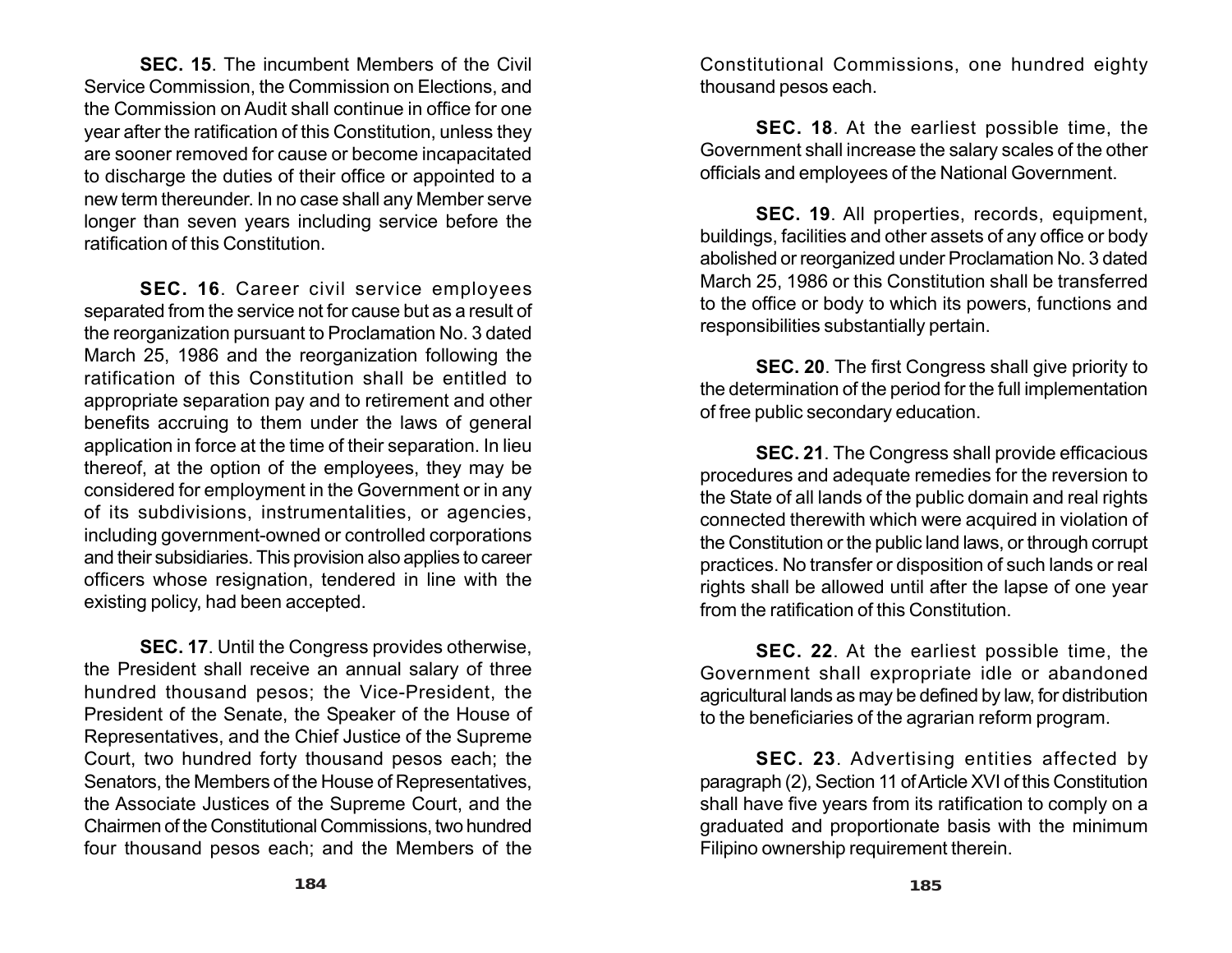**SEC. 15**. The incumbent Members of the Civil Service Commission, the Commission on Elections, and the Commission on Audit shall continue in office for one year after the ratification of this Constitution, unless they are sooner removed for cause or become incapacitated to discharge the duties of their office or appointed to a new term thereunder. In no case shall any Member serve longer than seven years including service before the ratification of this Constitution.

**SEC. 16**. Career civil service employees separated from the service not for cause but as a result of the reorganization pursuant to Proclamation No. 3 dated March 25, 1986 and the reorganization following the ratification of this Constitution shall be entitled to appropriate separation pay and to retirement and other benefits accruing to them under the laws of general application in force at the time of their separation. In lieu thereof, at the option of the employees, they may be considered for employment in the Government or in any of its subdivisions, instrumentalities, or agencies, including government-owned or controlled corporations and their subsidiaries. This provision also applies to career officers whose resignation, tendered in line with the existing policy, had been accepted.

**SEC. 17**. Until the Congress provides otherwise, the President shall receive an annual salary of three hundred thousand pesos; the Vice-President, the President of the Senate, the Speaker of the House of Representatives, and the Chief Justice of the Supreme Court, two hundred forty thousand pesos each; the Senators, the Members of the House of Representatives, the Associate Justices of the Supreme Court, and the Chairmen of the Constitutional Commissions, two hundred four thousand pesos each; and the Members of the Constitutional Commissions, one hundred eighty thousand pesos each.

**SEC. 18**. At the earliest possible time, the Government shall increase the salary scales of the other officials and employees of the National Government.

**SEC. 19**. All properties, records, equipment, buildings, facilities and other assets of any office or body abolished or reorganized under Proclamation No. 3 dated March 25, 1986 or this Constitution shall be transferred to the office or body to which its powers, functions and responsibilities substantially pertain.

**SEC. 20**. The first Congress shall give priority to the determination of the period for the full implementation of free public secondary education.

**SEC. 21**. The Congress shall provide efficacious procedures and adequate remedies for the reversion to the State of all lands of the public domain and real rights connected therewith which were acquired in violation of the Constitution or the public land laws, or through corrupt practices. No transfer or disposition of such lands or real rights shall be allowed until after the lapse of one year from the ratification of this Constitution.

**SEC. 22**. At the earliest possible time, the Government shall expropriate idle or abandoned agricultural lands as may be defined by law, for distribution to the beneficiaries of the agrarian reform program.

**SEC. 23**. Advertising entities affected by paragraph (2), Section 11 of Article XVI of this Constitution shall have five years from its ratification to comply on a graduated and proportionate basis with the minimum Filipino ownership requirement therein.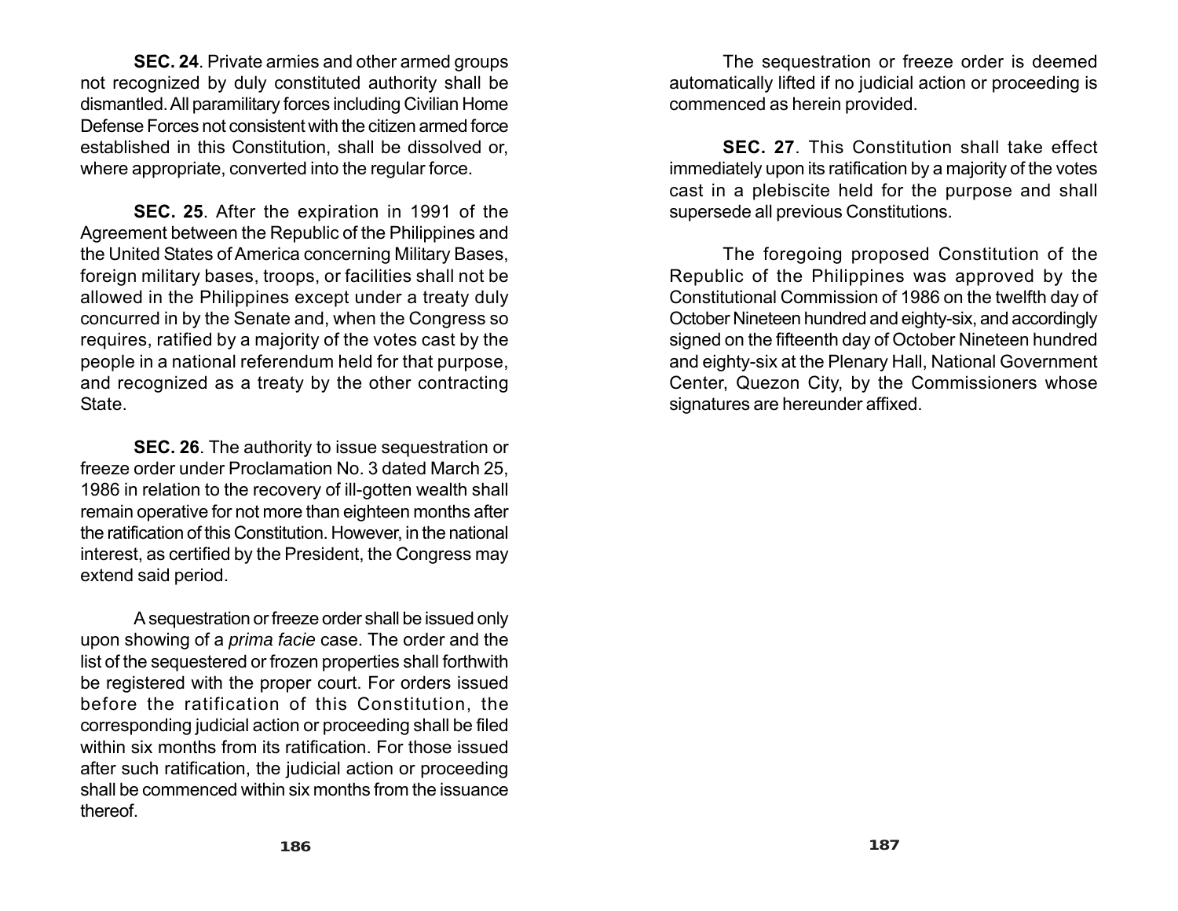**SEC. 24**. Private armies and other armed groups not recognized by duly constituted authority shall be dismantled. All paramilitary forces including Civilian Home Defense Forces not consistent with the citizen armed force established in this Constitution, shall be dissolved or, where appropriate, converted into the regular force.

**SEC. 25**. After the expiration in 1991 of the Agreement between the Republic of the Philippines and the United States of America concerning Military Bases, foreign military bases, troops, or facilities shall not be allowed in the Philippines except under a treaty duly concurred in by the Senate and, when the Congress so requires, ratified by a majority of the votes cast by the people in a national referendum held for that purpose, and recognized as a treaty by the other contracting State.

**SEC. 26**. The authority to issue sequestration or freeze order under Proclamation No. 3 dated March 25, 1986 in relation to the recovery of ill-gotten wealth shall remain operative for not more than eighteen months after the ratification of this Constitution. However, in the national interest, as certified by the President, the Congress may extend said period.

A sequestration or freeze order shall be issued only upon showing of a *prima facie* case. The order and the list of the sequestered or frozen properties shall forthwith be registered with the proper court. For orders issued before the ratification of this Constitution, the corresponding judicial action or proceeding shall be filed within six months from its ratification. For those issued after such ratification, the judicial action or proceeding shall be commenced within six months from the issuance thereof.

The sequestration or freeze order is deemed automatically lifted if no judicial action or proceeding is commenced as herein provided.

**SEC. 27**. This Constitution shall take effect immediately upon its ratification by a majority of the votes cast in a plebiscite held for the purpose and shall supersede all previous Constitutions.

The foregoing proposed Constitution of the Republic of the Philippines was approved by the Constitutional Commission of 1986 on the twelfth day of October Nineteen hundred and eighty-six, and accordingly signed on the fifteenth day of October Nineteen hundred and eighty-six at the Plenary Hall, National Government Center, Quezon City, by the Commissioners whose signatures are hereunder affixed.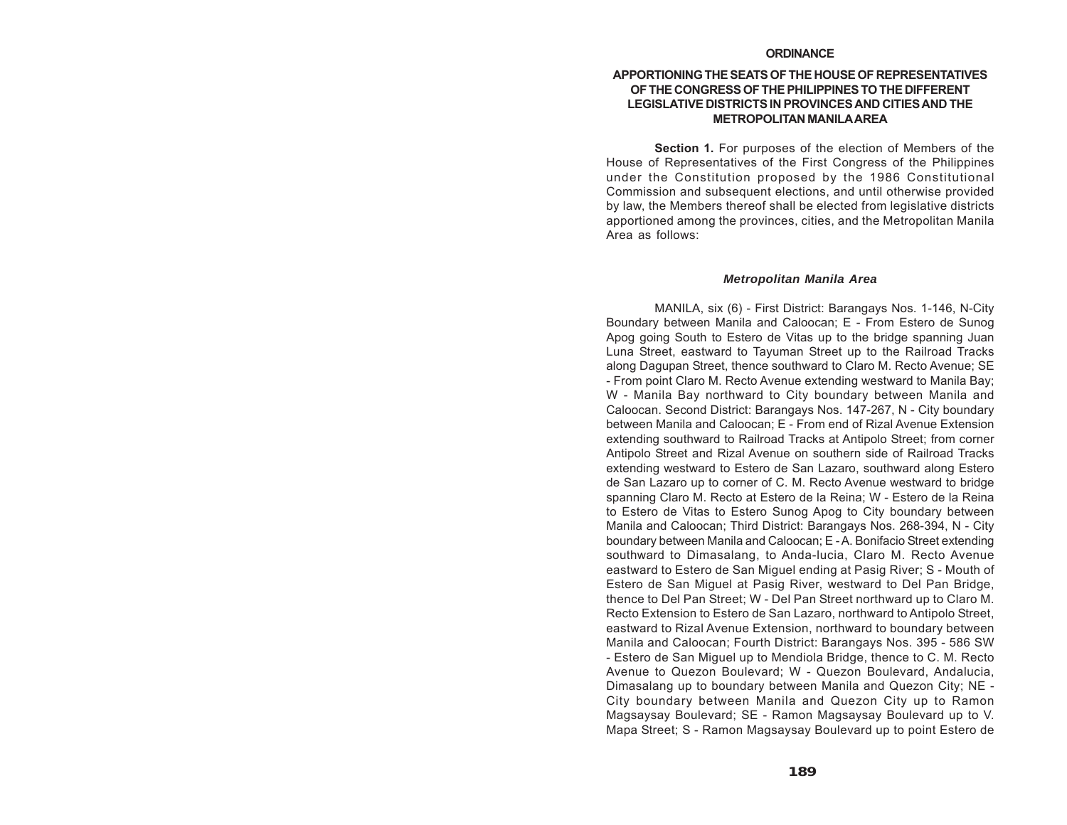## ORDINANCE

### APPORTIONING THE SEATS OF THE HOUSE OF REPRESENTATIVES OF THE CONGRESS OF THE PHILIPPINES TO THE DIFFERENT LEGISLATIVE DISTRICTS IN PROVINCES AND CITIES AND THE METROPOLITAN MANILA AREA

**Section 1.** For purposes of the election of Members of the House of Representatives of the First Congress of the Philippines under the Constitution proposed by the 1986 Constitutional Commission and subsequent elections, and until otherwise provided by law, the Members thereof shall be elected from legislative districts apportioned among the provinces, cities, and the Metropolitan Manila Area as follows:

***Metropolitan Manila Area***

MANILA, six (6) - First District: Barangays Nos. 1-146, N-City Boundary between Manila and Caloocan; E - From Estero de Sunog Apog going South to Estero de Vitas up to the bridge spanning Juan Luna Street, eastward to Tayuman Street up to the Railroad Tracks along Dagupan Street, thence southward to Claro M. Recto Avenue; SE - From point Claro M. Recto Avenue extending westward to Manila Bay; W - Manila Bay northward to City boundary between Manila and Caloocan. Second District: Barangays Nos. 147-267, N - City boundary between Manila and Caloocan; E - From end of Rizal Avenue Extension extending southward to Railroad Tracks at Antipolo Street; from corner Antipolo Street and Rizal Avenue on southern side of Railroad Tracks extending westward to Estero de San Lazaro, southward along Estero de San Lazaro up to corner of C. M. Recto Avenue westward to bridge spanning Claro M. Recto at Estero de la Reina; W - Estero de la Reina to Estero de Vitas to Estero Sunog Apog to City boundary between Manila and Caloocan; Third District: Barangays Nos. 268-394, N - City boundary between Manila and Caloocan; E - A. Bonifacio Street extending southward to Dimasalang, to Anda-lucia, Claro M. Recto Avenue eastward to Estero de San Miguel ending at Pasig River; S - Mouth of Estero de San Miguel at Pasig River, westward to Del Pan Bridge, thence to Del Pan Street; W - Del Pan Street northward up to Claro M. Recto Extension to Estero de San Lazaro, northward to Antipolo Street, eastward to Rizal Avenue Extension, northward to boundary between Manila and Caloocan; Fourth District: Barangays Nos. 395 - 586 SW - Estero de San Miguel up to Mendiola Bridge, thence to C. M. Recto Avenue to Quezon Boulevard; W - Quezon Boulevard, Andalucia, Dimasalang up to boundary between Manila and Quezon City; NE - City boundary between Manila and Quezon City up to Ramon Magsaysay Boulevard; SE - Ramon Magsaysay Boulevard up to V. Mapa Street; S - Ramon Magsaysay Boulevard up to point Estero de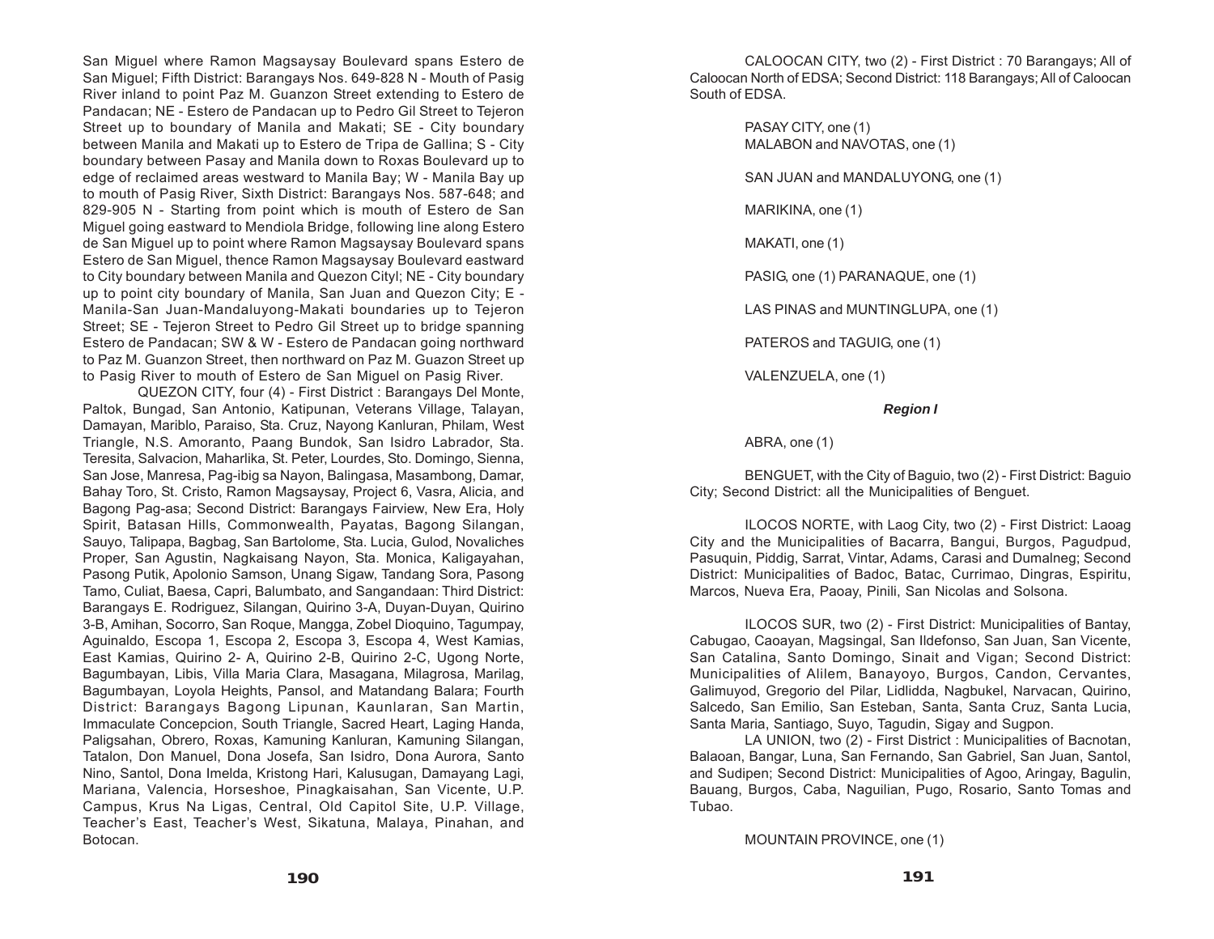San Miguel where Ramon Magsaysay Boulevard spans Estero de San Miguel; Fifth District: Barangays Nos. 649-828 N - Mouth of Pasig River inland to point Paz M. Guanzon Street extending to Estero de Pandacan; NE - Estero de Pandacan up to Pedro Gil Street to Tejeron Street up to boundary of Manila and Makati; SE - City boundary between Manila and Makati up to Estero de Tripa de Gallina; S - City boundary between Pasay and Manila down to Roxas Boulevard up to edge of reclaimed areas westward to Manila Bay; W - Manila Bay up to mouth of Pasig River, Sixth District: Barangays Nos. 587-648; and 829-905 N - Starting from point which is mouth of Estero de San Miguel going eastward to Mendiola Bridge, following line along Estero de San Miguel up to point where Ramon Magsaysay Boulevard spans Estero de San Miguel, thence Ramon Magsaysay Boulevard eastward to City boundary between Manila and Quezon Cityl; NE - City boundary up to point city boundary of Manila, San Juan and Quezon City; E - Manila-San Juan-Mandaluyong-Makati boundaries up to Tejeron Street; SE - Tejeron Street to Pedro Gil Street up to bridge spanning Estero de Pandacan; SW & W - Estero de Pandacan going northward to Paz M. Guanzon Street, then northward on Paz M. Guazon Street up to Pasig River to mouth of Estero de San Miguel on Pasig River.

QUEZON CITY, four (4) - First District : Barangays Del Monte, Paltok, Bungad, San Antonio, Katipunan, Veterans Village, Talayan, Damayan, Mariblo, Paraiso, Sta. Cruz, Nayong Kanluran, Philam, West Triangle, N.S. Amoranto, Paang Bundok, San Isidro Labrador, Sta. Teresita, Salvacion, Maharlika, St. Peter, Lourdes, Sto. Domingo, Sienna, San Jose, Manresa, Pag-ibig sa Nayon, Balingasa, Masambong, Damar, Bahay Toro, St. Cristo, Ramon Magsaysay, Project 6, Vasra, Alicia, and Bagong Pag-asa; Second District: Barangays Fairview, New Era, Holy Spirit, Batasan Hills, Commonwealth, Payatas, Bagong Silangan, Sauyo, Talipapa, Bagbag, San Bartolome, Sta. Lucia, Gulod, Novaliches Proper, San Agustin, Nagkaisang Nayon, Sta. Monica, Kaligayahan, Pasong Putik, Apolonio Samson, Unang Sigaw, Tandang Sora, Pasong Tamo, Culiat, Baesa, Capri, Balumbato, and Sangandaan: Third District: Barangays E. Rodriguez, Silangan, Quirino 3-A, Duyan-Duyan, Quirino 3-B, Amihan, Socorro, San Roque, Mangga, Zobel Dioquino, Tagumpay, Aguinaldo, Escopa 1, Escopa 2, Escopa 3, Escopa 4, West Kamias, East Kamias, Quirino 2- A, Quirino 2-B, Quirino 2-C, Ugong Norte, Bagumbayan, Libis, Villa Maria Clara, Masagana, Milagrosa, Marilag, Bagumbayan, Loyola Heights, Pansol, and Matandang Balara; Fourth District: Barangays Bagong Lipunan, Kaunlaran, San Martin, Immaculate Concepcion, South Triangle, Sacred Heart, Laging Handa, Paligsahan, Obrero, Roxas, Kamuning Kanluran, Kamuning Silangan, Tatalon, Don Manuel, Dona Josefa, San Isidro, Dona Aurora, Santo Nino, Santol, Dona Imelda, Kristong Hari, Kalusugan, Damayang Lagi, Mariana, Valencia, Horseshoe, Pinagkaisahan, San Vicente, U.P. Campus, Krus Na Ligas, Central, Old Capitol Site, U.P. Village, Teacher's East, Teacher's West, Sikatuna, Malaya, Pinahan, and Botocan.

CALOOCAN CITY, two (2) - First District : 70 Barangays; All of Caloocan North of EDSA; Second District: 118 Barangays; All of Caloocan South of EDSA.

PASAY CITY, one (1)
MALABON and NAVOTAS, one (1)

SAN JUAN and MANDALUYONG, one (1)

MARIKINA, one (1)

MAKATI, one (1)

PASIG, one (1) PARANAQUE, one (1)

LAS PINAS and MUNTINGLUPA, one (1)

PATEROS and TAGUIG, one (1)

VALENZUELA, one (1)

***Region I***

ABRA, one (1)

BENGUET, with the City of Baguio, two (2) - First District: Baguio City; Second District: all the Municipalities of Benguet.

ILOCOS NORTE, with Laog City, two (2) - First District: Laoag City and the Municipalities of Bacarra, Bangui, Burgos, Pagudpud, Pasuquin, Piddig, Sarrat, Vintar, Adams, Carasi and Dumalneg; Second District: Municipalities of Badoc, Batac, Currimao, Dingras, Espiritu, Marcos, Nueva Era, Paoay, Pinili, San Nicolas and Solsona.

ILOCOS SUR, two (2) - First District: Municipalities of Bantay, Cabugao, Caoayan, Magsingal, San Ildefonso, San Juan, San Vicente, San Catalina, Santo Domingo, Sinait and Vigan; Second District: Municipalities of Alilem, Banayoyo, Burgos, Candon, Cervantes, Galimuyod, Gregorio del Pilar, Lidlidda, Nagbukel, Narvacan, Quirino, Salcedo, San Emilio, San Esteban, Santa, Santa Cruz, Santa Lucia, Santa Maria, Santiago, Suyo, Tagudin, Sigay and Sugpon.

LA UNION, two (2) - First District : Municipalities of Bacnotan, Balaoan, Bangar, Luna, San Fernando, San Gabriel, San Juan, Santol, and Sudipen; Second District: Municipalities of Agoo, Aringay, Bagulin, Bauang, Burgos, Caba, Naguilian, Pugo, Rosario, Santo Tomas and Tubao.

MOUNTAIN PROVINCE, one (1)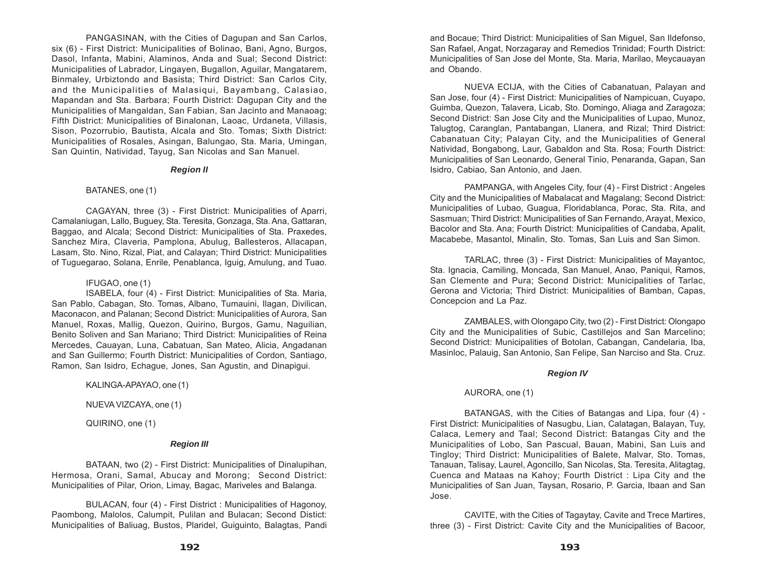PANGASINAN, with the Cities of Dagupan and San Carlos, six (6) - First District: Municipalities of Bolinao, Bani, Agno, Burgos, Dasol, Infanta, Mabini, Alaminos, Anda and Sual; Second District: Municipalities of Labrador, Lingayen, Bugallon, Aguilar, Mangatarem, Binmaley, Urbiztondo and Basista; Third District: San Carlos City, and the Municipalities of Malasiqui, Bayambang, Calasiao, Mapandan and Sta. Barbara; Fourth District: Dagupan City and the Municipalities of Mangaldan, San Fabian, San Jacinto and Manaoag; Fifth District: Municipalities of Binalonan, Laoac, Urdaneta, Villasis, Sison, Pozorrubio, Bautista, Alcala and Sto. Tomas; Sixth District: Municipalities of Rosales, Asingan, Balungao, Sta. Maria, Umingan, San Quintin, Natividad, Tayug, San Nicolas and San Manuel.

***Region II***

BATANES, one (1)

CAGAYAN, three (3) - First District: Municipalities of Aparri, Camalaniugan, Lallo, Buguey, Sta. Teresita, Gonzaga, Sta. Ana, Gattaran, Baggao, and Alcala; Second District: Municipalities of Sta. Praxedes, Sanchez Mira, Claveria, Pamplona, Abulug, Ballesteros, Allacapan, Lasam, Sto. Nino, Rizal, Piat, and Calayan; Third District: Municipalities of Tuguegarao, Solana, Enrile, Penablanca, Iguig, Amulung, and Tuao.

IFUGAO, one (1)

ISABELA, four (4) - First District: Municipalities of Sta. Maria, San Pablo, Cabagan, Sto. Tomas, Albano, Tumauini, Ilagan, Divilican, Maconacon, and Palanan; Second District: Municipalities of Aurora, San Manuel, Roxas, Mallig, Quezon, Quirino, Burgos, Gamu, Naguilian, Benito Soliven and San Mariano; Third District: Municipalities of Reina Mercedes, Cauayan, Luna, Cabatuan, San Mateo, Alicia, Angadanan and San Guillermo; Fourth District: Municipalities of Cordon, Santiago, Ramon, San Isidro, Echague, Jones, San Agustin, and Dinapigui.

KALINGA-APAYAO, one (1)

NUEVA VIZCAYA, one (1)

QUIRINO, one (1)

***Region III***

BATAAN, two (2) - First District: Municipalities of Dinalupihan, Hermosa, Orani, Samal, Abucay and Morong; Second District: Municipalities of Pilar, Orion, Limay, Bagac, Mariveles and Balanga.

BULACAN, four (4) - First District : Municipalities of Hagonoy, Paombong, Malolos, Calumpit, Pulilan and Bulacan; Second Distict: Municipalities of Baliuag, Bustos, Plaridel, Guiguinto, Balagtas, Pandi and Bocaue; Third District: Municipalities of San Miguel, San Ildefonso, San Rafael, Angat, Norzagaray and Remedios Trinidad; Fourth District: Municipalities of San Jose del Monte, Sta. Maria, Marilao, Meycauayan and Obando.

NUEVA ECIJA, with the Cities of Cabanatuan, Palayan and San Jose, four (4) - First District: Municipalities of Nampicuan, Cuyapo, Guimba, Quezon, Talavera, Licab, Sto. Domingo, Aliaga and Zaragoza; Second District: San Jose City and the Municipalities of Lupao, Munoz, Talugtog, Caranglan, Pantabangan, Llanera, and Rizal; Third District: Cabanatuan City; Palayan City, and the Municipalities of General Natividad, Bongabong, Laur, Gabaldon and Sta. Rosa; Fourth District: Municipalities of San Leonardo, General Tinio, Penaranda, Gapan, San Isidro, Cabiao, San Antonio, and Jaen.

PAMPANGA, with Angeles City, four (4) - First District : Angeles City and the Municipalities of Mabalacat and Magalang; Second District: Municipalities of Lubao, Guagua, Floridablanca, Porac, Sta. Rita, and Sasmuan; Third District: Municipalities of San Fernando, Arayat, Mexico, Bacolor and Sta. Ana; Fourth District: Municipalities of Candaba, Apalit, Macabebe, Masantol, Minalin, Sto. Tomas, San Luis and San Simon.

TARLAC, three (3) - First District: Municipalities of Mayantoc, Sta. Ignacia, Camiling, Moncada, San Manuel, Anao, Paniqui, Ramos, San Clemente and Pura; Second District: Municipalities of Tarlac, Gerona and Victoria; Third District: Municipalities of Bamban, Capas, Concepcion and La Paz.

ZAMBALES, with Olongapo City, two (2) - First District: Olongapo City and the Municipalities of Subic, Castillejos and San Marcelino; Second District: Municipalities of Botolan, Cabangan, Candelaria, Iba, Masinloc, Palauig, San Antonio, San Felipe, San Narciso and Sta. Cruz.

***Region IV***

AURORA, one (1)

BATANGAS, with the Cities of Batangas and Lipa, four (4) - First District: Municipalities of Nasugbu, Lian, Calatagan, Balayan, Tuy, Calaca, Lemery and Taal; Second District: Batangas City and the Municipalities of Lobo, San Pascual, Bauan, Mabini, San Luis and Tingloy; Third District: Municipalities of Balete, Malvar, Sto. Tomas, Tanauan, Talisay, Laurel, Agoncillo, San Nicolas, Sta. Teresita, Alitagtag, Cuenca and Mataas na Kahoy; Fourth District : Lipa City and the Municipalities of San Juan, Taysan, Rosario, P. Garcia, Ibaan and San Jose.

CAVITE, with the Cities of Tagaytay, Cavite and Trece Martires, three (3) - First District: Cavite City and the Municipalities of Bacoor,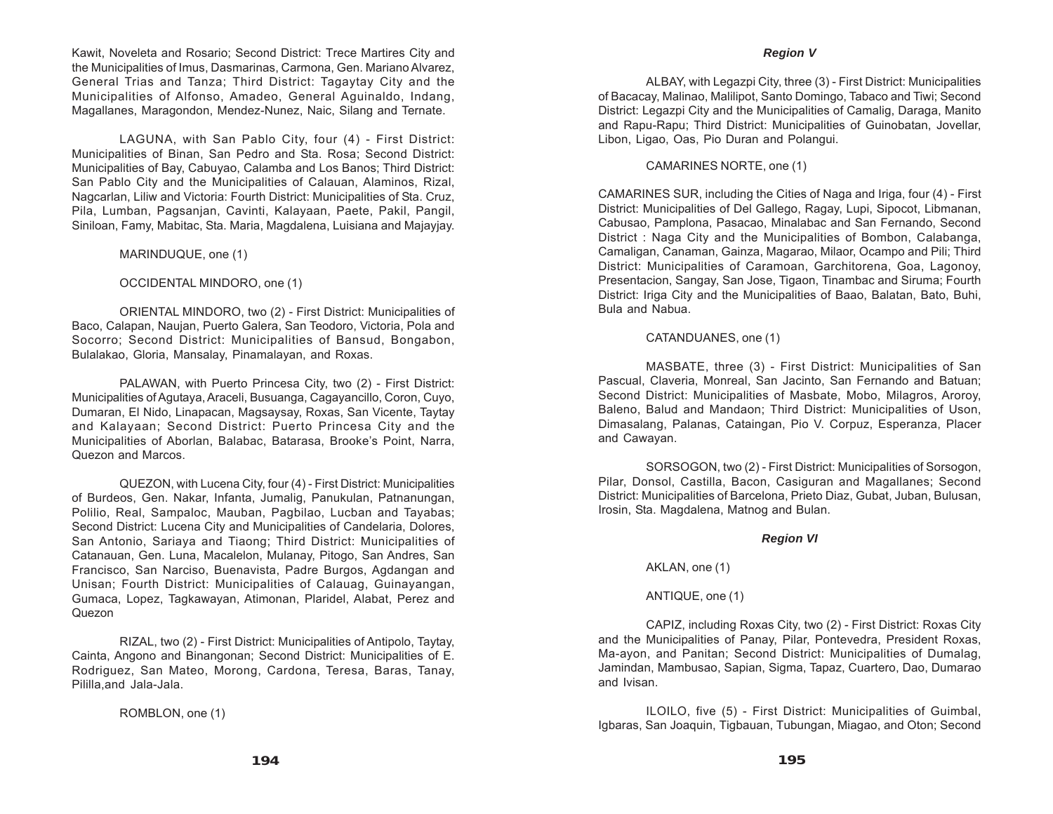Kawit, Noveleta and Rosario; Second District: Trece Martires City and the Municipalities of Imus, Dasmarinas, Carmona, Gen. Mariano Alvarez, General Trias and Tanza; Third District: Tagaytay City and the Municipalities of Alfonso, Amadeo, General Aguinaldo, Indang, Magallanes, Maragondon, Mendez-Nunez, Naic, Silang and Ternate.

LAGUNA, with San Pablo City, four (4) - First District: Municipalities of Binan, San Pedro and Sta. Rosa; Second District: Municipalities of Bay, Cabuyao, Calamba and Los Banos; Third District: San Pablo City and the Municipalities of Calauan, Alaminos, Rizal, Nagcarlan, Liliw and Victoria: Fourth District: Municipalities of Sta. Cruz, Pila, Lumban, Pagsanjan, Cavinti, Kalayaan, Paete, Pakil, Pangil, Siniloan, Famy, Mabitac, Sta. Maria, Magdalena, Luisiana and Majayjay.

MARINDUQUE, one (1)

OCCIDENTAL MINDORO, one (1)

ORIENTAL MINDORO, two (2) - First District: Municipalities of Baco, Calapan, Naujan, Puerto Galera, San Teodoro, Victoria, Pola and Socorro; Second District: Municipalities of Bansud, Bongabon, Bulalakao, Gloria, Mansalay, Pinamalayan, and Roxas.

PALAWAN, with Puerto Princesa City, two (2) - First District: Municipalities of Agutaya, Araceli, Busuanga, Cagayancillo, Coron, Cuyo, Dumaran, El Nido, Linapacan, Magsaysay, Roxas, San Vicente, Taytay and Kalayaan; Second District: Puerto Princesa City and the Municipalities of Aborlan, Balabac, Batarasa, Brooke's Point, Narra, Quezon and Marcos.

QUEZON, with Lucena City, four (4) - First District: Municipalities of Burdeos, Gen. Nakar, Infanta, Jumalig, Panukulan, Patnanungan, Polilio, Real, Sampaloc, Mauban, Pagbilao, Lucban and Tayabas; Second District: Lucena City and Municipalities of Candelaria, Dolores, San Antonio, Sariaya and Tiaong; Third District: Municipalities of Catanauan, Gen. Luna, Macalelon, Mulanay, Pitogo, San Andres, San Francisco, San Narciso, Buenavista, Padre Burgos, Agdangan and Unisan; Fourth District: Municipalities of Calauag, Guinayangan, Gumaca, Lopez, Tagkawayan, Atimonan, Plaridel, Alabat, Perez and Quezon

RIZAL, two (2) - First District: Municipalities of Antipolo, Taytay, Cainta, Angono and Binangonan; Second District: Municipalities of E. Rodriguez, San Mateo, Morong, Cardona, Teresa, Baras, Tanay, Pililla,and Jala-Jala.

ROMBLON, one (1)

***Region V***

ALBAY, with Legazpi City, three (3) - First District: Municipalities of Bacacay, Malinao, Malilipot, Santo Domingo, Tabaco and Tiwi; Second District: Legazpi City and the Municipalities of Camalig, Daraga, Manito and Rapu-Rapu; Third District: Municipalities of Guinobatan, Jovellar, Libon, Ligao, Oas, Pio Duran and Polangui.

CAMARINES NORTE, one (1)

CAMARINES SUR, including the Cities of Naga and Iriga, four (4) - First District: Municipalities of Del Gallego, Ragay, Lupi, Sipocot, Libmanan, Cabusao, Pamplona, Pasacao, Minalabac and San Fernando, Second District : Naga City and the Municipalities of Bombon, Calabanga, Camaligan, Canaman, Gainza, Magarao, Milaor, Ocampo and Pili; Third District: Municipalities of Caramoan, Garchitorena, Goa, Lagonoy, Presentacion, Sangay, San Jose, Tigaon, Tinambac and Siruma; Fourth District: Iriga City and the Municipalities of Baao, Balatan, Bato, Buhi, Bula and Nabua.

CATANDUANES, one (1)

MASBATE, three (3) - First District: Municipalities of San Pascual, Claveria, Monreal, San Jacinto, San Fernando and Batuan; Second District: Municipalities of Masbate, Mobo, Milagros, Aroroy, Baleno, Balud and Mandaon; Third District: Municipalities of Uson, Dimasalang, Palanas, Cataingan, Pio V. Corpuz, Esperanza, Placer and Cawayan.

SORSOGON, two (2) - First District: Municipalities of Sorsogon, Pilar, Donsol, Castilla, Bacon, Casiguran and Magallanes; Second District: Municipalities of Barcelona, Prieto Diaz, Gubat, Juban, Bulusan, Irosin, Sta. Magdalena, Matnog and Bulan.

***Region VI***

AKLAN, one (1)

ANTIQUE, one (1)

CAPIZ, including Roxas City, two (2) - First District: Roxas City and the Municipalities of Panay, Pilar, Pontevedra, President Roxas, Ma-ayon, and Panitan; Second District: Municipalities of Dumalag, Jamindan, Mambusao, Sapian, Sigma, Tapaz, Cuartero, Dao, Dumarao and Ivisan.

ILOILO, five (5) - First District: Municipalities of Guimbal, Igbaras, San Joaquin, Tigbauan, Tubungan, Miagao, and Oton; Second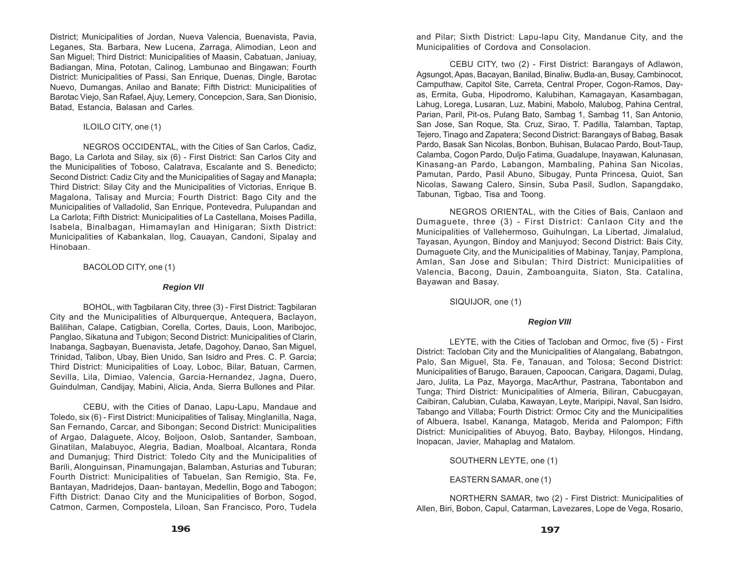District; Municipalities of Jordan, Nueva Valencia, Buenavista, Pavia, Leganes, Sta. Barbara, New Lucena, Zarraga, Alimodian, Leon and San Miguel; Third District: Municipalities of Maasin, Cabatuan, Janiuay, Badiangan, Mina, Pototan, Calinog, Lambunao and Bingawan; Fourth District: Municipalities of Passi, San Enrique, Duenas, Dingle, Barotac Nuevo, Dumangas, Anilao and Banate; Fifth District: Municipalities of Barotac Viejo, San Rafael, Ajuy, Lemery, Concepcion, Sara, San Dionisio, Batad, Estancia, Balasan and Carles.

ILOILO CITY, one (1)

NEGROS OCCIDENTAL, with the Cities of San Carlos, Cadiz, Bago, La Carlota and Silay, six (6) - First District: San Carlos City and the Municipalities of Toboso, Calatrava, Escalante and S. Benedicto; Second District: Cadiz City and the Municipalities of Sagay and Manapla; Third District: Silay City and the Municipalities of Victorias, Enrique B. Magalona, Talisay and Murcia; Fourth District: Bago City and the Municipalities of Valladolid, San Enrique, Pontevedra, Pulupandan and La Carlota; Fifth District: Municipalities of La Castellana, Moises Padilla, Isabela, Binalbagan, Himamaylan and Hinigaran; Sixth District: Municipalities of Kabankalan, Ilog, Cauayan, Candoni, Sipalay and Hinobaan.

BACOLOD CITY, one (1)

### *Region VII*

BOHOL, with Tagbilaran City, three (3) - First District: Tagbilaran City and the Municipalities of Alburquerque, Antequera, Baclayon, Balilihan, Calape, Catigbian, Corella, Cortes, Dauis, Loon, Maribojoc, Panglao, Sikatuna and Tubigon; Second District: Municipalities of Clarin, Inabanga, Sagbayan, Buenavista, Jetafe, Dagohoy, Danao, San Miguel, Trinidad, Talibon, Ubay, Bien Unido, San Isidro and Pres. C. P. Garcia; Third District: Municipalities of Loay, Loboc, Bilar, Batuan, Carmen, Sevilla, Lila, Dimiao, Valencia, Garcia-Hernandez, Jagna, Duero, Guindulman, Candijay, Mabini, Alicia, Anda, Sierra Bullones and Pilar.

CEBU, with the Cities of Danao, Lapu-Lapu, Mandaue and Toledo, six (6) - First District: Municipalities of Talisay, Minglanilla, Naga, San Fernando, Carcar, and Sibongan; Second District: Municipalities of Argao, Dalaguete, Alcoy, Boljoon, Oslob, Santander, Samboan, Ginatilan, Malabuyoc, Alegria, Badian, Moalboal, Alcantara, Ronda and Dumanjug; Third District: Toledo City and the Municipalities of Barili, Alonguinsan, Pinamungajan, Balamban, Asturias and Tuburan; Fourth District: Municipalities of Tabuelan, San Remigio, Sta. Fe, Bantayan, Madridejos, Daan- bantayan, Medellin, Bogo and Tabogon; Fifth District: Danao City and the Municipalities of Borbon, Sogod, Catmon, Carmen, Compostela, Liloan, San Francisco, Poro, Tudela and Pilar; Sixth District: Lapu-lapu City, Mandanue City, and the Municipalities of Cordova and Consolacion.

CEBU CITY, two (2) - First District: Barangays of Adlawon, Agsungot, Apas, Bacayan, Banilad, Binaliw, Budla-an, Busay, Cambinocot, Camputhaw, Capitol Site, Carreta, Central Proper, Cogon-Ramos, Day-as, Ermita, Guba, Hipodromo, Kalubihan, Kamagayan, Kasambagan, Lahug, Lorega, Lusaran, Luz, Mabini, Mabolo, Malubog, Pahina Central, Parian, Paril, Pit-os, Pulang Bato, Sambag 1, Sambag 11, San Antonio, San Jose, San Roque, Sta. Cruz, Sirao, T. Padilla, Talamban, Taptap, Tejero, Tinago and Zapatera; Second District: Barangays of Babag, Basak Pardo, Basak San Nicolas, Bonbon, Buhisan, Bulacao Pardo, Bout-Taup, Calamba, Cogon Pardo, Duljo Fatima, Guadalupe, Inayawan, Kalunasan, Kinasang-an Pardo, Labangon, Mambaling, Pahina San Nicolas, Pamutan, Pardo, Pasil Abuno, Sibugay, Punta Princesa, Quiot, San Nicolas, Sawang Calero, Sinsin, Suba Pasil, Sudlon, Sapangdako, Tabunan, Tigbao, Tisa and Toong.

NEGROS ORIENTAL, with the Cities of Bais, Canlaon and Dumaguete, three (3) - First District: Canlaon City and the Municipalities of Vallehermoso, Guihulngan, La Libertad, Jimalalud, Tayasan, Ayungon, Bindoy and Manjuyod; Second District: Bais City, Dumaguete City, and the Municipalities of Mabinay, Tanjay, Pamplona, Amlan, San Jose and Sibulan; Third District: Municipalities of Valencia, Bacong, Dauin, Zamboanguita, Siaton, Sta. Catalina, Bayawan and Basay.

SIQUIJOR, one (1)

### *Region VIII*

LEYTE, with the Cities of Tacloban and Ormoc, five (5) - First District: Tacloban City and the Municipalities of Alangalang, Babatngon, Palo, San Miguel, Sta. Fe, Tanauan, and Tolosa; Second District: Municipalities of Barugo, Barauen, Capoocan, Carigara, Dagami, Dulag, Jaro, Julita, La Paz, Mayorga, MacArthur, Pastrana, Tabontabon and Tunga; Third District: Municipalities of Almeria, Biliran, Cabucgayan, Caibiran, Calubian, Culaba, Kawayan, Leyte, Maripipi, Naval, San Isidro, Tabango and Villaba; Fourth District: Ormoc City and the Municipalities of Albuera, Isabel, Kananga, Matagob, Merida and Palompon; Fifth District: Municipalities of Abuyog, Bato, Baybay, Hilongos, Hindang, Inopacan, Javier, Mahaplag and Matalom.

SOUTHERN LEYTE, one (1)

EASTERN SAMAR, one (1)

NORTHERN SAMAR, two (2) - First District: Municipalities of Allen, Biri, Bobon, Capul, Catarman, Lavezares, Lope de Vega, Rosario,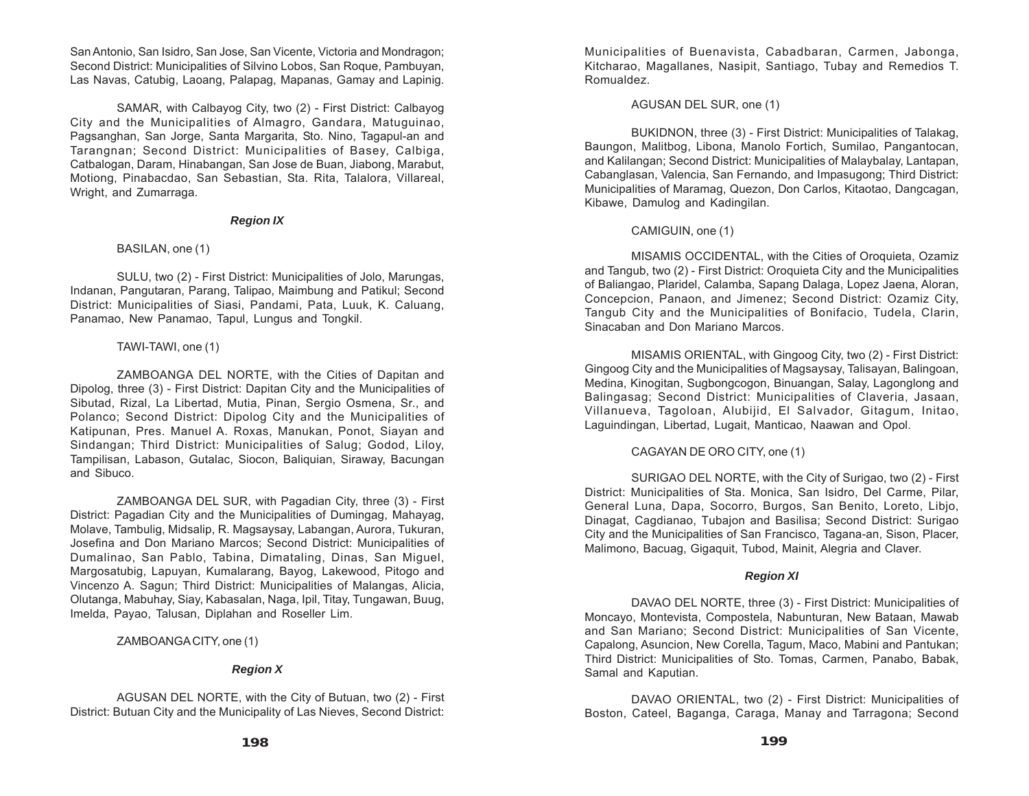San Antonio, San Isidro, San Jose, San Vicente, Victoria and Mondragon; Second District: Municipalities of Silvino Lobos, San Roque, Pambuyan, Las Navas, Catubig, Laoang, Palapag, Mapanas, Gamay and Lapinig.

SAMAR, with Calbayog City, two (2) - First District: Calbayog City and the Municipalities of Almagro, Gandara, Matuguinao, Pagsanghan, San Jorge, Santa Margarita, Sto. Nino, Tagapul-an and Tarangnan; Second District: Municipalities of Basey, Calbiga, Catbalogan, Daram, Hinabangan, San Jose de Buan, Jiabong, Marabut, Motiong, Pinabacdao, San Sebastian, Sta. Rita, Talalora, Villareal, Wright, and Zumarraga.

***Region IX***

BASILAN, one (1)

SULU, two (2) - First District: Municipalities of Jolo, Marungas, Indanan, Pangutaran, Parang, Talipao, Maimbung and Patikul; Second District: Municipalities of Siasi, Pandami, Pata, Luuk, K. Caluang, Panamao, New Panamao, Tapul, Lungus and Tongkil.

TAWI-TAWI, one (1)

ZAMBOANGA DEL NORTE, with the Cities of Dapitan and Dipolog, three (3) - First District: Dapitan City and the Municipalities of Sibutad, Rizal, La Libertad, Mutia, Pinan, Sergio Osmena, Sr., and Polanco; Second District: Dipolog City and the Municipalities of Katipunan, Pres. Manuel A. Roxas, Manukan, Ponot, Siayan and Sindangan; Third District: Municipalities of Salug; Godod, Liloy, Tampilisan, Labason, Gutalac, Siocon, Baliquian, Siraway, Bacungan and Sibuco.

ZAMBOANGA DEL SUR, with Pagadian City, three (3) - First District: Pagadian City and the Municipalities of Dumingag, Mahayag, Molave, Tambulig, Midsalip, R. Magsaysay, Labangan, Aurora, Tukuran, Josefina and Don Mariano Marcos; Second District: Municipalities of Dumalinao, San Pablo, Tabina, Dimataling, Dinas, San Miguel, Margosatubig, Lapuyan, Kumalarang, Bayog, Lakewood, Pitogo and Vincenzo A. Sagun; Third District: Municipalities of Malangas, Alicia, Olutanga, Mabuhay, Siay, Kabasalan, Naga, Ipil, Titay, Tungawan, Buug, Imelda, Payao, Talusan, Diplahan and Roseller Lim.

ZAMBOANGA CITY, one (1)

***Region X***

AGUSAN DEL NORTE, with the City of Butuan, two (2) - First District: Butuan City and the Municipality of Las Nieves, Second District: Municipalities of Buenavista, Cabadbaran, Carmen, Jabonga, Kitcharao, Magallanes, Nasipit, Santiago, Tubay and Remedios T. Romualdez.

AGUSAN DEL SUR, one (1)

BUKIDNON, three (3) - First District: Municipalities of Talakag, Baungon, Malitbog, Libona, Manolo Fortich, Sumilao, Pangantocan, and Kalilangan; Second District: Municipalities of Malaybalay, Lantapan, Cabanglasan, Valencia, San Fernando, and Impasugong; Third District: Municipalities of Maramag, Quezon, Don Carlos, Kitaotao, Dangcagan, Kibawe, Damulog and Kadingilan.

CAMIGUIN, one (1)

MISAMIS OCCIDENTAL, with the Cities of Oroquieta, Ozamiz and Tangub, two (2) - First District: Oroquieta City and the Municipalities of Baliangao, Plaridel, Calamba, Sapang Dalaga, Lopez Jaena, Aloran, Concepcion, Panaon, and Jimenez; Second District: Ozamiz City, Tangub City and the Municipalities of Bonifacio, Tudela, Clarin, Sinacaban and Don Mariano Marcos.

MISAMIS ORIENTAL, with Gingoog City, two (2) - First District: Gingoog City and the Municipalities of Magsaysay, Talisayan, Balingoan, Medina, Kinogitan, Sugbongcogon, Binuangan, Salay, Lagonglong and Balingasag; Second District: Municipalities of Claveria, Jasaan, Villanueva, Tagoloan, Alubijid, El Salvador, Gitagum, Initao, Laguindingan, Libertad, Lugait, Manticao, Naawan and Opol.

CAGAYAN DE ORO CITY, one (1)

SURIGAO DEL NORTE, with the City of Surigao, two (2) - First District: Municipalities of Sta. Monica, San Isidro, Del Carme, Pilar, General Luna, Dapa, Socorro, Burgos, San Benito, Loreto, Libjo, Dinagat, Cagdianao, Tubajon and Basilisa; Second District: Surigao City and the Municipalities of San Francisco, Tagana-an, Sison, Placer, Malimono, Bacuag, Gigaquit, Tubod, Mainit, Alegria and Claver.

***Region XI***

DAVAO DEL NORTE, three (3) - First District: Municipalities of Moncayo, Montevista, Compostela, Nabunturan, New Bataan, Mawab and San Mariano; Second District: Municipalities of San Vicente, Capalong, Asuncion, New Corella, Tagum, Maco, Mabini and Pantukan; Third District: Municipalities of Sto. Tomas, Carmen, Panabo, Babak, Samal and Kaputian.

DAVAO ORIENTAL, two (2) - First District: Municipalities of Boston, Cateel, Baganga, Caraga, Manay and Tarragona; Second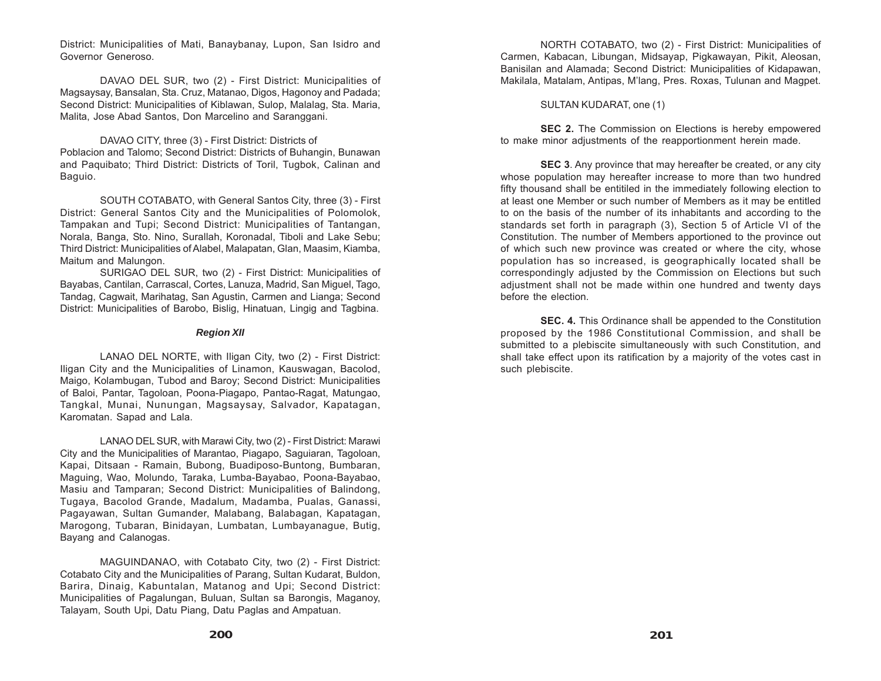District: Municipalities of Mati, Banaybanay, Lupon, San Isidro and Governor Generoso.

DAVAO DEL SUR, two (2) - First District: Municipalities of Magsaysay, Bansalan, Sta. Cruz, Matanao, Digos, Hagonoy and Padada; Second District: Municipalities of Kiblawan, Sulop, Malalag, Sta. Maria, Malita, Jose Abad Santos, Don Marcelino and Saranggani.

DAVAO CITY, three (3) - First District: Districts of Poblacion and Talomo; Second District: Districts of Buhangin, Bunawan and Paquibato; Third District: Districts of Toril, Tugbok, Calinan and Baguio.

SOUTH COTABATO, with General Santos City, three (3) - First District: General Santos City and the Municipalities of Polomolok, Tampakan and Tupi; Second District: Municipalities of Tantangan, Norala, Banga, Sto. Nino, Surallah, Koronadal, Tiboli and Lake Sebu; Third District: Municipalities of Alabel, Malapatan, Glan, Maasim, Kiamba, Maitum and Malungon.

SURIGAO DEL SUR, two (2) - First District: Municipalities of Bayabas, Cantilan, Carrascal, Cortes, Lanuza, Madrid, San Miguel, Tago, Tandag, Cagwait, Marihatag, San Agustin, Carmen and Lianga; Second District: Municipalities of Barobo, Bislig, Hinatuan, Lingig and Tagbina.

***Region XII***

LANAO DEL NORTE, with Iligan City, two (2) - First District: Iligan City and the Municipalities of Linamon, Kauswagan, Bacolod, Maigo, Kolambugan, Tubod and Baroy; Second District: Municipalities of Baloi, Pantar, Tagoloan, Poona-Piagapo, Pantao-Ragat, Matungao, Tangkal, Munai, Nunungan, Magsaysay, Salvador, Kapatagan, Karomatan. Sapad and Lala.

LANAO DEL SUR, with Marawi City, two (2) - First District: Marawi City and the Municipalities of Marantao, Piagapo, Saguiaran, Tagoloan, Kapai, Ditsaan - Ramain, Bubong, Buadiposo-Buntong, Bumbaran, Maguing, Wao, Molundo, Taraka, Lumba-Bayabao, Poona-Bayabao, Masiu and Tamparan; Second District: Municipalities of Balindong, Tugaya, Bacolod Grande, Madalum, Madamba, Pualas, Ganassi, Pagayawan, Sultan Gumander, Malabang, Balabagan, Kapatagan, Marogong, Tubaran, Binidayan, Lumbatan, Lumbayanague, Butig, Bayang and Calanogas.

MAGUINDANAO, with Cotabato City, two (2) - First District: Cotabato City and the Municipalities of Parang, Sultan Kudarat, Buldon, Barira, Dinaig, Kabuntalan, Matanog and Upi; Second District: Municipalities of Pagalungan, Buluan, Sultan sa Barongis, Maganoy, Talayam, South Upi, Datu Piang, Datu Paglas and Ampatuan.

NORTH COTABATO, two (2) - First District: Municipalities of Carmen, Kabacan, Libungan, Midsayap, Pigkawayan, Pikit, Aleosan, Banisilan and Alamada; Second District: Municipalities of Kidapawan, Makilala, Matalam, Antipas, M'lang, Pres. Roxas, Tulunan and Magpet.

SULTAN KUDARAT, one (1)

**SEC 2.** The Commission on Elections is hereby empowered to make minor adjustments of the reapportionment herein made.

**SEC 3**. Any province that may hereafter be created, or any city whose population may hereafter increase to more than two hundred fifty thousand shall be entitiled in the immediately following election to at least one Member or such number of Members as it may be entitled to on the basis of the number of its inhabitants and according to the standards set forth in paragraph (3), Section 5 of Article VI of the Constitution. The number of Members apportioned to the province out of which such new province was created or where the city, whose population has so increased, is geographically located shall be correspondingly adjusted by the Commission on Elections but such adjustment shall not be made within one hundred and twenty days before the election.

**SEC. 4.** This Ordinance shall be appended to the Constitution proposed by the 1986 Constitutional Commission, and shall be submitted to a plebiscite simultaneously with such Constitution, and shall take effect upon its ratification by a majority of the votes cast in such plebiscite.